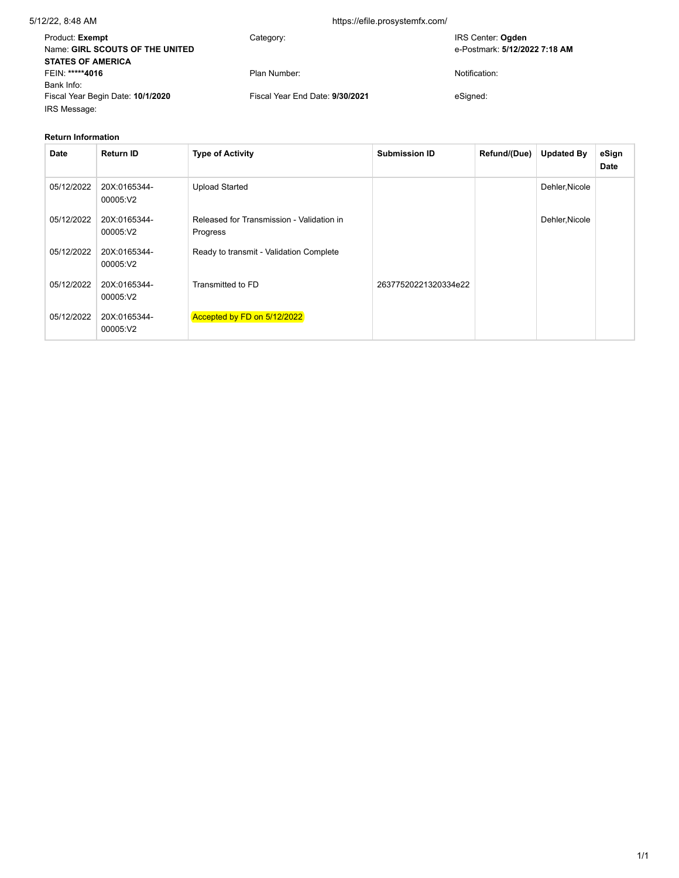| | | |
|---|---|---|
| Product: **Exempt** | Category: | IRS Center: **Ogden** |
| Name: **GIRL SCOUTS OF THE UNITED STATES OF AMERICA** | | e-Postmark: **5/12/2022 7:18 AM** |
| FEIN: *****4016 | Plan Number: | Notification: |
| Bank Info: | | |
| Fiscal Year Begin Date: **10/1/2020** | Fiscal Year End Date: **9/30/2021** | eSigned: |
| IRS Message: | | |

**Return Information**

| Date | Return ID | Type of Activity | Submission ID | Refund/(Due) | Updated By | eSign Date |
|---|---|---|---|---|---|---|
| 05/12/2022 | 20X:0165344-00005:V2 | Upload Started | | | Dehler,Nicole | |
| 05/12/2022 | 20X:0165344-00005:V2 | Released for Transmission - Validation in Progress | | | Dehler,Nicole | |
| 05/12/2022 | 20X:0165344-00005:V2 | Ready to transmit - Validation Complete | | | | |
| 05/12/2022 | 20X:0165344-00005:V2 | Transmitted to FD | 26377520221320334e22 | | | |
| 05/12/2022 | 20X:0165344-00005:V2 | Accepted by FD on 5/12/2022 | | | | |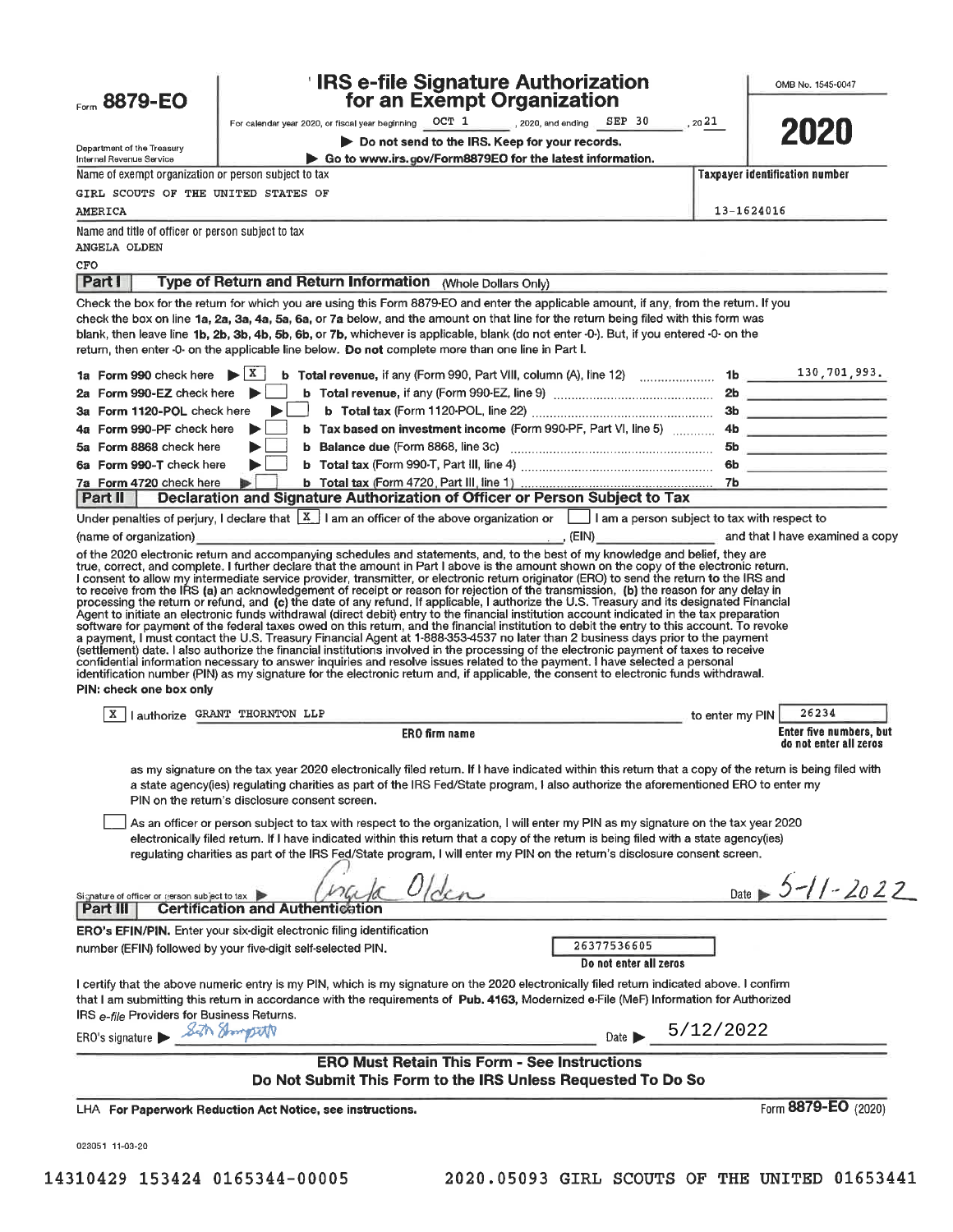Form **8879-EO**

Department of the Treasury
Internal Revenue Service

# IRS e-file Signature Authorization for an Exempt Organization

For calendar year 2020, or fiscal year beginning OCT 1 , 2020, and ending SEP 30 , 2021

▶ Do not send to the IRS. Keep for your records.

▶ Go to www.irs.gov/Form8879EO for the latest information.

OMB No. 1545-0047

**2020**

Name of exempt organization or person subject to tax
GIRL SCOUTS OF THE UNITED STATES OF AMERICA

Taxpayer identification number
13-1624016

Name and title of officer or person subject to tax
ANGELA OLDEN
CFO

## Part I Type of Return and Return Information (Whole Dollars Only)

Check the box for the return for which you are using this Form 8879-EO and enter the applicable amount, if any, from the return. If you check the box on line 1a, 2a, 3a, 4a, 5a, 6a, or 7a below, and the amount on that line for the return being filed with this form was blank, then leave line 1b, 2b, 3b, 4b, 5b, 6b, or 7b, whichever is applicable, blank (do not enter -0-). But, if you entered -0- on the return, then enter -0- on the applicable line below. **Do not** complete more than one line in Part I.

| | | | |
|---|---|---|---|
| **1a** Form 990 check here ▶ [X] | **b Total revenue,** if any (Form 990, Part VIII, column (A), line 12) | **1b** | 130,701,993. |
| **2a** Form 990-EZ check here ▶ [ ] | **b Total revenue,** if any (Form 990-EZ, line 9) | **2b** | |
| **3a** Form 1120-POL check here ▶ [ ] | **b Total tax** (Form 1120-POL, line 22) | **3b** | |
| **4a** Form 990-PF check here ▶ [ ] | **b Tax based on investment income** (Form 990-PF, Part VI, line 5) | **4b** | |
| **5a** Form 8868 check here ▶ [ ] | **b Balance due** (Form 8868, line 3c) | **5b** | |
| **6a** Form 990-T check here ▶ [ ] | **b Total tax** (Form 990-T, Part III, line 4) | **6b** | |
| **7a** Form 4720 check here ▶ [ ] | **b Total tax** (Form 4720, Part III, line 1) | **7b** | |

## Part II Declaration and Signature Authorization of Officer or Person Subject to Tax

Under penalties of perjury, I declare that [X] I am an officer of the above organization or [ ] I am a person subject to tax with respect to (name of organization) ____________, (EIN) ____________ and that I have examined a copy of the 2020 electronic return and accompanying schedules and statements, and, to the best of my knowledge and belief, they are true, correct, and complete. I further declare that the amount in Part I above is the amount shown on the copy of the electronic return. I consent to allow my intermediate service provider, transmitter, or electronic return originator (ERO) to send the return to the IRS and to receive from the IRS (a) an acknowledgement of receipt or reason for rejection of the transmission, (b) the reason for any delay in processing the return or refund, and (c) the date of any refund. If applicable, I authorize the U.S. Treasury and its designated Financial Agent to initiate an electronic funds withdrawal (direct debit) entry to the financial institution account indicated in the tax preparation software for payment of the federal taxes owed on this return, and the financial institution to debit the entry to this account. To revoke a payment, I must contact the U.S. Treasury Financial Agent at 1-888-353-4537 no later than 2 business days prior to the payment (settlement) date. I also authorize the financial institutions involved in the processing of the electronic payment of taxes to receive confidential information necessary to answer inquiries and resolve issues related to the payment. I have selected a personal identification number (PIN) as my signature for the electronic return and, if applicable, the consent to electronic funds withdrawal.

**PIN: check one box only**

[X] I authorize GRANT THORNTON LLP (**ERO firm name**) to enter my PIN 26234 (**Enter five numbers, but do not enter all zeros**)

as my signature on the tax year 2020 electronically filed return. If I have indicated within this return that a copy of the return is being filed with a state agency(ies) regulating charities as part of the IRS Fed/State program, I also authorize the aforementioned ERO to enter my PIN on the return's disclosure consent screen.

[ ] As an officer or person subject to tax with respect to the organization, I will enter my PIN as my signature on the tax year 2020 electronically filed return. If I have indicated within this return that a copy of the return is being filed with a state agency(ies) regulating charities as part of the IRS Fed/State program, I will enter my PIN on the return's disclosure consent screen.

Signature of officer or person subject to tax ▶ *Angela Olden* Date ▶ *5-11-2022*

## Part III Certification and Authentication

**ERO's EFIN/PIN.** Enter your six-digit electronic filing identification number (EFIN) followed by your five-digit self-selected PIN. 26377536605
**Do not enter all zeros**

I certify that the above numeric entry is my PIN, which is my signature on the 2020 electronically filed return indicated above. I confirm that I am submitting this return in accordance with the requirements of **Pub. 4163,** Modernized e-File (MeF) Information for Authorized IRS *e-file* Providers for Business Returns.

ERO's signature ▶ *Seth Thompson* Date ▶ 5/12/2022

**ERO Must Retain This Form - See Instructions**
**Do Not Submit This Form to the IRS Unless Requested To Do So**

LHA **For Paperwork Reduction Act Notice, see instructions.**

Form **8879-EO** (2020)

023051 11-03-20

14310429 153424 0165344-00005 2020.05093 GIRL SCOUTS OF THE UNITED 01653441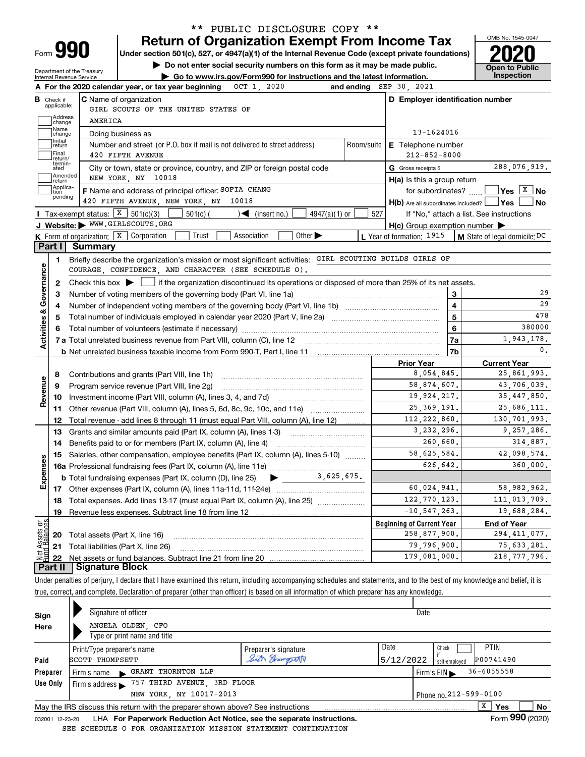** PUBLIC DISCLOSURE COPY **

# Form 990 — Return of Organization Exempt From Income Tax (2020)

OMB No. 1545-0047

Under section 501(c), 527, or 4947(a)(1) of the Internal Revenue Code (except private foundations)

▶ Do not enter social security numbers on this form as it may be made public.

▶ Go to www.irs.gov/Form990 for instructions and the latest information.

Department of the Treasury Internal Revenue Service

**Open to Public Inspection**

**A** For the 2020 calendar year, or tax year beginning OCT 1, 2020 and ending SEP 30, 2021

**B** Check if applicable: Address change, Name change, Initial return, Final return/terminated, Amended return, Application pending

**C** Name of organization: GIRL SCOUTS OF THE UNITED STATES OF AMERICA

Doing business as

Number and street (or P.O. box if mail is not delivered to street address): 420 FIFTH AVENUE | Room/suite

City or town, state or province, country, and ZIP or foreign postal code: NEW YORK, NY 10018

**D** Employer identification number: 13-1624016

**E** Telephone number: 212-852-8000

**G** Gross receipts $ 288,076,919.

**F** Name and address of principal officer: SOFIA CHANG, 420 FIFTH AVENUE, NEW YORK, NY 10018

**H(a)** Is this a group return for subordinates? ☐ Yes ☒ No

**H(b)** Are all subordinates included? ☐ Yes ☐ No — If "No," attach a list. See instructions

**H(c)** Group exemption number ▶

**I** Tax-exempt status: ☒ 501(c)(3) ☐ 501(c) ( ) ◀ (insert no.) ☐ 4947(a)(1) or ☐ 527

**J** Website: ▶ WWW.GIRLSCOUTS.ORG

**K** Form of organization: ☒ Corporation ☐ Trust ☐ Association ☐ Other ▶

**L** Year of formation: 1915

**M** State of legal domicile: DC

## Part I Summary

**Activities & Governance**

1. Briefly describe the organization's mission or most significant activities: GIRL SCOUTING BUILDS GIRLS OF COURAGE, CONFIDENCE, AND CHARACTER (SEE SCHEDULE O).
2. Check this box ▶ ☐ if the organization discontinued its operations or disposed of more than 25% of its net assets.

| Line | Description | | Value |
|---|---|---|---|
| 3 | Number of voting members of the governing body (Part VI, line 1a) | 3 | 29 |
| 4 | Number of independent voting members of the governing body (Part VI, line 1b) | 4 | 29 |
| 5 | Total number of individuals employed in calendar year 2020 (Part V, line 2a) | 5 | 478 |
| 6 | Total number of volunteers (estimate if necessary) | 6 | 380000 |
| 7a | Total unrelated business revenue from Part VIII, column (C), line 12 | 7a | 1,943,178. |
| 7b | Net unrelated business taxable income from Form 990-T, Part I, line 11 | 7b | 0. |

| Line | Description | Prior Year | Current Year |
|---|---|---|---|
| **Revenue** | | | |
| 8 | Contributions and grants (Part VIII, line 1h) | 8,054,845. | 25,861,993. |
| 9 | Program service revenue (Part VIII, line 2g) | 58,874,607. | 43,706,039. |
| 10 | Investment income (Part VIII, column (A), lines 3, 4, and 7d) | 19,924,217. | 35,447,850. |
| 11 | Other revenue (Part VIII, column (A), lines 5, 6d, 8c, 9c, 10c, and 11e) | 25,369,191. | 25,686,111. |
| 12 | Total revenue - add lines 8 through 11 (must equal Part VIII, column (A), line 12) | 112,222,860. | 130,701,993. |
| **Expenses** | | | |
| 13 | Grants and similar amounts paid (Part IX, column (A), lines 1-3) | 3,232,296. | 9,257,286. |
| 14 | Benefits paid to or for members (Part IX, column (A), line 4) | 260,660. | 314,887. |
| 15 | Salaries, other compensation, employee benefits (Part IX, column (A), lines 5-10) | 58,625,584. | 42,098,574. |
| 16a | Professional fundraising fees (Part IX, column (A), line 11e) | 626,642. | 360,000. |
| b | Total fundraising expenses (Part IX, column (D), line 25) ▶ 3,625,675. | | |
| 17 | Other expenses (Part IX, column (A), lines 11a-11d, 11f-24e) | 60,024,941. | 58,982,962. |
| 18 | Total expenses. Add lines 13-17 (must equal Part IX, column (A), line 25) | 122,770,123. | 111,013,709. |
| 19 | Revenue less expenses. Subtract line 18 from line 12 | -10,547,263. | 19,688,284. |

| Line | Net Assets or Fund Balances | Beginning of Current Year | End of Year |
|---|---|---|---|
| 20 | Total assets (Part X, line 16) | 258,877,900. | 294,411,077. |
| 21 | Total liabilities (Part X, line 26) | 79,796,900. | 75,633,281. |
| 22 | Net assets or fund balances. Subtract line 21 from line 20 | 179,081,000. | 218,777,796. |

## Part II Signature Block

Under penalties of perjury, I declare that I have examined this return, including accompanying schedules and statements, and to the best of my knowledge and belief, it is true, correct, and complete. Declaration of preparer (other than officer) is based on all information of which preparer has any knowledge.

**Sign Here**

Signature of officer | Date

ANGELA OLDEN, CFO
Type or print name and title

**Paid Preparer Use Only**

| Print/Type preparer's name | Preparer's signature | Date | Check if self-employed | PTIN |
|---|---|---|---|---|
| SCOTT THOMPSETT | Scott Thompsett | 5/12/2022 | ☐ | P00741490 |

Firm's name ▶ GRANT THORNTON LLP — Firm's EIN ▶ 36-6055558

Firm's address ▶ 757 THIRD AVENUE, 3RD FLOOR, NEW YORK, NY 10017-2013 — Phone no. 212-599-0100

May the IRS discuss this return with the preparer shown above? See instructions ☒ Yes ☐ No

032001 12-23-20 LHA For Paperwork Reduction Act Notice, see the separate instructions. Form **990** (2020)

SEE SCHEDULE O FOR ORGANIZATION MISSION STATEMENT CONTINUATION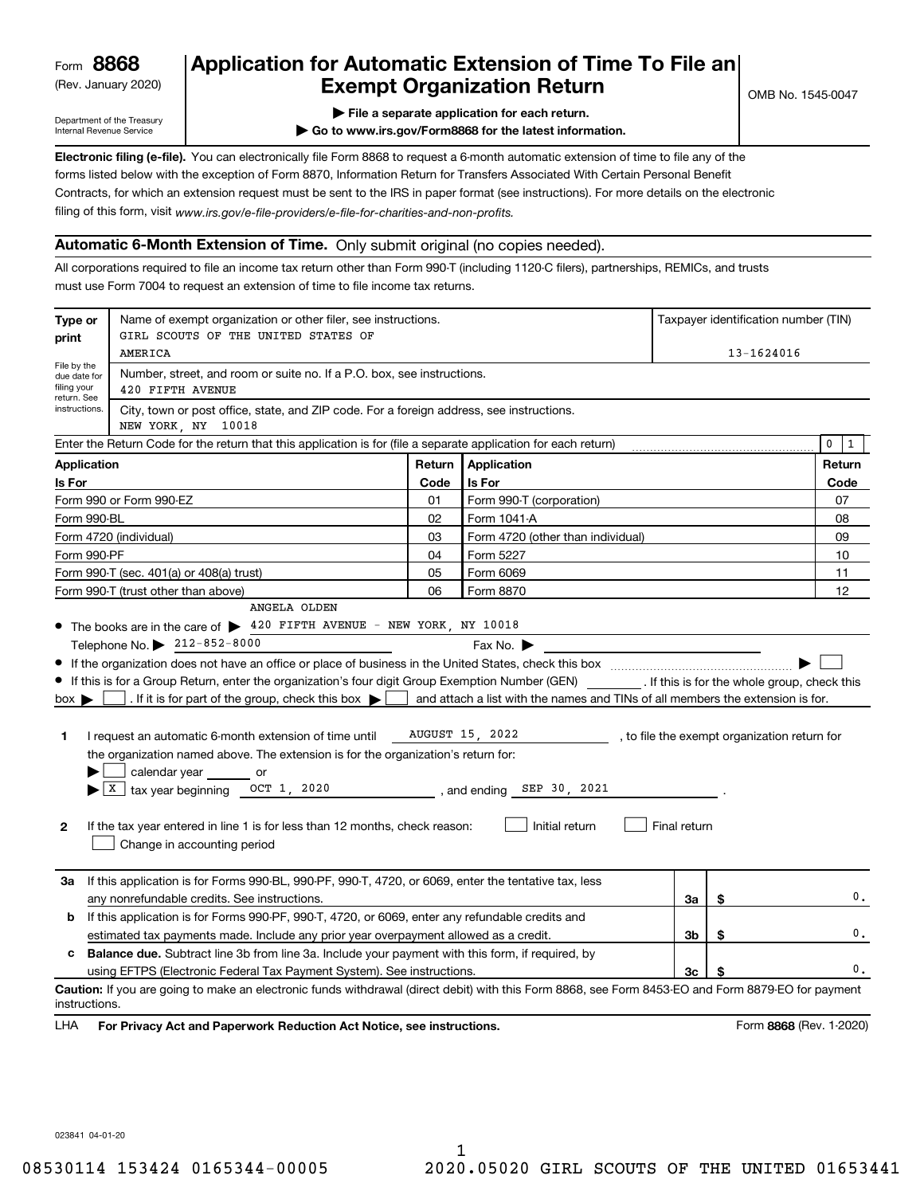Form **8868** (Rev. January 2020)

Department of the Treasury Internal Revenue Service

# Application for Automatic Extension of Time To File an Exempt Organization Return

OMB No. 1545-0047

▶ File a separate application for each return.

▶ Go to www.irs.gov/Form8868 for the latest information.

**Electronic filing (e-file).** You can electronically file Form 8868 to request a 6-month automatic extension of time to file any of the forms listed below with the exception of Form 8870, Information Return for Transfers Associated With Certain Personal Benefit Contracts, for which an extension request must be sent to the IRS in paper format (see instructions). For more details on the electronic filing of this form, visit *www.irs.gov/e-file-providers/e-file-for-charities-and-non-profits.*

## Automatic 6-Month Extension of Time. Only submit original (no copies needed).

All corporations required to file an income tax return other than Form 990-T (including 1120-C filers), partnerships, REMICs, and trusts must use Form 7004 to request an extension of time to file income tax returns.

| Type or print | | |
|---|---|---|
| File by the due date for filing your return. See instructions. | Name of exempt organization or other filer, see instructions.<br>GIRL SCOUTS OF THE UNITED STATES OF AMERICA | Taxpayer identification number (TIN)<br>13-1624016 |
| | Number, street, and room or suite no. If a P.O. box, see instructions.<br>420 FIFTH AVENUE | |
| | City, town or post office, state, and ZIP code. For a foreign address, see instructions.<br>NEW YORK, NY 10018 | |

Enter the Return Code for the return that this application is for (file a separate application for each return) ..... 0 1

| Application Is For | Return Code | Application Is For | Return Code |
|---|---|---|---|
| Form 990 or Form 990-EZ | 01 | Form 990-T (corporation) | 07 |
| Form 990-BL | 02 | Form 1041-A | 08 |
| Form 4720 (individual) | 03 | Form 4720 (other than individual) | 09 |
| Form 990-PF | 04 | Form 5227 | 10 |
| Form 990-T (sec. 401(a) or 408(a) trust) | 05 | Form 6069 | 11 |
| Form 990-T (trust other than above) | 06 | Form 8870 | 12 |

- The books are in the care of ▶ ANGELA OLDEN 420 FIFTH AVENUE - NEW YORK, NY 10018
  Telephone No. ▶ 212-852-8000 Fax No. ▶
- If the organization does not have an office or place of business in the United States, check this box ..... ▶ ☐
- If this is for a Group Return, enter the organization's four digit Group Exemption Number (GEN) ________. If this is for the whole group, check this box ▶ ☐. If it is for part of the group, check this box ▶ ☐ and attach a list with the names and TINs of all members the extension is for.

**1** I request an automatic 6-month extension of time until AUGUST 15, 2022, to file the exempt organization return for the organization named above. The extension is for the organization's return for:

▶ ☐ calendar year ______ or

▶ ☒ tax year beginning OCT 1, 2020, and ending SEP 30, 2021.

**2** If the tax year entered in line 1 is for less than 12 months, check reason: ☐ Initial return ☐ Final return ☐ Change in accounting period

| | | | |
|---|---|---|---|
| **3a** | If this application is for Forms 990-BL, 990-PF, 990-T, 4720, or 6069, enter the tentative tax, less any nonrefundable credits. See instructions. | 3a | $ 0. |
| **b** | If this application is for Forms 990-PF, 990-T, 4720, or 6069, enter any refundable credits and estimated tax payments made. Include any prior year overpayment allowed as a credit. | 3b | $ 0. |
| **c** | **Balance due.** Subtract line 3b from line 3a. Include your payment with this form, if required, by using EFTPS (Electronic Federal Tax Payment System). See instructions. | 3c | $ 0. |

**Caution:** If you are going to make an electronic funds withdrawal (direct debit) with this Form 8868, see Form 8453-EO and Form 8879-EO for payment instructions.

LHA **For Privacy Act and Paperwork Reduction Act Notice, see instructions.** Form **8868** (Rev. 1-2020)

023841 04-01-20

08530114 153424 0165344-00005 2020.05020 GIRL SCOUTS OF THE UNITED 01653441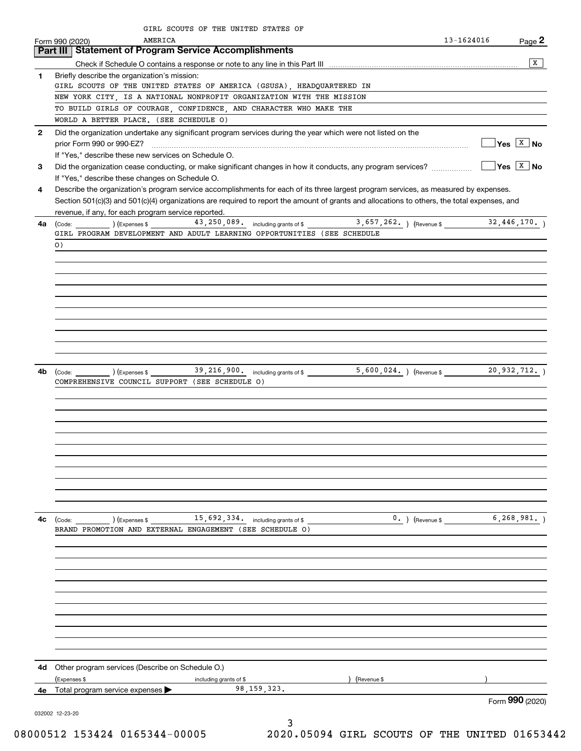GIRL SCOUTS OF THE UNITED STATES OF AMERICA 13-1624016

Form 990 (2020) Page **2**

## Part III Statement of Program Service Accomplishments

Check if Schedule O contains a response or note to any line in this Part III [X]

**1** Briefly describe the organization's mission:

GIRL SCOUTS OF THE UNITED STATES OF AMERICA (GSUSA), HEADQUARTERED IN NEW YORK CITY, IS A NATIONAL NONPROFIT ORGANIZATION WITH THE MISSION TO BUILD GIRLS OF COURAGE, CONFIDENCE, AND CHARACTER WHO MAKE THE WORLD A BETTER PLACE. (SEE SCHEDULE O)

**2** Did the organization undertake any significant program services during the year which were not listed on the prior Form 990 or 990-EZ? [ ] Yes [X] No

If "Yes," describe these new services on Schedule O.

**3** Did the organization cease conducting, or make significant changes in how it conducts, any program services? [ ] Yes [X] No

If "Yes," describe these changes on Schedule O.

**4** Describe the organization's program service accomplishments for each of its three largest program services, as measured by expenses. Section 501(c)(3) and 501(c)(4) organizations are required to report the amount of grants and allocations to others, the total expenses, and revenue, if any, for each program service reported.

**4a** (Code: ) (Expenses $ 43,250,089. including grants of $ 3,657,262. ) (Revenue $ 32,446,170. )

GIRL PROGRAM DEVELOPMENT AND ADULT LEARNING OPPORTUNITIES (SEE SCHEDULE O)

**4b** (Code: ) (Expenses $ 39,216,900. including grants of $ 5,600,024. ) (Revenue $ 20,932,712. )

COMPREHENSIVE COUNCIL SUPPORT (SEE SCHEDULE O)

**4c** (Code: ) (Expenses $ 15,692,334. including grants of $ 0. ) (Revenue $ 6,268,981. )

BRAND PROMOTION AND EXTERNAL ENGAGEMENT (SEE SCHEDULE O)

**4d** Other program services (Describe on Schedule O.)

(Expenses $ including grants of $ ) (Revenue $ )

**4e** Total program service expenses ▶ 98,159,323.

Form **990** (2020)

032002 12-23-20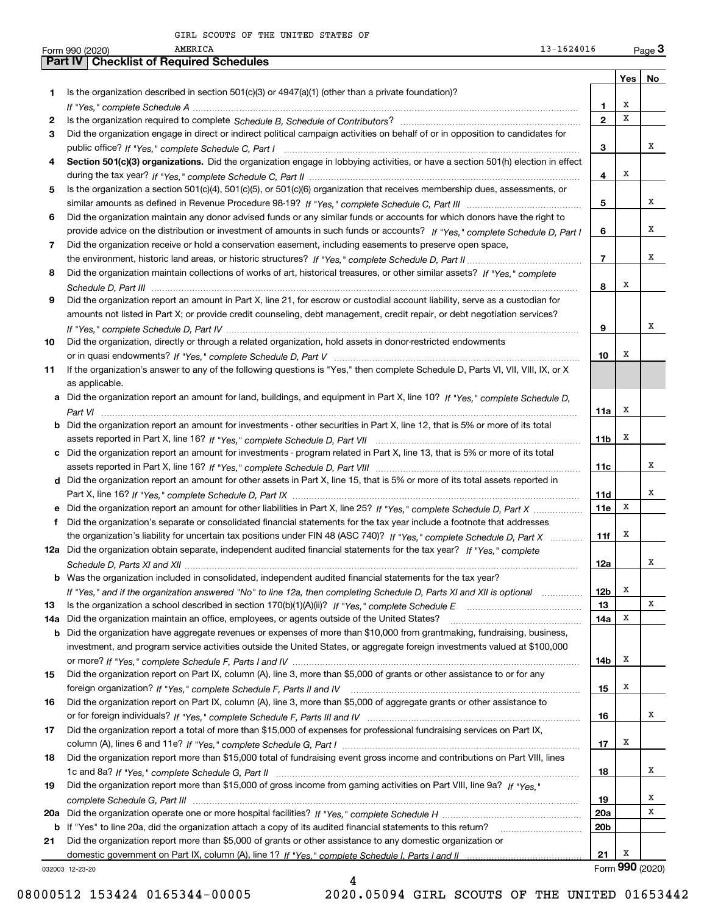GIRL SCOUTS OF THE UNITED STATES OF AMERICA 13-1624016

Form 990 (2020)

## Part IV | Checklist of Required Schedules

| | | | Yes | No |
|---|---|---|---|---|
| 1 | Is the organization described in section 501(c)(3) or 4947(a)(1) (other than a private foundation)? *If "Yes," complete Schedule A* | 1 | X | |
| 2 | Is the organization required to complete *Schedule B, Schedule of Contributors*? | 2 | X | |
| 3 | Did the organization engage in direct or indirect political campaign activities on behalf of or in opposition to candidates for public office? *If "Yes," complete Schedule C, Part I* | 3 | | X |
| 4 | **Section 501(c)(3) organizations.** Did the organization engage in lobbying activities, or have a section 501(h) election in effect during the tax year? *If "Yes," complete Schedule C, Part II* | 4 | X | |
| 5 | Is the organization a section 501(c)(4), 501(c)(5), or 501(c)(6) organization that receives membership dues, assessments, or similar amounts as defined in Revenue Procedure 98-19? *If "Yes," complete Schedule C, Part III* | 5 | | X |
| 6 | Did the organization maintain any donor advised funds or any similar funds or accounts for which donors have the right to provide advice on the distribution or investment of amounts in such funds or accounts? *If "Yes," complete Schedule D, Part I* | 6 | | X |
| 7 | Did the organization receive or hold a conservation easement, including easements to preserve open space, the environment, historic land areas, or historic structures? *If "Yes," complete Schedule D, Part II* | 7 | | X |
| 8 | Did the organization maintain collections of works of art, historical treasures, or other similar assets? *If "Yes," complete Schedule D, Part III* | 8 | X | |
| 9 | Did the organization report an amount in Part X, line 21, for escrow or custodial account liability, serve as a custodian for amounts not listed in Part X; or provide credit counseling, debt management, credit repair, or debt negotiation services? *If "Yes," complete Schedule D, Part IV* | 9 | | X |
| 10 | Did the organization, directly or through a related organization, hold assets in donor-restricted endowments or in quasi endowments? *If "Yes," complete Schedule D, Part V* | 10 | X | |
| 11 | If the organization's answer to any of the following questions is "Yes," then complete Schedule D, Parts VI, VII, VIII, IX, or X as applicable. | | | |
| a | Did the organization report an amount for land, buildings, and equipment in Part X, line 10? *If "Yes," complete Schedule D, Part VI* | 11a | X | |
| b | Did the organization report an amount for investments - other securities in Part X, line 12, that is 5% or more of its total assets reported in Part X, line 16? *If "Yes," complete Schedule D, Part VII* | 11b | X | |
| c | Did the organization report an amount for investments - program related in Part X, line 13, that is 5% or more of its total assets reported in Part X, line 16? *If "Yes," complete Schedule D, Part VIII* | 11c | | X |
| d | Did the organization report an amount for other assets in Part X, line 15, that is 5% or more of its total assets reported in Part X, line 16? *If "Yes," complete Schedule D, Part IX* | 11d | | X |
| e | Did the organization report an amount for other liabilities in Part X, line 25? *If "Yes," complete Schedule D, Part X* | 11e | X | |
| f | Did the organization's separate or consolidated financial statements for the tax year include a footnote that addresses the organization's liability for uncertain tax positions under FIN 48 (ASC 740)? *If "Yes," complete Schedule D, Part X* | 11f | X | |
| 12a | Did the organization obtain separate, independent audited financial statements for the tax year? *If "Yes," complete Schedule D, Parts XI and XII* | 12a | | X |
| b | Was the organization included in consolidated, independent audited financial statements for the tax year? *If "Yes," and if the organization answered "No" to line 12a, then completing Schedule D, Parts XI and XII is optional* | 12b | X | |
| 13 | Is the organization a school described in section 170(b)(1)(A)(ii)? *If "Yes," complete Schedule E* | 13 | | X |
| 14a | Did the organization maintain an office, employees, or agents outside of the United States? | 14a | X | |
| b | Did the organization have aggregate revenues or expenses of more than $10,000 from grantmaking, fundraising, business, investment, and program service activities outside the United States, or aggregate foreign investments valued at $100,000 or more? *If "Yes," complete Schedule F, Parts I and IV* | 14b | X | |
| 15 | Did the organization report on Part IX, column (A), line 3, more than $5,000 of grants or other assistance to or for any foreign organization? *If "Yes," complete Schedule F, Parts II and IV* | 15 | X | |
| 16 | Did the organization report on Part IX, column (A), line 3, more than $5,000 of aggregate grants or other assistance to or for foreign individuals? *If "Yes," complete Schedule F, Parts III and IV* | 16 | | X |
| 17 | Did the organization report a total of more than $15,000 of expenses for professional fundraising services on Part IX, column (A), lines 6 and 11e? *If "Yes," complete Schedule G, Part I* | 17 | X | |
| 18 | Did the organization report more than $15,000 total of fundraising event gross income and contributions on Part VIII, lines 1c and 8a? *If "Yes," complete Schedule G, Part II* | 18 | | X |
| 19 | Did the organization report more than $15,000 of gross income from gaming activities on Part VIII, line 9a? *If "Yes," complete Schedule G, Part III* | 19 | | X |
| 20a | Did the organization operate one or more hospital facilities? *If "Yes," complete Schedule H* | 20a | | X |
| b | If "Yes" to line 20a, did the organization attach a copy of its audited financial statements to this return? | 20b | | |
| 21 | Did the organization report more than $5,000 of grants or other assistance to any domestic organization or domestic government on Part IX, column (A), line 1? *If "Yes," complete Schedule I, Parts I and II* | 21 | X | |

032003 12-23-20

Form **990** (2020)

08000512 153424 0165344-00005 2020.05094 GIRL SCOUTS OF THE UNITED 01653442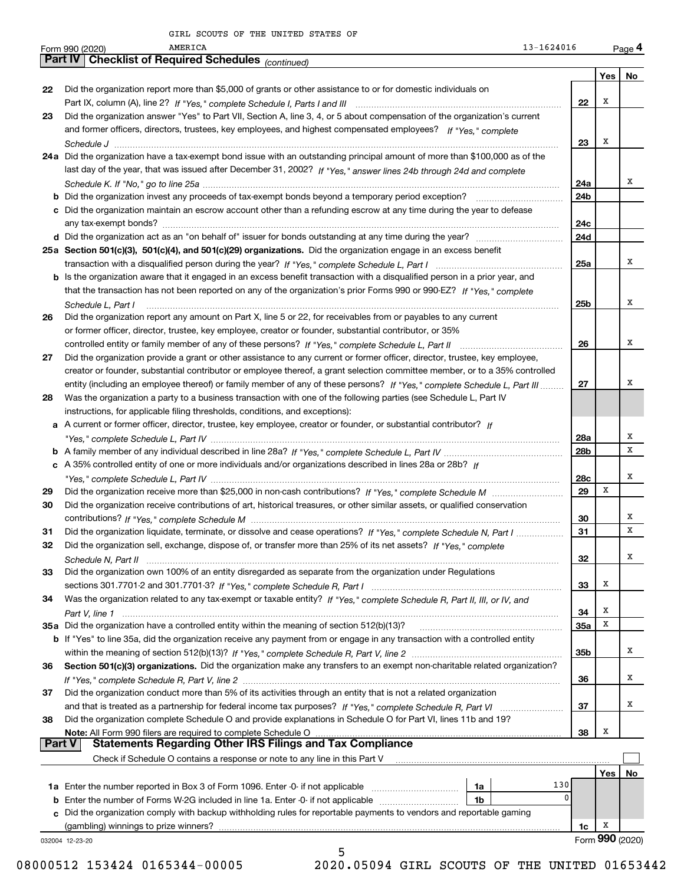GIRL SCOUTS OF THE UNITED STATES OF AMERICA 13-1624016

Form 990 (2020) Page 4

**Part IV | Checklist of Required Schedules** *(continued)*

| | | | Yes | No |
|---|---|---|---|---|
| 22 | Did the organization report more than $5,000 of grants or other assistance to or for domestic individuals on Part IX, column (A), line 2? *If "Yes," complete Schedule I, Parts I and III* | 22 | X | |
| 23 | Did the organization answer "Yes" to Part VII, Section A, line 3, 4, or 5 about compensation of the organization's current and former officers, directors, trustees, key employees, and highest compensated employees? *If "Yes," complete Schedule J* | 23 | X | |
| 24a | Did the organization have a tax-exempt bond issue with an outstanding principal amount of more than $100,000 as of the last day of the year, that was issued after December 31, 2002? *If "Yes," answer lines 24b through 24d and complete Schedule K. If "No," go to line 25a* | 24a | | X |
| b | Did the organization invest any proceeds of tax-exempt bonds beyond a temporary period exception? | 24b | | |
| c | Did the organization maintain an escrow account other than a refunding escrow at any time during the year to defease any tax-exempt bonds? | 24c | | |
| d | Did the organization act as an "on behalf of" issuer for bonds outstanding at any time during the year? | 24d | | |
| 25a | **Section 501(c)(3), 501(c)(4), and 501(c)(29) organizations.** Did the organization engage in an excess benefit transaction with a disqualified person during the year? *If "Yes," complete Schedule L, Part I* | 25a | | X |
| b | Is the organization aware that it engaged in an excess benefit transaction with a disqualified person in a prior year, and that the transaction has not been reported on any of the organization's prior Forms 990 or 990-EZ? *If "Yes," complete Schedule L, Part I* | 25b | | X |
| 26 | Did the organization report any amount on Part X, line 5 or 22, for receivables from or payables to any current or former officer, director, trustee, key employee, creator or founder, substantial contributor, or 35% controlled entity or family member of any of these persons? *If "Yes," complete Schedule L, Part II* | 26 | | X |
| 27 | Did the organization provide a grant or other assistance to any current or former officer, director, trustee, key employee, creator or founder, substantial contributor or employee thereof, a grant selection committee member, or to a 35% controlled entity (including an employee thereof) or family member of any of these persons? *If "Yes," complete Schedule L, Part III* | 27 | | X |
| 28 | Was the organization a party to a business transaction with one of the following parties (see Schedule L, Part IV instructions, for applicable filing thresholds, conditions, and exceptions): | | | |
| a | A current or former officer, director, trustee, key employee, creator or founder, or substantial contributor? *If "Yes," complete Schedule L, Part IV* | 28a | | X |
| b | A family member of any individual described in line 28a? *If "Yes," complete Schedule L, Part IV* | 28b | | X |
| c | A 35% controlled entity of one or more individuals and/or organizations described in lines 28a or 28b? *If "Yes," complete Schedule L, Part IV* | 28c | | X |
| 29 | Did the organization receive more than $25,000 in non-cash contributions? *If "Yes," complete Schedule M* | 29 | X | |
| 30 | Did the organization receive contributions of art, historical treasures, or other similar assets, or qualified conservation contributions? *If "Yes," complete Schedule M* | 30 | | X |
| 31 | Did the organization liquidate, terminate, or dissolve and cease operations? *If "Yes," complete Schedule N, Part I* | 31 | | X |
| 32 | Did the organization sell, exchange, dispose of, or transfer more than 25% of its net assets? *If "Yes," complete Schedule N, Part II* | 32 | | X |
| 33 | Did the organization own 100% of an entity disregarded as separate from the organization under Regulations sections 301.7701-2 and 301.7701-3? *If "Yes," complete Schedule R, Part I* | 33 | X | |
| 34 | Was the organization related to any tax-exempt or taxable entity? *If "Yes," complete Schedule R, Part II, III, or IV, and Part V, line 1* | 34 | X | |
| 35a | Did the organization have a controlled entity within the meaning of section 512(b)(13)? | 35a | X | |
| b | If "Yes" to line 35a, did the organization receive any payment from or engage in any transaction with a controlled entity within the meaning of section 512(b)(13)? *If "Yes," complete Schedule R, Part V, line 2* | 35b | | X |
| 36 | **Section 501(c)(3) organizations.** Did the organization make any transfers to an exempt non-charitable related organization? *If "Yes," complete Schedule R, Part V, line 2* | 36 | | X |
| 37 | Did the organization conduct more than 5% of its activities through an entity that is not a related organization and that is treated as a partnership for federal income tax purposes? *If "Yes," complete Schedule R, Part VI* | 37 | | X |
| 38 | Did the organization complete Schedule O and provide explanations in Schedule O for Part VI, lines 11b and 19? **Note:** All Form 990 filers are required to complete Schedule O | 38 | X | |

**Part V | Statements Regarding Other IRS Filings and Tax Compliance**

Check if Schedule O contains a response or note to any line in this Part V ☐

| | | | | Yes | No |
|---|---|---|---|---|---|
| 1a | Enter the number reported in Box 3 of Form 1096. Enter -0- if not applicable | 1a | 130 | | |
| b | Enter the number of Forms W-2G included in line 1a. Enter -0- if not applicable | 1b | 0 | | |
| c | Did the organization comply with backup withholding rules for reportable payments to vendors and reportable gaming (gambling) winnings to prize winners? | 1c | | X | |

032004 12-23-20 Form **990** (2020)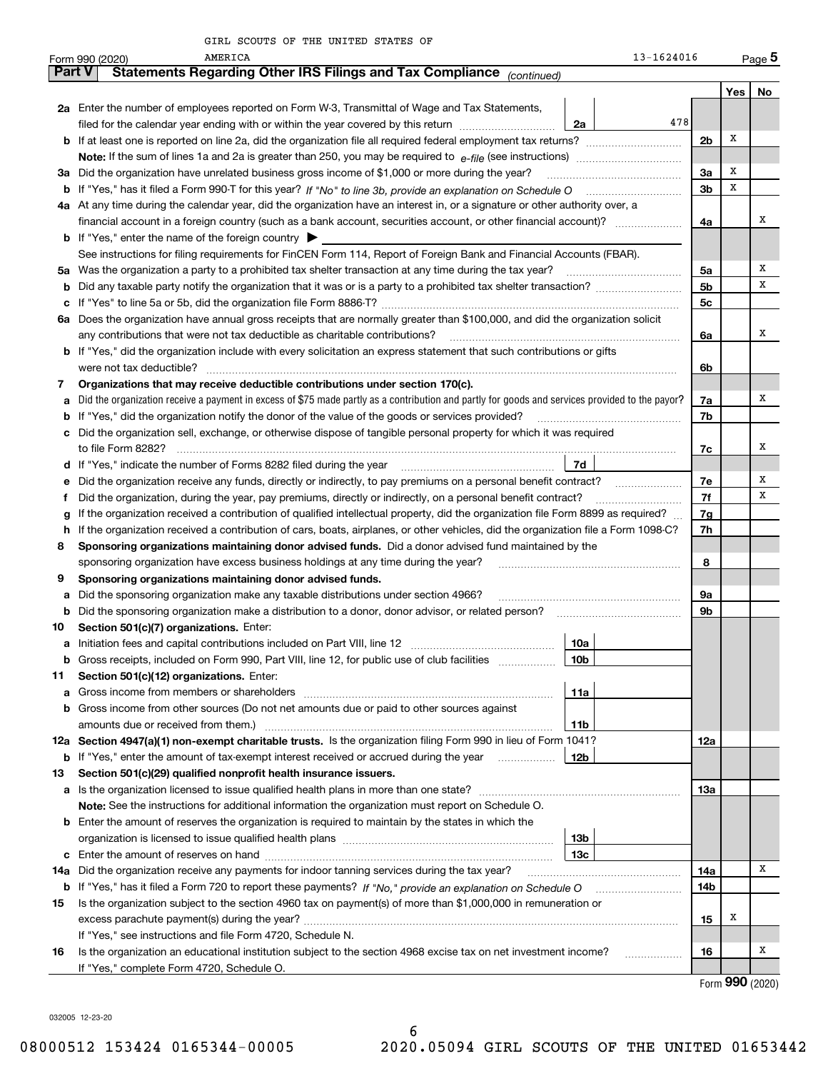GIRL SCOUTS OF THE UNITED STATES OF AMERICA 13-1624016

Form 990 (2020) Page 5

## Part V Statements Regarding Other IRS Filings and Tax Compliance *(continued)*

| | | | | Yes | No |
|---|---|---|---|---|---|
| **2a** | Enter the number of employees reported on Form W-3, Transmittal of Wage and Tax Statements, filed for the calendar year ending with or within the year covered by this return | 2a 478 | | | |
| **b** | If at least one is reported on line 2a, did the organization file all required federal employment tax returns? | | 2b | X | |
| | **Note:** If the sum of lines 1a and 2a is greater than 250, you may be required to *e-file* (see instructions) | | | | |
| **3a** | Did the organization have unrelated business gross income of $1,000 or more during the year? | | 3a | X | |
| **b** | If "Yes," has it filed a Form 990-T for this year? *If "No" to line 3b, provide an explanation on Schedule O* | | 3b | X | |
| **4a** | At any time during the calendar year, did the organization have an interest in, or a signature or other authority over, a financial account in a foreign country (such as a bank account, securities account, or other financial account)? | | 4a | | X |
| **b** | If "Yes," enter the name of the foreign country ▶ | | | | |
| | See instructions for filing requirements for FinCEN Form 114, Report of Foreign Bank and Financial Accounts (FBAR). | | | | |
| **5a** | Was the organization a party to a prohibited tax shelter transaction at any time during the tax year? | | 5a | | X |
| **b** | Did any taxable party notify the organization that it was or is a party to a prohibited tax shelter transaction? | | 5b | | X |
| **c** | If "Yes" to line 5a or 5b, did the organization file Form 8886-T? | | 5c | | |
| **6a** | Does the organization have annual gross receipts that are normally greater than $100,000, and did the organization solicit any contributions that were not tax deductible as charitable contributions? | | 6a | | X |
| **b** | If "Yes," did the organization include with every solicitation an express statement that such contributions or gifts were not tax deductible? | | 6b | | |
| **7** | **Organizations that may receive deductible contributions under section 170(c).** | | | | |
| **a** | Did the organization receive a payment in excess of $75 made partly as a contribution and partly for goods and services provided to the payor? | | 7a | | X |
| **b** | If "Yes," did the organization notify the donor of the value of the goods or services provided? | | 7b | | |
| **c** | Did the organization sell, exchange, or otherwise dispose of tangible personal property for which it was required to file Form 8282? | | 7c | | X |
| **d** | If "Yes," indicate the number of Forms 8282 filed during the year | 7d | | | |
| **e** | Did the organization receive any funds, directly or indirectly, to pay premiums on a personal benefit contract? | | 7e | | X |
| **f** | Did the organization, during the year, pay premiums, directly or indirectly, on a personal benefit contract? | | 7f | | X |
| **g** | If the organization received a contribution of qualified intellectual property, did the organization file Form 8899 as required? | | 7g | | |
| **h** | If the organization received a contribution of cars, boats, airplanes, or other vehicles, did the organization file a Form 1098-C? | | 7h | | |
| **8** | **Sponsoring organizations maintaining donor advised funds.** Did a donor advised fund maintained by the sponsoring organization have excess business holdings at any time during the year? | | 8 | | |
| **9** | **Sponsoring organizations maintaining donor advised funds.** | | | | |
| **a** | Did the sponsoring organization make any taxable distributions under section 4966? | | 9a | | |
| **b** | Did the sponsoring organization make a distribution to a donor, donor advisor, or related person? | | 9b | | |
| **10** | **Section 501(c)(7) organizations.** Enter: | | | | |
| **a** | Initiation fees and capital contributions included on Part VIII, line 12 | 10a | | | |
| **b** | Gross receipts, included on Form 990, Part VIII, line 12, for public use of club facilities | 10b | | | |
| **11** | **Section 501(c)(12) organizations.** Enter: | | | | |
| **a** | Gross income from members or shareholders | 11a | | | |
| **b** | Gross income from other sources (Do not net amounts due or paid to other sources against amounts due or received from them.) | 11b | | | |
| **12a** | **Section 4947(a)(1) non-exempt charitable trusts.** Is the organization filing Form 990 in lieu of Form 1041? | | 12a | | |
| **b** | If "Yes," enter the amount of tax-exempt interest received or accrued during the year | 12b | | | |
| **13** | **Section 501(c)(29) qualified nonprofit health insurance issuers.** | | | | |
| **a** | Is the organization licensed to issue qualified health plans in more than one state? | | 13a | | |
| | **Note:** See the instructions for additional information the organization must report on Schedule O. | | | | |
| **b** | Enter the amount of reserves the organization is required to maintain by the states in which the organization is licensed to issue qualified health plans | 13b | | | |
| **c** | Enter the amount of reserves on hand | 13c | | | |
| **14a** | Did the organization receive any payments for indoor tanning services during the tax year? | | 14a | | X |
| **b** | If "Yes," has it filed a Form 720 to report these payments? *If "No," provide an explanation on Schedule O* | | 14b | | |
| **15** | Is the organization subject to the section 4960 tax on payment(s) of more than $1,000,000 in remuneration or excess parachute payment(s) during the year? | | 15 | X | |
| | If "Yes," see instructions and file Form 4720, Schedule N. | | | | |
| **16** | Is the organization an educational institution subject to the section 4968 excise tax on net investment income? | | 16 | | X |
| | If "Yes," complete Form 4720, Schedule O. | | | | |

Form **990** (2020)

032005 12-23-20

08000512 153424 0165344-00005 2020.05094 GIRL SCOUTS OF THE UNITED 01653442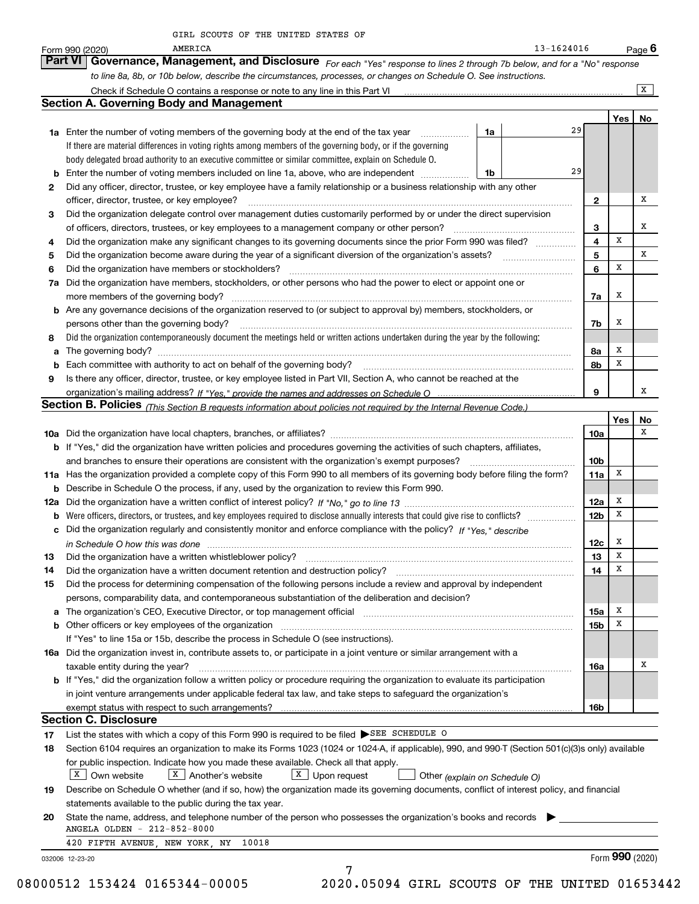GIRL SCOUTS OF THE UNITED STATES OF AMERICA 13-1624016

Form 990 (2020) Page 6

## Part VI Governance, Management, and Disclosure

*For each "Yes" response to lines 2 through 7b below, and for a "No" response to line 8a, 8b, or 10b below, describe the circumstances, processes, or changes on Schedule O. See instructions.*

Check if Schedule O contains a response or note to any line in this Part VI ..... [X]

### Section A. Governing Body and Management

| | | | | Yes | No |
|---|---|---|---|---|---|
| **1a** | Enter the number of voting members of the governing body at the end of the tax year ..... **1a** | 29 | | | |
| | If there are material differences in voting rights among members of the governing body, or if the governing body delegated broad authority to an executive committee or similar committee, explain on Schedule O. | | | | |
| **b** | Enter the number of voting members included on line 1a, above, who are independent ..... **1b** | 29 | | | |
| **2** | Did any officer, director, trustee, or key employee have a family relationship or a business relationship with any other officer, director, trustee, or key employee? | | **2** | | X |
| **3** | Did the organization delegate control over management duties customarily performed by or under the direct supervision of officers, directors, trustees, or key employees to a management company or other person? | | **3** | | X |
| **4** | Did the organization make any significant changes to its governing documents since the prior Form 990 was filed? | | **4** | X | |
| **5** | Did the organization become aware during the year of a significant diversion of the organization's assets? | | **5** | | X |
| **6** | Did the organization have members or stockholders? | | **6** | X | |
| **7a** | Did the organization have members, stockholders, or other persons who had the power to elect or appoint one or more members of the governing body? | | **7a** | X | |
| **b** | Are any governance decisions of the organization reserved to (or subject to approval by) members, stockholders, or persons other than the governing body? | | **7b** | X | |
| **8** | Did the organization contemporaneously document the meetings held or written actions undertaken during the year by the following: | | | | |
| **a** | The governing body? | | **8a** | X | |
| **b** | Each committee with authority to act on behalf of the governing body? | | **8b** | X | |
| **9** | Is there any officer, director, trustee, or key employee listed in Part VII, Section A, who cannot be reached at the organization's mailing address? *If "Yes," provide the names and addresses on Schedule O* | | **9** | | X |

### Section B. Policies *(This Section B requests information about policies not required by the Internal Revenue Code.)*

| | | | Yes | No |
|---|---|---|---|---|
| **10a** | Did the organization have local chapters, branches, or affiliates? | **10a** | | X |
| **b** | If "Yes," did the organization have written policies and procedures governing the activities of such chapters, affiliates, and branches to ensure their operations are consistent with the organization's exempt purposes? | **10b** | | |
| **11a** | Has the organization provided a complete copy of this Form 990 to all members of its governing body before filing the form? | **11a** | X | |
| **b** | Describe in Schedule O the process, if any, used by the organization to review this Form 990. | | | |
| **12a** | Did the organization have a written conflict of interest policy? *If "No," go to line 13* | **12a** | X | |
| **b** | Were officers, directors, or trustees, and key employees required to disclose annually interests that could give rise to conflicts? | **12b** | X | |
| **c** | Did the organization regularly and consistently monitor and enforce compliance with the policy? *If "Yes," describe in Schedule O how this was done* | **12c** | X | |
| **13** | Did the organization have a written whistleblower policy? | **13** | X | |
| **14** | Did the organization have a written document retention and destruction policy? | **14** | X | |
| **15** | Did the process for determining compensation of the following persons include a review and approval by independent persons, comparability data, and contemporaneous substantiation of the deliberation and decision? | | | |
| **a** | The organization's CEO, Executive Director, or top management official | **15a** | X | |
| **b** | Other officers or key employees of the organization | **15b** | X | |
| | If "Yes" to line 15a or 15b, describe the process in Schedule O (see instructions). | | | |
| **16a** | Did the organization invest in, contribute assets to, or participate in a joint venture or similar arrangement with a taxable entity during the year? | **16a** | | X |
| **b** | If "Yes," did the organization follow a written policy or procedure requiring the organization to evaluate its participation in joint venture arrangements under applicable federal tax law, and take steps to safeguard the organization's exempt status with respect to such arrangements? | **16b** | | |

### Section C. Disclosure

**17** List the states with which a copy of this Form 990 is required to be filed ▶ SEE SCHEDULE O

**18** Section 6104 requires an organization to make its Forms 1023 (1024 or 1024-A, if applicable), 990, and 990-T (Section 501(c)(3)s only) available for public inspection. Indicate how you made these available. Check all that apply.

[X] Own website [X] Another's website [X] Upon request [ ] Other *(explain on Schedule O)*

**19** Describe on Schedule O whether (and if so, how) the organization made its governing documents, conflict of interest policy, and financial statements available to the public during the tax year.

**20** State the name, address, and telephone number of the person who possesses the organization's books and records ▶

ANGELA OLDEN - 212-852-8000

420 FIFTH AVENUE, NEW YORK, NY 10018

032006 12-23-20 Form **990** (2020)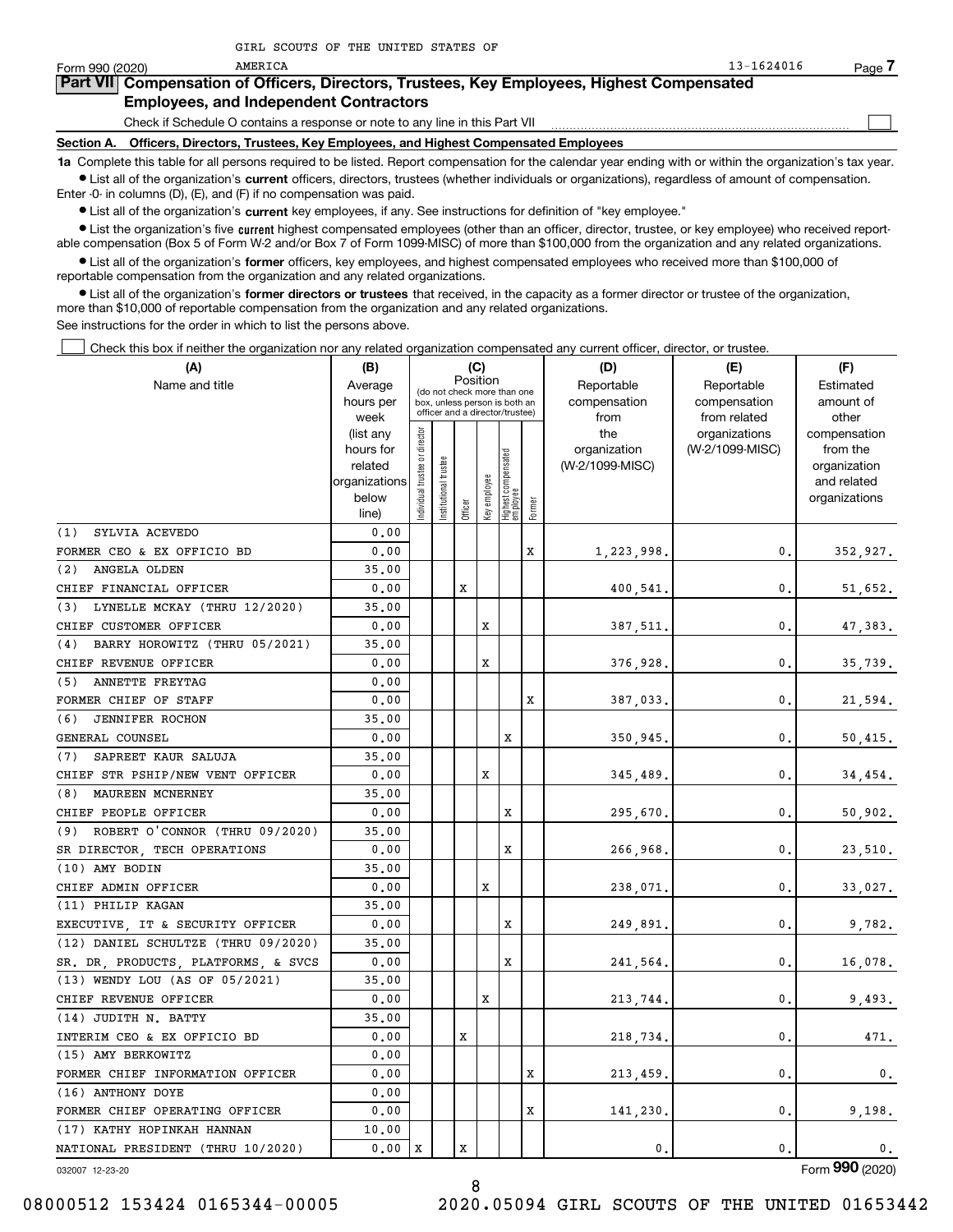GIRL SCOUTS OF THE UNITED STATES OF AMERICA

Form 990 (2020) 13-1624016 Page 7

**Part VII Compensation of Officers, Directors, Trustees, Key Employees, Highest Compensated Employees, and Independent Contractors**

Check if Schedule O contains a response or note to any line in this Part VII ☐

**Section A. Officers, Directors, Trustees, Key Employees, and Highest Compensated Employees**

**1a** Complete this table for all persons required to be listed. Report compensation for the calendar year ending with or within the organization's tax year.

- List all of the organization's **current** officers, directors, trustees (whether individuals or organizations), regardless of amount of compensation. Enter -0- in columns (D), (E), and (F) if no compensation was paid.
- List all of the organization's **current** key employees, if any. See instructions for definition of "key employee."
- List the organization's five **current** highest compensated employees (other than an officer, director, trustee, or key employee) who received reportable compensation (Box 5 of Form W-2 and/or Box 7 of Form 1099-MISC) of more than $100,000 from the organization and any related organizations.
- List all of the organization's **former** officers, key employees, and highest compensated employees who received more than $100,000 of reportable compensation from the organization and any related organizations.
- List all of the organization's **former directors or trustees** that received, in the capacity as a former director or trustee of the organization, more than $10,000 of reportable compensation from the organization and any related organizations.

See instructions for the order in which to list the persons above.

☐ Check this box if neither the organization nor any related organization compensated any current officer, director, or trustee.

| (A) Name and title | (B) Average hours per week (list any hours for related organizations below line) | (C) Position: Individual trustee or director | Institutional trustee | Officer | Key employee | Highest compensated employee | Former | (D) Reportable compensation from the organization (W-2/1099-MISC) | (E) Reportable compensation from related organizations (W-2/1099-MISC) | (F) Estimated amount of other compensation from the organization and related organizations |
|---|---|---|---|---|---|---|---|---|---|---|
| (1) SYLVIA ACEVEDO<br>FORMER CEO & EX OFFICIO BD | 0.00<br>0.00 | | | | | | X | 1,223,998. | 0. | 352,927. |
| (2) ANGELA OLDEN<br>CHIEF FINANCIAL OFFICER | 35.00<br>0.00 | | | X | | | | 400,541. | 0. | 51,652. |
| (3) LYNELLE MCKAY (THRU 12/2020)<br>CHIEF CUSTOMER OFFICER | 35.00<br>0.00 | | | | X | | | 387,511. | 0. | 47,383. |
| (4) BARRY HOROWITZ (THRU 05/2021)<br>CHIEF REVENUE OFFICER | 35.00<br>0.00 | | | | X | | | 376,928. | 0. | 35,739. |
| (5) ANNETTE FREYTAG<br>FORMER CHIEF OF STAFF | 0.00<br>0.00 | | | | | | X | 387,033. | 0. | 21,594. |
| (6) JENNIFER ROCHON<br>GENERAL COUNSEL | 35.00<br>0.00 | | | | | X | | 350,945. | 0. | 50,415. |
| (7) SAPREET KAUR SALUJA<br>CHIEF STR PSHIP/NEW VENT OFFICER | 35.00<br>0.00 | | | | X | | | 345,489. | 0. | 34,454. |
| (8) MAUREEN MCNERNEY<br>CHIEF PEOPLE OFFICER | 35.00<br>0.00 | | | | | X | | 295,670. | 0. | 50,902. |
| (9) ROBERT O'CONNOR (THRU 09/2020)<br>SR DIRECTOR, TECH OPERATIONS | 35.00<br>0.00 | | | | | X | | 266,968. | 0. | 23,510. |
| (10) AMY BODIN<br>CHIEF ADMIN OFFICER | 35.00<br>0.00 | | | | X | | | 238,071. | 0. | 33,027. |
| (11) PHILIP KAGAN<br>EXECUTIVE, IT & SECURITY OFFICER | 35.00<br>0.00 | | | | | X | | 249,891. | 0. | 9,782. |
| (12) DANIEL SCHULTZE (THRU 09/2020)<br>SR. DR, PRODUCTS, PLATFORMS, & SVCS | 35.00<br>0.00 | | | | | X | | 241,564. | 0. | 16,078. |
| (13) WENDY LOU (AS OF 05/2021)<br>CHIEF REVENUE OFFICER | 35.00<br>0.00 | | | | X | | | 213,744. | 0. | 9,493. |
| (14) JUDITH N. BATTY<br>INTERIM CEO & EX OFFICIO BD | 35.00<br>0.00 | | | X | | | | 218,734. | 0. | 471. |
| (15) AMY BERKOWITZ<br>FORMER CHIEF INFORMATION OFFICER | 0.00<br>0.00 | | | | | | X | 213,459. | 0. | 0. |
| (16) ANTHONY DOYE<br>FORMER CHIEF OPERATING OFFICER | 0.00<br>0.00 | | | | | | X | 141,230. | 0. | 9,198. |
| (17) KATHY HOPINKAH HANNAN<br>NATIONAL PRESIDENT (THRU 10/2020) | 10.00<br>0.00 | X | | X | | | | 0. | 0. | 0. |

032007 12-23-20 Form **990** (2020)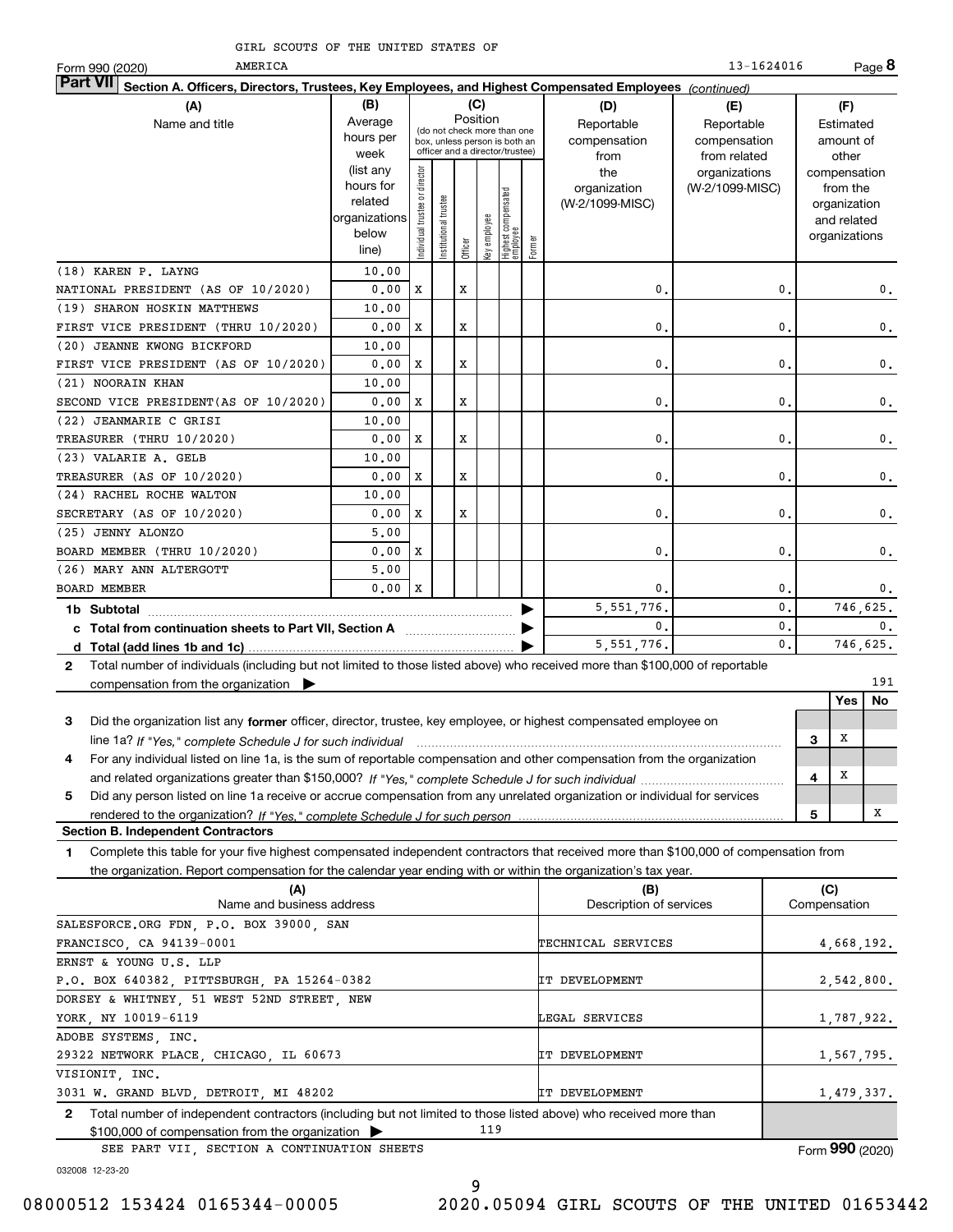GIRL SCOUTS OF THE UNITED STATES OF AMERICA

Form 990 (2020) 13-1624016 Page **8**

**Part VII Section A. Officers, Directors, Trustees, Key Employees, and Highest Compensated Employees** *(continued)*

| (A) Name and title | (B) Average hours per week (list any hours for related organizations below line) | (C) Position: Individual trustee or director | Institutional trustee | Officer | Key employee | Highest compensated employee | Former | (D) Reportable compensation from the organization (W-2/1099-MISC) | (E) Reportable compensation from related organizations (W-2/1099-MISC) | (F) Estimated amount of other compensation from the organization and related organizations |
|---|---|---|---|---|---|---|---|---|---|---|
| (18) KAREN P. LAYNG<br>NATIONAL PRESIDENT (AS OF 10/2020) | 10.00<br>0.00 | X | | X | | | | 0. | 0. | 0. |
| (19) SHARON HOSKIN MATTHEWS<br>FIRST VICE PRESIDENT (THRU 10/2020) | 10.00<br>0.00 | X | | X | | | | 0. | 0. | 0. |
| (20) JEANNE KWONG BICKFORD<br>FIRST VICE PRESIDENT (AS OF 10/2020) | 10.00<br>0.00 | X | | X | | | | 0. | 0. | 0. |
| (21) NOORAIN KHAN<br>SECOND VICE PRESIDENT(AS OF 10/2020) | 10.00<br>0.00 | X | | X | | | | 0. | 0. | 0. |
| (22) JEANMARIE C GRISI<br>TREASURER (THRU 10/2020) | 10.00<br>0.00 | X | | X | | | | 0. | 0. | 0. |
| (23) VALARIE A. GELB<br>TREASURER (AS OF 10/2020) | 10.00<br>0.00 | X | | X | | | | 0. | 0. | 0. |
| (24) RACHEL ROCHE WALTON<br>SECRETARY (AS OF 10/2020) | 10.00<br>0.00 | X | | X | | | | 0. | 0. | 0. |
| (25) JENNY ALONZO<br>BOARD MEMBER (THRU 10/2020) | 5.00<br>0.00 | X | | | | | | 0. | 0. | 0. |
| (26) MARY ANN ALTERGOTT<br>BOARD MEMBER | 5.00<br>0.00 | X | | | | | | 0. | 0. | 0. |
| **1b Subtotal** | | | | | | | | 5,551,776. | 0. | 746,625. |
| **c Total from continuation sheets to Part VII, Section A** | | | | | | | | 0. | 0. | 0. |
| **d Total (add lines 1b and 1c)** | | | | | | | | 5,551,776. | 0. | 746,625. |

**2** Total number of individuals (including but not limited to those listed above) who received more than $100,000 of reportable compensation from the organization ▶ 191

| | | Yes | No |
|---|---|---|---|
| **3** Did the organization list any **former** officer, director, trustee, key employee, or highest compensated employee on line 1a? *If "Yes," complete Schedule J for such individual* | 3 | X | |
| **4** For any individual listed on line 1a, is the sum of reportable compensation and other compensation from the organization and related organizations greater than $150,000? *If "Yes," complete Schedule J for such individual* | 4 | X | |
| **5** Did any person listed on line 1a receive or accrue compensation from any unrelated organization or individual for services rendered to the organization? *If "Yes," complete Schedule J for such person* | 5 | | X |

**Section B. Independent Contractors**

**1** Complete this table for your five highest compensated independent contractors that received more than $100,000 of compensation from the organization. Report compensation for the calendar year ending with or within the organization's tax year.

| (A) Name and business address | (B) Description of services | (C) Compensation |
|---|---|---|
| SALESFORCE.ORG FDN, P.O. BOX 39000, SAN FRANCISCO, CA 94139-0001 | TECHNICAL SERVICES | 4,668,192. |
| ERNST & YOUNG U.S. LLP<br>P.O. BOX 640382, PITTSBURGH, PA 15264-0382 | IT DEVELOPMENT | 2,542,800. |
| DORSEY & WHITNEY, 51 WEST 52ND STREET, NEW YORK, NY 10019-6119 | LEGAL SERVICES | 1,787,922. |
| ADOBE SYSTEMS, INC.<br>29322 NETWORK PLACE, CHICAGO, IL 60673 | IT DEVELOPMENT | 1,567,795. |
| VISIONIT, INC.<br>3031 W. GRAND BLVD, DETROIT, MI 48202 | IT DEVELOPMENT | 1,479,337. |

**2** Total number of independent contractors (including but not limited to those listed above) who received more than $100,000 of compensation from the organization ▶ 119

SEE PART VII, SECTION A CONTINUATION SHEETS

Form **990** (2020)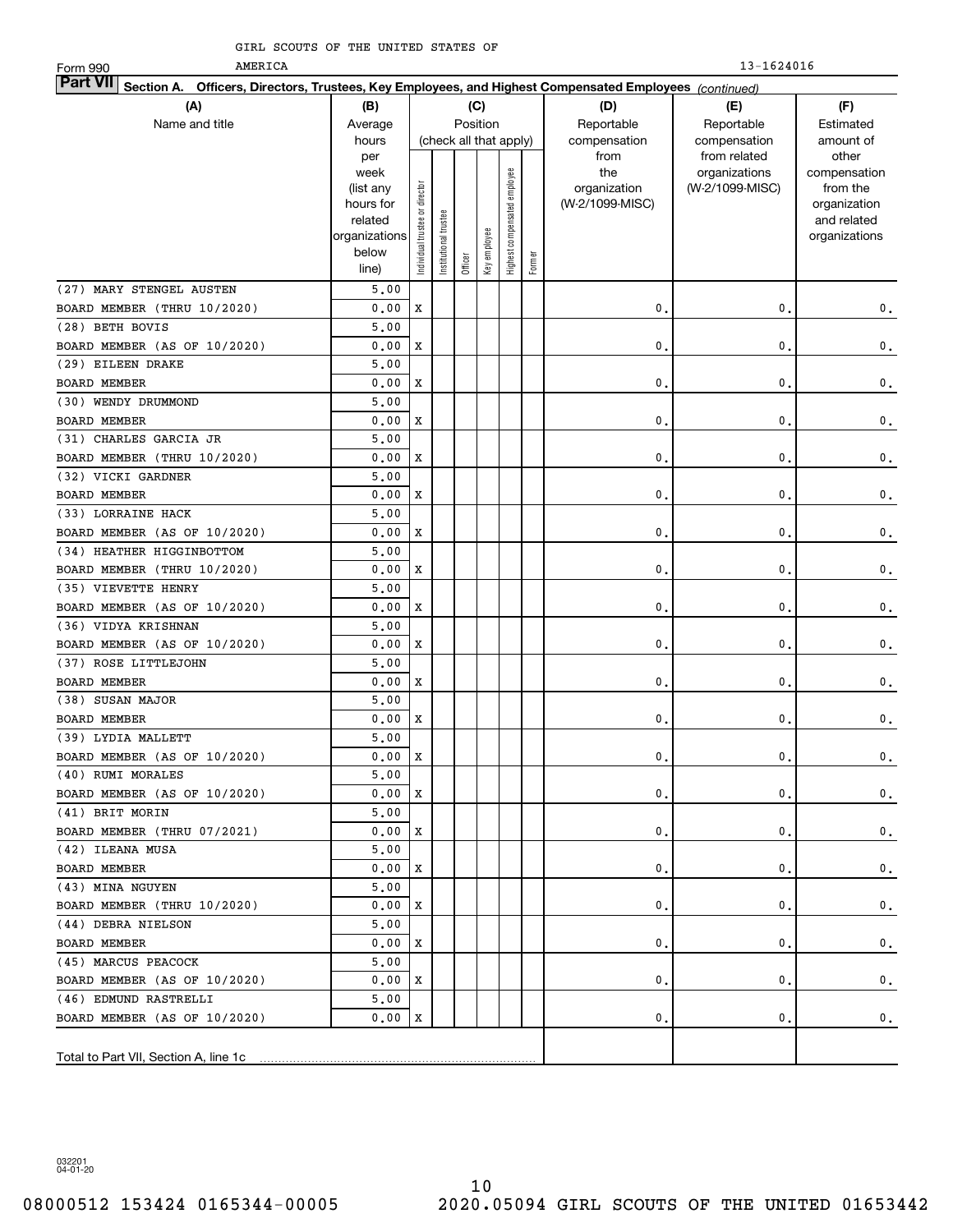GIRL SCOUTS OF THE UNITED STATES OF AMERICA

Form 990 13-1624016

**Part VII Section A. Officers, Directors, Trustees, Key Employees, and Highest Compensated Employees** *(continued)*

| (A) Name and title | (B) Average hours per week (list any hours for related organizations below line) | (C) Position (check all that apply): Individual trustee or director | Institutional trustee | Officer | Key employee | Highest compensated employee | Former | (D) Reportable compensation from the organization (W-2/1099-MISC) | (E) Reportable compensation from related organizations (W-2/1099-MISC) | (F) Estimated amount of other compensation from the organization and related organizations |
|---|---|---|---|---|---|---|---|---|---|---|
| (27) MARY STENGEL AUSTEN<br>BOARD MEMBER (THRU 10/2020) | 5.00<br>0.00 | X | | | | | | 0. | 0. | 0. |
| (28) BETH BOVIS<br>BOARD MEMBER (AS OF 10/2020) | 5.00<br>0.00 | X | | | | | | 0. | 0. | 0. |
| (29) EILEEN DRAKE<br>BOARD MEMBER | 5.00<br>0.00 | X | | | | | | 0. | 0. | 0. |
| (30) WENDY DRUMMOND<br>BOARD MEMBER | 5.00<br>0.00 | X | | | | | | 0. | 0. | 0. |
| (31) CHARLES GARCIA JR<br>BOARD MEMBER (THRU 10/2020) | 5.00<br>0.00 | X | | | | | | 0. | 0. | 0. |
| (32) VICKI GARDNER<br>BOARD MEMBER | 5.00<br>0.00 | X | | | | | | 0. | 0. | 0. |
| (33) LORRAINE HACK<br>BOARD MEMBER (AS OF 10/2020) | 5.00<br>0.00 | X | | | | | | 0. | 0. | 0. |
| (34) HEATHER HIGGINBOTTOM<br>BOARD MEMBER (THRU 10/2020) | 5.00<br>0.00 | X | | | | | | 0. | 0. | 0. |
| (35) VIEVETTE HENRY<br>BOARD MEMBER (AS OF 10/2020) | 5.00<br>0.00 | X | | | | | | 0. | 0. | 0. |
| (36) VIDYA KRISHNAN<br>BOARD MEMBER (AS OF 10/2020) | 5.00<br>0.00 | X | | | | | | 0. | 0. | 0. |
| (37) ROSE LITTLEJOHN<br>BOARD MEMBER | 5.00<br>0.00 | X | | | | | | 0. | 0. | 0. |
| (38) SUSAN MAJOR<br>BOARD MEMBER | 5.00<br>0.00 | X | | | | | | 0. | 0. | 0. |
| (39) LYDIA MALLETT<br>BOARD MEMBER (AS OF 10/2020) | 5.00<br>0.00 | X | | | | | | 0. | 0. | 0. |
| (40) RUMI MORALES<br>BOARD MEMBER (AS OF 10/2020) | 5.00<br>0.00 | X | | | | | | 0. | 0. | 0. |
| (41) BRIT MORIN<br>BOARD MEMBER (THRU 07/2021) | 5.00<br>0.00 | X | | | | | | 0. | 0. | 0. |
| (42) ILEANA MUSA<br>BOARD MEMBER | 5.00<br>0.00 | X | | | | | | 0. | 0. | 0. |
| (43) MINA NGUYEN<br>BOARD MEMBER (THRU 10/2020) | 5.00<br>0.00 | X | | | | | | 0. | 0. | 0. |
| (44) DEBRA NIELSON<br>BOARD MEMBER | 5.00<br>0.00 | X | | | | | | 0. | 0. | 0. |
| (45) MARCUS PEACOCK<br>BOARD MEMBER (AS OF 10/2020) | 5.00<br>0.00 | X | | | | | | 0. | 0. | 0. |
| (46) EDMUND RASTRELLI<br>BOARD MEMBER (AS OF 10/2020) | 5.00<br>0.00 | X | | | | | | 0. | 0. | 0. |
| Total to Part VII, Section A, line 1c | | | | | | | | | | |

032201 04-01-20

08000512 153424 0165344-00005 2020.05094 GIRL SCOUTS OF THE UNITED 01653442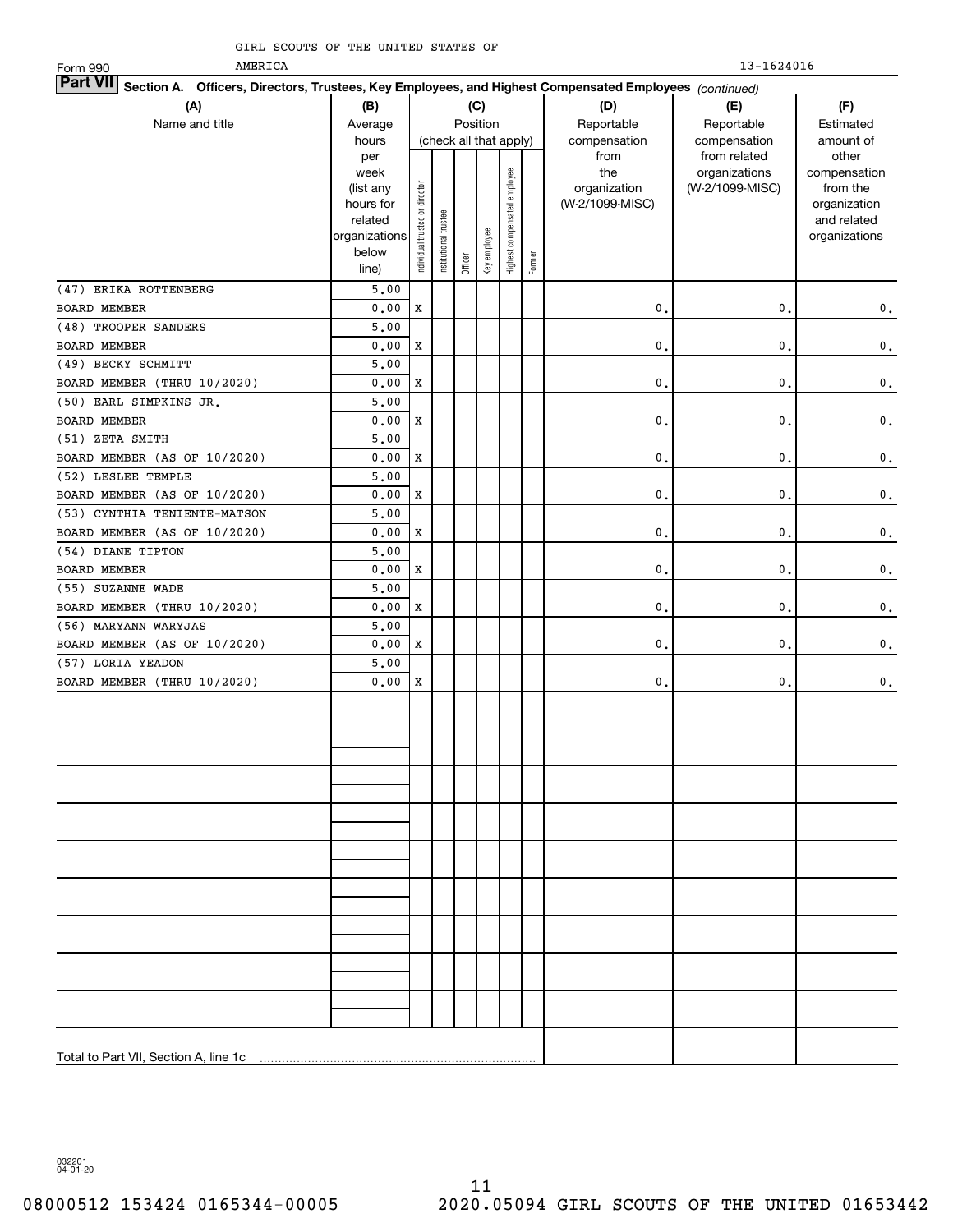GIRL SCOUTS OF THE UNITED STATES OF AMERICA

Form 990

13-1624016

**Part VII Section A. Officers, Directors, Trustees, Key Employees, and Highest Compensated Employees** *(continued)*

| (A) Name and title | (B) Average hours per week (list any hours for related organizations below line) | (C) Position (check all that apply): Individual trustee or director | Institutional trustee | Officer | Key employee | Highest compensated employee | Former | (D) Reportable compensation from the organization (W-2/1099-MISC) | (E) Reportable compensation from related organizations (W-2/1099-MISC) | (F) Estimated amount of other compensation from the organization and related organizations |
|---|---|---|---|---|---|---|---|---|---|---|
| (47) ERIKA ROTTENBERG | 5.00 | | | | | | | | | |
| BOARD MEMBER | 0.00 | X | | | | | | 0. | 0. | 0. |
| (48) TROOPER SANDERS | 5.00 | | | | | | | | | |
| BOARD MEMBER | 0.00 | X | | | | | | 0. | 0. | 0. |
| (49) BECKY SCHMITT | 5.00 | | | | | | | | | |
| BOARD MEMBER (THRU 10/2020) | 0.00 | X | | | | | | 0. | 0. | 0. |
| (50) EARL SIMPKINS JR. | 5.00 | | | | | | | | | |
| BOARD MEMBER | 0.00 | X | | | | | | 0. | 0. | 0. |
| (51) ZETA SMITH | 5.00 | | | | | | | | | |
| BOARD MEMBER (AS OF 10/2020) | 0.00 | X | | | | | | 0. | 0. | 0. |
| (52) LESLEE TEMPLE | 5.00 | | | | | | | | | |
| BOARD MEMBER (AS OF 10/2020) | 0.00 | X | | | | | | 0. | 0. | 0. |
| (53) CYNTHIA TENIENTE-MATSON | 5.00 | | | | | | | | | |
| BOARD MEMBER (AS OF 10/2020) | 0.00 | X | | | | | | 0. | 0. | 0. |
| (54) DIANE TIPTON | 5.00 | | | | | | | | | |
| BOARD MEMBER | 0.00 | X | | | | | | 0. | 0. | 0. |
| (55) SUZANNE WADE | 5.00 | | | | | | | | | |
| BOARD MEMBER (THRU 10/2020) | 0.00 | X | | | | | | 0. | 0. | 0. |
| (56) MARYANN WARYJAS | 5.00 | | | | | | | | | |
| BOARD MEMBER (AS OF 10/2020) | 0.00 | X | | | | | | 0. | 0. | 0. |
| (57) LORIA YEADON | 5.00 | | | | | | | | | |
| BOARD MEMBER (THRU 10/2020) | 0.00 | X | | | | | | 0. | 0. | 0. |
| Total to Part VII, Section A, line 1c | | | | | | | | | | |

032201 04-01-20

08000512 153424 0165344-00005 2020.05094 GIRL SCOUTS OF THE UNITED 01653442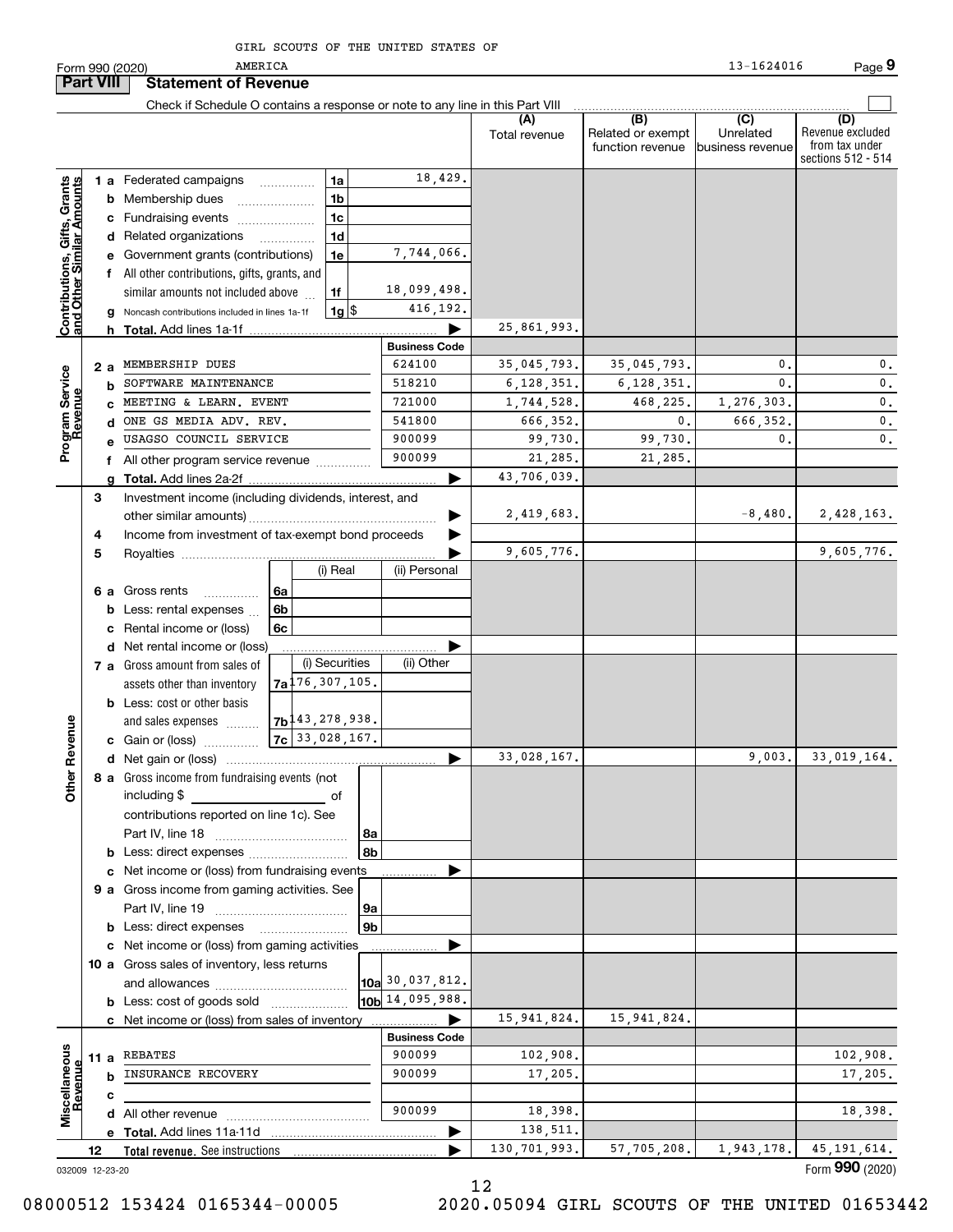GIRL SCOUTS OF THE UNITED STATES OF AMERICA

Form 990 (2020) 13-1624016 Page 9

## Part VIII Statement of Revenue

Check if Schedule O contains a response or note to any line in this Part VIII

| | | | | (A) Total revenue | (B) Related or exempt function revenue | (C) Unrelated business revenue | (D) Revenue excluded from tax under sections 512 - 514 |
|---|---|---|---|---|---|---|---|
| **Contributions, Gifts, Grants and Other Similar Amounts** | 1 a Federated campaigns | 1a | 18,429. | | | | |
| | b Membership dues | 1b | | | | | |
| | c Fundraising events | 1c | | | | | |
| | d Related organizations | 1d | | | | | |
| | e Government grants (contributions) | 1e | 7,744,066. | | | | |
| | f All other contributions, gifts, grants, and similar amounts not included above | 1f | 18,099,498. | | | | |
| | g Noncash contributions included in lines 1a-1f | 1g $ | 416,192. | | | | |
| | h **Total.** Add lines 1a-1f | | | 25,861,993. | | | |
| | | | **Business Code** | | | | |
| **Program Service Revenue** | 2 a MEMBERSHIP DUES | | 624100 | 35,045,793. | 35,045,793. | 0. | 0. |
| | b SOFTWARE MAINTENANCE | | 518210 | 6,128,351. | 6,128,351. | 0. | 0. |
| | c MEETING & LEARN. EVENT | | 721000 | 1,744,528. | 468,225. | 1,276,303. | 0. |
| | d ONE GS MEDIA ADV. REV. | | 541800 | 666,352. | 0. | 666,352. | 0. |
| | e USAGSO COUNCIL SERVICE | | 900099 | 99,730. | 99,730. | 0. | 0. |
| | f All other program service revenue | | 900099 | 21,285. | 21,285. | | |
| | g **Total.** Add lines 2a-2f | | | 43,706,039. | | | |
| **Other Revenue** | 3 Investment income (including dividends, interest, and other similar amounts) | | | 2,419,683. | | -8,480. | 2,428,163. |
| | 4 Income from investment of tax-exempt bond proceeds | | | | | | |
| | 5 Royalties | | | 9,605,776. | | | 9,605,776. |
| | | (i) Real | (ii) Personal | | | | |
| | 6 a Gross rents | 6a | | | | | |
| | b Less: rental expenses | 6b | | | | | |
| | c Rental income or (loss) | 6c | | | | | |
| | d Net rental income or (loss) | | | | | | |
| | | (i) Securities | (ii) Other | | | | |
| | 7 a Gross amount from sales of assets other than inventory | 7a 176,307,105. | | | | | |
| | b Less: cost or other basis and sales expenses | 7b 143,278,938. | | | | | |
| | c Gain or (loss) | 7c 33,028,167. | | | | | |
| | d Net gain or (loss) | | | 33,028,167. | | 9,003. | 33,019,164. |
| | 8 a Gross income from fundraising events (not including $ of contributions reported on line 1c). See Part IV, line 18 | 8a | | | | | |
| | b Less: direct expenses | 8b | | | | | |
| | c Net income or (loss) from fundraising events | | | | | | |
| | 9 a Gross income from gaming activities. See Part IV, line 19 | 9a | | | | | |
| | b Less: direct expenses | 9b | | | | | |
| | c Net income or (loss) from gaming activities | | | | | | |
| | 10 a Gross sales of inventory, less returns and allowances | 10a | 30,037,812. | | | | |
| | b Less: cost of goods sold | 10b | 14,095,988. | | | | |
| | c Net income or (loss) from sales of inventory | | | 15,941,824. | 15,941,824. | | |
| | | | **Business Code** | | | | |
| **Miscellaneous Revenue** | 11 a REBATES | | 900099 | 102,908. | | | 102,908. |
| | b INSURANCE RECOVERY | | 900099 | 17,205. | | | 17,205. |
| | c | | | | | | |
| | d All other revenue | | 900099 | 18,398. | | | 18,398. |
| | e **Total.** Add lines 11a-11d | | | 138,511. | | | |
| | 12 **Total revenue.** See instructions | | | 130,701,993. | 57,705,208. | 1,943,178. | 45,191,614. |

032009 12-23-20 Form **990** (2020)

08000512 153424 0165344-00005 2020.05094 GIRL SCOUTS OF THE UNITED 01653442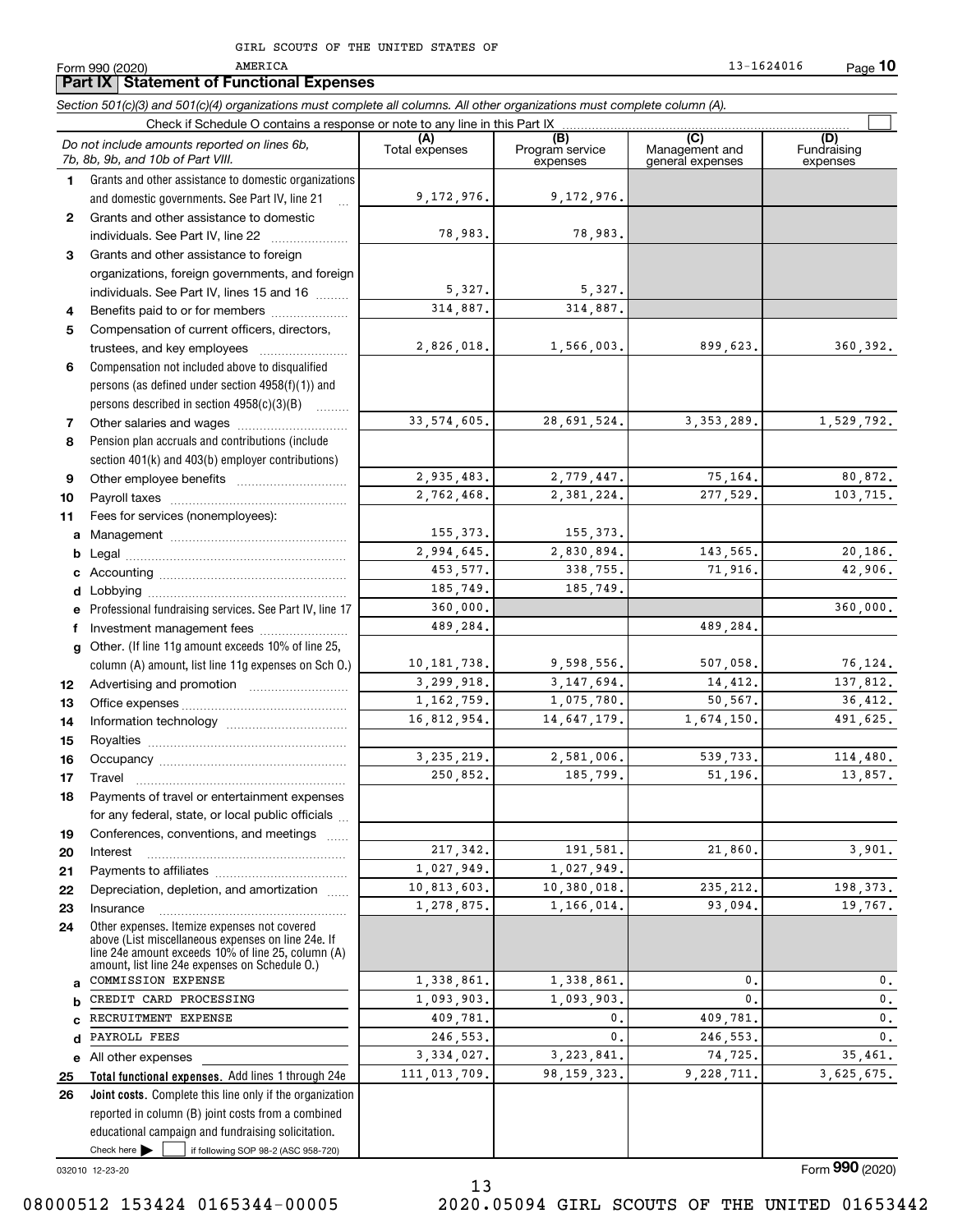GIRL SCOUTS OF THE UNITED STATES OF AMERICA

Form 990 (2020) 13-1624016

## Part IX Statement of Functional Expenses

*Section 501(c)(3) and 501(c)(4) organizations must complete all columns. All other organizations must complete column (A).*

Check if Schedule O contains a response or note to any line in this Part IX ☐

| | *Do not include amounts reported on lines 6b, 7b, 8b, 9b, and 10b of Part VIII.* | (A) Total expenses | (B) Program service expenses | (C) Management and general expenses | (D) Fundraising expenses |
|---|---|---|---|---|---|
| 1 | Grants and other assistance to domestic organizations and domestic governments. See Part IV, line 21 | 9,172,976. | 9,172,976. | | |
| 2 | Grants and other assistance to domestic individuals. See Part IV, line 22 | 78,983. | 78,983. | | |
| 3 | Grants and other assistance to foreign organizations, foreign governments, and foreign individuals. See Part IV, lines 15 and 16 | 5,327. | 5,327. | | |
| 4 | Benefits paid to or for members | 314,887. | 314,887. | | |
| 5 | Compensation of current officers, directors, trustees, and key employees | 2,826,018. | 1,566,003. | 899,623. | 360,392. |
| 6 | Compensation not included above to disqualified persons (as defined under section 4958(f)(1)) and persons described in section 4958(c)(3)(B) | | | | |
| 7 | Other salaries and wages | 33,574,605. | 28,691,524. | 3,353,289. | 1,529,792. |
| 8 | Pension plan accruals and contributions (include section 401(k) and 403(b) employer contributions) | | | | |
| 9 | Other employee benefits | 2,935,483. | 2,779,447. | 75,164. | 80,872. |
| 10 | Payroll taxes | 2,762,468. | 2,381,224. | 277,529. | 103,715. |
| 11 | Fees for services (nonemployees): | | | | |
| a | Management | 155,373. | 155,373. | | |
| b | Legal | 2,994,645. | 2,830,894. | 143,565. | 20,186. |
| c | Accounting | 453,577. | 338,755. | 71,916. | 42,906. |
| d | Lobbying | 185,749. | 185,749. | | |
| e | Professional fundraising services. See Part IV, line 17 | 360,000. | | | 360,000. |
| f | Investment management fees | 489,284. | | 489,284. | |
| g | Other. (If line 11g amount exceeds 10% of line 25, column (A) amount, list line 11g expenses on Sch O.) | 10,181,738. | 9,598,556. | 507,058. | 76,124. |
| 12 | Advertising and promotion | 3,299,918. | 3,147,694. | 14,412. | 137,812. |
| 13 | Office expenses | 1,162,759. | 1,075,780. | 50,567. | 36,412. |
| 14 | Information technology | 16,812,954. | 14,647,179. | 1,674,150. | 491,625. |
| 15 | Royalties | | | | |
| 16 | Occupancy | 3,235,219. | 2,581,006. | 539,733. | 114,480. |
| 17 | Travel | 250,852. | 185,799. | 51,196. | 13,857. |
| 18 | Payments of travel or entertainment expenses for any federal, state, or local public officials | | | | |
| 19 | Conferences, conventions, and meetings | | | | |
| 20 | Interest | 217,342. | 191,581. | 21,860. | 3,901. |
| 21 | Payments to affiliates | 1,027,949. | 1,027,949. | | |
| 22 | Depreciation, depletion, and amortization | 10,813,603. | 10,380,018. | 235,212. | 198,373. |
| 23 | Insurance | 1,278,875. | 1,166,014. | 93,094. | 19,767. |
| 24 | Other expenses. Itemize expenses not covered above (List miscellaneous expenses on line 24e. If line 24e amount exceeds 10% of line 25, column (A) amount, list line 24e expenses on Schedule O.) | | | | |
| a | COMMISSION EXPENSE | 1,338,861. | 1,338,861. | 0. | 0. |
| b | CREDIT CARD PROCESSING | 1,093,903. | 1,093,903. | 0. | 0. |
| c | RECRUITMENT EXPENSE | 409,781. | 0. | 409,781. | 0. |
| d | PAYROLL FEES | 246,553. | 0. | 246,553. | 0. |
| e | All other expenses | 3,334,027. | 3,223,841. | 74,725. | 35,461. |
| 25 | **Total functional expenses.** Add lines 1 through 24e | 111,013,709. | 98,159,323. | 9,228,711. | 3,625,675. |
| 26 | **Joint costs.** Complete this line only if the organization reported in column (B) joint costs from a combined educational campaign and fundraising solicitation. Check here ☐ if following SOP 98-2 (ASC 958-720) | | | | |

032010 12-23-20

Form **990** (2020)

08000512 153424 0165344-00005 2020.05094 GIRL SCOUTS OF THE UNITED 01653442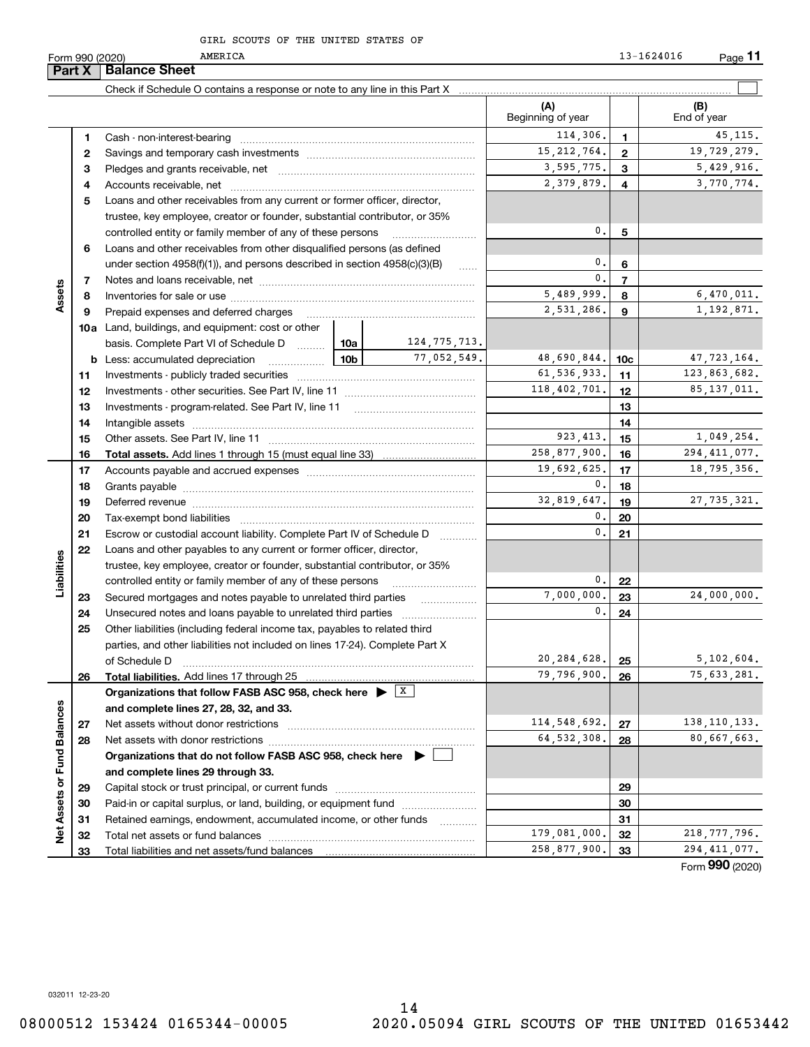GIRL SCOUTS OF THE UNITED STATES OF AMERICA

Form 990 (2020) 13-1624016

## Part X Balance Sheet

Check if Schedule O contains a response or note to any line in this Part X

| | | | | (A) Beginning of year | | (B) End of year |
|---|---|---|---|---|---|---|
| **Assets** | 1 | Cash - non-interest-bearing | | 114,306. | 1 | 45,115. |
| | 2 | Savings and temporary cash investments | | 15,212,764. | 2 | 19,729,279. |
| | 3 | Pledges and grants receivable, net | | 3,595,775. | 3 | 5,429,916. |
| | 4 | Accounts receivable, net | | 2,379,879. | 4 | 3,770,774. |
| | 5 | Loans and other receivables from any current or former officer, director, trustee, key employee, creator or founder, substantial contributor, or 35% controlled entity or family member of any of these persons | | 0. | 5 | |
| | 6 | Loans and other receivables from other disqualified persons (as defined under section 4958(f)(1)), and persons described in section 4958(c)(3)(B) | | 0. | 6 | |
| | 7 | Notes and loans receivable, net | | 0. | 7 | |
| | 8 | Inventories for sale or use | | 5,489,999. | 8 | 6,470,011. |
| | 9 | Prepaid expenses and deferred charges | | 2,531,286. | 9 | 1,192,871. |
| | 10a | Land, buildings, and equipment: cost or other basis. Complete Part VI of Schedule D | 10a 124,775,713. | | | |
| | b | Less: accumulated depreciation | 10b 77,052,549. | 48,690,844. | 10c | 47,723,164. |
| | 11 | Investments - publicly traded securities | | 61,536,933. | 11 | 123,863,682. |
| | 12 | Investments - other securities. See Part IV, line 11 | | 118,402,701. | 12 | 85,137,011. |
| | 13 | Investments - program-related. See Part IV, line 11 | | | 13 | |
| | 14 | Intangible assets | | | 14 | |
| | 15 | Other assets. See Part IV, line 11 | | 923,413. | 15 | 1,049,254. |
| | 16 | **Total assets.** Add lines 1 through 15 (must equal line 33) | | 258,877,900. | 16 | 294,411,077. |
| **Liabilities** | 17 | Accounts payable and accrued expenses | | 19,692,625. | 17 | 18,795,356. |
| | 18 | Grants payable | | 0. | 18 | |
| | 19 | Deferred revenue | | 32,819,647. | 19 | 27,735,321. |
| | 20 | Tax-exempt bond liabilities | | 0. | 20 | |
| | 21 | Escrow or custodial account liability. Complete Part IV of Schedule D | | 0. | 21 | |
| | 22 | Loans and other payables to any current or former officer, director, trustee, key employee, creator or founder, substantial contributor, or 35% controlled entity or family member of any of these persons | | 0. | 22 | |
| | 23 | Secured mortgages and notes payable to unrelated third parties | | 7,000,000. | 23 | 24,000,000. |
| | 24 | Unsecured notes and loans payable to unrelated third parties | | 0. | 24 | |
| | 25 | Other liabilities (including federal income tax, payables to related third parties, and other liabilities not included on lines 17-24). Complete Part X of Schedule D | | 20,284,628. | 25 | 5,102,604. |
| | 26 | **Total liabilities.** Add lines 17 through 25 | | 79,796,900. | 26 | 75,633,281. |
| **Net Assets or Fund Balances** | | **Organizations that follow FASB ASC 958, check here** ▶ [X] **and complete lines 27, 28, 32, and 33.** | | | | |
| | 27 | Net assets without donor restrictions | | 114,548,692. | 27 | 138,110,133. |
| | 28 | Net assets with donor restrictions | | 64,532,308. | 28 | 80,667,663. |
| | | **Organizations that do not follow FASB ASC 958, check here** ▶ [ ] **and complete lines 29 through 33.** | | | | |
| | 29 | Capital stock or trust principal, or current funds | | | 29 | |
| | 30 | Paid-in or capital surplus, or land, building, or equipment fund | | | 30 | |
| | 31 | Retained earnings, endowment, accumulated income, or other funds | | | 31 | |
| | 32 | Total net assets or fund balances | | 179,081,000. | 32 | 218,777,796. |
| | 33 | Total liabilities and net assets/fund balances | | 258,877,900. | 33 | 294,411,077. |

Form **990** (2020)

032011 12-23-20

08000512 153424 0165344-00005 2020.05094 GIRL SCOUTS OF THE UNITED 01653442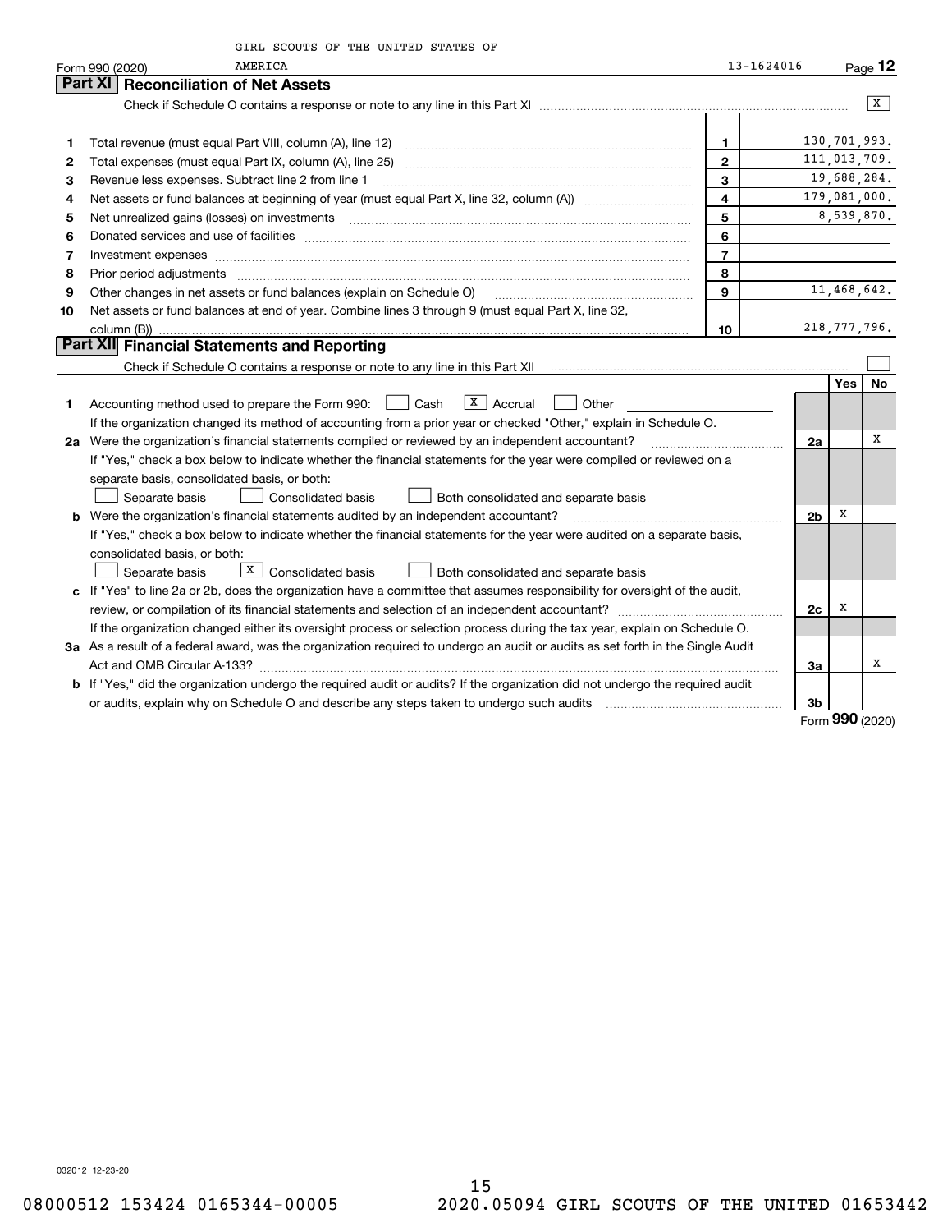GIRL SCOUTS OF THE UNITED STATES OF AMERICA 13-1624016

Form 990 (2020)

## Part XI Reconciliation of Net Assets

Check if Schedule O contains a response or note to any line in this Part XI ..... [X]

| | | | |
|---|---|---|---|
| 1 | Total revenue (must equal Part VIII, column (A), line 12) | 1 | 130,701,993. |
| 2 | Total expenses (must equal Part IX, column (A), line 25) | 2 | 111,013,709. |
| 3 | Revenue less expenses. Subtract line 2 from line 1 | 3 | 19,688,284. |
| 4 | Net assets or fund balances at beginning of year (must equal Part X, line 32, column (A)) | 4 | 179,081,000. |
| 5 | Net unrealized gains (losses) on investments | 5 | 8,539,870. |
| 6 | Donated services and use of facilities | 6 | |
| 7 | Investment expenses | 7 | |
| 8 | Prior period adjustments | 8 | |
| 9 | Other changes in net assets or fund balances (explain on Schedule O) | 9 | 11,468,642. |
| 10 | Net assets or fund balances at end of year. Combine lines 3 through 9 (must equal Part X, line 32, column (B)) | 10 | 218,777,796. |

## Part XII Financial Statements and Reporting

Check if Schedule O contains a response or note to any line in this Part XII ..... [ ]

| | | | Yes | No |
|---|---|---|---|---|
| 1 | Accounting method used to prepare the Form 990: [ ] Cash [X] Accrual [ ] Other<br>If the organization changed its method of accounting from a prior year or checked "Other," explain in Schedule O. | | | |
| 2a | Were the organization's financial statements compiled or reviewed by an independent accountant?<br>If "Yes," check a box below to indicate whether the financial statements for the year were compiled or reviewed on a separate basis, consolidated basis, or both:<br>[ ] Separate basis [ ] Consolidated basis [ ] Both consolidated and separate basis | 2a | | X |
| b | Were the organization's financial statements audited by an independent accountant?<br>If "Yes," check a box below to indicate whether the financial statements for the year were audited on a separate basis, consolidated basis, or both:<br>[ ] Separate basis [X] Consolidated basis [ ] Both consolidated and separate basis | 2b | X | |
| c | If "Yes" to line 2a or 2b, does the organization have a committee that assumes responsibility for oversight of the audit, review, or compilation of its financial statements and selection of an independent accountant?<br>If the organization changed either its oversight process or selection process during the tax year, explain on Schedule O. | 2c | X | |
| 3a | As a result of a federal award, was the organization required to undergo an audit or audits as set forth in the Single Audit Act and OMB Circular A-133? | 3a | | X |
| b | If "Yes," did the organization undergo the required audit or audits? If the organization did not undergo the required audit or audits, explain why on Schedule O and describe any steps taken to undergo such audits | 3b | | |

Form 990 (2020)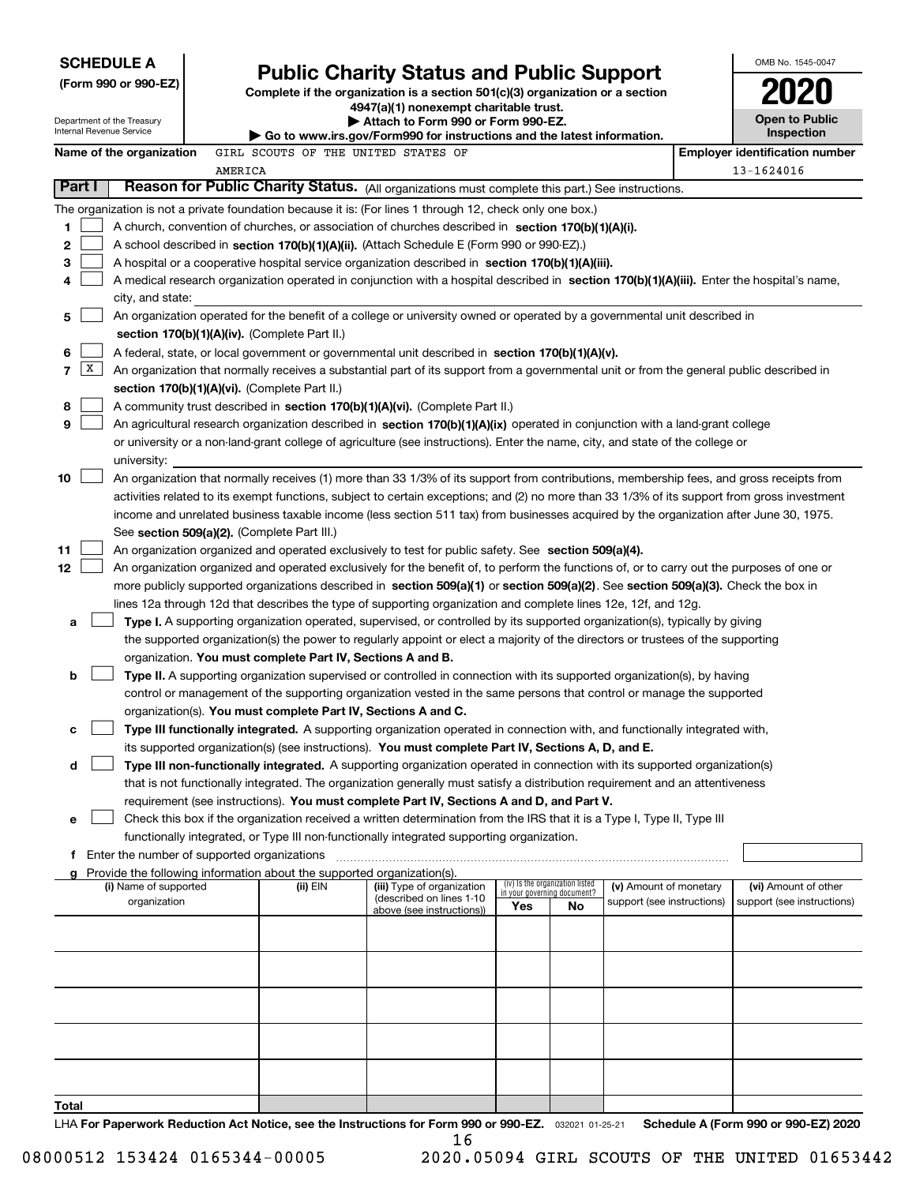**SCHEDULE A**
**(Form 990 or 990-EZ)**

Department of the Treasury
Internal Revenue Service

# Public Charity Status and Public Support

**Complete if the organization is a section 501(c)(3) organization or a section 4947(a)(1) nonexempt charitable trust.**
**▶ Attach to Form 990 or Form 990-EZ.**
**▶ Go to www.irs.gov/Form990 for instructions and the latest information.**

OMB No. 1545-0047
**2020**
**Open to Public Inspection**

**Name of the organization** GIRL SCOUTS OF THE UNITED STATES OF AMERICA
**Employer identification number** 13-1624016

**Part I** **Reason for Public Charity Status.** (All organizations must complete this part.) See instructions.

The organization is not a private foundation because it is: (For lines 1 through 12, check only one box.)

1 [ ] A church, convention of churches, or association of churches described in **section 170(b)(1)(A)(i).**

2 [ ] A school described in **section 170(b)(1)(A)(ii).** (Attach Schedule E (Form 990 or 990-EZ).)

3 [ ] A hospital or a cooperative hospital service organization described in **section 170(b)(1)(A)(iii).**

4 [ ] A medical research organization operated in conjunction with a hospital described in **section 170(b)(1)(A)(iii).** Enter the hospital's name, city, and state:

5 [ ] An organization operated for the benefit of a college or university owned or operated by a governmental unit described in **section 170(b)(1)(A)(iv).** (Complete Part II.)

6 [ ] A federal, state, or local government or governmental unit described in **section 170(b)(1)(A)(v).**

7 [X] An organization that normally receives a substantial part of its support from a governmental unit or from the general public described in **section 170(b)(1)(A)(vi).** (Complete Part II.)

8 [ ] A community trust described in **section 170(b)(1)(A)(vi).** (Complete Part II.)

9 [ ] An agricultural research organization described in **section 170(b)(1)(A)(ix)** operated in conjunction with a land-grant college or university or a non-land-grant college of agriculture (see instructions). Enter the name, city, and state of the college or university:

10 [ ] An organization that normally receives (1) more than 33 1/3% of its support from contributions, membership fees, and gross receipts from activities related to its exempt functions, subject to certain exceptions; and (2) no more than 33 1/3% of its support from gross investment income and unrelated business taxable income (less section 511 tax) from businesses acquired by the organization after June 30, 1975. See **section 509(a)(2).** (Complete Part III.)

11 [ ] An organization organized and operated exclusively to test for public safety. See **section 509(a)(4).**

12 [ ] An organization organized and operated exclusively for the benefit of, to perform the functions of, or to carry out the purposes of one or more publicly supported organizations described in **section 509(a)(1)** or **section 509(a)(2)**. See **section 509(a)(3).** Check the box in lines 12a through 12d that describes the type of supporting organization and complete lines 12e, 12f, and 12g.

a [ ] **Type I.** A supporting organization operated, supervised, or controlled by its supported organization(s), typically by giving the supported organization(s) the power to regularly appoint or elect a majority of the directors or trustees of the supporting organization. **You must complete Part IV, Sections A and B.**

b [ ] **Type II.** A supporting organization supervised or controlled in connection with its supported organization(s), by having control or management of the supporting organization vested in the same persons that control or manage the supported organization(s). **You must complete Part IV, Sections A and C.**

c [ ] **Type III functionally integrated.** A supporting organization operated in connection with, and functionally integrated with, its supported organization(s) (see instructions). **You must complete Part IV, Sections A, D, and E.**

d [ ] **Type III non-functionally integrated.** A supporting organization operated in connection with its supported organization(s) that is not functionally integrated. The organization generally must satisfy a distribution requirement and an attentiveness requirement (see instructions). **You must complete Part IV, Sections A and D, and Part V.**

e [ ] Check this box if the organization received a written determination from the IRS that it is a Type I, Type II, Type III functionally integrated, or Type III non-functionally integrated supporting organization.

f Enter the number of supported organizations

g Provide the following information about the supported organization(s).

| (i) Name of supported organization | (ii) EIN | (iii) Type of organization (described on lines 1-10 above (see instructions)) | (iv) Is the organization listed in your governing document? Yes | No | (v) Amount of monetary support (see instructions) | (vi) Amount of other support (see instructions) |
|---|---|---|---|---|---|---|
| | | | | | | |
| | | | | | | |
| | | | | | | |
| | | | | | | |
| | | | | | | |
| **Total** | | | | | | |

LHA **For Paperwork Reduction Act Notice, see the Instructions for Form 990 or 990-EZ.** 032021 01-25-21 **Schedule A (Form 990 or 990-EZ) 2020**

08000512 153424 0165344-00005 2020.05094 GIRL SCOUTS OF THE UNITED 01653442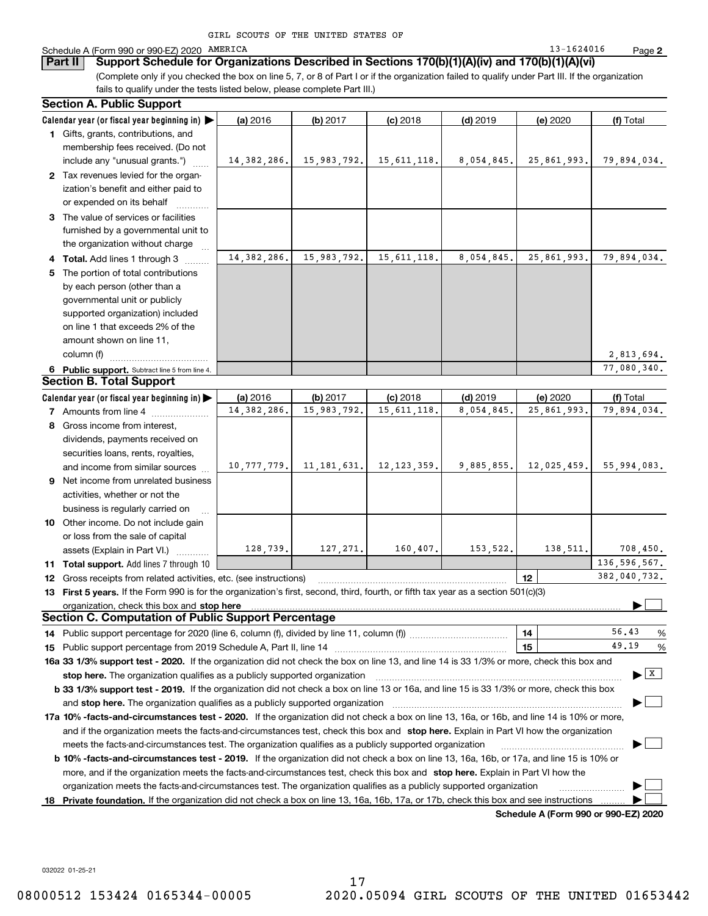GIRL SCOUTS OF THE UNITED STATES OF AMERICA

Schedule A (Form 990 or 990-EZ) 2020 — 13-1624016 — Page 2

## Part II — Support Schedule for Organizations Described in Sections 170(b)(1)(A)(iv) and 170(b)(1)(A)(vi)

(Complete only if you checked the box on line 5, 7, or 8 of Part I or if the organization failed to qualify under Part III. If the organization fails to qualify under the tests listed below, please complete Part III.)

### Section A. Public Support

| Calendar year (or fiscal year beginning in) | (a) 2016 | (b) 2017 | (c) 2018 | (d) 2019 | (e) 2020 | (f) Total |
|---|---|---|---|---|---|---|
| 1 Gifts, grants, contributions, and membership fees received. (Do not include any "unusual grants.") | 14,382,286. | 15,983,792. | 15,611,118. | 8,054,845. | 25,861,993. | 79,894,034. |
| 2 Tax revenues levied for the organization's benefit and either paid to or expended on its behalf | | | | | | |
| 3 The value of services or facilities furnished by a governmental unit to the organization without charge | | | | | | |
| 4 **Total.** Add lines 1 through 3 | 14,382,286. | 15,983,792. | 15,611,118. | 8,054,845. | 25,861,993. | 79,894,034. |
| 5 The portion of total contributions by each person (other than a governmental unit or publicly supported organization) included on line 1 that exceeds 2% of the amount shown on line 11, column (f) | | | | | | 2,813,694. |
| 6 **Public support.** Subtract line 5 from line 4. | | | | | | 77,080,340. |

### Section B. Total Support

| Calendar year (or fiscal year beginning in) | (a) 2016 | (b) 2017 | (c) 2018 | (d) 2019 | (e) 2020 | (f) Total |
|---|---|---|---|---|---|---|
| 7 Amounts from line 4 | 14,382,286. | 15,983,792. | 15,611,118. | 8,054,845. | 25,861,993. | 79,894,034. |
| 8 Gross income from interest, dividends, payments received on securities loans, rents, royalties, and income from similar sources | 10,777,779. | 11,181,631. | 12,123,359. | 9,885,855. | 12,025,459. | 55,994,083. |
| 9 Net income from unrelated business activities, whether or not the business is regularly carried on | | | | | | |
| 10 Other income. Do not include gain or loss from the sale of capital assets (Explain in Part VI.) | 128,739. | 127,271. | 160,407. | 153,522. | 138,511. | 708,450. |
| 11 **Total support.** Add lines 7 through 10 | | | | | | 136,596,567. |

12 Gross receipts from related activities, etc. (see instructions) — **12** — 382,040,732.

13 **First 5 years.** If the Form 990 is for the organization's first, second, third, fourth, or fifth tax year as a section 501(c)(3) organization, check this box and **stop here** ☐

### Section C. Computation of Public Support Percentage

14 Public support percentage for 2020 (line 6, column (f), divided by line 11, column (f)) — **14** — 56.43 %

15 Public support percentage from 2019 Schedule A, Part II, line 14 — **15** — 49.19 %

**16a 33 1/3% support test - 2020.** If the organization did not check the box on line 13, and line 14 is 33 1/3% or more, check this box and **stop here.** The organization qualifies as a publicly supported organization ☒

**b 33 1/3% support test - 2019.** If the organization did not check a box on line 13 or 16a, and line 15 is 33 1/3% or more, check this box and **stop here.** The organization qualifies as a publicly supported organization ☐

**17a 10% -facts-and-circumstances test - 2020.** If the organization did not check a box on line 13, 16a, or 16b, and line 14 is 10% or more, and if the organization meets the facts-and-circumstances test, check this box and **stop here.** Explain in Part VI how the organization meets the facts-and-circumstances test. The organization qualifies as a publicly supported organization ☐

**b 10% -facts-and-circumstances test - 2019.** If the organization did not check a box on line 13, 16a, 16b, or 17a, and line 15 is 10% or more, and if the organization meets the facts-and-circumstances test, check this box and **stop here.** Explain in Part VI how the organization meets the facts-and-circumstances test. The organization qualifies as a publicly supported organization ☐

**18 Private foundation.** If the organization did not check a box on line 13, 16a, 16b, 17a, or 17b, check this box and see instructions ☐

**Schedule A (Form 990 or 990-EZ) 2020**

032022 01-25-21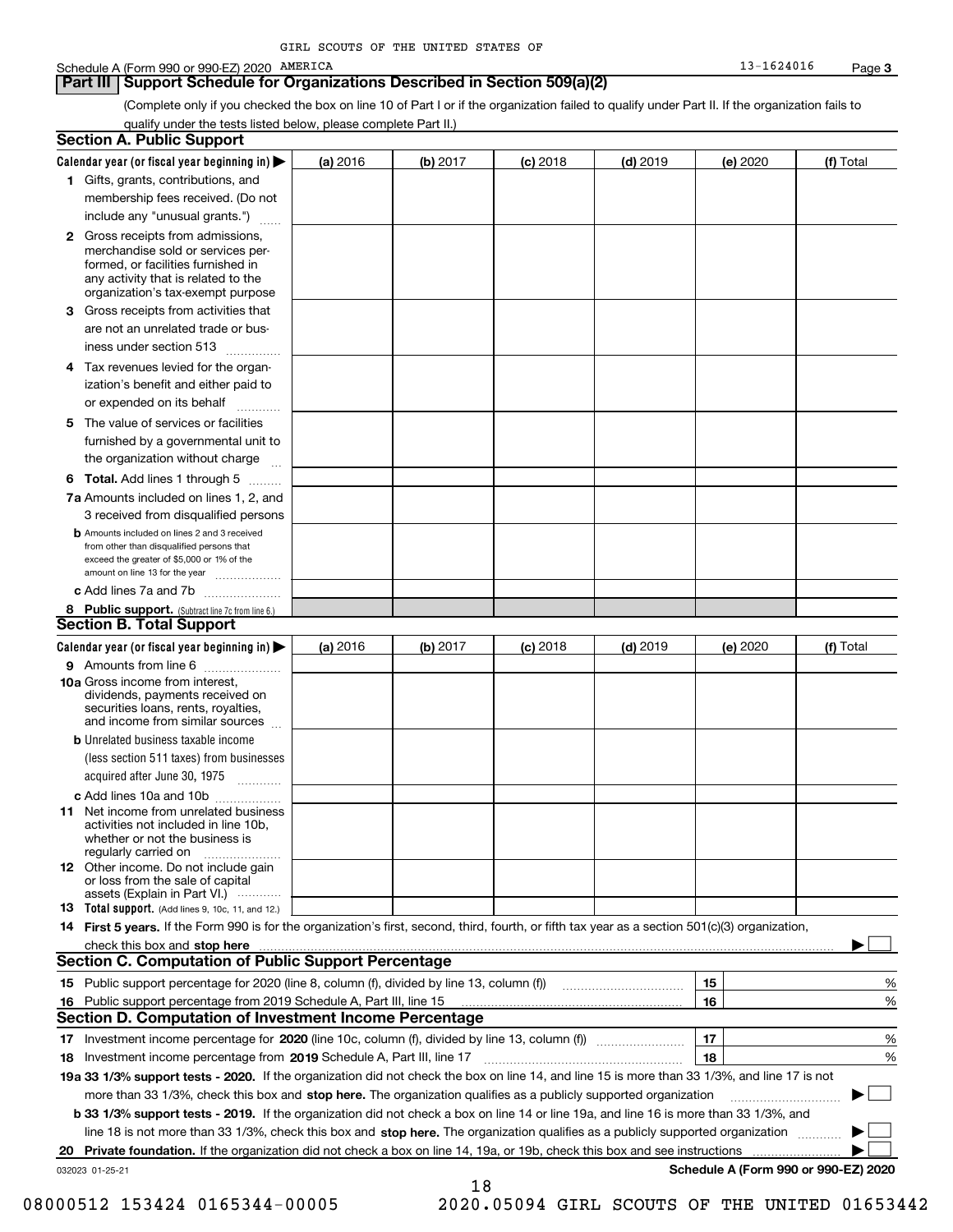GIRL SCOUTS OF THE UNITED STATES OF AMERICA

Schedule A (Form 990 or 990-EZ) 2020 13-1624016 Page 3

## Part III Support Schedule for Organizations Described in Section 509(a)(2)

(Complete only if you checked the box on line 10 of Part I or if the organization failed to qualify under Part II. If the organization fails to qualify under the tests listed below, please complete Part II.)

### Section A. Public Support

| Calendar year (or fiscal year beginning in) ▶ | (a) 2016 | (b) 2017 | (c) 2018 | (d) 2019 | (e) 2020 | (f) Total |
|---|---|---|---|---|---|---|
| **1** Gifts, grants, contributions, and membership fees received. (Do not include any "unusual grants.") | | | | | | |
| **2** Gross receipts from admissions, merchandise sold or services performed, or facilities furnished in any activity that is related to the organization's tax-exempt purpose | | | | | | |
| **3** Gross receipts from activities that are not an unrelated trade or business under section 513 | | | | | | |
| **4** Tax revenues levied for the organization's benefit and either paid to or expended on its behalf | | | | | | |
| **5** The value of services or facilities furnished by a governmental unit to the organization without charge | | | | | | |
| **6 Total.** Add lines 1 through 5 | | | | | | |
| **7a** Amounts included on lines 1, 2, and 3 received from disqualified persons | | | | | | |
| **b** Amounts included on lines 2 and 3 received from other than disqualified persons that exceed the greater of $5,000 or 1% of the amount on line 13 for the year | | | | | | |
| **c** Add lines 7a and 7b | | | | | | |
| **8 Public support.** (Subtract line 7c from line 6.) | | | | | | |

### Section B. Total Support

| Calendar year (or fiscal year beginning in) ▶ | (a) 2016 | (b) 2017 | (c) 2018 | (d) 2019 | (e) 2020 | (f) Total |
|---|---|---|---|---|---|---|
| **9** Amounts from line 6 | | | | | | |
| **10a** Gross income from interest, dividends, payments received on securities loans, rents, royalties, and income from similar sources | | | | | | |
| **b** Unrelated business taxable income (less section 511 taxes) from businesses acquired after June 30, 1975 | | | | | | |
| **c** Add lines 10a and 10b | | | | | | |
| **11** Net income from unrelated business activities not included in line 10b, whether or not the business is regularly carried on | | | | | | |
| **12** Other income. Do not include gain or loss from the sale of capital assets (Explain in Part VI.) | | | | | | |
| **13 Total support.** (Add lines 9, 10c, 11, and 12.) | | | | | | |

**14 First 5 years.** If the Form 990 is for the organization's first, second, third, fourth, or fifth tax year as a section 501(c)(3) organization, check this box and **stop here** ▶ ☐

### Section C. Computation of Public Support Percentage

| | | | |
|---|---|---|---|
| **15** | Public support percentage for 2020 (line 8, column (f), divided by line 13, column (f)) | 15 | % |
| **16** | Public support percentage from 2019 Schedule A, Part III, line 15 | 16 | % |

### Section D. Computation of Investment Income Percentage

| | | | |
|---|---|---|---|
| **17** | Investment income percentage for **2020** (line 10c, column (f), divided by line 13, column (f)) | 17 | % |
| **18** | Investment income percentage from **2019** Schedule A, Part III, line 17 | 18 | % |

**19a 33 1/3% support tests - 2020.** If the organization did not check the box on line 14, and line 15 is more than 33 1/3%, and line 17 is not more than 33 1/3%, check this box and **stop here.** The organization qualifies as a publicly supported organization ▶ ☐

**b 33 1/3% support tests - 2019.** If the organization did not check a box on line 14 or line 19a, and line 16 is more than 33 1/3%, and line 18 is not more than 33 1/3%, check this box and **stop here.** The organization qualifies as a publicly supported organization ▶ ☐

**20 Private foundation.** If the organization did not check a box on line 14, 19a, or 19b, check this box and see instructions ▶ ☐

032023 01-25-21 **Schedule A (Form 990 or 990-EZ) 2020**

08000512 153424 0165344-00005 2020.05094 GIRL SCOUTS OF THE UNITED 01653442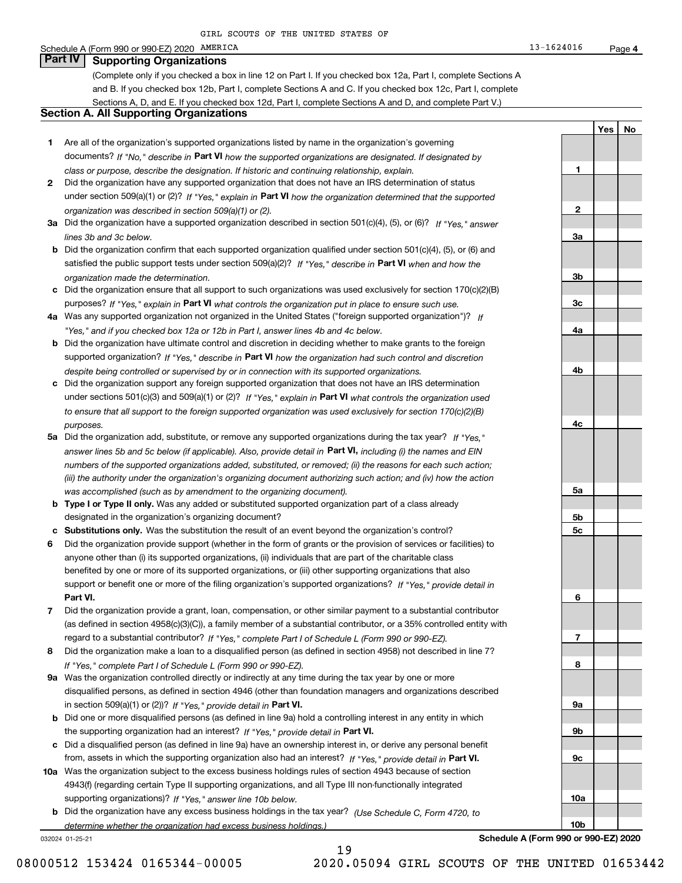GIRL SCOUTS OF THE UNITED STATES OF AMERICA

Schedule A (Form 990 or 990-EZ) 2020 — 13-1624016 — Page 4

## Part IV Supporting Organizations

(Complete only if you checked a box in line 12 on Part I. If you checked box 12a, Part I, complete Sections A and B. If you checked box 12b, Part I, complete Sections A and C. If you checked box 12c, Part I, complete Sections A, D, and E. If you checked box 12d, Part I, complete Sections A and D, and complete Part V.)

### Section A. All Supporting Organizations

| | | Line | Yes | No |
|---|---|---|---|---|
| **1** | Are all of the organization's supported organizations listed by name in the organization's governing documents? *If "No," describe in* **Part VI** *how the supported organizations are designated. If designated by class or purpose, describe the designation. If historic and continuing relationship, explain.* | **1** | | |
| **2** | Did the organization have any supported organization that does not have an IRS determination of status under section 509(a)(1) or (2)? *If "Yes," explain in* **Part VI** *how the organization determined that the supported organization was described in section 509(a)(1) or (2).* | **2** | | |
| **3a** | Did the organization have a supported organization described in section 501(c)(4), (5), or (6)? *If "Yes," answer lines 3b and 3c below.* | **3a** | | |
| **b** | Did the organization confirm that each supported organization qualified under section 501(c)(4), (5), or (6) and satisfied the public support tests under section 509(a)(2)? *If "Yes," describe in* **Part VI** *when and how the organization made the determination.* | **3b** | | |
| **c** | Did the organization ensure that all support to such organizations was used exclusively for section 170(c)(2)(B) purposes? *If "Yes," explain in* **Part VI** *what controls the organization put in place to ensure such use.* | **3c** | | |
| **4a** | Was any supported organization not organized in the United States ("foreign supported organization")? *If "Yes," and if you checked box 12a or 12b in Part I, answer lines 4b and 4c below.* | **4a** | | |
| **b** | Did the organization have ultimate control and discretion in deciding whether to make grants to the foreign supported organization? *If "Yes," describe in* **Part VI** *how the organization had such control and discretion despite being controlled or supervised by or in connection with its supported organizations.* | **4b** | | |
| **c** | Did the organization support any foreign supported organization that does not have an IRS determination under sections 501(c)(3) and 509(a)(1) or (2)? *If "Yes," explain in* **Part VI** *what controls the organization used to ensure that all support to the foreign supported organization was used exclusively for section 170(c)(2)(B) purposes.* | **4c** | | |
| **5a** | Did the organization add, substitute, or remove any supported organizations during the tax year? *If "Yes," answer lines 5b and 5c below (if applicable). Also, provide detail in* **Part VI,** *including (i) the names and EIN numbers of the supported organizations added, substituted, or removed; (ii) the reasons for each such action; (iii) the authority under the organization's organizing document authorizing such action; and (iv) how the action was accomplished (such as by amendment to the organizing document).* | **5a** | | |
| **b** | **Type I or Type II only.** Was any added or substituted supported organization part of a class already designated in the organization's organizing document? | **5b** | | |
| **c** | **Substitutions only.** Was the substitution the result of an event beyond the organization's control? | **5c** | | |
| **6** | Did the organization provide support (whether in the form of grants or the provision of services or facilities) to anyone other than (i) its supported organizations, (ii) individuals that are part of the charitable class benefited by one or more of its supported organizations, or (iii) other supporting organizations that also support or benefit one or more of the filing organization's supported organizations? *If "Yes," provide detail in* **Part VI.** | **6** | | |
| **7** | Did the organization provide a grant, loan, compensation, or other similar payment to a substantial contributor (as defined in section 4958(c)(3)(C)), a family member of a substantial contributor, or a 35% controlled entity with regard to a substantial contributor? *If "Yes," complete Part I of Schedule L (Form 990 or 990-EZ).* | **7** | | |
| **8** | Did the organization make a loan to a disqualified person (as defined in section 4958) not described in line 7? *If "Yes," complete Part I of Schedule L (Form 990 or 990-EZ).* | **8** | | |
| **9a** | Was the organization controlled directly or indirectly at any time during the tax year by one or more disqualified persons, as defined in section 4946 (other than foundation managers and organizations described in section 509(a)(1) or (2))? *If "Yes," provide detail in* **Part VI.** | **9a** | | |
| **b** | Did one or more disqualified persons (as defined in line 9a) hold a controlling interest in any entity in which the supporting organization had an interest? *If "Yes," provide detail in* **Part VI.** | **9b** | | |
| **c** | Did a disqualified person (as defined in line 9a) have an ownership interest in, or derive any personal benefit from, assets in which the supporting organization also had an interest? *If "Yes," provide detail in* **Part VI.** | **9c** | | |
| **10a** | Was the organization subject to the excess business holdings rules of section 4943 because of section 4943(f) (regarding certain Type II supporting organizations, and all Type III non-functionally integrated supporting organizations)? *If "Yes," answer line 10b below.* | **10a** | | |
| **b** | Did the organization have any excess business holdings in the tax year? *(Use Schedule C, Form 4720, to determine whether the organization had excess business holdings.)* | **10b** | | |

032024 01-25-21 **Schedule A (Form 990 or 990-EZ) 2020**

08000512 153424 0165344-00005 2020.05094 GIRL SCOUTS OF THE UNITED 01653442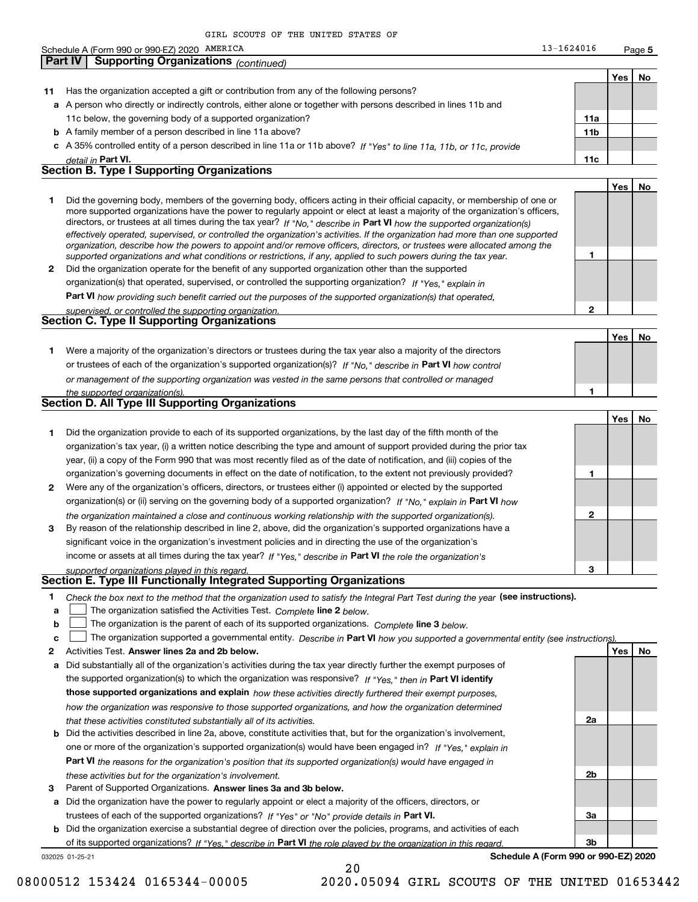## Part IV | Supporting Organizations *(continued)*

| | | | Yes | No |
|---|---|---|---|---|
| **11** | Has the organization accepted a gift or contribution from any of the following persons? | | | |
| **a** | A person who directly or indirectly controls, either alone or together with persons described in lines 11b and 11c below, the governing body of a supported organization? | **11a** | | |
| **b** | A family member of a person described in line 11a above? | **11b** | | |
| **c** | A 35% controlled entity of a person described in line 11a or 11b above? *If "Yes" to line 11a, 11b, or 11c, provide detail in* **Part VI.** | **11c** | | |

### Section B. Type I Supporting Organizations

| | | | Yes | No |
|---|---|---|---|---|
| **1** | Did the governing body, members of the governing body, officers acting in their official capacity, or membership of one or more supported organizations have the power to regularly appoint or elect at least a majority of the organization's officers, directors, or trustees at all times during the tax year? *If "No," describe in* **Part VI** *how the supported organization(s) effectively operated, supervised, or controlled the organization's activities. If the organization had more than one supported organization, describe how the powers to appoint and/or remove officers, directors, or trustees were allocated among the supported organizations and what conditions or restrictions, if any, applied to such powers during the tax year.* | **1** | | |
| **2** | Did the organization operate for the benefit of any supported organization other than the supported organization(s) that operated, supervised, or controlled the supporting organization? *If "Yes," explain in* **Part VI** *how providing such benefit carried out the purposes of the supported organization(s) that operated, supervised, or controlled the supporting organization.* | **2** | | |

### Section C. Type II Supporting Organizations

| | | | Yes | No |
|---|---|---|---|---|
| **1** | Were a majority of the organization's directors or trustees during the tax year also a majority of the directors or trustees of each of the organization's supported organization(s)? *If "No," describe in* **Part VI** *how control or management of the supporting organization was vested in the same persons that controlled or managed the supported organization(s).* | **1** | | |

### Section D. All Type III Supporting Organizations

| | | | Yes | No |
|---|---|---|---|---|
| **1** | Did the organization provide to each of its supported organizations, by the last day of the fifth month of the organization's tax year, (i) a written notice describing the type and amount of support provided during the prior tax year, (ii) a copy of the Form 990 that was most recently filed as of the date of notification, and (iii) copies of the organization's governing documents in effect on the date of notification, to the extent not previously provided? | **1** | | |
| **2** | Were any of the organization's officers, directors, or trustees either (i) appointed or elected by the supported organization(s) or (ii) serving on the governing body of a supported organization? *If "No," explain in* **Part VI** *how the organization maintained a close and continuous working relationship with the supported organization(s).* | **2** | | |
| **3** | By reason of the relationship described in line 2, above, did the organization's supported organizations have a significant voice in the organization's investment policies and in directing the use of the organization's income or assets at all times during the tax year? *If "Yes," describe in* **Part VI** *the role the organization's supported organizations played in this regard.* | **3** | | |

### Section E. Type III Functionally Integrated Supporting Organizations

**1** *Check the box next to the method that the organization used to satisfy the Integral Part Test during the year* **(see instructions).**

- **a** ☐ The organization satisfied the Activities Test. *Complete* **line 2** *below.*
- **b** ☐ The organization is the parent of each of its supported organizations. *Complete* **line 3** *below.*
- **c** ☐ The organization supported a governmental entity. *Describe in* **Part VI** *how you supported a governmental entity (see instructions).*

| | | | Yes | No |
|---|---|---|---|---|
| **2** | Activities Test. **Answer lines 2a and 2b below.** | | | |
| **a** | Did substantially all of the organization's activities during the tax year directly further the exempt purposes of the supported organization(s) to which the organization was responsive? *If "Yes," then in* **Part VI identify those supported organizations and explain** *how these activities directly furthered their exempt purposes, how the organization was responsive to those supported organizations, and how the organization determined that these activities constituted substantially all of its activities.* | **2a** | | |
| **b** | Did the activities described in line 2a, above, constitute activities that, but for the organization's involvement, one or more of the organization's supported organization(s) would have been engaged in? *If "Yes," explain in* **Part VI** *the reasons for the organization's position that its supported organization(s) would have engaged in these activities but for the organization's involvement.* | **2b** | | |
| **3** | Parent of Supported Organizations. **Answer lines 3a and 3b below.** | | | |
| **a** | Did the organization have the power to regularly appoint or elect a majority of the officers, directors, or trustees of each of the supported organizations? *If "Yes" or "No" provide details in* **Part VI.** | **3a** | | |
| **b** | Did the organization exercise a substantial degree of direction over the policies, programs, and activities of each of its supported organizations? *If "Yes," describe in* **Part VI** *the role played by the organization in this regard.* | **3b** | | |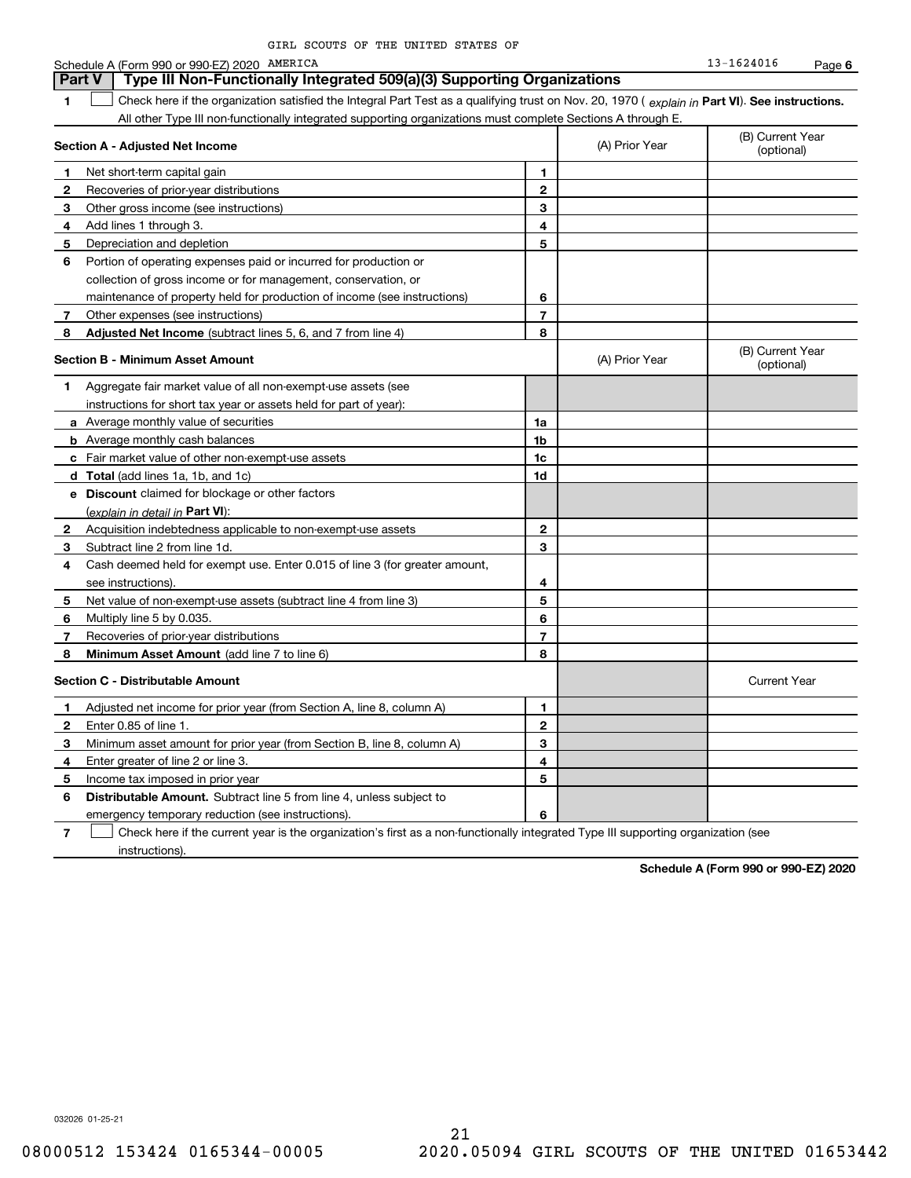GIRL SCOUTS OF THE UNITED STATES OF

Schedule A (Form 990 or 990-EZ) 2020 AMERICA 13-1624016 Page 6

## Part V Type III Non-Functionally Integrated 509(a)(3) Supporting Organizations

**1** ☐ Check here if the organization satisfied the Integral Part Test as a qualifying trust on Nov. 20, 1970 ( *explain in* **Part VI**). **See instructions.** All other Type III non-functionally integrated supporting organizations must complete Sections A through E.

| **Section A - Adjusted Net Income** | | | (A) Prior Year | (B) Current Year (optional) |
|---|---|---|---|---|
| 1 | Net short-term capital gain | 1 | | |
| 2 | Recoveries of prior-year distributions | 2 | | |
| 3 | Other gross income (see instructions) | 3 | | |
| 4 | Add lines 1 through 3. | 4 | | |
| 5 | Depreciation and depletion | 5 | | |
| 6 | Portion of operating expenses paid or incurred for production or collection of gross income or for management, conservation, or maintenance of property held for production of income (see instructions) | 6 | | |
| 7 | Other expenses (see instructions) | 7 | | |
| 8 | **Adjusted Net Income** (subtract lines 5, 6, and 7 from line 4) | 8 | | |

| **Section B - Minimum Asset Amount** | | | (A) Prior Year | (B) Current Year (optional) |
|---|---|---|---|---|
| 1 | Aggregate fair market value of all non-exempt-use assets (see instructions for short tax year or assets held for part of year): | | | |
| a | Average monthly value of securities | 1a | | |
| b | Average monthly cash balances | 1b | | |
| c | Fair market value of other non-exempt-use assets | 1c | | |
| d | **Total** (add lines 1a, 1b, and 1c) | 1d | | |
| e | **Discount** claimed for blockage or other factors (*explain in detail in* **Part VI**): | | | |
| 2 | Acquisition indebtedness applicable to non-exempt-use assets | 2 | | |
| 3 | Subtract line 2 from line 1d. | 3 | | |
| 4 | Cash deemed held for exempt use. Enter 0.015 of line 3 (for greater amount, see instructions). | 4 | | |
| 5 | Net value of non-exempt-use assets (subtract line 4 from line 3) | 5 | | |
| 6 | Multiply line 5 by 0.035. | 6 | | |
| 7 | Recoveries of prior-year distributions | 7 | | |
| 8 | **Minimum Asset Amount** (add line 7 to line 6) | 8 | | |

| **Section C - Distributable Amount** | | | | Current Year |
|---|---|---|---|---|
| 1 | Adjusted net income for prior year (from Section A, line 8, column A) | 1 | | |
| 2 | Enter 0.85 of line 1. | 2 | | |
| 3 | Minimum asset amount for prior year (from Section B, line 8, column A) | 3 | | |
| 4 | Enter greater of line 2 or line 3. | 4 | | |
| 5 | Income tax imposed in prior year | 5 | | |
| 6 | **Distributable Amount.** Subtract line 5 from line 4, unless subject to emergency temporary reduction (see instructions). | 6 | | |

**7** ☐ Check here if the current year is the organization's first as a non-functionally integrated Type III supporting organization (see instructions).

**Schedule A (Form 990 or 990-EZ) 2020**

032026 01-25-21

08000512 153424 0165344-00005 2020.05094 GIRL SCOUTS OF THE UNITED 01653442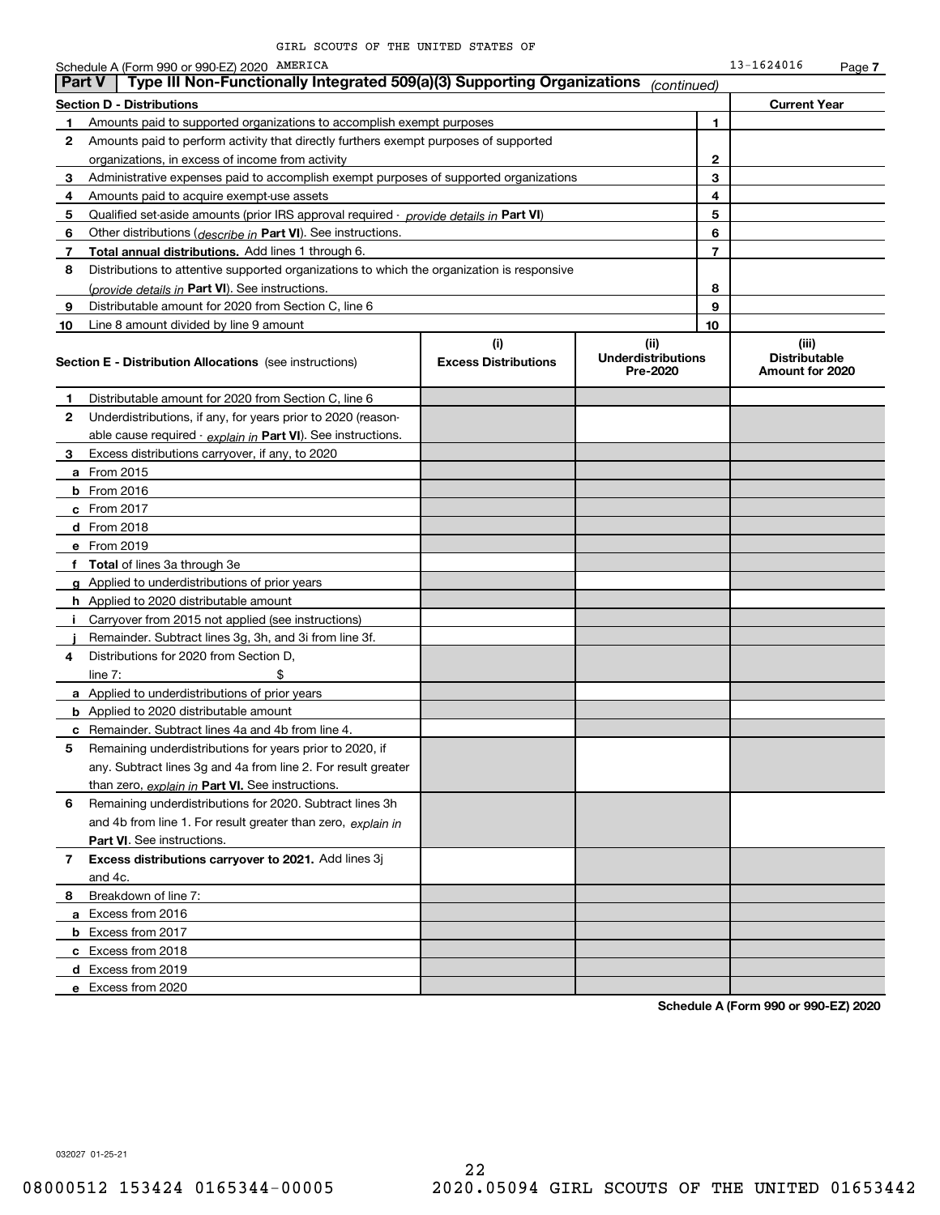GIRL SCOUTS OF THE UNITED STATES OF AMERICA

13-1624016

Schedule A (Form 990 or 990-EZ) 2020

## Part V Type III Non-Functionally Integrated 509(a)(3) Supporting Organizations *(continued)*

| **Section D - Distributions** | | | **Current Year** |
|---|---|---|---|
| 1 | Amounts paid to supported organizations to accomplish exempt purposes | 1 | |
| 2 | Amounts paid to perform activity that directly furthers exempt purposes of supported organizations, in excess of income from activity | 2 | |
| 3 | Administrative expenses paid to accomplish exempt purposes of supported organizations | 3 | |
| 4 | Amounts paid to acquire exempt-use assets | 4 | |
| 5 | Qualified set-aside amounts (prior IRS approval required - *provide details in* **Part VI**) | 5 | |
| 6 | Other distributions (*describe in* **Part VI**). See instructions. | 6 | |
| 7 | **Total annual distributions.** Add lines 1 through 6. | 7 | |
| 8 | Distributions to attentive supported organizations to which the organization is responsive (*provide details in* **Part VI**). See instructions. | 8 | |
| 9 | Distributable amount for 2020 from Section C, line 6 | 9 | |
| 10 | Line 8 amount divided by line 9 amount | 10 | |

| **Section E - Distribution Allocations** (see instructions) | (i) **Excess Distributions** | (ii) **Underdistributions Pre-2020** | (iii) **Distributable Amount for 2020** |
|---|---|---|---|
| **1** Distributable amount for 2020 from Section C, line 6 | | | |
| **2** Underdistributions, if any, for years prior to 2020 (reasonable cause required - *explain in* **Part VI**). See instructions. | | | |
| **3** Excess distributions carryover, if any, to 2020 | | | |
| **a** From 2015 | | | |
| **b** From 2016 | | | |
| **c** From 2017 | | | |
| **d** From 2018 | | | |
| **e** From 2019 | | | |
| **f** **Total** of lines 3a through 3e | | | |
| **g** Applied to underdistributions of prior years | | | |
| **h** Applied to 2020 distributable amount | | | |
| **i** Carryover from 2015 not applied (see instructions) | | | |
| **j** Remainder. Subtract lines 3g, 3h, and 3i from line 3f. | | | |
| **4** Distributions for 2020 from Section D, line 7: $ | | | |
| **a** Applied to underdistributions of prior years | | | |
| **b** Applied to 2020 distributable amount | | | |
| **c** Remainder. Subtract lines 4a and 4b from line 4. | | | |
| **5** Remaining underdistributions for years prior to 2020, if any. Subtract lines 3g and 4a from line 2. For result greater than zero, *explain in* **Part VI.** See instructions. | | | |
| **6** Remaining underdistributions for 2020. Subtract lines 3h and 4b from line 1. For result greater than zero, *explain in* **Part VI**. See instructions. | | | |
| **7** **Excess distributions carryover to 2021.** Add lines 3j and 4c. | | | |
| **8** Breakdown of line 7: | | | |
| **a** Excess from 2016 | | | |
| **b** Excess from 2017 | | | |
| **c** Excess from 2018 | | | |
| **d** Excess from 2019 | | | |
| **e** Excess from 2020 | | | |

**Schedule A (Form 990 or 990-EZ) 2020**

032027 01-25-21

08000512 153424 0165344-00005 2020.05094 GIRL SCOUTS OF THE UNITED 01653442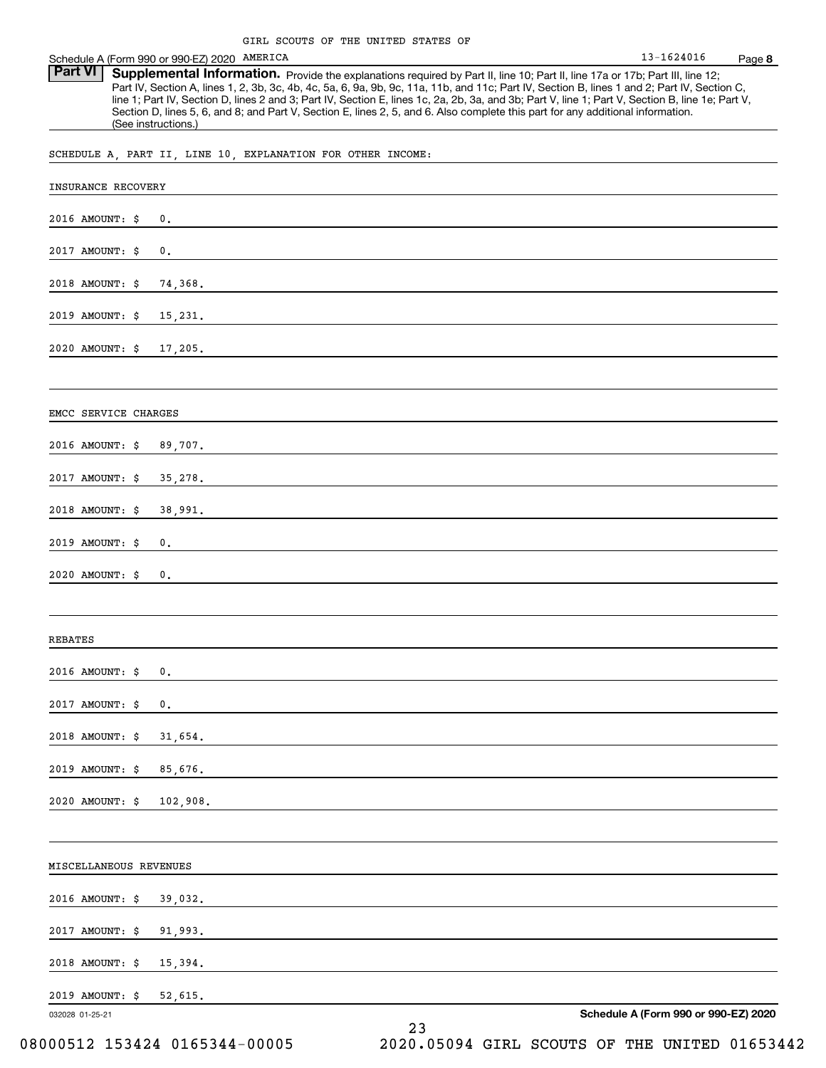GIRL SCOUTS OF THE UNITED STATES OF AMERICA

Schedule A (Form 990 or 990-EZ) 2020 — 13-1624016 — Page 8

**Part VI** **Supplemental Information.** Provide the explanations required by Part II, line 10; Part II, line 17a or 17b; Part III, line 12; Part IV, Section A, lines 1, 2, 3b, 3c, 4b, 4c, 5a, 6, 9a, 9b, 9c, 11a, 11b, and 11c; Part IV, Section B, lines 1 and 2; Part IV, Section C, line 1; Part IV, Section D, lines 2 and 3; Part IV, Section E, lines 1c, 2a, 2b, 3a, and 3b; Part V, line 1; Part V, Section B, line 1e; Part V, Section D, lines 5, 6, and 8; and Part V, Section E, lines 2, 5, and 6. Also complete this part for any additional information. (See instructions.)

SCHEDULE A, PART II, LINE 10, EXPLANATION FOR OTHER INCOME:

INSURANCE RECOVERY

2016 AMOUNT: $ 0.

2017 AMOUNT: $ 0.

2018 AMOUNT: $ 74,368.

2019 AMOUNT: $ 15,231.

2020 AMOUNT: $ 17,205.

EMCC SERVICE CHARGES

2016 AMOUNT: $ 89,707.

2017 AMOUNT: $ 35,278.

2018 AMOUNT: $ 38,991.

2019 AMOUNT: $ 0.

2020 AMOUNT: $ 0.

REBATES

2016 AMOUNT: $ 0.

2017 AMOUNT: $ 0.

2018 AMOUNT: $ 31,654.

2019 AMOUNT: $ 85,676.

2020 AMOUNT: $ 102,908.

MISCELLANEOUS REVENUES

2016 AMOUNT: $ 39,032.

2017 AMOUNT: $ 91,993.

2018 AMOUNT: $ 15,394.

2019 AMOUNT: $ 52,615.

032028 01-25-21 — Schedule A (Form 990 or 990-EZ) 2020

08000512 153424 0165344-00005 2020.05094 GIRL SCOUTS OF THE UNITED 01653442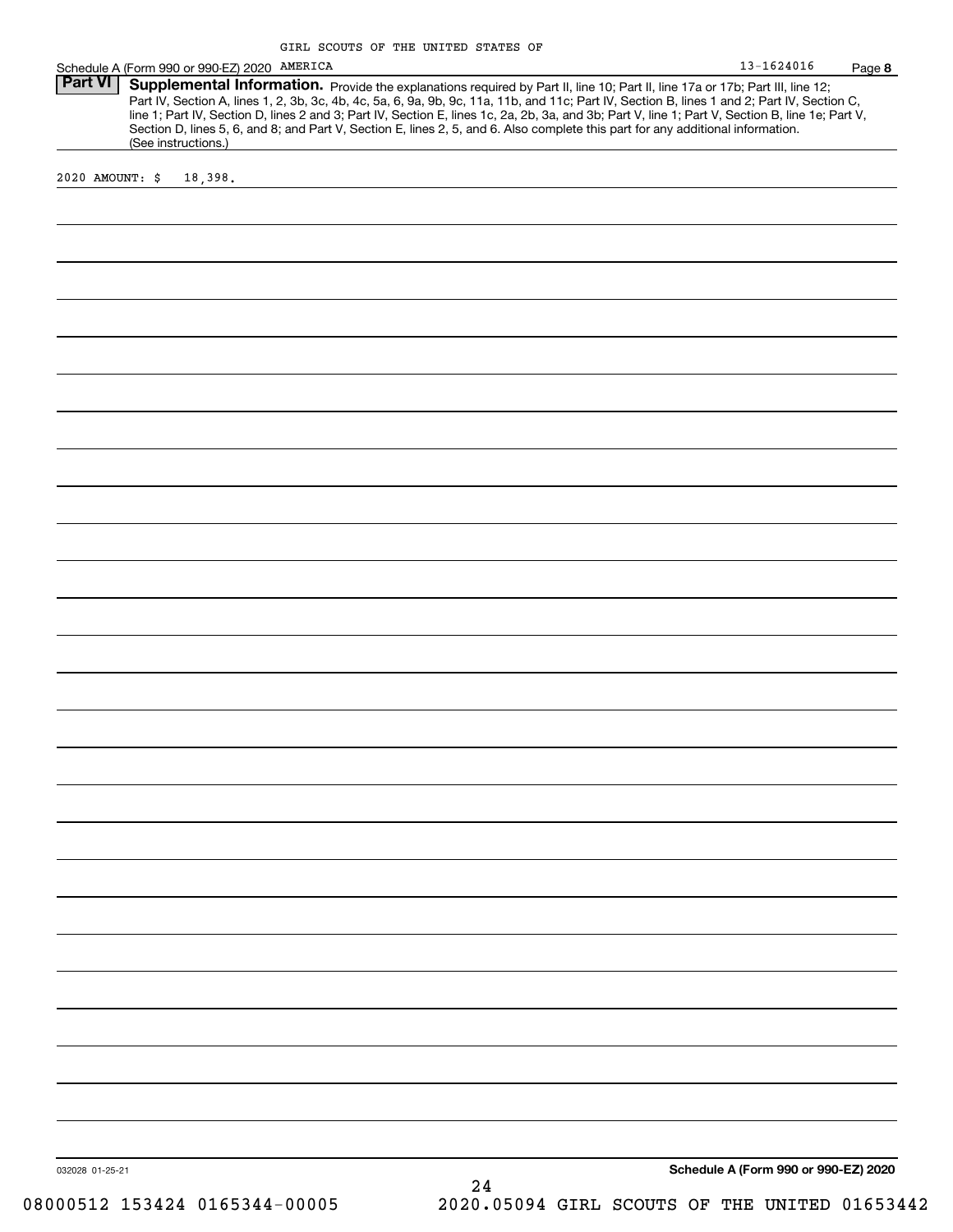GIRL SCOUTS OF THE UNITED STATES OF AMERICA 13-1624016

## Part VI Supplemental Information.

Provide the explanations required by Part II, line 10; Part II, line 17a or 17b; Part III, line 12; Part IV, Section A, lines 1, 2, 3b, 3c, 4b, 4c, 5a, 6, 9a, 9b, 9c, 11a, 11b, and 11c; Part IV, Section B, lines 1 and 2; Part IV, Section C, line 1; Part IV, Section D, lines 2 and 3; Part IV, Section E, lines 1c, 2a, 2b, 3a, and 3b; Part V, line 1; Part V, Section B, line 1e; Part V, Section D, lines 5, 6, and 8; and Part V, Section E, lines 2, 5, and 6. Also complete this part for any additional information. (See instructions.)

2020 AMOUNT: $ 18,398.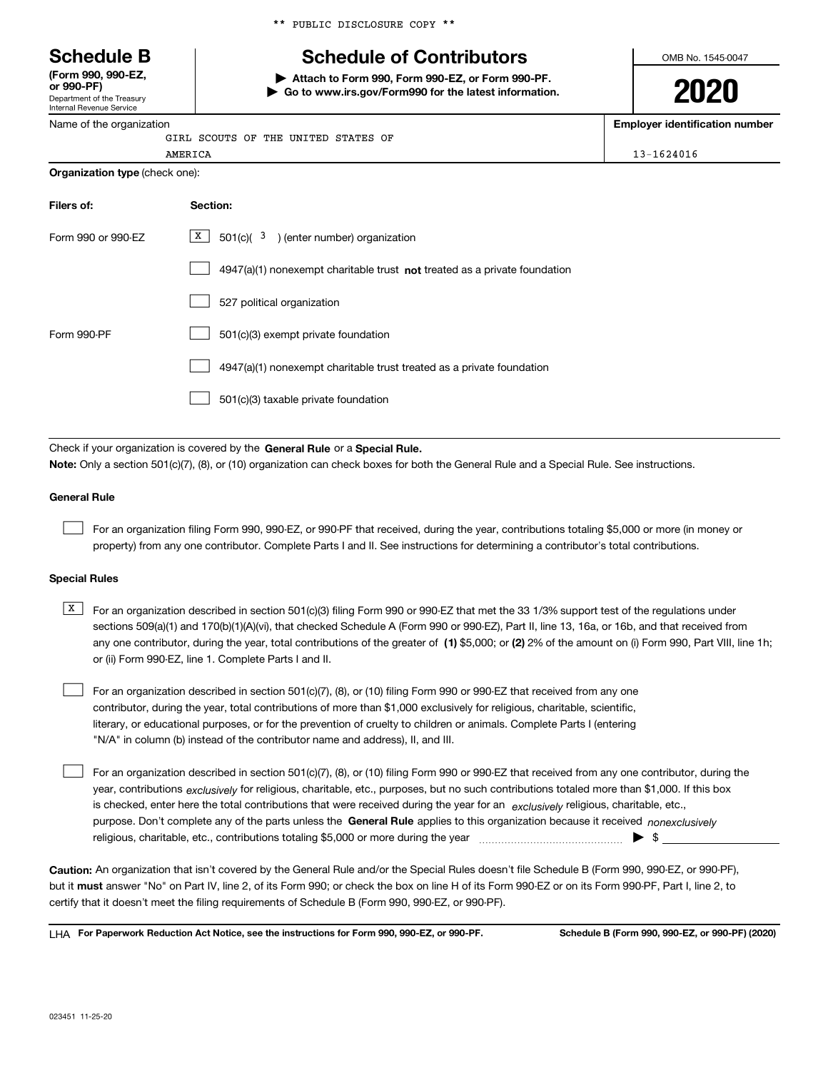** PUBLIC DISCLOSURE COPY **

# Schedule B

**(Form 990, 990-EZ, or 990-PF)**
Department of the Treasury
Internal Revenue Service

## Schedule of Contributors

▶ **Attach to Form 990, Form 990-EZ, or Form 990-PF.**
▶ **Go to www.irs.gov/Form990 for the latest information.**

OMB No. 1545-0047

**2020**

Name of the organization: GIRL SCOUTS OF THE UNITED STATES OF AMERICA

**Employer identification number:** 13-1624016

**Organization type** (check one):

| Filers of: | Section: |
|---|---|
| Form 990 or 990-EZ | [X] 501(c)( 3 ) (enter number) organization |
| | [ ] 4947(a)(1) nonexempt charitable trust **not** treated as a private foundation |
| | [ ] 527 political organization |
| Form 990-PF | [ ] 501(c)(3) exempt private foundation |
| | [ ] 4947(a)(1) nonexempt charitable trust treated as a private foundation |
| | [ ] 501(c)(3) taxable private foundation |

Check if your organization is covered by the **General Rule** or a **Special Rule.**

**Note:** Only a section 501(c)(7), (8), or (10) organization can check boxes for both the General Rule and a Special Rule. See instructions.

### General Rule

[ ] For an organization filing Form 990, 990-EZ, or 990-PF that received, during the year, contributions totaling $5,000 or more (in money or property) from any one contributor. Complete Parts I and II. See instructions for determining a contributor's total contributions.

### Special Rules

[X] For an organization described in section 501(c)(3) filing Form 990 or 990-EZ that met the 33 1/3% support test of the regulations under sections 509(a)(1) and 170(b)(1)(A)(vi), that checked Schedule A (Form 990 or 990-EZ), Part II, line 13, 16a, or 16b, and that received from any one contributor, during the year, total contributions of the greater of **(1)** $5,000; or **(2)** 2% of the amount on (i) Form 990, Part VIII, line 1h; or (ii) Form 990-EZ, line 1. Complete Parts I and II.

[ ] For an organization described in section 501(c)(7), (8), or (10) filing Form 990 or 990-EZ that received from any one contributor, during the year, total contributions of more than $1,000 exclusively for religious, charitable, scientific, literary, or educational purposes, or for the prevention of cruelty to children or animals. Complete Parts I (entering "N/A" in column (b) instead of the contributor name and address), II, and III.

[ ] For an organization described in section 501(c)(7), (8), or (10) filing Form 990 or 990-EZ that received from any one contributor, during the year, contributions *exclusively* for religious, charitable, etc., purposes, but no such contributions totaled more than $1,000. If this box is checked, enter here the total contributions that were received during the year for an *exclusively* religious, charitable, etc., purpose. Don't complete any of the parts unless the **General Rule** applies to this organization because it received *nonexclusively* religious, charitable, etc., contributions totaling $5,000 or more during the year ▶ $

**Caution:** An organization that isn't covered by the General Rule and/or the Special Rules doesn't file Schedule B (Form 990, 990-EZ, or 990-PF), but it **must** answer "No" on Part IV, line 2, of its Form 990; or check the box on line H of its Form 990-EZ or on its Form 990-PF, Part I, line 2, to certify that it doesn't meet the filing requirements of Schedule B (Form 990, 990-EZ, or 990-PF).

LHA **For Paperwork Reduction Act Notice, see the instructions for Form 990, 990-EZ, or 990-PF.** **Schedule B (Form 990, 990-EZ, or 990-PF) (2020)**

023451 11-25-20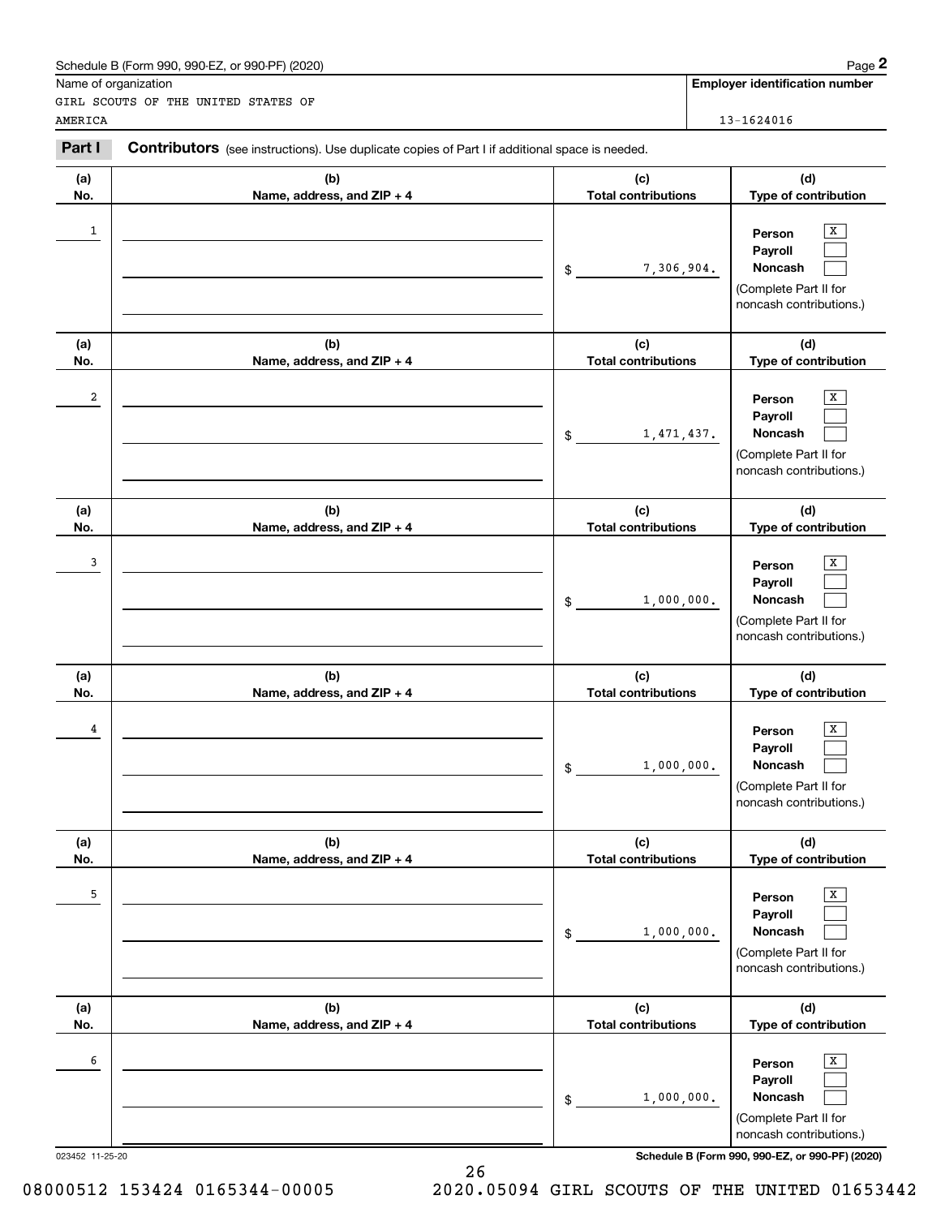Schedule B (Form 990, 990-EZ, or 990-PF) (2020)

Name of organization: GIRL SCOUTS OF THE UNITED STATES OF AMERICA

**Employer identification number:** 13-1624016

## Part I Contributors

(see instructions). Use duplicate copies of Part I if additional space is needed.

| (a) No. | (b) Name, address, and ZIP + 4 | (c) Total contributions | (d) Type of contribution |
|---|---|---|---|
| 1 | | $ 7,306,904. | Person [X] Payroll [ ] Noncash [ ] (Complete Part II for noncash contributions.) |
| 2 | | $ 1,471,437. | Person [X] Payroll [ ] Noncash [ ] (Complete Part II for noncash contributions.) |
| 3 | | $ 1,000,000. | Person [X] Payroll [ ] Noncash [ ] (Complete Part II for noncash contributions.) |
| 4 | | $ 1,000,000. | Person [X] Payroll [ ] Noncash [ ] (Complete Part II for noncash contributions.) |
| 5 | | $ 1,000,000. | Person [X] Payroll [ ] Noncash [ ] (Complete Part II for noncash contributions.) |
| 6 | | $ 1,000,000. | Person [X] Payroll [ ] Noncash [ ] (Complete Part II for noncash contributions.) |

023452 11-25-20

Schedule B (Form 990, 990-EZ, or 990-PF) (2020)

08000512 153424 0165344-00005 2020.05094 GIRL SCOUTS OF THE UNITED 01653442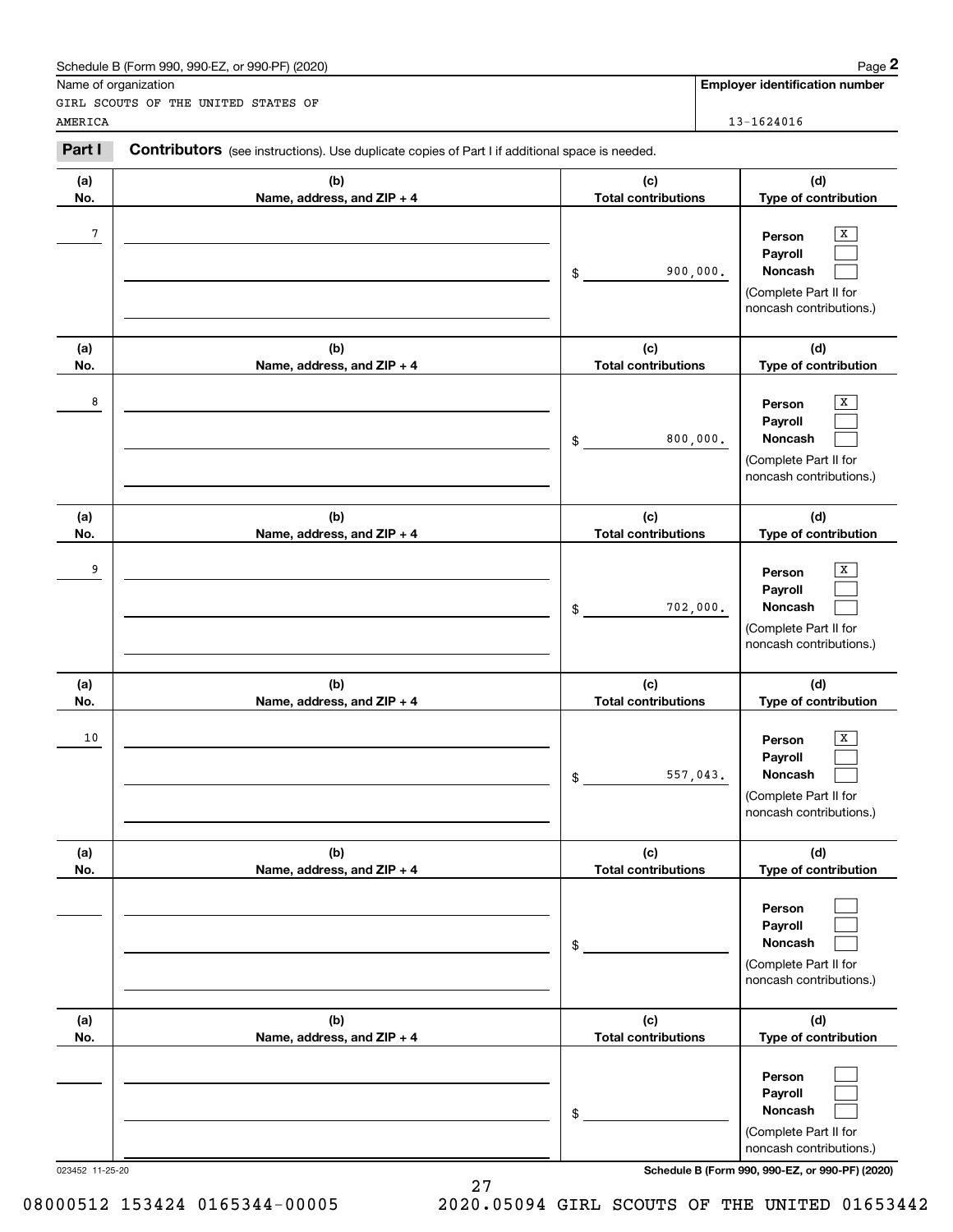Schedule B (Form 990, 990-EZ, or 990-PF) (2020) Page **2**

| Name of organization | Employer identification number |
|---|---|
| GIRL SCOUTS OF THE UNITED STATES OF AMERICA | 13-1624016 |

**Part I** **Contributors** (see instructions). Use duplicate copies of Part I if additional space is needed.

| (a) No. | (b) Name, address, and ZIP + 4 | (c) Total contributions | (d) Type of contribution |
|---|---|---|---|
| 7 | | $ 900,000. | Person [X] Payroll [ ] Noncash [ ] (Complete Part II for noncash contributions.) |
| 8 | | $ 800,000. | Person [X] Payroll [ ] Noncash [ ] (Complete Part II for noncash contributions.) |
| 9 | | $ 702,000. | Person [X] Payroll [ ] Noncash [ ] (Complete Part II for noncash contributions.) |
| 10 | | $ 557,043. | Person [X] Payroll [ ] Noncash [ ] (Complete Part II for noncash contributions.) |
| | | $ | Person [ ] Payroll [ ] Noncash [ ] (Complete Part II for noncash contributions.) |
| | | $ | Person [ ] Payroll [ ] Noncash [ ] (Complete Part II for noncash contributions.) |

023452 11-25-20 **Schedule B (Form 990, 990-EZ, or 990-PF) (2020)**

08000512 153424 0165344-00005 2020.05094 GIRL SCOUTS OF THE UNITED 01653442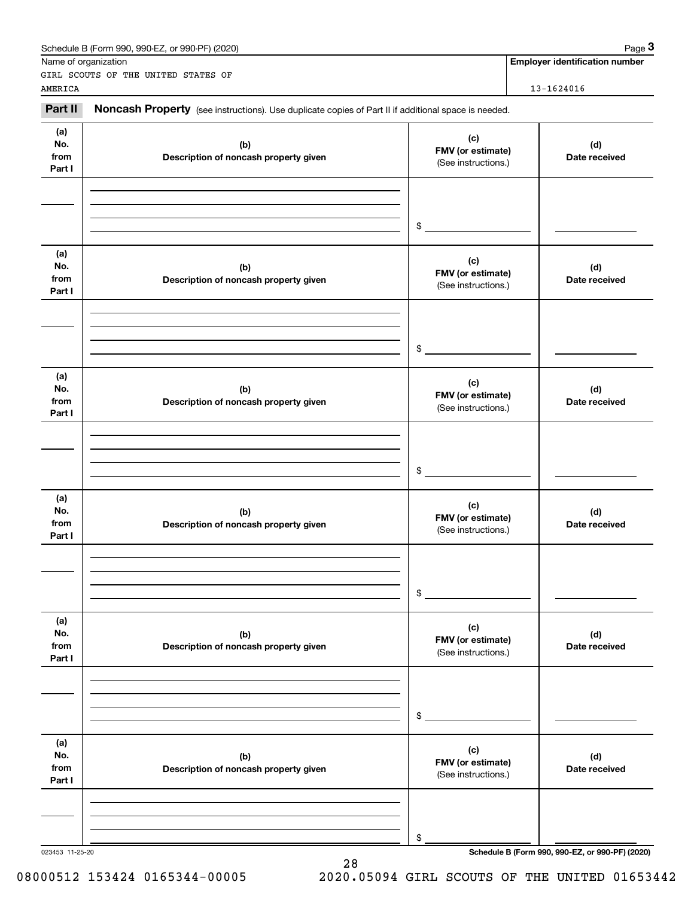Name of organization

GIRL SCOUTS OF THE UNITED STATES OF AMERICA

**Employer identification number**

13-1624016

**Part II** **Noncash Property** (see instructions). Use duplicate copies of Part II if additional space is needed.

| (a) No. from Part I | (b) Description of noncash property given | (c) FMV (or estimate) (See instructions.) | (d) Date received |
|---|---|---|---|
| | | $ | |

| (a) No. from Part I | (b) Description of noncash property given | (c) FMV (or estimate) (See instructions.) | (d) Date received |
|---|---|---|---|
| | | $ | |

| (a) No. from Part I | (b) Description of noncash property given | (c) FMV (or estimate) (See instructions.) | (d) Date received |
|---|---|---|---|
| | | $ | |

| (a) No. from Part I | (b) Description of noncash property given | (c) FMV (or estimate) (See instructions.) | (d) Date received |
|---|---|---|---|
| | | $ | |

| (a) No. from Part I | (b) Description of noncash property given | (c) FMV (or estimate) (See instructions.) | (d) Date received |
|---|---|---|---|
| | | $ | |

| (a) No. from Part I | (b) Description of noncash property given | (c) FMV (or estimate) (See instructions.) | (d) Date received |
|---|---|---|---|
| | | $ | |

023453 11-25-20

**Schedule B (Form 990, 990-EZ, or 990-PF) (2020)**

08000512 153424 0165344-00005 2020.05094 GIRL SCOUTS OF THE UNITED 01653442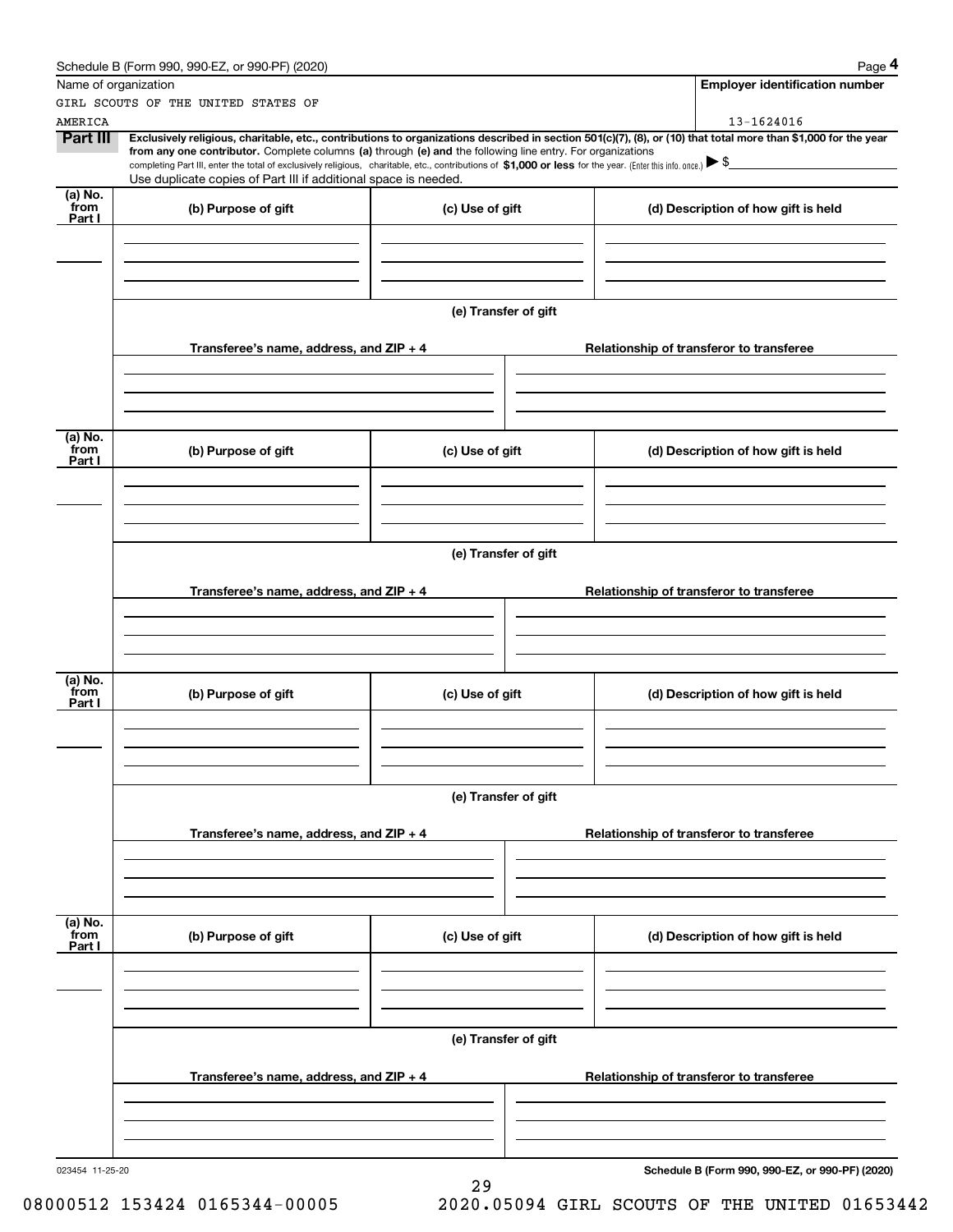Schedule B (Form 990, 990-EZ, or 990-PF) (2020) Page **4**

| Name of organization | Employer identification number |
|---|---|
| GIRL SCOUTS OF THE UNITED STATES OF AMERICA | 13-1624016 |

**Part III** **Exclusively religious, charitable, etc., contributions to organizations described in section 501(c)(7), (8), or (10) that total more than $1,000 for the year from any one contributor.** Complete columns **(a)** through **(e) and** the following line entry. For organizations completing Part III, enter the total of exclusively religious, charitable, etc., contributions of **$1,000 or less** for the year. (Enter this info. once.) ▶ $

Use duplicate copies of Part III if additional space is needed.

| (a) No. from Part I | (b) Purpose of gift | (c) Use of gift | (d) Description of how gift is held |
|---|---|---|---|
| | | | |

**(e) Transfer of gift**

| Transferee's name, address, and ZIP + 4 | Relationship of transferor to transferee |
|---|---|
| | |

| (a) No. from Part I | (b) Purpose of gift | (c) Use of gift | (d) Description of how gift is held |
|---|---|---|---|
| | | | |

**(e) Transfer of gift**

| Transferee's name, address, and ZIP + 4 | Relationship of transferor to transferee |
|---|---|
| | |

| (a) No. from Part I | (b) Purpose of gift | (c) Use of gift | (d) Description of how gift is held |
|---|---|---|---|
| | | | |

**(e) Transfer of gift**

| Transferee's name, address, and ZIP + 4 | Relationship of transferor to transferee |
|---|---|
| | |

| (a) No. from Part I | (b) Purpose of gift | (c) Use of gift | (d) Description of how gift is held |
|---|---|---|---|
| | | | |

**(e) Transfer of gift**

| Transferee's name, address, and ZIP + 4 | Relationship of transferor to transferee |
|---|---|
| | |

023454 11-25-20 **Schedule B (Form 990, 990-EZ, or 990-PF) (2020)**

08000512 153424 0165344-00005 2020.05094 GIRL SCOUTS OF THE UNITED 01653442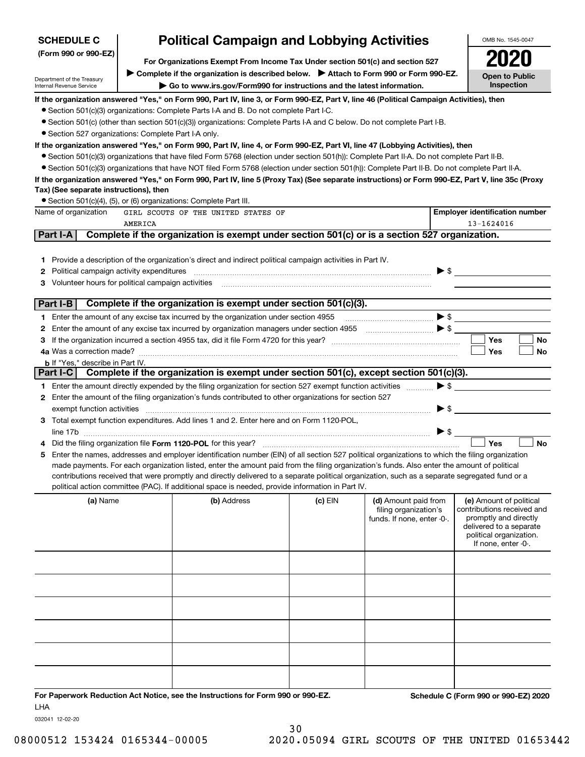**SCHEDULE C**
**(Form 990 or 990-EZ)**

Department of the Treasury
Internal Revenue Service

# Political Campaign and Lobbying Activities

**For Organizations Exempt From Income Tax Under section 501(c) and section 527**

▶ **Complete if the organization is described below.** ▶ **Attach to Form 990 or Form 990-EZ.**

▶ **Go to www.irs.gov/Form990 for instructions and the latest information.**

OMB No. 1545-0047

**2020**

**Open to Public Inspection**

**If the organization answered "Yes," on Form 990, Part IV, line 3, or Form 990-EZ, Part V, line 46 (Political Campaign Activities), then**

- Section 501(c)(3) organizations: Complete Parts I-A and B. Do not complete Part I-C.
- Section 501(c) (other than section 501(c)(3)) organizations: Complete Parts I-A and C below. Do not complete Part I-B.
- Section 527 organizations: Complete Part I-A only.

**If the organization answered "Yes," on Form 990, Part IV, line 4, or Form 990-EZ, Part VI, line 47 (Lobbying Activities), then**

- Section 501(c)(3) organizations that have filed Form 5768 (election under section 501(h)): Complete Part II-A. Do not complete Part II-B.
- Section 501(c)(3) organizations that have NOT filed Form 5768 (election under section 501(h)): Complete Part II-B. Do not complete Part II-A.

**If the organization answered "Yes," on Form 990, Part IV, line 5 (Proxy Tax) (See separate instructions) or Form 990-EZ, Part V, line 35c (Proxy Tax) (See separate instructions), then**

- Section 501(c)(4), (5), or (6) organizations: Complete Part III.

| Name of organization | Employer identification number |
|---|---|
| GIRL SCOUTS OF THE UNITED STATES OF AMERICA | 13-1624016 |

## Part I-A Complete if the organization is exempt under section 501(c) or is a section 527 organization.

1 Provide a description of the organization's direct and indirect political campaign activities in Part IV.

2 Political campaign activity expenditures ▶ $

3 Volunteer hours for political campaign activities

## Part I-B Complete if the organization is exempt under section 501(c)(3).

1 Enter the amount of any excise tax incurred by the organization under section 4955 ▶ $

2 Enter the amount of any excise tax incurred by organization managers under section 4955 ▶ $

3 If the organization incurred a section 4955 tax, did it file Form 4720 for this year? ☐ Yes ☐ No

4a Was a correction made? ☐ Yes ☐ No

b If "Yes," describe in Part IV.

## Part I-C Complete if the organization is exempt under section 501(c), except section 501(c)(3).

1 Enter the amount directly expended by the filing organization for section 527 exempt function activities ▶ $

2 Enter the amount of the filing organization's funds contributed to other organizations for section 527 exempt function activities ▶ $

3 Total exempt function expenditures. Add lines 1 and 2. Enter here and on Form 1120-POL, line 17b ▶ $

4 Did the filing organization file **Form 1120-POL** for this year? ☐ Yes ☐ No

5 Enter the names, addresses and employer identification number (EIN) of all section 527 political organizations to which the filing organization made payments. For each organization listed, enter the amount paid from the filing organization's funds. Also enter the amount of political contributions received that were promptly and directly delivered to a separate political organization, such as a separate segregated fund or a political action committee (PAC). If additional space is needed, provide information in Part IV.

| (a) Name | (b) Address | (c) EIN | (d) Amount paid from filing organization's funds. If none, enter -0-. | (e) Amount of political contributions received and promptly and directly delivered to a separate political organization. If none, enter -0-. |
|---|---|---|---|---|
| | | | | |
| | | | | |
| | | | | |
| | | | | |
| | | | | |
| | | | | |

**For Paperwork Reduction Act Notice, see the Instructions for Form 990 or 990-EZ.**

**Schedule C (Form 990 or 990-EZ) 2020**

LHA

032041 12-02-20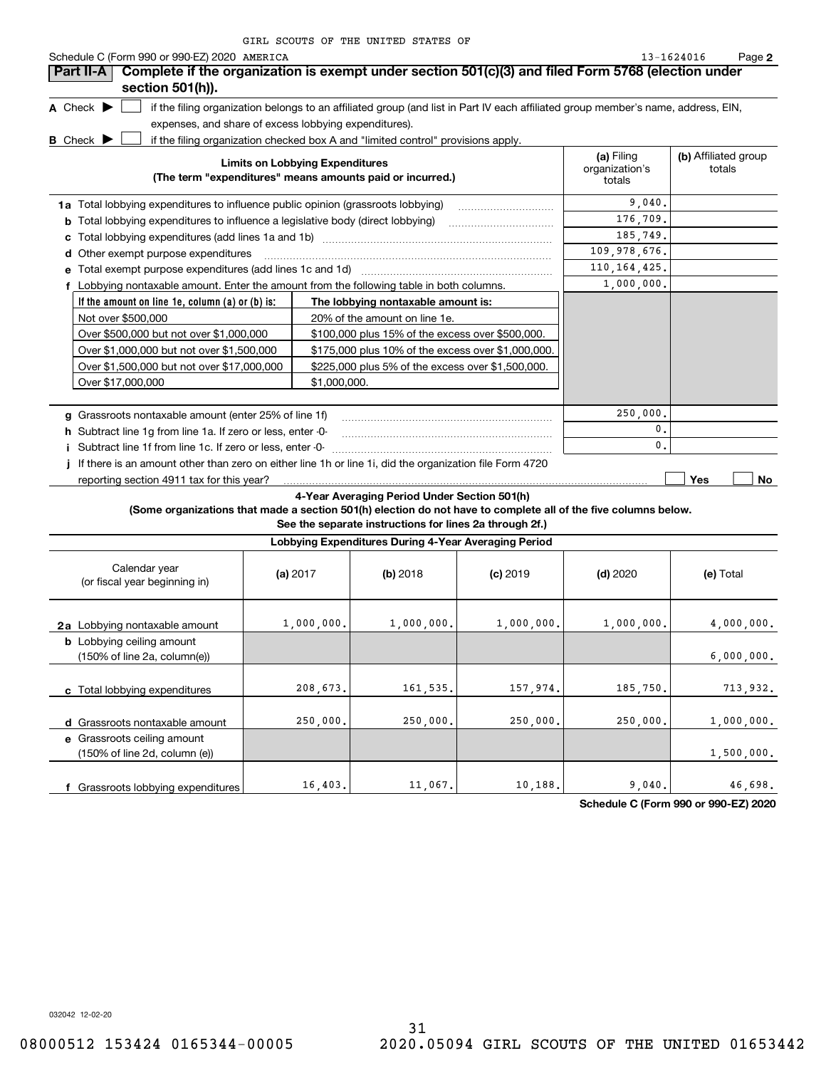GIRL SCOUTS OF THE UNITED STATES OF AMERICA

Schedule C (Form 990 or 990-EZ) 2020 — 13-1624016 — Page 2

## Part II-A Complete if the organization is exempt under section 501(c)(3) and filed Form 5768 (election under section 501(h)).

**A** Check ▶ ☐ if the filing organization belongs to an affiliated group (and list in Part IV each affiliated group member's name, address, EIN, expenses, and share of excess lobbying expenditures).

**B** Check ▶ ☐ if the filing organization checked box A and "limited control" provisions apply.

| Limits on Lobbying Expenditures (The term "expenditures" means amounts paid or incurred.) | (a) Filing organization's totals | (b) Affiliated group totals |
|---|---|---|
| **1a** Total lobbying expenditures to influence public opinion (grassroots lobbying) | 9,040. | |
| **b** Total lobbying expenditures to influence a legislative body (direct lobbying) | 176,709. | |
| **c** Total lobbying expenditures (add lines 1a and 1b) | 185,749. | |
| **d** Other exempt purpose expenditures | 109,978,676. | |
| **e** Total exempt purpose expenditures (add lines 1c and 1d) | 110,164,425. | |
| **f** Lobbying nontaxable amount. Enter the amount from the following table in both columns. | 1,000,000. | |

| If the amount on line 1e, column (a) or (b) is: | The lobbying nontaxable amount is: |
|---|---|
| Not over $500,000 | 20% of the amount on line 1e. |
| Over $500,000 but not over $1,000,000 | $100,000 plus 15% of the excess over $500,000. |
| Over $1,000,000 but not over $1,500,000 | $175,000 plus 10% of the excess over $1,000,000. |
| Over $1,500,000 but not over $17,000,000 | $225,000 plus 5% of the excess over $1,500,000. |
| Over $17,000,000 | $1,000,000. |

| | (a) | (b) |
|---|---|---|
| **g** Grassroots nontaxable amount (enter 25% of line 1f) | 250,000. | |
| **h** Subtract line 1g from line 1a. If zero or less, enter -0- | 0. | |
| **i** Subtract line 1f from line 1c. If zero or less, enter -0- | 0. | |

**j** If there is an amount other than zero on either line 1h or line 1i, did the organization file Form 4720 reporting section 4911 tax for this year? ☐ Yes ☐ No

### 4-Year Averaging Period Under Section 501(h)

**(Some organizations that made a section 501(h) election do not have to complete all of the five columns below. See the separate instructions for lines 2a through 2f.)**

**Lobbying Expenditures During 4-Year Averaging Period**

| Calendar year (or fiscal year beginning in) | (a) 2017 | (b) 2018 | (c) 2019 | (d) 2020 | (e) Total |
|---|---|---|---|---|---|
| **2a** Lobbying nontaxable amount | 1,000,000. | 1,000,000. | 1,000,000. | 1,000,000. | 4,000,000. |
| **b** Lobbying ceiling amount (150% of line 2a, column(e)) | | | | | 6,000,000. |
| **c** Total lobbying expenditures | 208,673. | 161,535. | 157,974. | 185,750. | 713,932. |
| **d** Grassroots nontaxable amount | 250,000. | 250,000. | 250,000. | 250,000. | 1,000,000. |
| **e** Grassroots ceiling amount (150% of line 2d, column (e)) | | | | | 1,500,000. |
| **f** Grassroots lobbying expenditures | 16,403. | 11,067. | 10,188. | 9,040. | 46,698. |

**Schedule C (Form 990 or 990-EZ) 2020**

032042 12-02-20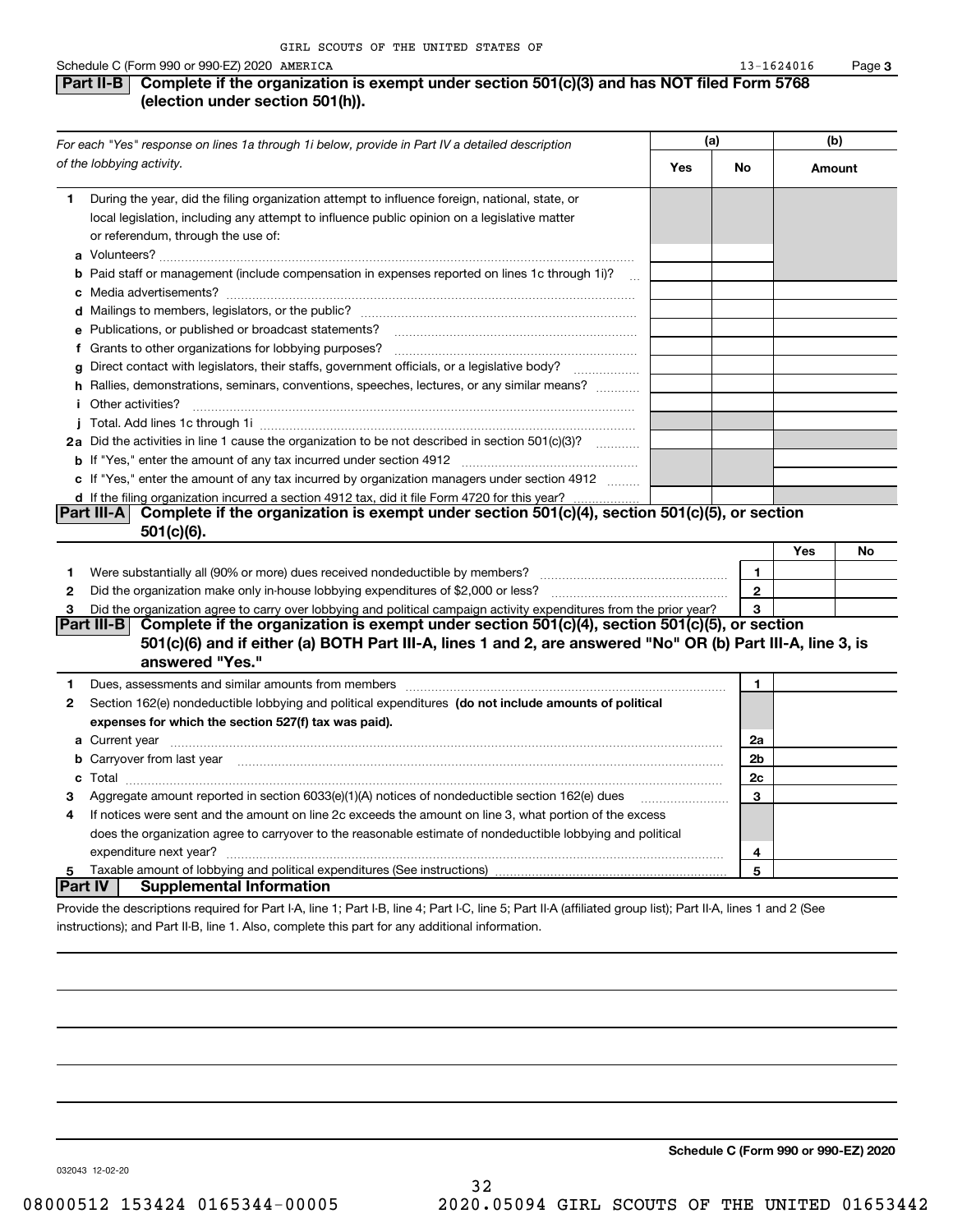GIRL SCOUTS OF THE UNITED STATES OF AMERICA

Schedule C (Form 990 or 990-EZ) 2020 13-1624016

## Part II-B Complete if the organization is exempt under section 501(c)(3) and has NOT filed Form 5768 (election under section 501(h)).

| *For each "Yes" response on lines 1a through 1i below, provide in Part IV a detailed description of the lobbying activity.* | (a) Yes | (a) No | (b) Amount |
|---|---|---|---|
| **1** During the year, did the filing organization attempt to influence foreign, national, state, or local legislation, including any attempt to influence public opinion on a legislative matter or referendum, through the use of: | | | |
| **a** Volunteers? | | | |
| **b** Paid staff or management (include compensation in expenses reported on lines 1c through 1i)? | | | |
| **c** Media advertisements? | | | |
| **d** Mailings to members, legislators, or the public? | | | |
| **e** Publications, or published or broadcast statements? | | | |
| **f** Grants to other organizations for lobbying purposes? | | | |
| **g** Direct contact with legislators, their staffs, government officials, or a legislative body? | | | |
| **h** Rallies, demonstrations, seminars, conventions, speeches, lectures, or any similar means? | | | |
| **i** Other activities? | | | |
| **j** Total. Add lines 1c through 1i | | | |
| **2a** Did the activities in line 1 cause the organization to be not described in section 501(c)(3)? | | | |
| **b** If "Yes," enter the amount of any tax incurred under section 4912 | | | |
| **c** If "Yes," enter the amount of any tax incurred by organization managers under section 4912 | | | |
| **d** If the filing organization incurred a section 4912 tax, did it file Form 4720 for this year? | | | |

## Part III-A Complete if the organization is exempt under section 501(c)(4), section 501(c)(5), or section 501(c)(6).

| | | | Yes | No |
|---|---|---|---|---|
| **1** | Were substantially all (90% or more) dues received nondeductible by members? | 1 | | |
| **2** | Did the organization make only in-house lobbying expenditures of $2,000 or less? | 2 | | |
| **3** | Did the organization agree to carry over lobbying and political campaign activity expenditures from the prior year? | 3 | | |

## Part III-B Complete if the organization is exempt under section 501(c)(4), section 501(c)(5), or section 501(c)(6) and if either (a) BOTH Part III-A, lines 1 and 2, are answered "No" OR (b) Part III-A, line 3, is answered "Yes."

| | | | |
|---|---|---|---|
| **1** | Dues, assessments and similar amounts from members | 1 | |
| **2** | Section 162(e) nondeductible lobbying and political expenditures **(do not include amounts of political expenses for which the section 527(f) tax was paid).** | | |
| **a** | Current year | 2a | |
| **b** | Carryover from last year | 2b | |
| **c** | Total | 2c | |
| **3** | Aggregate amount reported in section 6033(e)(1)(A) notices of nondeductible section 162(e) dues | 3 | |
| **4** | If notices were sent and the amount on line 2c exceeds the amount on line 3, what portion of the excess does the organization agree to carryover to the reasonable estimate of nondeductible lobbying and political expenditure next year? | 4 | |
| **5** | Taxable amount of lobbying and political expenditures (See instructions) | 5 | |

## Part IV Supplemental Information

Provide the descriptions required for Part I-A, line 1; Part I-B, line 4; Part I-C, line 5; Part II-A (affiliated group list); Part II-A, lines 1 and 2 (See instructions); and Part II-B, line 1. Also, complete this part for any additional information.

**Schedule C (Form 990 or 990-EZ) 2020**

032043 12-02-20

08000512 153424 0165344-00005 2020.05094 GIRL SCOUTS OF THE UNITED 01653442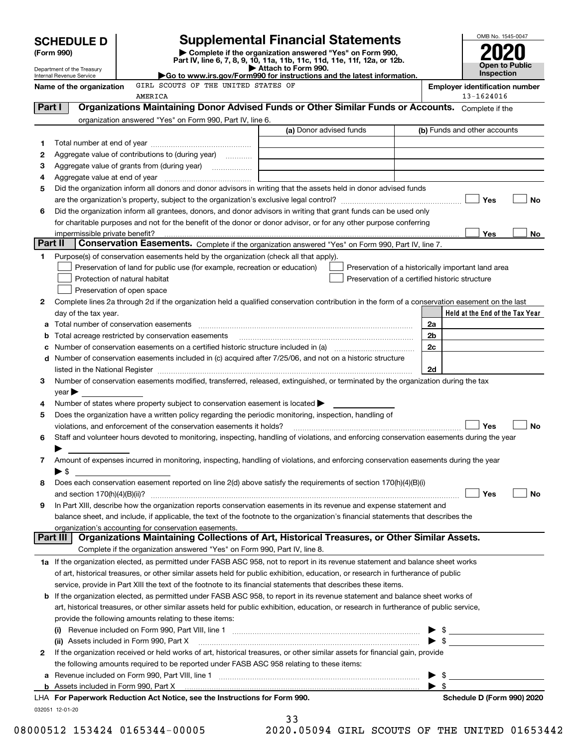# SCHEDULE D (Form 990)

Department of the Treasury
Internal Revenue Service

## Supplemental Financial Statements

▶ Complete if the organization answered "Yes" on Form 990, Part IV, line 6, 7, 8, 9, 10, 11a, 11b, 11c, 11d, 11e, 11f, 12a, or 12b.
▶ Attach to Form 990.
▶Go to www.irs.gov/Form990 for instructions and the latest information.

OMB No. 1545-0047

**2020**

**Open to Public Inspection**

**Name of the organization** GIRL SCOUTS OF THE UNITED STATES OF AMERICA

**Employer identification number** 13-1624016

## Part I Organizations Maintaining Donor Advised Funds or Other Similar Funds or Accounts. Complete if the organization answered "Yes" on Form 990, Part IV, line 6.

| | | (a) Donor advised funds | (b) Funds and other accounts |
|---|---|---|---|
| 1 | Total number at end of year | | |
| 2 | Aggregate value of contributions to (during year) | | |
| 3 | Aggregate value of grants from (during year) | | |
| 4 | Aggregate value at end of year | | |

5 Did the organization inform all donors and donor advisors in writing that the assets held in donor advised funds are the organization's property, subject to the organization's exclusive legal control? ☐ Yes ☐ No

6 Did the organization inform all grantees, donors, and donor advisors in writing that grant funds can be used only for charitable purposes and not for the benefit of the donor or donor advisor, or for any other purpose conferring impermissible private benefit? ☐ Yes ☐ No

## Part II Conservation Easements. Complete if the organization answered "Yes" on Form 990, Part IV, line 7.

1 Purpose(s) of conservation easements held by the organization (check all that apply).
- ☐ Preservation of land for public use (for example, recreation or education)
- ☐ Protection of natural habitat
- ☐ Preservation of open space
- ☐ Preservation of a historically important land area
- ☐ Preservation of a certified historic structure

2 Complete lines 2a through 2d if the organization held a qualified conservation contribution in the form of a conservation easement on the last day of the tax year.

| | | | Held at the End of the Tax Year |
|---|---|---|---|
| a | Total number of conservation easements | 2a | |
| b | Total acreage restricted by conservation easements | 2b | |
| c | Number of conservation easements on a certified historic structure included in (a) | 2c | |
| d | Number of conservation easements included in (c) acquired after 7/25/06, and not on a historic structure listed in the National Register | 2d | |

3 Number of conservation easements modified, transferred, released, extinguished, or terminated by the organization during the tax year ▶

4 Number of states where property subject to conservation easement is located ▶

5 Does the organization have a written policy regarding the periodic monitoring, inspection, handling of violations, and enforcement of the conservation easements it holds? ☐ Yes ☐ No

6 Staff and volunteer hours devoted to monitoring, inspecting, handling of violations, and enforcing conservation easements during the year ▶

7 Amount of expenses incurred in monitoring, inspecting, handling of violations, and enforcing conservation easements during the year ▶ $

8 Does each conservation easement reported on line 2(d) above satisfy the requirements of section 170(h)(4)(B)(i) and section 170(h)(4)(B)(ii)? ☐ Yes ☐ No

9 In Part XIII, describe how the organization reports conservation easements in its revenue and expense statement and balance sheet, and include, if applicable, the text of the footnote to the organization's financial statements that describes the organization's accounting for conservation easements.

## Part III Organizations Maintaining Collections of Art, Historical Treasures, or Other Similar Assets. Complete if the organization answered "Yes" on Form 990, Part IV, line 8.

1a If the organization elected, as permitted under FASB ASC 958, not to report in its revenue statement and balance sheet works of art, historical treasures, or other similar assets held for public exhibition, education, or research in furtherance of public service, provide in Part XIII the text of the footnote to its financial statements that describes these items.

b If the organization elected, as permitted under FASB ASC 958, to report in its revenue statement and balance sheet works of art, historical treasures, or other similar assets held for public exhibition, education, or research in furtherance of public service, provide the following amounts relating to these items:

(i) Revenue included on Form 990, Part VIII, line 1 ▶ $

(ii) Assets included in Form 990, Part X ▶ $

2 If the organization received or held works of art, historical treasures, or other similar assets for financial gain, provide the following amounts required to be reported under FASB ASC 958 relating to these items:

a Revenue included on Form 990, Part VIII, line 1 ▶ $

b Assets included in Form 990, Part X ▶ $

**LHA For Paperwork Reduction Act Notice, see the Instructions for Form 990.** **Schedule D (Form 990) 2020**

032051 12-01-20

08000512 153424 0165344-00005 2020.05094 GIRL SCOUTS OF THE UNITED 01653442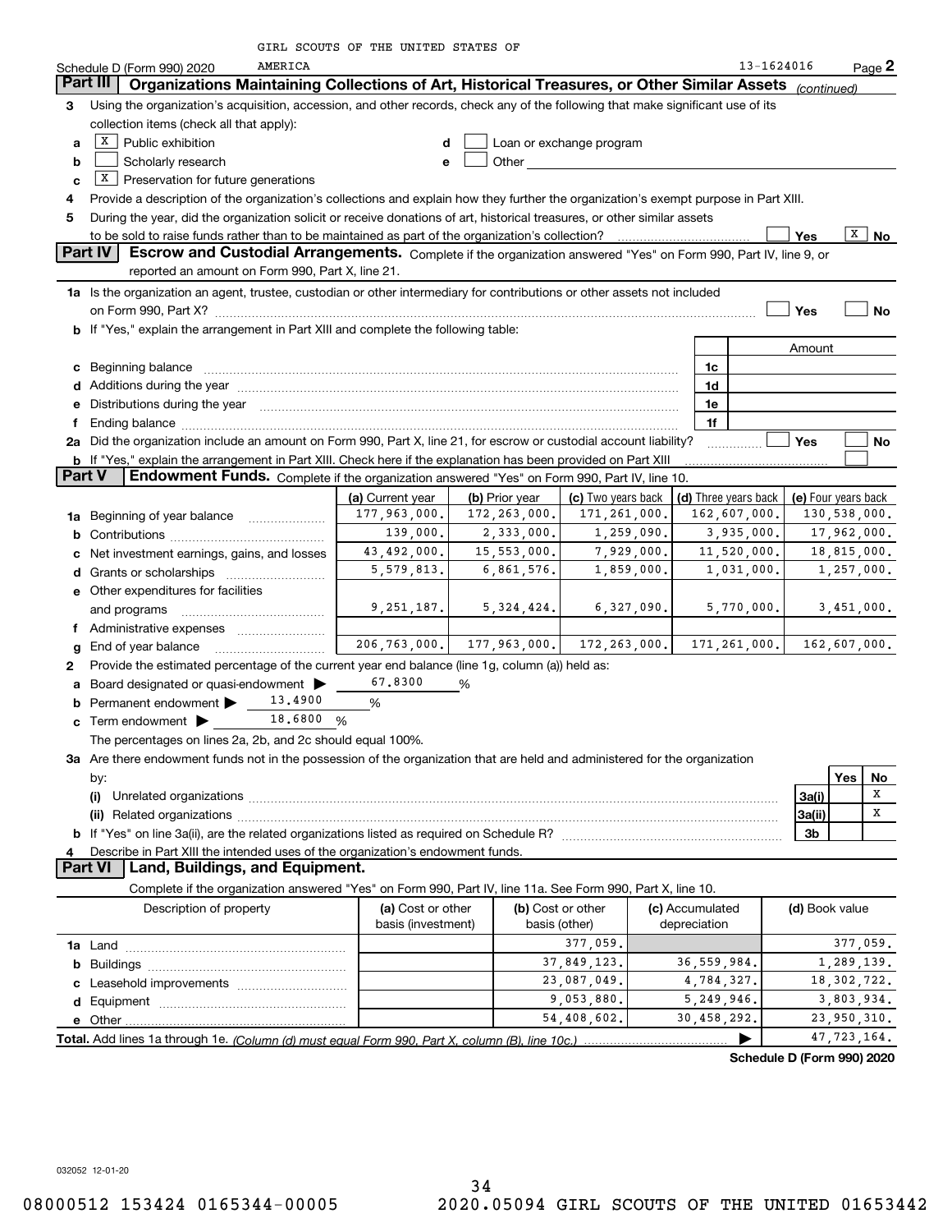GIRL SCOUTS OF THE UNITED STATES OF AMERICA

Schedule D (Form 990) 2020 — 13-1624016 — Page 2

## Part III Organizations Maintaining Collections of Art, Historical Treasures, or Other Similar Assets *(continued)*

**3** Using the organization's acquisition, accession, and other records, check any of the following that make significant use of its collection items (check all that apply):

- **a** [X] Public exhibition
- **b** [ ] Scholarly research
- **c** [X] Preservation for future generations
- **d** [ ] Loan or exchange program
- **e** [ ] Other

**4** Provide a description of the organization's collections and explain how they further the organization's exempt purpose in Part XIII.

**5** During the year, did the organization solicit or receive donations of art, historical treasures, or other similar assets to be sold to raise funds rather than to be maintained as part of the organization's collection? [ ] Yes [X] No

## Part IV Escrow and Custodial Arrangements.

Complete if the organization answered "Yes" on Form 990, Part IV, line 9, or reported an amount on Form 990, Part X, line 21.

**1a** Is the organization an agent, trustee, custodian or other intermediary for contributions or other assets not included on Form 990, Part X? [ ] Yes [ ] No

**b** If "Yes," explain the arrangement in Part XIII and complete the following table:

| | | | Amount |
|---|---|---|---|
| **c** | Beginning balance | 1c | |
| **d** | Additions during the year | 1d | |
| **e** | Distributions during the year | 1e | |
| **f** | Ending balance | 1f | |

**2a** Did the organization include an amount on Form 990, Part X, line 21, for escrow or custodial account liability? [ ] Yes [ ] No

**b** If "Yes," explain the arrangement in Part XIII. Check here if the explanation has been provided on Part XIII [ ]

## Part V Endowment Funds.

Complete if the organization answered "Yes" on Form 990, Part IV, line 10.

| | | (a) Current year | (b) Prior year | (c) Two years back | (d) Three years back | (e) Four years back |
|---|---|---|---|---|---|---|
| **1a** | Beginning of year balance | 177,963,000. | 172,263,000. | 171,261,000. | 162,607,000. | 130,538,000. |
| **b** | Contributions | 139,000. | 2,333,000. | 1,259,090. | 3,935,000. | 17,962,000. |
| **c** | Net investment earnings, gains, and losses | 43,492,000. | 15,553,000. | 7,929,000. | 11,520,000. | 18,815,000. |
| **d** | Grants or scholarships | 5,579,813. | 6,861,576. | 1,859,000. | 1,031,000. | 1,257,000. |
| **e** | Other expenditures for facilities and programs | 9,251,187. | 5,324,424. | 6,327,090. | 5,770,000. | 3,451,000. |
| **f** | Administrative expenses | | | | | |
| **g** | End of year balance | 206,763,000. | 177,963,000. | 172,263,000. | 171,261,000. | 162,607,000. |

**2** Provide the estimated percentage of the current year end balance (line 1g, column (a)) held as:

- **a** Board designated or quasi-endowment ▶ 67.8300 %
- **b** Permanent endowment ▶ 13.4900 %
- **c** Term endowment ▶ 18.6800 %

The percentages on lines 2a, 2b, and 2c should equal 100%.

**3a** Are there endowment funds not in the possession of the organization that are held and administered for the organization by:

| | | | Yes | No |
|---|---|---|---|---|
| **(i)** | Unrelated organizations | 3a(i) | | X |
| **(ii)** | Related organizations | 3a(ii) | | X |
| **b** | If "Yes" on line 3a(ii), are the related organizations listed as required on Schedule R? | 3b | | |

**4** Describe in Part XIII the intended uses of the organization's endowment funds.

## Part VI Land, Buildings, and Equipment.

Complete if the organization answered "Yes" on Form 990, Part IV, line 11a. See Form 990, Part X, line 10.

| Description of property | (a) Cost or other basis (investment) | (b) Cost or other basis (other) | (c) Accumulated depreciation | (d) Book value |
|---|---|---|---|---|
| **1a** Land | | 377,059. | | 377,059. |
| **b** Buildings | | 37,849,123. | 36,559,984. | 1,289,139. |
| **c** Leasehold improvements | | 23,087,049. | 4,784,327. | 18,302,722. |
| **d** Equipment | | 9,053,880. | 5,249,946. | 3,803,934. |
| **e** Other | | 54,408,602. | 30,458,292. | 23,950,310. |
| **Total.** Add lines 1a through 1e. *(Column (d) must equal Form 990, Part X, column (B), line 10c.)* ▶ | | | | 47,723,164. |

Schedule D (Form 990) 2020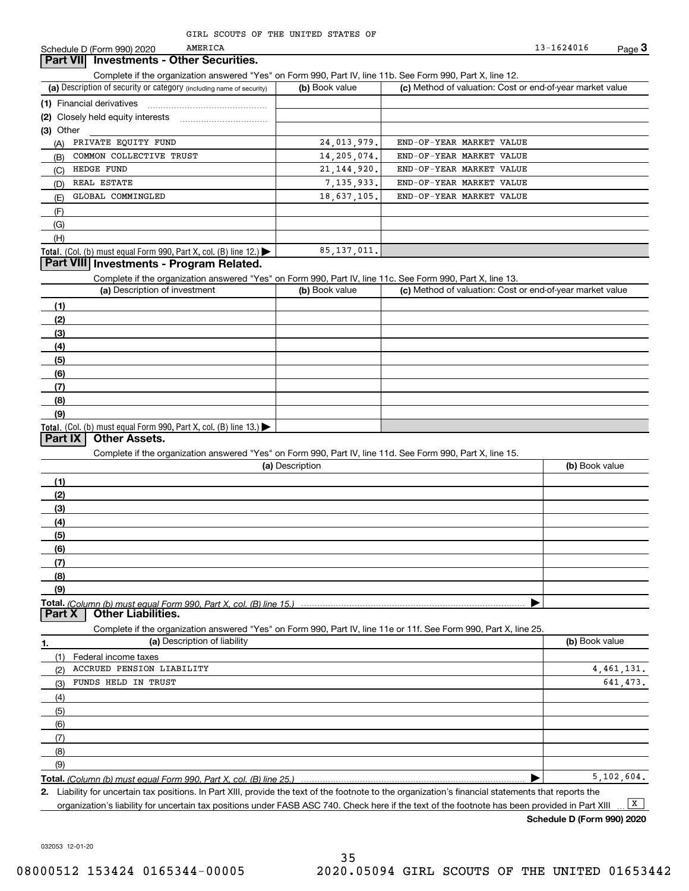GIRL SCOUTS OF THE UNITED STATES OF AMERICA 13-1624016

Schedule D (Form 990) 2020

## Part VII Investments - Other Securities.

Complete if the organization answered "Yes" on Form 990, Part IV, line 11b. See Form 990, Part X, line 12.

| (a) Description of security or category (including name of security) | (b) Book value | (c) Method of valuation: Cost or end-of-year market value |
|---|---|---|
| (1) Financial derivatives | | |
| (2) Closely held equity interests | | |
| (3) Other | | |
| (A) PRIVATE EQUITY FUND | 24,013,979. | END-OF-YEAR MARKET VALUE |
| (B) COMMON COLLECTIVE TRUST | 14,205,074. | END-OF-YEAR MARKET VALUE |
| (C) HEDGE FUND | 21,144,920. | END-OF-YEAR MARKET VALUE |
| (D) REAL ESTATE | 7,135,933. | END-OF-YEAR MARKET VALUE |
| (E) GLOBAL COMMINGLED | 18,637,105. | END-OF-YEAR MARKET VALUE |
| (F) | | |
| (G) | | |
| (H) | | |
| **Total.** (Col. (b) must equal Form 990, Part X, col. (B) line 12.) ▶ | 85,137,011. | |

## Part VIII Investments - Program Related.

Complete if the organization answered "Yes" on Form 990, Part IV, line 11c. See Form 990, Part X, line 13.

| (a) Description of investment | (b) Book value | (c) Method of valuation: Cost or end-of-year market value |
|---|---|---|
| (1) | | |
| (2) | | |
| (3) | | |
| (4) | | |
| (5) | | |
| (6) | | |
| (7) | | |
| (8) | | |
| (9) | | |
| **Total.** (Col. (b) must equal Form 990, Part X, col. (B) line 13.) ▶ | | |

## Part IX Other Assets.

Complete if the organization answered "Yes" on Form 990, Part IV, line 11d. See Form 990, Part X, line 15.

| (a) Description | (b) Book value |
|---|---|
| (1) | |
| (2) | |
| (3) | |
| (4) | |
| (5) | |
| (6) | |
| (7) | |
| (8) | |
| (9) | |
| **Total.** *(Column (b) must equal Form 990, Part X, col. (B) line 15.)* ▶ | |

## Part X Other Liabilities.

Complete if the organization answered "Yes" on Form 990, Part IV, line 11e or 11f. See Form 990, Part X, line 25.

| 1. (a) Description of liability | (b) Book value |
|---|---|
| (1) Federal income taxes | |
| (2) ACCRUED PENSION LIABILITY | 4,461,131. |
| (3) FUNDS HELD IN TRUST | 641,473. |
| (4) | |
| (5) | |
| (6) | |
| (7) | |
| (8) | |
| (9) | |
| **Total.** *(Column (b) must equal Form 990, Part X, col. (B) line 25.)* ▶ | 5,102,604. |

**2.** Liability for uncertain tax positions. In Part XIII, provide the text of the footnote to the organization's financial statements that reports the organization's liability for uncertain tax positions under FASB ASC 740. Check here if the text of the footnote has been provided in Part XIII ... [X]

**Schedule D (Form 990) 2020**

032053 12-01-20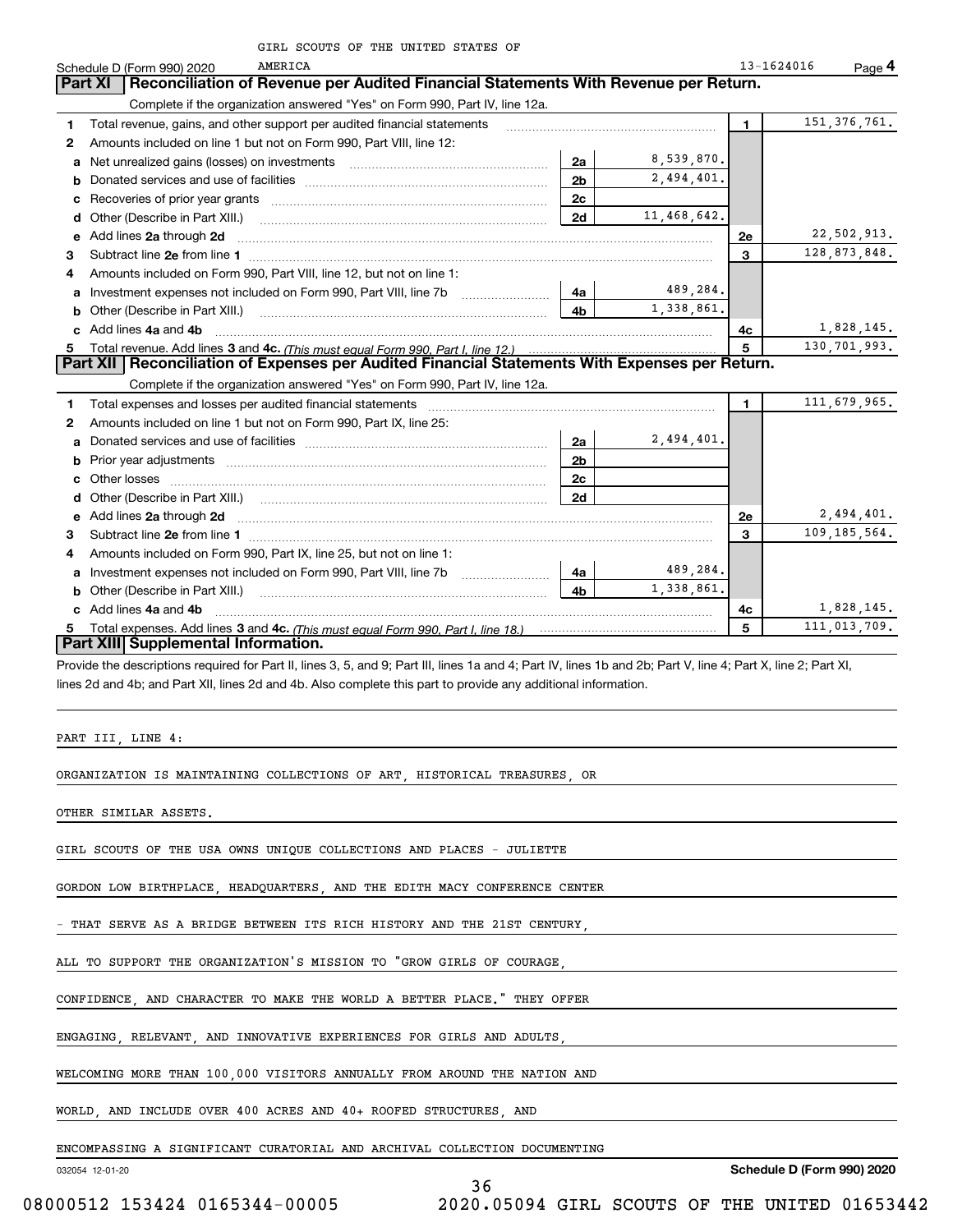GIRL SCOUTS OF THE UNITED STATES OF AMERICA

Schedule D (Form 990) 2020 — 13-1624016 — Page 4

## Part XI Reconciliation of Revenue per Audited Financial Statements With Revenue per Return.

Complete if the organization answered "Yes" on Form 990, Part IV, line 12a.

| Line | Description | Sub-line | Amount | Line | Amount |
|---|---|---|---|---|---|
| 1 | Total revenue, gains, and other support per audited financial statements | | | 1 | 151,376,761. |
| 2 | Amounts included on line 1 but not on Form 990, Part VIII, line 12: | | | | |
| a | Net unrealized gains (losses) on investments | 2a | 8,539,870. | | |
| b | Donated services and use of facilities | 2b | 2,494,401. | | |
| c | Recoveries of prior year grants | 2c | | | |
| d | Other (Describe in Part XIII.) | 2d | 11,468,642. | | |
| e | Add lines 2a through 2d | | | 2e | 22,502,913. |
| 3 | Subtract line 2e from line 1 | | | 3 | 128,873,848. |
| 4 | Amounts included on Form 990, Part VIII, line 12, but not on line 1: | | | | |
| a | Investment expenses not included on Form 990, Part VIII, line 7b | 4a | 489,284. | | |
| b | Other (Describe in Part XIII.) | 4b | 1,338,861. | | |
| c | Add lines 4a and 4b | | | 4c | 1,828,145. |
| 5 | Total revenue. Add lines 3 and 4c. *(This must equal Form 990, Part I, line 12.)* | | | 5 | 130,701,993. |

## Part XII Reconciliation of Expenses per Audited Financial Statements With Expenses per Return.

Complete if the organization answered "Yes" on Form 990, Part IV, line 12a.

| Line | Description | Sub-line | Amount | Line | Amount |
|---|---|---|---|---|---|
| 1 | Total expenses and losses per audited financial statements | | | 1 | 111,679,965. |
| 2 | Amounts included on line 1 but not on Form 990, Part IX, line 25: | | | | |
| a | Donated services and use of facilities | 2a | 2,494,401. | | |
| b | Prior year adjustments | 2b | | | |
| c | Other losses | 2c | | | |
| d | Other (Describe in Part XIII.) | 2d | | | |
| e | Add lines 2a through 2d | | | 2e | 2,494,401. |
| 3 | Subtract line 2e from line 1 | | | 3 | 109,185,564. |
| 4 | Amounts included on Form 990, Part IX, line 25, but not on line 1: | | | | |
| a | Investment expenses not included on Form 990, Part VIII, line 7b | 4a | 489,284. | | |
| b | Other (Describe in Part XIII.) | 4b | 1,338,861. | | |
| c | Add lines 4a and 4b | | | 4c | 1,828,145. |
| 5 | Total expenses. Add lines 3 and 4c. *(This must equal Form 990, Part I, line 18.)* | | | 5 | 111,013,709. |

## Part XIII Supplemental Information.

Provide the descriptions required for Part II, lines 3, 5, and 9; Part III, lines 1a and 4; Part IV, lines 1b and 2b; Part V, line 4; Part X, line 2; Part XI, lines 2d and 4b; and Part XII, lines 2d and 4b. Also complete this part to provide any additional information.

PART III, LINE 4:

ORGANIZATION IS MAINTAINING COLLECTIONS OF ART, HISTORICAL TREASURES, OR OTHER SIMILAR ASSETS.

GIRL SCOUTS OF THE USA OWNS UNIQUE COLLECTIONS AND PLACES - JULIETTE GORDON LOW BIRTHPLACE, HEADQUARTERS, AND THE EDITH MACY CONFERENCE CENTER - THAT SERVE AS A BRIDGE BETWEEN ITS RICH HISTORY AND THE 21ST CENTURY, ALL TO SUPPORT THE ORGANIZATION'S MISSION TO "GROW GIRLS OF COURAGE, CONFIDENCE, AND CHARACTER TO MAKE THE WORLD A BETTER PLACE." THEY OFFER ENGAGING, RELEVANT, AND INNOVATIVE EXPERIENCES FOR GIRLS AND ADULTS, WELCOMING MORE THAN 100,000 VISITORS ANNUALLY FROM AROUND THE NATION AND WORLD, AND INCLUDE OVER 400 ACRES AND 40+ ROOFED STRUCTURES, AND ENCOMPASSING A SIGNIFICANT CURATORIAL AND ARCHIVAL COLLECTION DOCUMENTING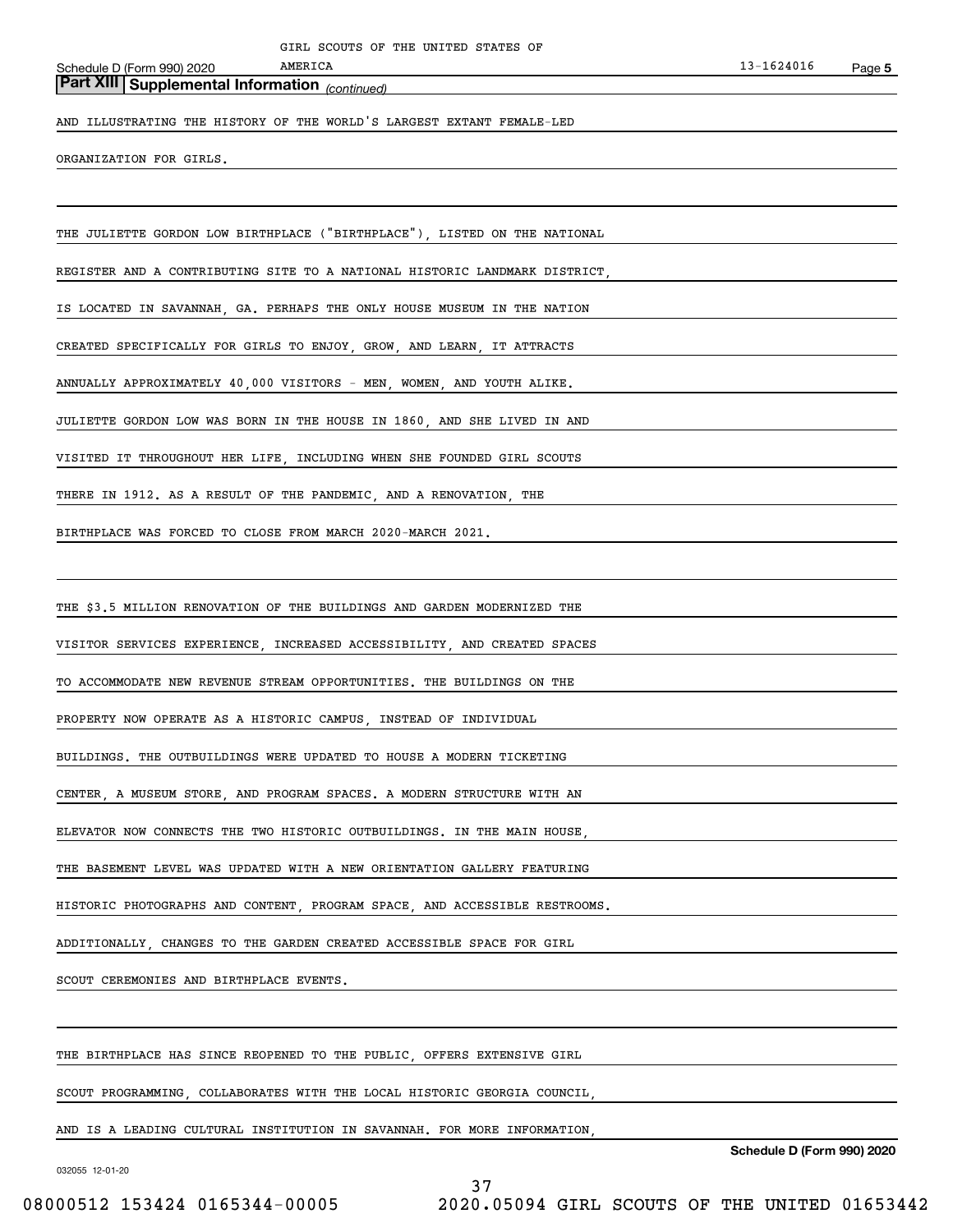## Part XIII Supplemental Information *(continued)*

AND ILLUSTRATING THE HISTORY OF THE WORLD'S LARGEST EXTANT FEMALE-LED ORGANIZATION FOR GIRLS.

THE JULIETTE GORDON LOW BIRTHPLACE ("BIRTHPLACE"), LISTED ON THE NATIONAL REGISTER AND A CONTRIBUTING SITE TO A NATIONAL HISTORIC LANDMARK DISTRICT, IS LOCATED IN SAVANNAH, GA. PERHAPS THE ONLY HOUSE MUSEUM IN THE NATION CREATED SPECIFICALLY FOR GIRLS TO ENJOY, GROW, AND LEARN, IT ATTRACTS ANNUALLY APPROXIMATELY 40,000 VISITORS - MEN, WOMEN, AND YOUTH ALIKE. JULIETTE GORDON LOW WAS BORN IN THE HOUSE IN 1860, AND SHE LIVED IN AND VISITED IT THROUGHOUT HER LIFE, INCLUDING WHEN SHE FOUNDED GIRL SCOUTS THERE IN 1912. AS A RESULT OF THE PANDEMIC, AND A RENOVATION, THE BIRTHPLACE WAS FORCED TO CLOSE FROM MARCH 2020-MARCH 2021.

THE $3.5 MILLION RENOVATION OF THE BUILDINGS AND GARDEN MODERNIZED THE VISITOR SERVICES EXPERIENCE, INCREASED ACCESSIBILITY, AND CREATED SPACES TO ACCOMMODATE NEW REVENUE STREAM OPPORTUNITIES. THE BUILDINGS ON THE PROPERTY NOW OPERATE AS A HISTORIC CAMPUS, INSTEAD OF INDIVIDUAL BUILDINGS. THE OUTBUILDINGS WERE UPDATED TO HOUSE A MODERN TICKETING CENTER, A MUSEUM STORE, AND PROGRAM SPACES. A MODERN STRUCTURE WITH AN ELEVATOR NOW CONNECTS THE TWO HISTORIC OUTBUILDINGS. IN THE MAIN HOUSE, THE BASEMENT LEVEL WAS UPDATED WITH A NEW ORIENTATION GALLERY FEATURING HISTORIC PHOTOGRAPHS AND CONTENT, PROGRAM SPACE, AND ACCESSIBLE RESTROOMS. ADDITIONALLY, CHANGES TO THE GARDEN CREATED ACCESSIBLE SPACE FOR GIRL SCOUT CEREMONIES AND BIRTHPLACE EVENTS.

THE BIRTHPLACE HAS SINCE REOPENED TO THE PUBLIC, OFFERS EXTENSIVE GIRL SCOUT PROGRAMMING, COLLABORATES WITH THE LOCAL HISTORIC GEORGIA COUNCIL, AND IS A LEADING CULTURAL INSTITUTION IN SAVANNAH. FOR MORE INFORMATION,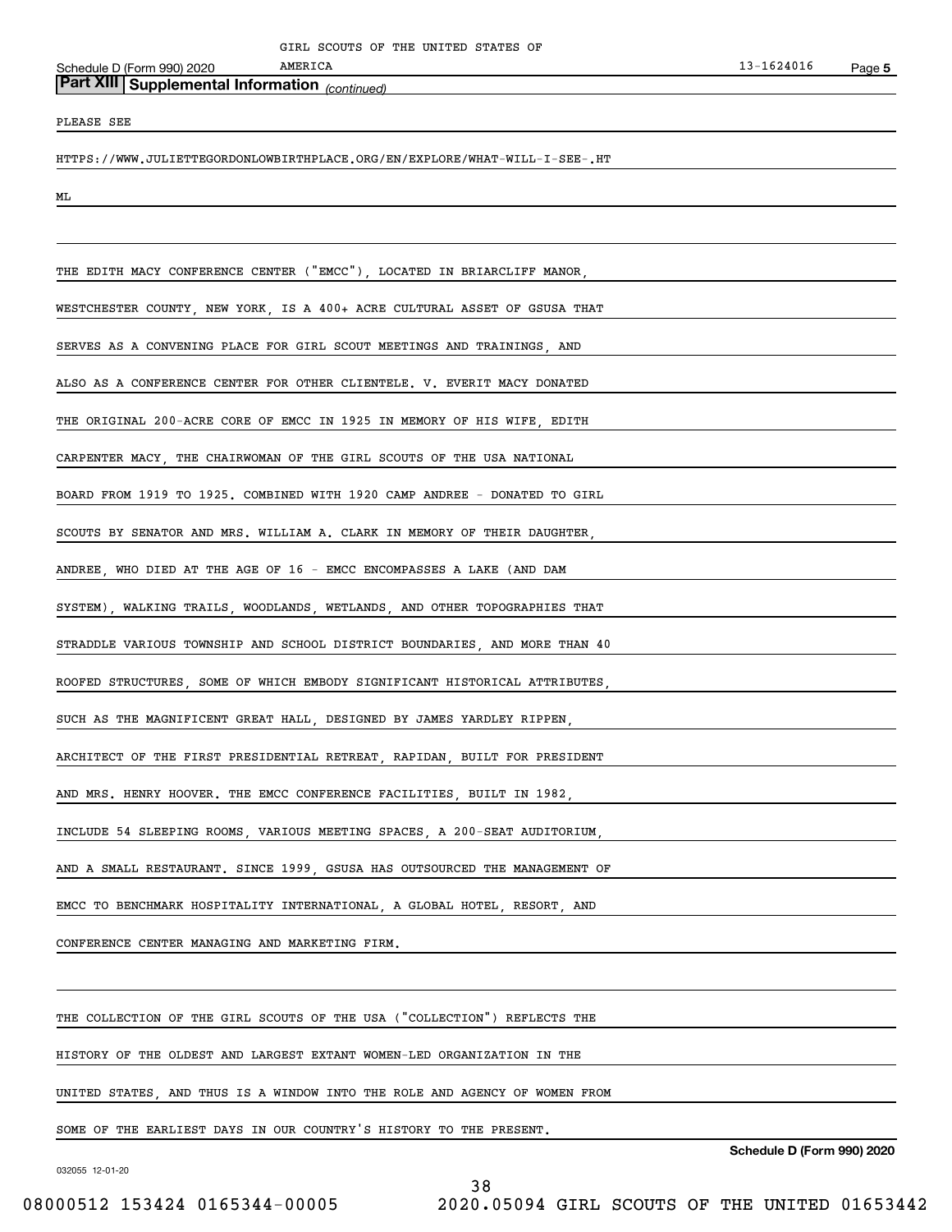## Part XIII Supplemental Information *(continued)*

PLEASE SEE

HTTPS://WWW.JULIETTEGORDONLOWBIRTHPLACE.ORG/EN/EXPLORE/WHAT-WILL-I-SEE-.HT

ML

THE EDITH MACY CONFERENCE CENTER ("EMCC"), LOCATED IN BRIARCLIFF MANOR, WESTCHESTER COUNTY, NEW YORK, IS A 400+ ACRE CULTURAL ASSET OF GSUSA THAT SERVES AS A CONVENING PLACE FOR GIRL SCOUT MEETINGS AND TRAININGS, AND ALSO AS A CONFERENCE CENTER FOR OTHER CLIENTELE. V. EVERIT MACY DONATED THE ORIGINAL 200-ACRE CORE OF EMCC IN 1925 IN MEMORY OF HIS WIFE, EDITH CARPENTER MACY, THE CHAIRWOMAN OF THE GIRL SCOUTS OF THE USA NATIONAL BOARD FROM 1919 TO 1925. COMBINED WITH 1920 CAMP ANDREE - DONATED TO GIRL SCOUTS BY SENATOR AND MRS. WILLIAM A. CLARK IN MEMORY OF THEIR DAUGHTER, ANDREE, WHO DIED AT THE AGE OF 16 - EMCC ENCOMPASSES A LAKE (AND DAM SYSTEM), WALKING TRAILS, WOODLANDS, WETLANDS, AND OTHER TOPOGRAPHIES THAT STRADDLE VARIOUS TOWNSHIP AND SCHOOL DISTRICT BOUNDARIES, AND MORE THAN 40 ROOFED STRUCTURES, SOME OF WHICH EMBODY SIGNIFICANT HISTORICAL ATTRIBUTES, SUCH AS THE MAGNIFICENT GREAT HALL, DESIGNED BY JAMES YARDLEY RIPPEN, ARCHITECT OF THE FIRST PRESIDENTIAL RETREAT, RAPIDAN, BUILT FOR PRESIDENT AND MRS. HENRY HOOVER. THE EMCC CONFERENCE FACILITIES, BUILT IN 1982, INCLUDE 54 SLEEPING ROOMS, VARIOUS MEETING SPACES, A 200-SEAT AUDITORIUM, AND A SMALL RESTAURANT. SINCE 1999, GSUSA HAS OUTSOURCED THE MANAGEMENT OF EMCC TO BENCHMARK HOSPITALITY INTERNATIONAL, A GLOBAL HOTEL, RESORT, AND CONFERENCE CENTER MANAGING AND MARKETING FIRM.

THE COLLECTION OF THE GIRL SCOUTS OF THE USA ("COLLECTION") REFLECTS THE HISTORY OF THE OLDEST AND LARGEST EXTANT WOMEN-LED ORGANIZATION IN THE UNITED STATES, AND THUS IS A WINDOW INTO THE ROLE AND AGENCY OF WOMEN FROM SOME OF THE EARLIEST DAYS IN OUR COUNTRY'S HISTORY TO THE PRESENT.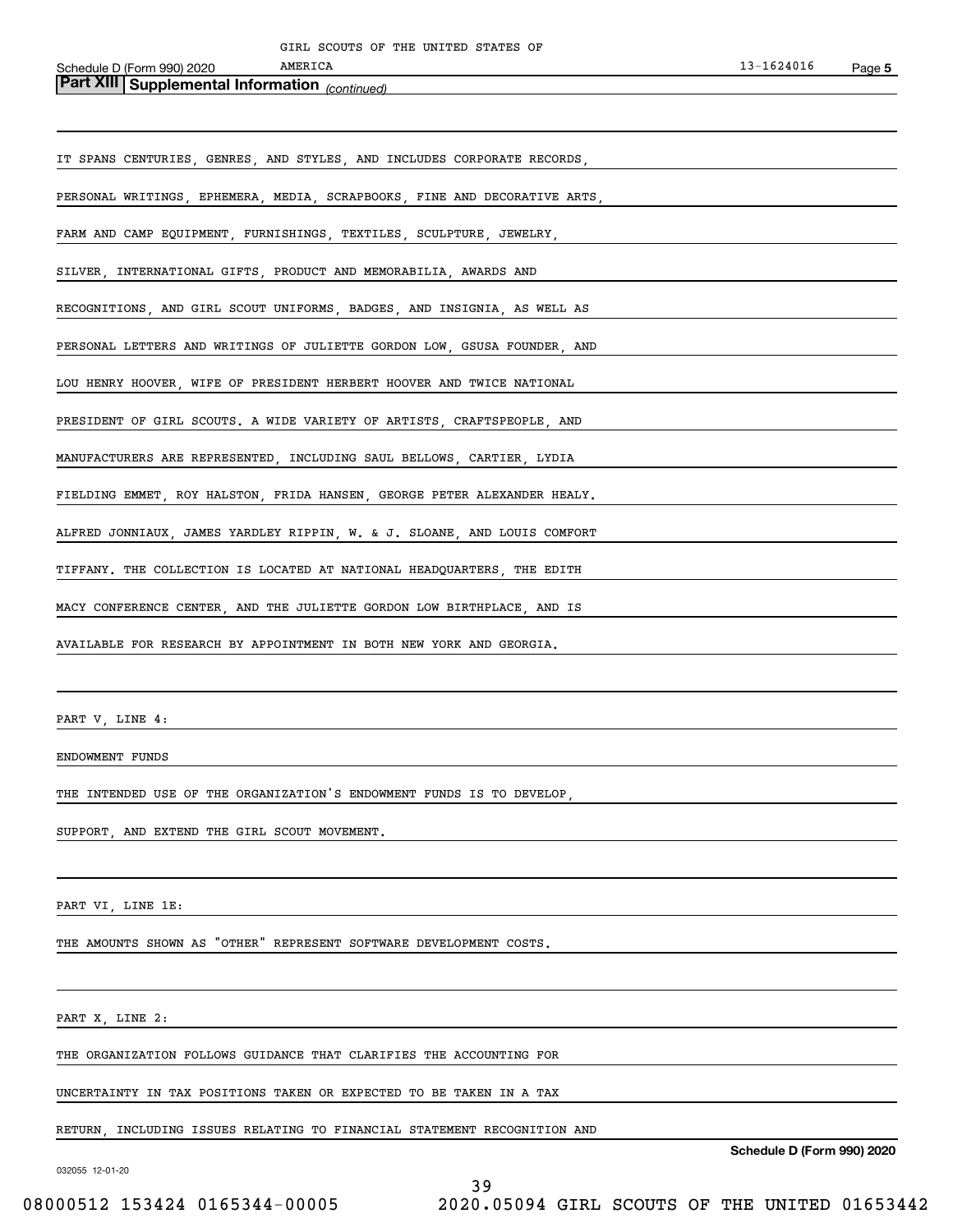## Part XIII Supplemental Information *(continued)*

IT SPANS CENTURIES, GENRES, AND STYLES, AND INCLUDES CORPORATE RECORDS, PERSONAL WRITINGS, EPHEMERA, MEDIA, SCRAPBOOKS, FINE AND DECORATIVE ARTS, FARM AND CAMP EQUIPMENT, FURNISHINGS, TEXTILES, SCULPTURE, JEWELRY, SILVER, INTERNATIONAL GIFTS, PRODUCT AND MEMORABILIA, AWARDS AND RECOGNITIONS, AND GIRL SCOUT UNIFORMS, BADGES, AND INSIGNIA, AS WELL AS PERSONAL LETTERS AND WRITINGS OF JULIETTE GORDON LOW, GSUSA FOUNDER, AND LOU HENRY HOOVER, WIFE OF PRESIDENT HERBERT HOOVER AND TWICE NATIONAL PRESIDENT OF GIRL SCOUTS. A WIDE VARIETY OF ARTISTS, CRAFTSPEOPLE, AND MANUFACTURERS ARE REPRESENTED, INCLUDING SAUL BELLOWS, CARTIER, LYDIA FIELDING EMMET, ROY HALSTON, FRIDA HANSEN, GEORGE PETER ALEXANDER HEALY. ALFRED JONNIAUX, JAMES YARDLEY RIPPIN, W. & J. SLOANE, AND LOUIS COMFORT TIFFANY. THE COLLECTION IS LOCATED AT NATIONAL HEADQUARTERS, THE EDITH MACY CONFERENCE CENTER, AND THE JULIETTE GORDON LOW BIRTHPLACE, AND IS AVAILABLE FOR RESEARCH BY APPOINTMENT IN BOTH NEW YORK AND GEORGIA.

PART V, LINE 4:

ENDOWMENT FUNDS

THE INTENDED USE OF THE ORGANIZATION'S ENDOWMENT FUNDS IS TO DEVELOP, SUPPORT, AND EXTEND THE GIRL SCOUT MOVEMENT.

PART VI, LINE 1E:

THE AMOUNTS SHOWN AS "OTHER" REPRESENT SOFTWARE DEVELOPMENT COSTS.

PART X, LINE 2:

THE ORGANIZATION FOLLOWS GUIDANCE THAT CLARIFIES THE ACCOUNTING FOR UNCERTAINTY IN TAX POSITIONS TAKEN OR EXPECTED TO BE TAKEN IN A TAX RETURN, INCLUDING ISSUES RELATING TO FINANCIAL STATEMENT RECOGNITION AND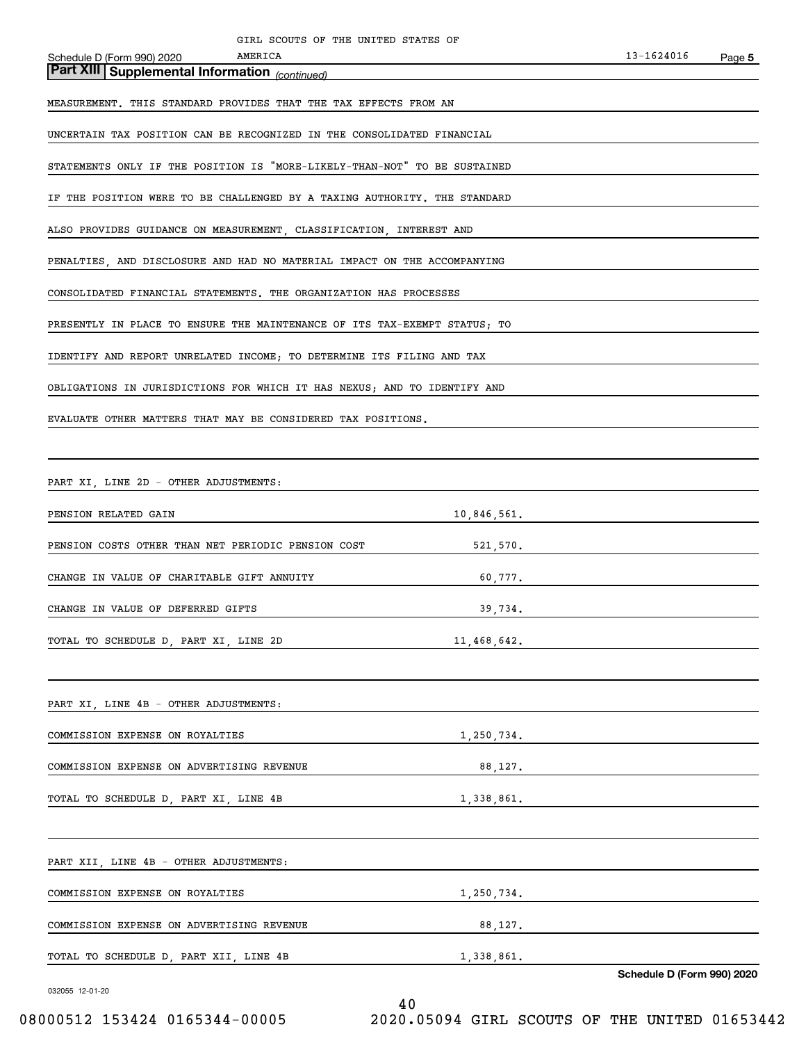## Part XIII Supplemental Information *(continued)*

MEASUREMENT. THIS STANDARD PROVIDES THAT THE TAX EFFECTS FROM AN UNCERTAIN TAX POSITION CAN BE RECOGNIZED IN THE CONSOLIDATED FINANCIAL STATEMENTS ONLY IF THE POSITION IS "MORE-LIKELY-THAN-NOT" TO BE SUSTAINED IF THE POSITION WERE TO BE CHALLENGED BY A TAXING AUTHORITY. THE STANDARD ALSO PROVIDES GUIDANCE ON MEASUREMENT, CLASSIFICATION, INTEREST AND PENALTIES, AND DISCLOSURE AND HAD NO MATERIAL IMPACT ON THE ACCOMPANYING CONSOLIDATED FINANCIAL STATEMENTS. THE ORGANIZATION HAS PROCESSES PRESENTLY IN PLACE TO ENSURE THE MAINTENANCE OF ITS TAX-EXEMPT STATUS; TO IDENTIFY AND REPORT UNRELATED INCOME; TO DETERMINE ITS FILING AND TAX OBLIGATIONS IN JURISDICTIONS FOR WHICH IT HAS NEXUS; AND TO IDENTIFY AND EVALUATE OTHER MATTERS THAT MAY BE CONSIDERED TAX POSITIONS.

PART XI, LINE 2D - OTHER ADJUSTMENTS:

| | |
|---|---|
| PENSION RELATED GAIN | 10,846,561. |
| PENSION COSTS OTHER THAN NET PERIODIC PENSION COST | 521,570. |
| CHANGE IN VALUE OF CHARITABLE GIFT ANNUITY | 60,777. |
| CHANGE IN VALUE OF DEFERRED GIFTS | 39,734. |
| TOTAL TO SCHEDULE D, PART XI, LINE 2D | 11,468,642. |

PART XI, LINE 4B - OTHER ADJUSTMENTS:

| | |
|---|---|
| COMMISSION EXPENSE ON ROYALTIES | 1,250,734. |
| COMMISSION EXPENSE ON ADVERTISING REVENUE | 88,127. |
| TOTAL TO SCHEDULE D, PART XI, LINE 4B | 1,338,861. |

PART XII, LINE 4B - OTHER ADJUSTMENTS:

| | |
|---|---|
| COMMISSION EXPENSE ON ROYALTIES | 1,250,734. |
| COMMISSION EXPENSE ON ADVERTISING REVENUE | 88,127. |
| TOTAL TO SCHEDULE D, PART XII, LINE 4B | 1,338,861. |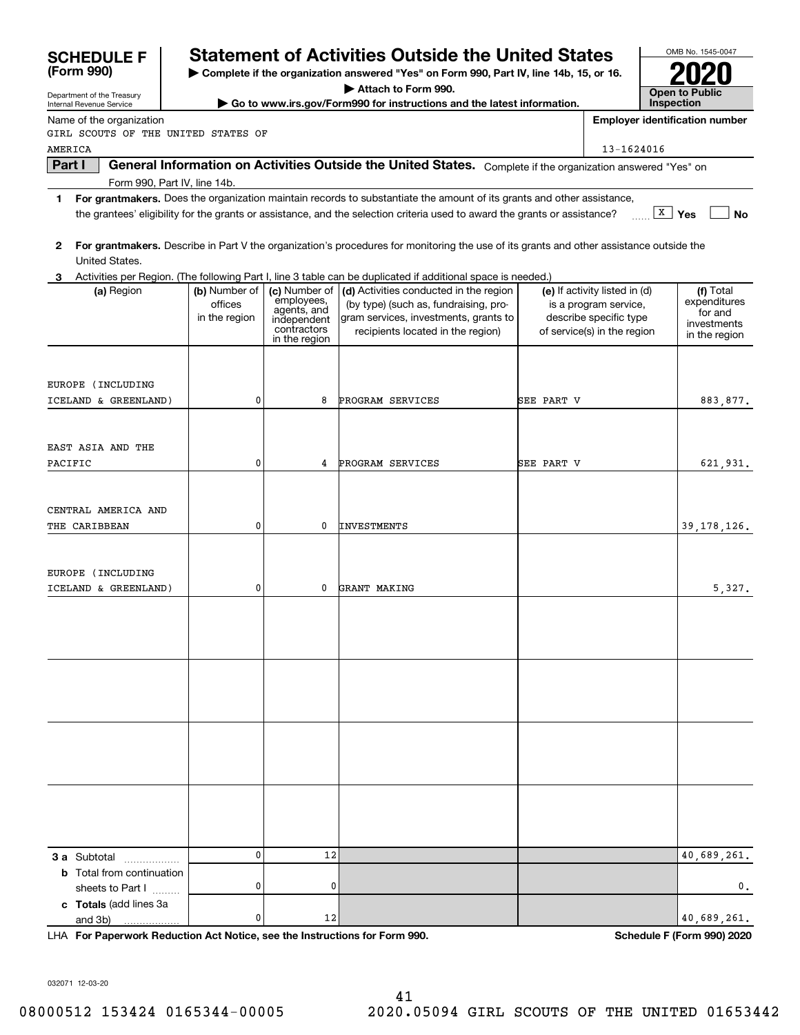# SCHEDULE F (Form 990)

Department of the Treasury
Internal Revenue Service

## Statement of Activities Outside the United States

▶ Complete if the organization answered "Yes" on Form 990, Part IV, line 14b, 15, or 16.
▶ Attach to Form 990.
▶ Go to www.irs.gov/Form990 for instructions and the latest information.

OMB No. 1545-0047

**2020**

**Open to Public Inspection**

Name of the organization: GIRL SCOUTS OF THE UNITED STATES OF AMERICA

Employer identification number: 13-1624016

**Part I** **General Information on Activities Outside the United States.** Complete if the organization answered "Yes" on Form 990, Part IV, line 14b.

1 **For grantmakers.** Does the organization maintain records to substantiate the amount of its grants and other assistance, the grantees' eligibility for the grants or assistance, and the selection criteria used to award the grants or assistance? [X] Yes [ ] No

2 **For grantmakers.** Describe in Part V the organization's procedures for monitoring the use of its grants and other assistance outside the United States.

3 Activities per Region. (The following Part I, line 3 table can be duplicated if additional space is needed.)

| (a) Region | (b) Number of offices in the region | (c) Number of employees, agents, and independent contractors in the region | (d) Activities conducted in the region (by type) (such as, fundraising, program services, investments, grants to recipients located in the region) | (e) If activity listed in (d) is a program service, describe specific type of service(s) in the region | (f) Total expenditures for and investments in the region |
|---|---|---|---|---|---|
| EUROPE (INCLUDING ICELAND & GREENLAND) | 0 | 8 | PROGRAM SERVICES | SEE PART V | 883,877. |
| EAST ASIA AND THE PACIFIC | 0 | 4 | PROGRAM SERVICES | SEE PART V | 621,931. |
| CENTRAL AMERICA AND THE CARIBBEAN | 0 | 0 | INVESTMENTS | | 39,178,126. |
| EUROPE (INCLUDING ICELAND & GREENLAND) | 0 | 0 | GRANT MAKING | | 5,327. |
| | | | | | |
| | | | | | |
| | | | | | |
| | | | | | |
| **3 a** Subtotal | 0 | 12 | | | 40,689,261. |
| **b** Total from continuation sheets to Part I | 0 | 0 | | | 0. |
| **c Totals** (add lines 3a and 3b) | 0 | 12 | | | 40,689,261. |

LHA **For Paperwork Reduction Act Notice, see the Instructions for Form 990.** **Schedule F (Form 990) 2020**

032071 12-03-20

08000512 153424 0165344-00005 2020.05094 GIRL SCOUTS OF THE UNITED 01653442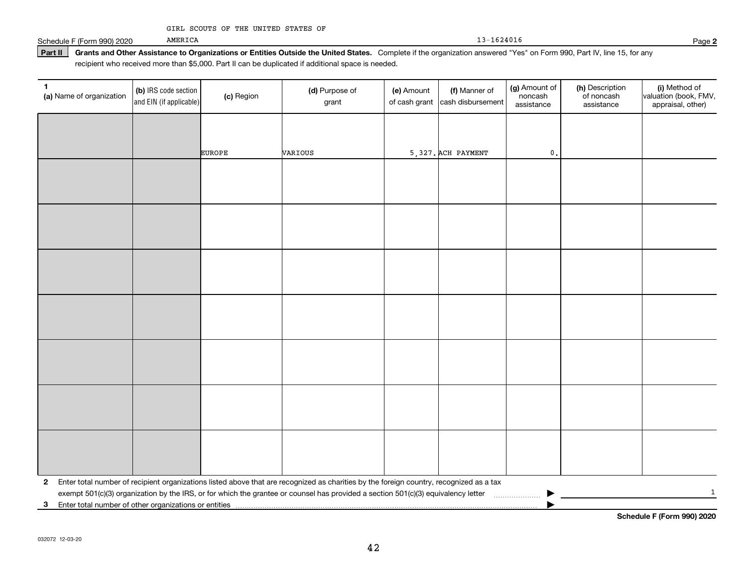GIRL SCOUTS OF THE UNITED STATES OF AMERICA

Schedule F (Form 990) 2020 | 13-1624016 | Page **2**

**Part II** **Grants and Other Assistance to Organizations or Entities Outside the United States.** Complete if the organization answered "Yes" on Form 990, Part IV, line 15, for any recipient who received more than $5,000. Part II can be duplicated if additional space is needed.

| 1 (a) Name of organization | (b) IRS code section and EIN (if applicable) | (c) Region | (d) Purpose of grant | (e) Amount of cash grant | (f) Manner of cash disbursement | (g) Amount of noncash assistance | (h) Description of noncash assistance | (i) Method of valuation (book, FMV, appraisal, other) |
|---|---|---|---|---|---|---|---|---|
| | | EUROPE | VARIOUS | 5,327. | ACH PAYMENT | 0. | | |
| | | | | | | | | |
| | | | | | | | | |
| | | | | | | | | |
| | | | | | | | | |
| | | | | | | | | |
| | | | | | | | | |
| | | | | | | | | |

**2** Enter total number of recipient organizations listed above that are recognized as charities by the foreign country, recognized as a tax exempt 501(c)(3) organization by the IRS, or for which the grantee or counsel has provided a section 501(c)(3) equivalency letter ▶ 1

**3** Enter total number of other organizations or entities ▶

**Schedule F (Form 990) 2020**

032072 12-03-20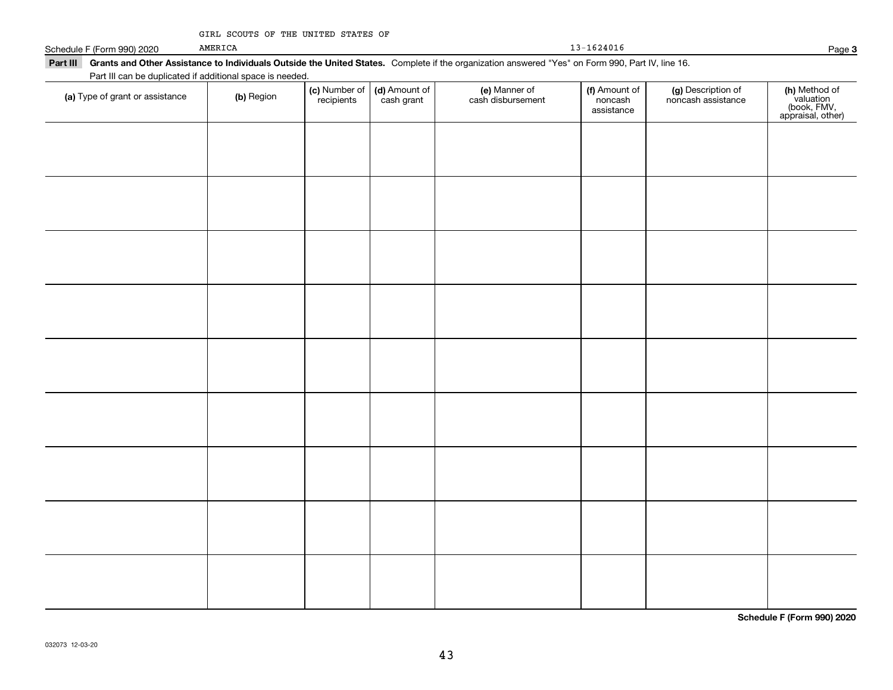GIRL SCOUTS OF THE UNITED STATES OF AMERICA

13-1624016

Schedule F (Form 990) 2020

**Part III** **Grants and Other Assistance to Individuals Outside the United States.** Complete if the organization answered "Yes" on Form 990, Part IV, line 16.

Part III can be duplicated if additional space is needed.

| (a) Type of grant or assistance | (b) Region | (c) Number of recipients | (d) Amount of cash grant | (e) Manner of cash disbursement | (f) Amount of noncash assistance | (g) Description of noncash assistance | (h) Method of valuation (book, FMV, appraisal, other) |
|---|---|---|---|---|---|---|---|
| | | | | | | | |
| | | | | | | | |
| | | | | | | | |
| | | | | | | | |
| | | | | | | | |
| | | | | | | | |
| | | | | | | | |
| | | | | | | | |
| | | | | | | | |

**Schedule F (Form 990) 2020**

032073 12-03-20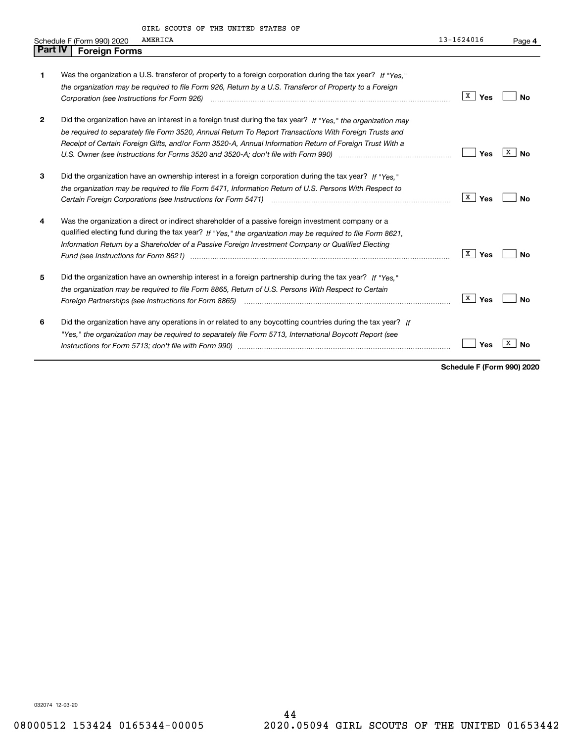GIRL SCOUTS OF THE UNITED STATES OF AMERICA 13-1624016

Schedule F (Form 990) 2020

## Part IV Foreign Forms

| | | Yes | No |
|---|---|---|---|
| 1 | Was the organization a U.S. transferor of property to a foreign corporation during the tax year? *If "Yes," the organization may be required to file Form 926, Return by a U.S. Transferor of Property to a Foreign Corporation (see Instructions for Form 926)* | X | |
| 2 | Did the organization have an interest in a foreign trust during the tax year? *If "Yes," the organization may be required to separately file Form 3520, Annual Return To Report Transactions With Foreign Trusts and Receipt of Certain Foreign Gifts, and/or Form 3520-A, Annual Information Return of Foreign Trust With a U.S. Owner (see Instructions for Forms 3520 and 3520-A; don't file with Form 990)* | | X |
| 3 | Did the organization have an ownership interest in a foreign corporation during the tax year? *If "Yes," the organization may be required to file Form 5471, Information Return of U.S. Persons With Respect to Certain Foreign Corporations (see Instructions for Form 5471)* | X | |
| 4 | Was the organization a direct or indirect shareholder of a passive foreign investment company or a qualified electing fund during the tax year? *If "Yes," the organization may be required to file Form 8621, Information Return by a Shareholder of a Passive Foreign Investment Company or Qualified Electing Fund (see Instructions for Form 8621)* | X | |
| 5 | Did the organization have an ownership interest in a foreign partnership during the tax year? *If "Yes," the organization may be required to file Form 8865, Return of U.S. Persons With Respect to Certain Foreign Partnerships (see Instructions for Form 8865)* | X | |
| 6 | Did the organization have any operations in or related to any boycotting countries during the tax year? *If "Yes," the organization may be required to separately file Form 5713, International Boycott Report (see Instructions for Form 5713; don't file with Form 990)* | | X |

**Schedule F (Form 990) 2020**

032074 12-03-20

08000512 153424 0165344-00005 2020.05094 GIRL SCOUTS OF THE UNITED 01653442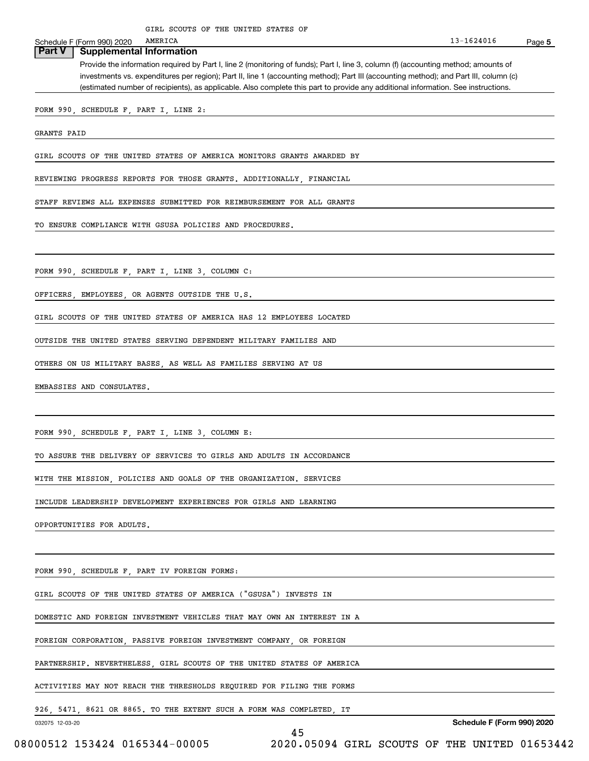## Part V Supplemental Information

Provide the information required by Part I, line 2 (monitoring of funds); Part I, line 3, column (f) (accounting method; amounts of investments vs. expenditures per region); Part II, line 1 (accounting method); Part III (accounting method); and Part III, column (c) (estimated number of recipients), as applicable. Also complete this part to provide any additional information. See instructions.

FORM 990, SCHEDULE F, PART I, LINE 2:

GRANTS PAID

GIRL SCOUTS OF THE UNITED STATES OF AMERICA MONITORS GRANTS AWARDED BY REVIEWING PROGRESS REPORTS FOR THOSE GRANTS. ADDITIONALLY, FINANCIAL STAFF REVIEWS ALL EXPENSES SUBMITTED FOR REIMBURSEMENT FOR ALL GRANTS TO ENSURE COMPLIANCE WITH GSUSA POLICIES AND PROCEDURES.

FORM 990, SCHEDULE F, PART I, LINE 3, COLUMN C:

OFFICERS, EMPLOYEES, OR AGENTS OUTSIDE THE U.S.

GIRL SCOUTS OF THE UNITED STATES OF AMERICA HAS 12 EMPLOYEES LOCATED OUTSIDE THE UNITED STATES SERVING DEPENDENT MILITARY FAMILIES AND OTHERS ON US MILITARY BASES, AS WELL AS FAMILIES SERVING AT US EMBASSIES AND CONSULATES.

FORM 990, SCHEDULE F, PART I, LINE 3, COLUMN E:

TO ASSURE THE DELIVERY OF SERVICES TO GIRLS AND ADULTS IN ACCORDANCE WITH THE MISSION, POLICIES AND GOALS OF THE ORGANIZATION. SERVICES INCLUDE LEADERSHIP DEVELOPMENT EXPERIENCES FOR GIRLS AND LEARNING OPPORTUNITIES FOR ADULTS.

FORM 990, SCHEDULE F, PART IV FOREIGN FORMS:

GIRL SCOUTS OF THE UNITED STATES OF AMERICA ("GSUSA") INVESTS IN DOMESTIC AND FOREIGN INVESTMENT VEHICLES THAT MAY OWN AN INTEREST IN A FOREIGN CORPORATION, PASSIVE FOREIGN INVESTMENT COMPANY, OR FOREIGN PARTNERSHIP. NEVERTHELESS, GIRL SCOUTS OF THE UNITED STATES OF AMERICA ACTIVITIES MAY NOT REACH THE THRESHOLDS REQUIRED FOR FILING THE FORMS 926, 5471, 8621 OR 8865. TO THE EXTENT SUCH A FORM WAS COMPLETED, IT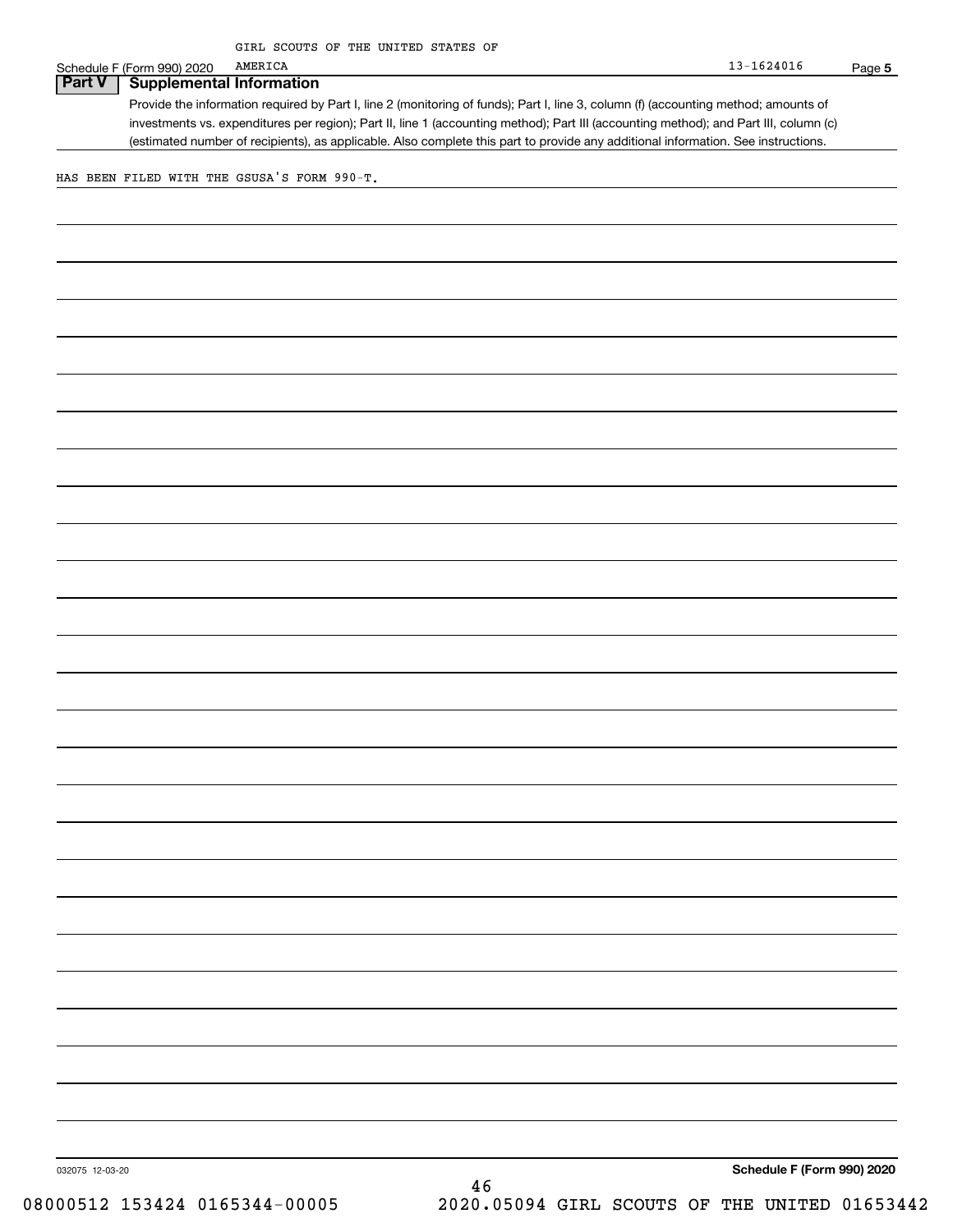GIRL SCOUTS OF THE UNITED STATES OF AMERICA

Schedule F (Form 990) 2020 | 13-1624016 | Page **5**

## Part V | Supplemental Information

Provide the information required by Part I, line 2 (monitoring of funds); Part I, line 3, column (f) (accounting method; amounts of investments vs. expenditures per region); Part II, line 1 (accounting method); Part III (accounting method); and Part III, column (c) (estimated number of recipients), as applicable. Also complete this part to provide any additional information. See instructions.

HAS BEEN FILED WITH THE GSUSA'S FORM 990-T.

032075 12-03-20

**Schedule F (Form 990) 2020**

08000512 153424 0165344-00005 2020.05094 GIRL SCOUTS OF THE UNITED 01653442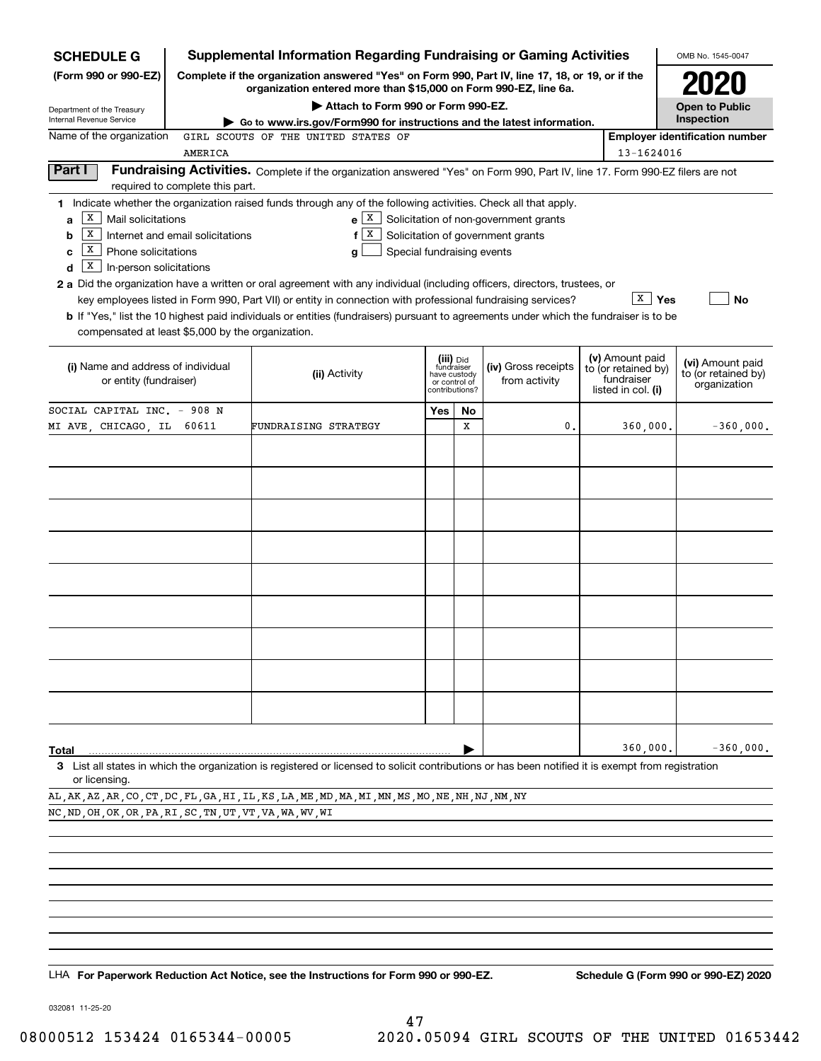# SCHEDULE G (Form 990 or 990-EZ)

**Supplemental Information Regarding Fundraising or Gaming Activities**

**Complete if the organization answered "Yes" on Form 990, Part IV, line 17, 18, or 19, or if the organization entered more than $15,000 on Form 990-EZ, line 6a.**

**▶ Attach to Form 990 or Form 990-EZ.**

**▶ Go to www.irs.gov/Form990 for instructions and the latest information.**

Department of the Treasury
Internal Revenue Service

OMB No. 1545-0047

**2020**

**Open to Public Inspection**

Name of the organization: GIRL SCOUTS OF THE UNITED STATES OF AMERICA

**Employer identification number:** 13-1624016

## Part I Fundraising Activities.

Complete if the organization answered "Yes" on Form 990, Part IV, line 17. Form 990-EZ filers are not required to complete this part.

**1** Indicate whether the organization raised funds through any of the following activities. Check all that apply.

- **a** [X] Mail solicitations
- **b** [X] Internet and email solicitations
- **c** [X] Phone solicitations
- **d** [X] In-person solicitations
- **e** [X] Solicitation of non-government grants
- **f** [X] Solicitation of government grants
- **g** [ ] Special fundraising events

**2 a** Did the organization have a written or oral agreement with any individual (including officers, directors, trustees, or key employees listed in Form 990, Part VII) or entity in connection with professional fundraising services? [X] **Yes** [ ] **No**

**b** If "Yes," list the 10 highest paid individuals or entities (fundraisers) pursuant to agreements under which the fundraiser is to be compensated at least $5,000 by the organization.

| (i) Name and address of individual or entity (fundraiser) | (ii) Activity | (iii) Did fundraiser have custody or control of contributions? Yes | No | (iv) Gross receipts from activity | (v) Amount paid to (or retained by) fundraiser listed in col. (i) | (vi) Amount paid to (or retained by) organization |
|---|---|---|---|---|---|---|
| SOCIAL CAPITAL INC. - 908 N MI AVE, CHICAGO, IL 60611 | FUNDRAISING STRATEGY | | X | 0. | 360,000. | -360,000. |
| | | | | | | |
| | | | | | | |
| | | | | | | |
| | | | | | | |
| | | | | | | |
| | | | | | | |
| | | | | | | |
| | | | | | | |
| | | | | | | |
| **Total** ▶ | | | | | 360,000. | -360,000. |

**3** List all states in which the organization is registered or licensed to solicit contributions or has been notified it is exempt from registration or licensing.

AL,AK,AZ,AR,CO,CT,DC,FL,GA,HI,IL,KS,LA,ME,MD,MA,MI,MN,MS,MO,NE,NH,NJ,NM,NY
NC,ND,OH,OK,OR,PA,RI,SC,TN,UT,VT,VA,WA,WV,WI

LHA **For Paperwork Reduction Act Notice, see the Instructions for Form 990 or 990-EZ.** **Schedule G (Form 990 or 990-EZ) 2020**

032081 11-25-20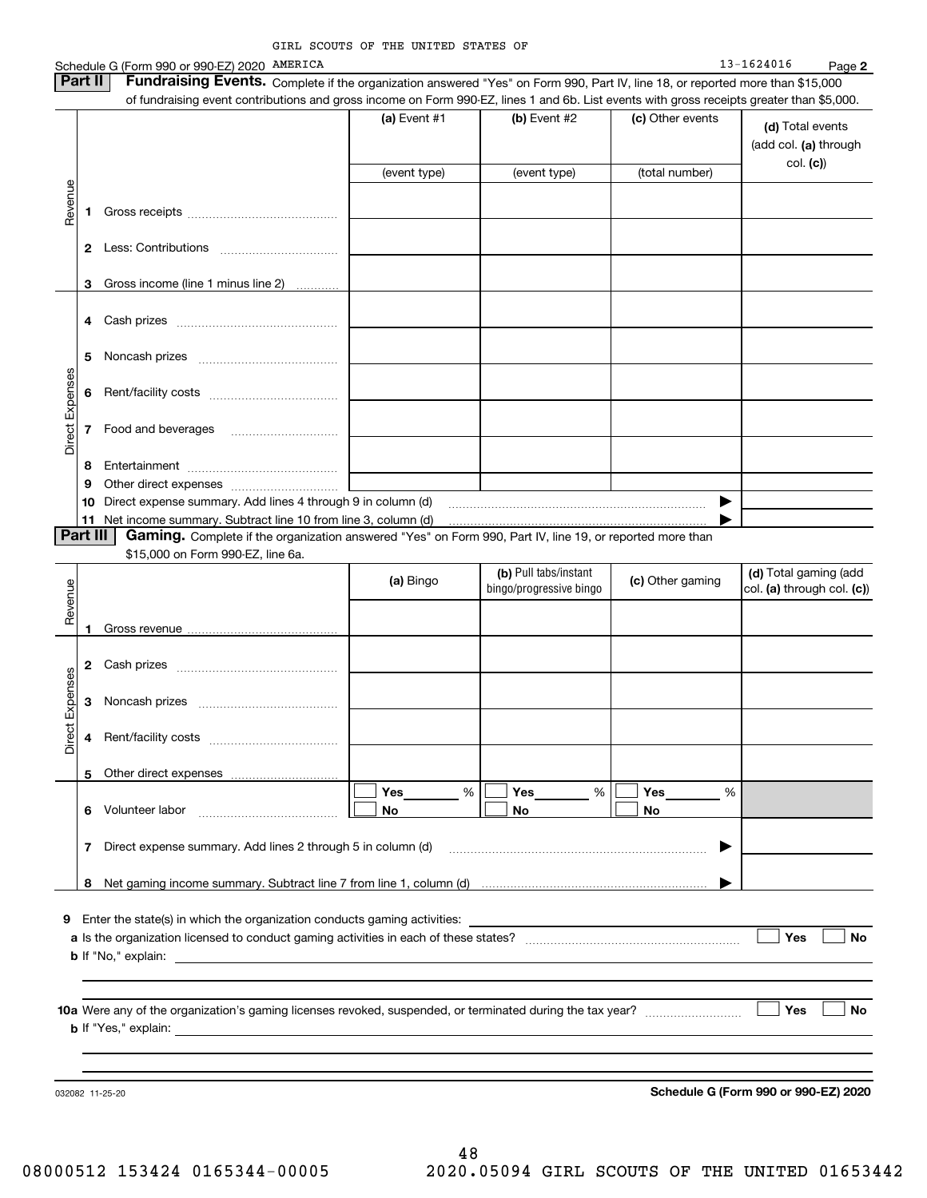GIRL SCOUTS OF THE UNITED STATES OF AMERICA

Schedule G (Form 990 or 990-EZ) 2020 — 13-1624016 — Page 2

**Part II** **Fundraising Events.** Complete if the organization answered "Yes" on Form 990, Part IV, line 18, or reported more than $15,000 of fundraising event contributions and gross income on Form 990-EZ, lines 1 and 6b. List events with gross receipts greater than $5,000.

| | | (a) Event #1 | (b) Event #2 | (c) Other events | (d) Total events (add col. (a) through col. (c)) |
|---|---|---|---|---|---|
| | | (event type) | (event type) | (total number) | |
| Revenue | 1 Gross receipts | | | | |
| | 2 Less: Contributions | | | | |
| | 3 Gross income (line 1 minus line 2) | | | | |
| Direct Expenses | 4 Cash prizes | | | | |
| | 5 Noncash prizes | | | | |
| | 6 Rent/facility costs | | | | |
| | 7 Food and beverages | | | | |
| | 8 Entertainment | | | | |
| | 9 Other direct expenses | | | | |
| | 10 Direct expense summary. Add lines 4 through 9 in column (d) | | | ▶ | |
| | 11 Net income summary. Subtract line 10 from line 3, column (d) | | | ▶ | |

**Part III** **Gaming.** Complete if the organization answered "Yes" on Form 990, Part IV, line 19, or reported more than $15,000 on Form 990-EZ, line 6a.

| | | (a) Bingo | (b) Pull tabs/instant bingo/progressive bingo | (c) Other gaming | (d) Total gaming (add col. (a) through col. (c)) |
|---|---|---|---|---|---|
| Revenue | 1 Gross revenue | | | | |
| Direct Expenses | 2 Cash prizes | | | | |
| | 3 Noncash prizes | | | | |
| | 4 Rent/facility costs | | | | |
| | 5 Other direct expenses | | | | |
| | 6 Volunteer labor | ☐ Yes ____ % ☐ No | ☐ Yes ____ % ☐ No | ☐ Yes ____ % ☐ No | |
| | 7 Direct expense summary. Add lines 2 through 5 in column (d) | | | ▶ | |
| | 8 Net gaming income summary. Subtract line 7 from line 1, column (d) | | | ▶ | |

**9** Enter the state(s) in which the organization conducts gaming activities: ____________

**a** Is the organization licensed to conduct gaming activities in each of these states? ☐ Yes ☐ No

**b** If "No," explain: ____________

**10a** Were any of the organization's gaming licenses revoked, suspended, or terminated during the tax year? ☐ Yes ☐ No

**b** If "Yes," explain: ____________

032082 11-25-20 **Schedule G (Form 990 or 990-EZ) 2020**

08000512 153424 0165344-00005 2020.05094 GIRL SCOUTS OF THE UNITED 01653442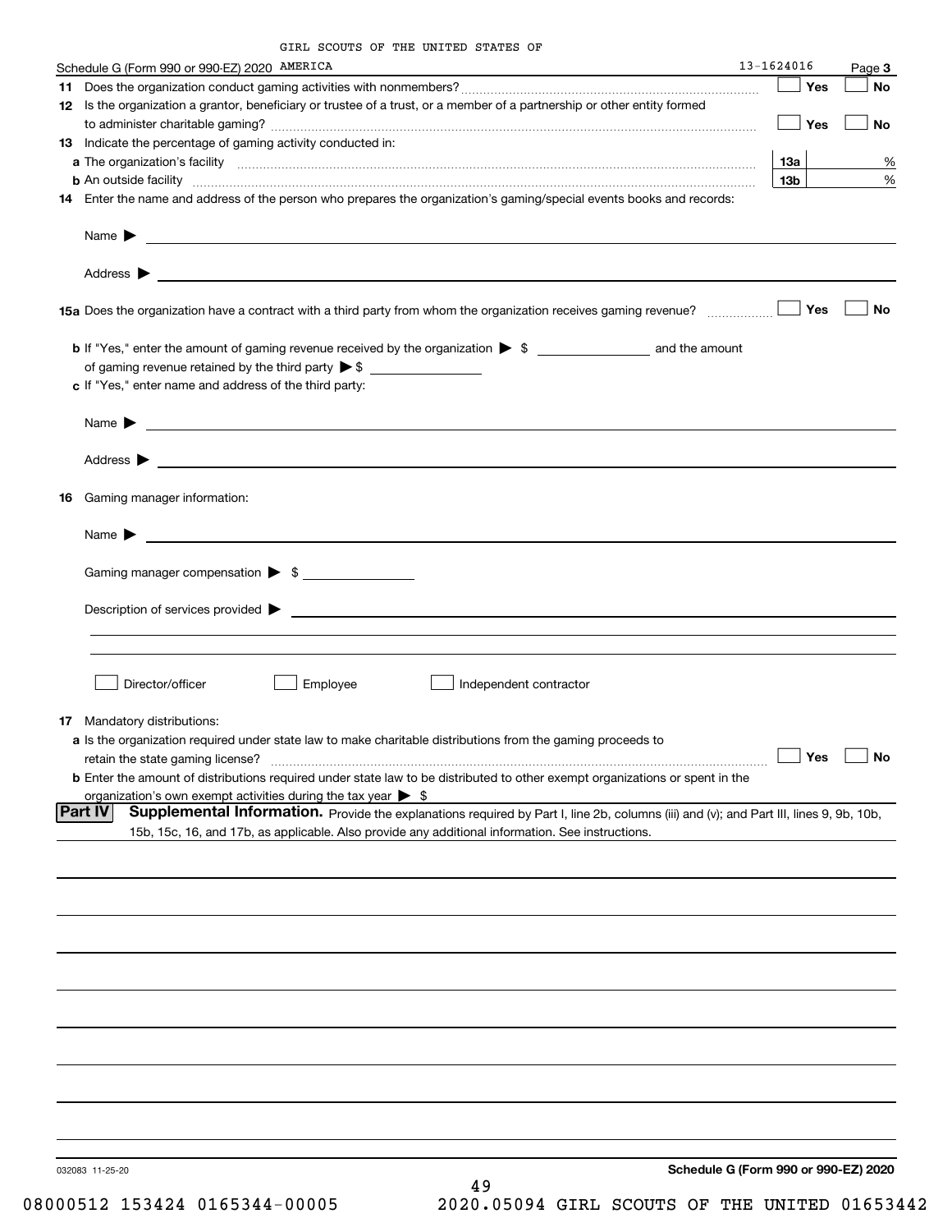GIRL SCOUTS OF THE UNITED STATES OF

Schedule G (Form 990 or 990-EZ) 2020 AMERICA 13-1624016 Page **3**

**11** Does the organization conduct gaming activities with nonmembers? ☐ Yes ☐ No

**12** Is the organization a grantor, beneficiary or trustee of a trust, or a member of a partnership or other entity formed to administer charitable gaming? ☐ Yes ☐ No

**13** Indicate the percentage of gaming activity conducted in:

**a** The organization's facility **13a** %

**b** An outside facility **13b** %

**14** Enter the name and address of the person who prepares the organization's gaming/special events books and records:

Name ▶

Address ▶

**15a** Does the organization have a contract with a third party from whom the organization receives gaming revenue? ☐ Yes ☐ No

**b** If "Yes," enter the amount of gaming revenue received by the organization ▶ $ \_\_\_\_\_\_\_\_ and the amount of gaming revenue retained by the third party ▶ $ \_\_\_\_\_\_\_\_

**c** If "Yes," enter name and address of the third party:

Name ▶

Address ▶

**16** Gaming manager information:

Name ▶

Gaming manager compensation ▶ $

Description of services provided ▶

☐ Director/officer ☐ Employee ☐ Independent contractor

**17** Mandatory distributions:

**a** Is the organization required under state law to make charitable distributions from the gaming proceeds to retain the state gaming license? ☐ Yes ☐ No

**b** Enter the amount of distributions required under state law to be distributed to other exempt organizations or spent in the organization's own exempt activities during the tax year ▶ $

**Part IV** **Supplemental Information.** Provide the explanations required by Part I, line 2b, columns (iii) and (v); and Part III, lines 9, 9b, 10b, 15b, 15c, 16, and 17b, as applicable. Also provide any additional information. See instructions.

032083 11-25-20 **Schedule G (Form 990 or 990-EZ) 2020**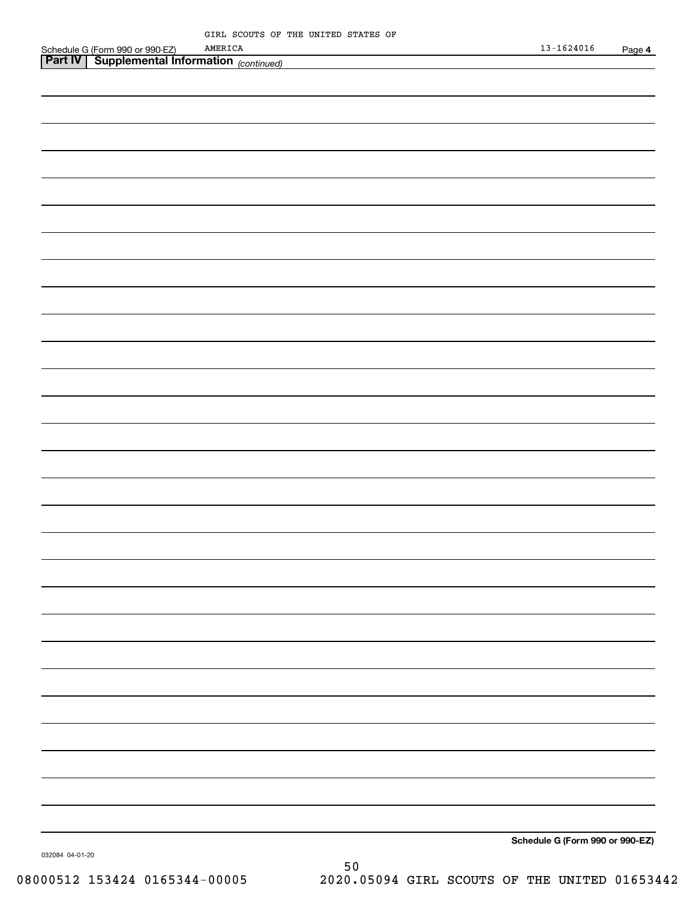Schedule G (Form 990 or 990-EZ) GIRL SCOUTS OF THE UNITED STATES OF AMERICA 13-1624016 Page **4**

**Part IV | Supplemental Information** *(continued)*

**Schedule G (Form 990 or 990-EZ)**

032084 04-01-20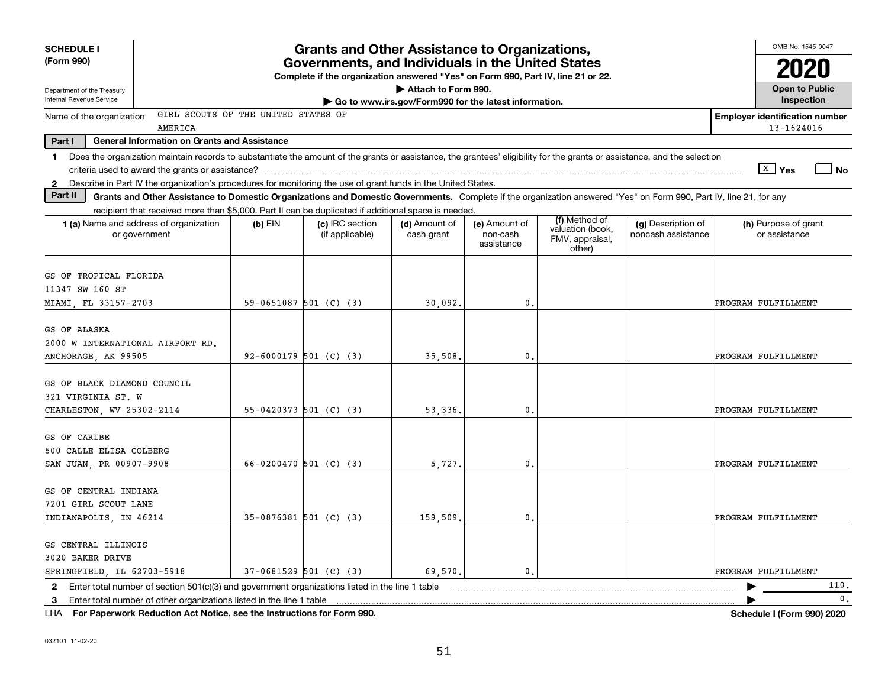**SCHEDULE I**
**(Form 990)**

Department of the Treasury
Internal Revenue Service

# Grants and Other Assistance to Organizations, Governments, and Individuals in the United States

**Complete if the organization answered "Yes" on Form 990, Part IV, line 21 or 22.**
**▶ Attach to Form 990.**
**▶ Go to www.irs.gov/Form990 for the latest information.**

OMB No. 1545-0047
**2020**
**Open to Public Inspection**

Name of the organization: GIRL SCOUTS OF THE UNITED STATES OF AMERICA

**Employer identification number**: 13-1624016

**Part I — General Information on Grants and Assistance**

1 Does the organization maintain records to substantiate the amount of the grants or assistance, the grantees' eligibility for the grants or assistance, and the selection criteria used to award the grants or assistance? [X] Yes [ ] No

2 Describe in Part IV the organization's procedures for monitoring the use of grant funds in the United States.

**Part II — Grants and Other Assistance to Domestic Organizations and Domestic Governments.** Complete if the organization answered "Yes" on Form 990, Part IV, line 21, for any recipient that received more than $5,000. Part II can be duplicated if additional space is needed.

| 1 (a) Name and address of organization or government | (b) EIN | (c) IRC section (if applicable) | (d) Amount of cash grant | (e) Amount of non-cash assistance | (f) Method of valuation (book, FMV, appraisal, other) | (g) Description of noncash assistance | (h) Purpose of grant or assistance |
|---|---|---|---|---|---|---|---|
| GS OF TROPICAL FLORIDA<br>11347 SW 160 ST<br>MIAMI, FL 33157-2703 | 59-0651087 | 501 (C) (3) | 30,092. | 0. | | | PROGRAM FULFILLMENT |
| GS OF ALASKA<br>2000 W INTERNATIONAL AIRPORT RD.<br>ANCHORAGE, AK 99505 | 92-6000179 | 501 (C) (3) | 35,508. | 0. | | | PROGRAM FULFILLMENT |
| GS OF BLACK DIAMOND COUNCIL<br>321 VIRGINIA ST. W<br>CHARLESTON, WV 25302-2114 | 55-0420373 | 501 (C) (3) | 53,336. | 0. | | | PROGRAM FULFILLMENT |
| GS OF CARIBE<br>500 CALLE ELISA COLBERG<br>SAN JUAN, PR 00907-9908 | 66-0200470 | 501 (C) (3) | 5,727. | 0. | | | PROGRAM FULFILLMENT |
| GS OF CENTRAL INDIANA<br>7201 GIRL SCOUT LANE<br>INDIANAPOLIS, IN 46214 | 35-0876381 | 501 (C) (3) | 159,509. | 0. | | | PROGRAM FULFILLMENT |
| GS CENTRAL ILLINOIS<br>3020 BAKER DRIVE<br>SPRINGFIELD, IL 62703-5918 | 37-0681529 | 501 (C) (3) | 69,570. | 0. | | | PROGRAM FULFILLMENT |

2 Enter total number of section 501(c)(3) and government organizations listed in the line 1 table ▶ 110.

3 Enter total number of other organizations listed in the line 1 table ▶ 0.

LHA **For Paperwork Reduction Act Notice, see the Instructions for Form 990.** **Schedule I (Form 990) 2020**

032101 11-02-20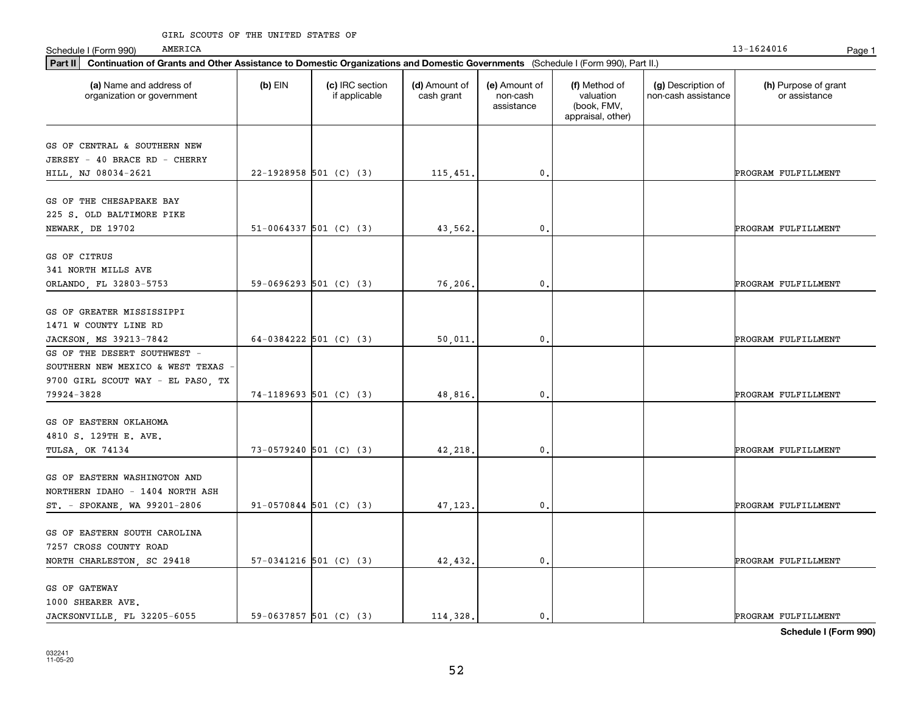GIRL SCOUTS OF THE UNITED STATES OF AMERICA

Schedule I (Form 990) 13-1624016

**Part II** **Continuation of Grants and Other Assistance to Domestic Organizations and Domestic Governments** (Schedule I (Form 990), Part II.)

| (a) Name and address of organization or government | (b) EIN | (c) IRC section if applicable | (d) Amount of cash grant | (e) Amount of non-cash assistance | (f) Method of valuation (book, FMV, appraisal, other) | (g) Description of non-cash assistance | (h) Purpose of grant or assistance |
|---|---|---|---|---|---|---|---|
| GS OF CENTRAL & SOUTHERN NEW JERSEY - 40 BRACE RD - CHERRY HILL, NJ 08034-2621 | 22-1928958 | 501 (C) (3) | 115,451. | 0. | | | PROGRAM FULFILLMENT |
| GS OF THE CHESAPEAKE BAY 225 S. OLD BALTIMORE PIKE NEWARK, DE 19702 | 51-0064337 | 501 (C) (3) | 43,562. | 0. | | | PROGRAM FULFILLMENT |
| GS OF CITRUS 341 NORTH MILLS AVE ORLANDO, FL 32803-5753 | 59-0696293 | 501 (C) (3) | 76,206. | 0. | | | PROGRAM FULFILLMENT |
| GS OF GREATER MISSISSIPPI 1471 W COUNTY LINE RD JACKSON, MS 39213-7842 | 64-0384222 | 501 (C) (3) | 50,011. | 0. | | | PROGRAM FULFILLMENT |
| GS OF THE DESERT SOUTHWEST - SOUTHERN NEW MEXICO & WEST TEXAS - 9700 GIRL SCOUT WAY - EL PASO, TX 79924-3828 | 74-1189693 | 501 (C) (3) | 48,816. | 0. | | | PROGRAM FULFILLMENT |
| GS OF EASTERN OKLAHOMA 4810 S. 129TH E. AVE. TULSA, OK 74134 | 73-0579240 | 501 (C) (3) | 42,218. | 0. | | | PROGRAM FULFILLMENT |
| GS OF EASTERN WASHINGTON AND NORTHERN IDAHO - 1404 NORTH ASH ST. - SPOKANE, WA 99201-2806 | 91-0570844 | 501 (C) (3) | 47,123. | 0. | | | PROGRAM FULFILLMENT |
| GS OF EASTERN SOUTH CAROLINA 7257 CROSS COUNTY ROAD NORTH CHARLESTON, SC 29418 | 57-0341216 | 501 (C) (3) | 42,432. | 0. | | | PROGRAM FULFILLMENT |
| GS OF GATEWAY 1000 SHEARER AVE. JACKSONVILLE, FL 32205-6055 | 59-0637857 | 501 (C) (3) | 114,328. | 0. | | | PROGRAM FULFILLMENT |

**Schedule I (Form 990)**

032241 11-05-20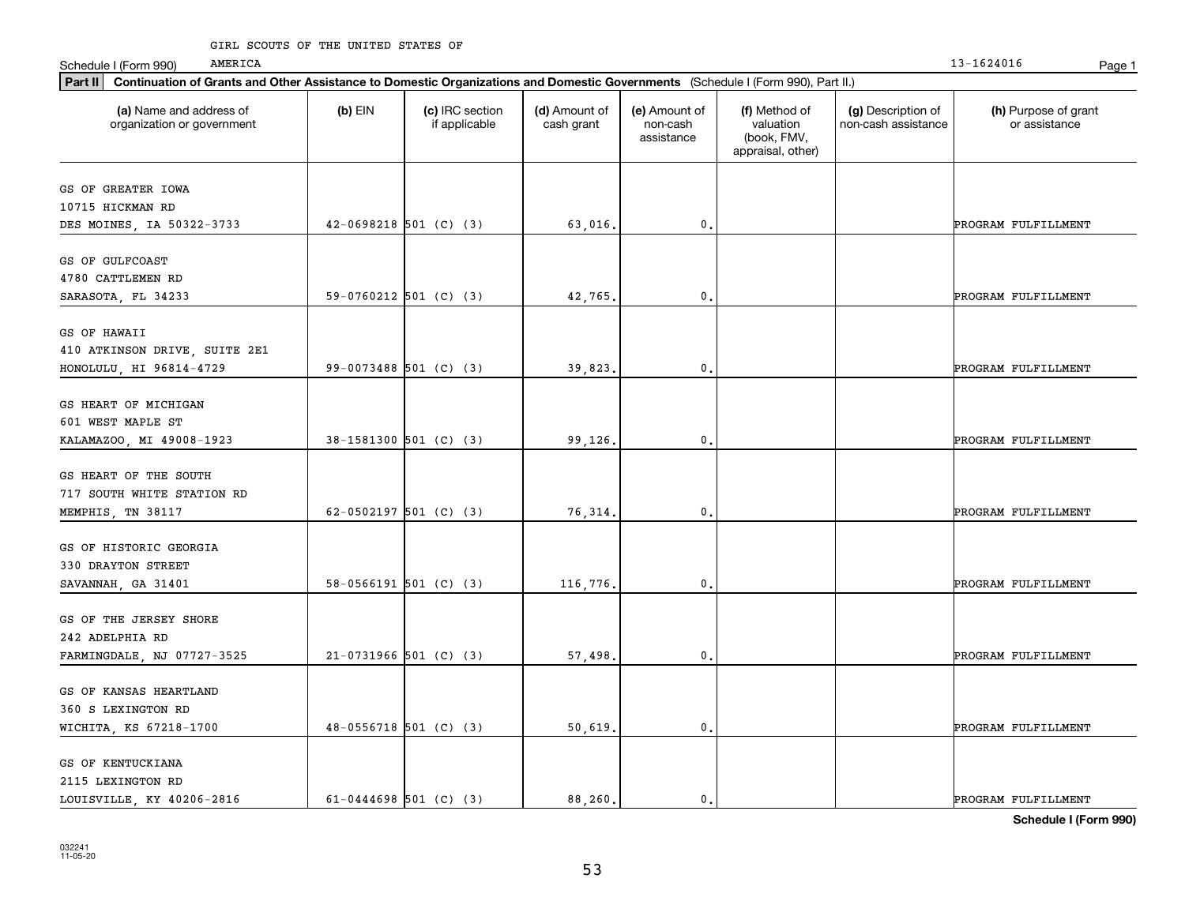GIRL SCOUTS OF THE UNITED STATES OF AMERICA

Schedule I (Form 990) 13-1624016

**Part II** **Continuation of Grants and Other Assistance to Domestic Organizations and Domestic Governments** (Schedule I (Form 990), Part II.)

| (a) Name and address of organization or government | (b) EIN | (c) IRC section if applicable | (d) Amount of cash grant | (e) Amount of non-cash assistance | (f) Method of valuation (book, FMV, appraisal, other) | (g) Description of non-cash assistance | (h) Purpose of grant or assistance |
|---|---|---|---|---|---|---|---|
| GS OF GREATER IOWA<br>10715 HICKMAN RD<br>DES MOINES, IA 50322-3733 | 42-0698218 | 501 (C) (3) | 63,016. | 0. | | | PROGRAM FULFILLMENT |
| GS OF GULFCOAST<br>4780 CATTLEMEN RD<br>SARASOTA, FL 34233 | 59-0760212 | 501 (C) (3) | 42,765. | 0. | | | PROGRAM FULFILLMENT |
| GS OF HAWAII<br>410 ATKINSON DRIVE, SUITE 2E1<br>HONOLULU, HI 96814-4729 | 99-0073488 | 501 (C) (3) | 39,823. | 0. | | | PROGRAM FULFILLMENT |
| GS HEART OF MICHIGAN<br>601 WEST MAPLE ST<br>KALAMAZOO, MI 49008-1923 | 38-1581300 | 501 (C) (3) | 99,126. | 0. | | | PROGRAM FULFILLMENT |
| GS HEART OF THE SOUTH<br>717 SOUTH WHITE STATION RD<br>MEMPHIS, TN 38117 | 62-0502197 | 501 (C) (3) | 76,314. | 0. | | | PROGRAM FULFILLMENT |
| GS OF HISTORIC GEORGIA<br>330 DRAYTON STREET<br>SAVANNAH, GA 31401 | 58-0566191 | 501 (C) (3) | 116,776. | 0. | | | PROGRAM FULFILLMENT |
| GS OF THE JERSEY SHORE<br>242 ADELPHIA RD<br>FARMINGDALE, NJ 07727-3525 | 21-0731966 | 501 (C) (3) | 57,498. | 0. | | | PROGRAM FULFILLMENT |
| GS OF KANSAS HEARTLAND<br>360 S LEXINGTON RD<br>WICHITA, KS 67218-1700 | 48-0556718 | 501 (C) (3) | 50,619. | 0. | | | PROGRAM FULFILLMENT |
| GS OF KENTUCKIANA<br>2115 LEXINGTON RD<br>LOUISVILLE, KY 40206-2816 | 61-0444698 | 501 (C) (3) | 88,260. | 0. | | | PROGRAM FULFILLMENT |

**Schedule I (Form 990)**

032241
11-05-20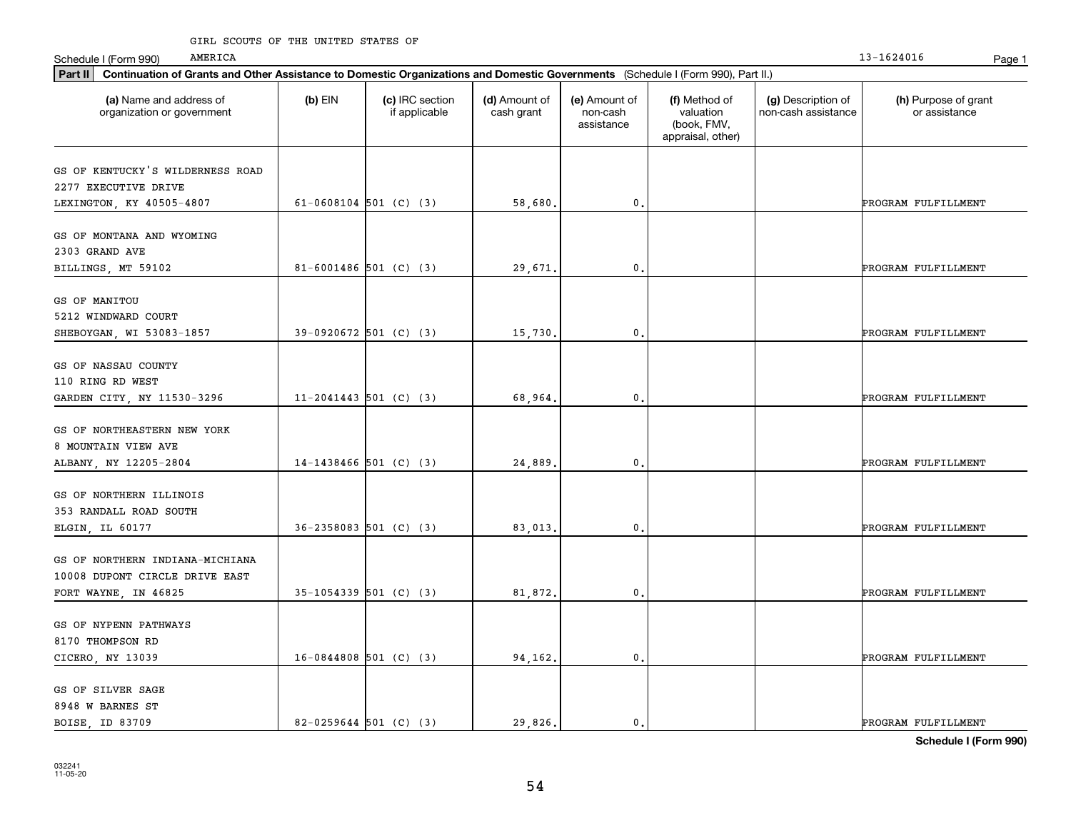GIRL SCOUTS OF THE UNITED STATES OF AMERICA

Schedule I (Form 990) 13-1624016

**Part II** **Continuation of Grants and Other Assistance to Domestic Organizations and Domestic Governments** (Schedule I (Form 990), Part II.)

| (a) Name and address of organization or government | (b) EIN | (c) IRC section if applicable | (d) Amount of cash grant | (e) Amount of non-cash assistance | (f) Method of valuation (book, FMV, appraisal, other) | (g) Description of non-cash assistance | (h) Purpose of grant or assistance |
|---|---|---|---|---|---|---|---|
| GS OF KENTUCKY'S WILDERNESS ROAD 2277 EXECUTIVE DRIVE LEXINGTON, KY 40505-4807 | 61-0608104 | 501 (C) (3) | 58,680. | 0. | | | PROGRAM FULFILLMENT |
| GS OF MONTANA AND WYOMING 2303 GRAND AVE BILLINGS, MT 59102 | 81-6001486 | 501 (C) (3) | 29,671. | 0. | | | PROGRAM FULFILLMENT |
| GS OF MANITOU 5212 WINDWARD COURT SHEBOYGAN, WI 53083-1857 | 39-0920672 | 501 (C) (3) | 15,730. | 0. | | | PROGRAM FULFILLMENT |
| GS OF NASSAU COUNTY 110 RING RD WEST GARDEN CITY, NY 11530-3296 | 11-2041443 | 501 (C) (3) | 68,964. | 0. | | | PROGRAM FULFILLMENT |
| GS OF NORTHEASTERN NEW YORK 8 MOUNTAIN VIEW AVE ALBANY, NY 12205-2804 | 14-1438466 | 501 (C) (3) | 24,889. | 0. | | | PROGRAM FULFILLMENT |
| GS OF NORTHERN ILLINOIS 353 RANDALL ROAD SOUTH ELGIN, IL 60177 | 36-2358083 | 501 (C) (3) | 83,013. | 0. | | | PROGRAM FULFILLMENT |
| GS OF NORTHERN INDIANA-MICHIANA 10008 DUPONT CIRCLE DRIVE EAST FORT WAYNE, IN 46825 | 35-1054339 | 501 (C) (3) | 81,872. | 0. | | | PROGRAM FULFILLMENT |
| GS OF NYPENN PATHWAYS 8170 THOMPSON RD CICERO, NY 13039 | 16-0844808 | 501 (C) (3) | 94,162. | 0. | | | PROGRAM FULFILLMENT |
| GS OF SILVER SAGE 8948 W BARNES ST BOISE, ID 83709 | 82-0259644 | 501 (C) (3) | 29,826. | 0. | | | PROGRAM FULFILLMENT |

**Schedule I (Form 990)**

032241 11-05-20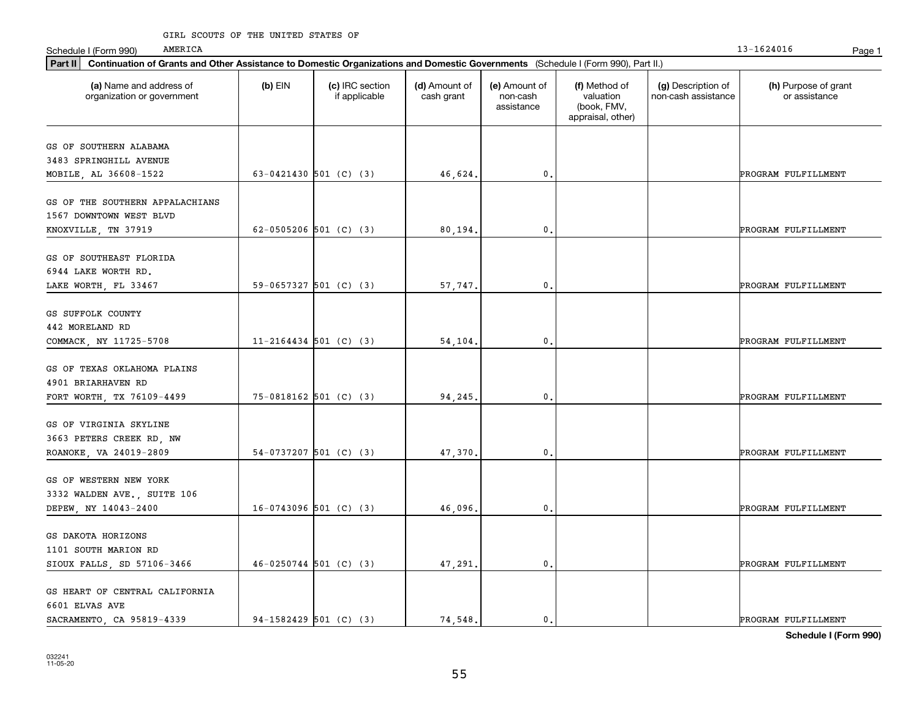GIRL SCOUTS OF THE UNITED STATES OF AMERICA

Schedule I (Form 990) 13-1624016

**Part II** **Continuation of Grants and Other Assistance to Domestic Organizations and Domestic Governments** (Schedule I (Form 990), Part II.)

| (a) Name and address of organization or government | (b) EIN | (c) IRC section if applicable | (d) Amount of cash grant | (e) Amount of non-cash assistance | (f) Method of valuation (book, FMV, appraisal, other) | (g) Description of non-cash assistance | (h) Purpose of grant or assistance |
|---|---|---|---|---|---|---|---|
| GS OF SOUTHERN ALABAMA 3483 SPRINGHILL AVENUE MOBILE, AL 36608-1522 | 63-0421430 | 501 (C) (3) | 46,624. | 0. | | | PROGRAM FULFILLMENT |
| GS OF THE SOUTHERN APPALACHIANS 1567 DOWNTOWN WEST BLVD KNOXVILLE, TN 37919 | 62-0505206 | 501 (C) (3) | 80,194. | 0. | | | PROGRAM FULFILLMENT |
| GS OF SOUTHEAST FLORIDA 6944 LAKE WORTH RD. LAKE WORTH, FL 33467 | 59-0657327 | 501 (C) (3) | 57,747. | 0. | | | PROGRAM FULFILLMENT |
| GS SUFFOLK COUNTY 442 MORELAND RD COMMACK, NY 11725-5708 | 11-2164434 | 501 (C) (3) | 54,104. | 0. | | | PROGRAM FULFILLMENT |
| GS OF TEXAS OKLAHOMA PLAINS 4901 BRIARHAVEN RD FORT WORTH, TX 76109-4499 | 75-0818162 | 501 (C) (3) | 94,245. | 0. | | | PROGRAM FULFILLMENT |
| GS OF VIRGINIA SKYLINE 3663 PETERS CREEK RD, NW ROANOKE, VA 24019-2809 | 54-0737207 | 501 (C) (3) | 47,370. | 0. | | | PROGRAM FULFILLMENT |
| GS OF WESTERN NEW YORK 3332 WALDEN AVE., SUITE 106 DEPEW, NY 14043-2400 | 16-0743096 | 501 (C) (3) | 46,096. | 0. | | | PROGRAM FULFILLMENT |
| GS DAKOTA HORIZONS 1101 SOUTH MARION RD SIOUX FALLS, SD 57106-3466 | 46-0250744 | 501 (C) (3) | 47,291. | 0. | | | PROGRAM FULFILLMENT |
| GS HEART OF CENTRAL CALIFORNIA 6601 ELVAS AVE SACRAMENTO, CA 95819-4339 | 94-1582429 | 501 (C) (3) | 74,548. | 0. | | | PROGRAM FULFILLMENT |

**Schedule I (Form 990)**

032241 11-05-20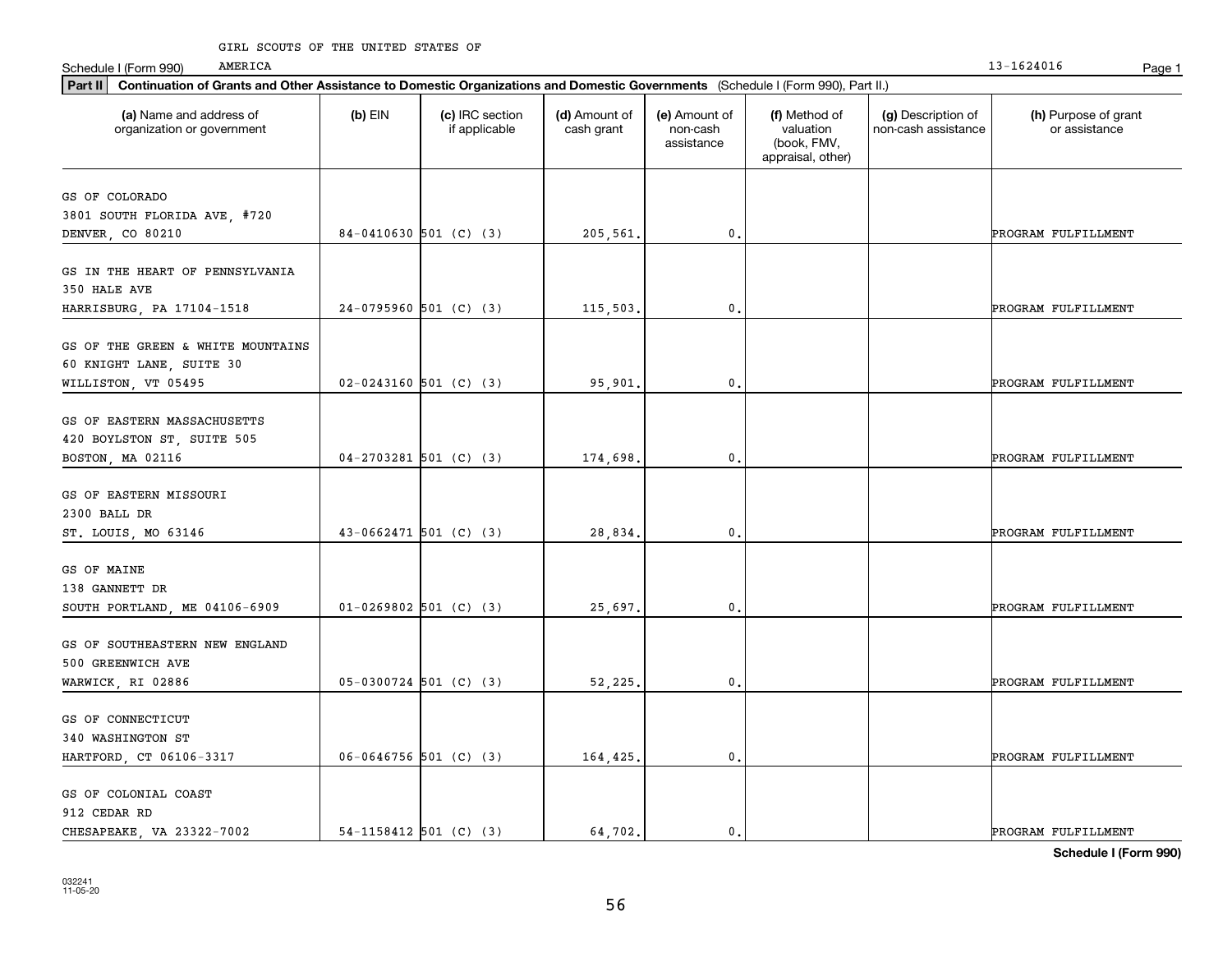GIRL SCOUTS OF THE UNITED STATES OF AMERICA

Schedule I (Form 990) 13-1624016

**Part II** **Continuation of Grants and Other Assistance to Domestic Organizations and Domestic Governments** (Schedule I (Form 990), Part II.)

| (a) Name and address of organization or government | (b) EIN | (c) IRC section if applicable | (d) Amount of cash grant | (e) Amount of non-cash assistance | (f) Method of valuation (book, FMV, appraisal, other) | (g) Description of non-cash assistance | (h) Purpose of grant or assistance |
|---|---|---|---|---|---|---|---|
| GS OF COLORADO 3801 SOUTH FLORIDA AVE, #720 DENVER, CO 80210 | 84-0410630 | 501 (C) (3) | 205,561. | 0. | | | PROGRAM FULFILLMENT |
| GS IN THE HEART OF PENNSYLVANIA 350 HALE AVE HARRISBURG, PA 17104-1518 | 24-0795960 | 501 (C) (3) | 115,503. | 0. | | | PROGRAM FULFILLMENT |
| GS OF THE GREEN & WHITE MOUNTAINS 60 KNIGHT LANE, SUITE 30 WILLISTON, VT 05495 | 02-0243160 | 501 (C) (3) | 95,901. | 0. | | | PROGRAM FULFILLMENT |
| GS OF EASTERN MASSACHUSETTS 420 BOYLSTON ST, SUITE 505 BOSTON, MA 02116 | 04-2703281 | 501 (C) (3) | 174,698. | 0. | | | PROGRAM FULFILLMENT |
| GS OF EASTERN MISSOURI 2300 BALL DR ST. LOUIS, MO 63146 | 43-0662471 | 501 (C) (3) | 28,834. | 0. | | | PROGRAM FULFILLMENT |
| GS OF MAINE 138 GANNETT DR SOUTH PORTLAND, ME 04106-6909 | 01-0269802 | 501 (C) (3) | 25,697. | 0. | | | PROGRAM FULFILLMENT |
| GS OF SOUTHEASTERN NEW ENGLAND 500 GREENWICH AVE WARWICK, RI 02886 | 05-0300724 | 501 (C) (3) | 52,225. | 0. | | | PROGRAM FULFILLMENT |
| GS OF CONNECTICUT 340 WASHINGTON ST HARTFORD, CT 06106-3317 | 06-0646756 | 501 (C) (3) | 164,425. | 0. | | | PROGRAM FULFILLMENT |
| GS OF COLONIAL COAST 912 CEDAR RD CHESAPEAKE, VA 23322-7002 | 54-1158412 | 501 (C) (3) | 64,702. | 0. | | | PROGRAM FULFILLMENT |

**Schedule I (Form 990)**

032241
11-05-20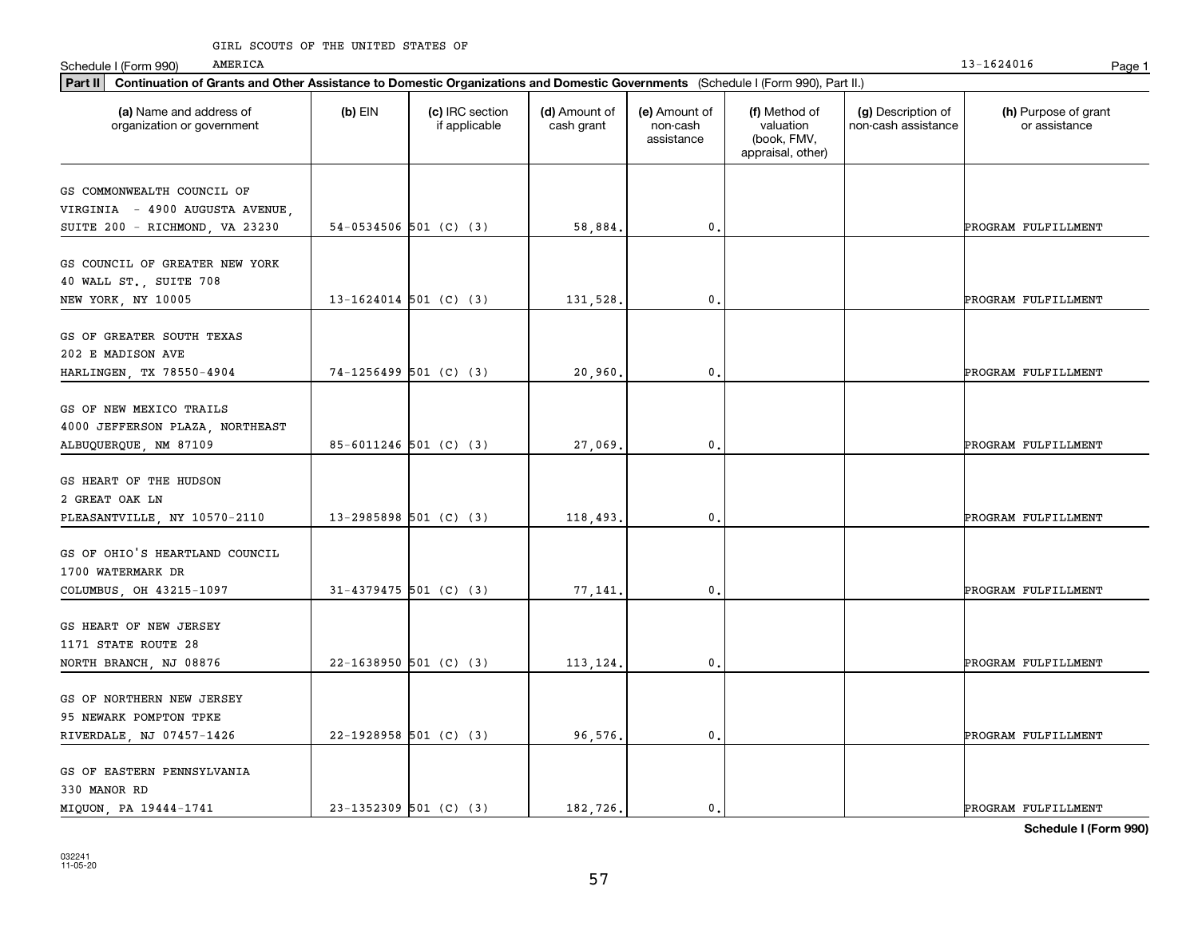GIRL SCOUTS OF THE UNITED STATES OF AMERICA

Schedule I (Form 990) 13-1624016

**Part II** **Continuation of Grants and Other Assistance to Domestic Organizations and Domestic Governments** (Schedule I (Form 990), Part II.)

| (a) Name and address of organization or government | (b) EIN | (c) IRC section if applicable | (d) Amount of cash grant | (e) Amount of non-cash assistance | (f) Method of valuation (book, FMV, appraisal, other) | (g) Description of non-cash assistance | (h) Purpose of grant or assistance |
|---|---|---|---|---|---|---|---|
| GS COMMONWEALTH COUNCIL OF VIRGINIA - 4900 AUGUSTA AVENUE, SUITE 200 - RICHMOND, VA 23230 | 54-0534506 | 501 (C) (3) | 58,884. | 0. | | | PROGRAM FULFILLMENT |
| GS COUNCIL OF GREATER NEW YORK 40 WALL ST., SUITE 708 NEW YORK, NY 10005 | 13-1624014 | 501 (C) (3) | 131,528. | 0. | | | PROGRAM FULFILLMENT |
| GS OF GREATER SOUTH TEXAS 202 E MADISON AVE HARLINGEN, TX 78550-4904 | 74-1256499 | 501 (C) (3) | 20,960. | 0. | | | PROGRAM FULFILLMENT |
| GS OF NEW MEXICO TRAILS 4000 JEFFERSON PLAZA, NORTHEAST ALBUQUERQUE, NM 87109 | 85-6011246 | 501 (C) (3) | 27,069. | 0. | | | PROGRAM FULFILLMENT |
| GS HEART OF THE HUDSON 2 GREAT OAK LN PLEASANTVILLE, NY 10570-2110 | 13-2985898 | 501 (C) (3) | 118,493. | 0. | | | PROGRAM FULFILLMENT |
| GS OF OHIO'S HEARTLAND COUNCIL 1700 WATERMARK DR COLUMBUS, OH 43215-1097 | 31-4379475 | 501 (C) (3) | 77,141. | 0. | | | PROGRAM FULFILLMENT |
| GS HEART OF NEW JERSEY 1171 STATE ROUTE 28 NORTH BRANCH, NJ 08876 | 22-1638950 | 501 (C) (3) | 113,124. | 0. | | | PROGRAM FULFILLMENT |
| GS OF NORTHERN NEW JERSEY 95 NEWARK POMPTON TPKE RIVERDALE, NJ 07457-1426 | 22-1928958 | 501 (C) (3) | 96,576. | 0. | | | PROGRAM FULFILLMENT |
| GS OF EASTERN PENNSYLVANIA 330 MANOR RD MIQUON, PA 19444-1741 | 23-1352309 | 501 (C) (3) | 182,726. | 0. | | | PROGRAM FULFILLMENT |

**Schedule I (Form 990)**

032241 11-05-20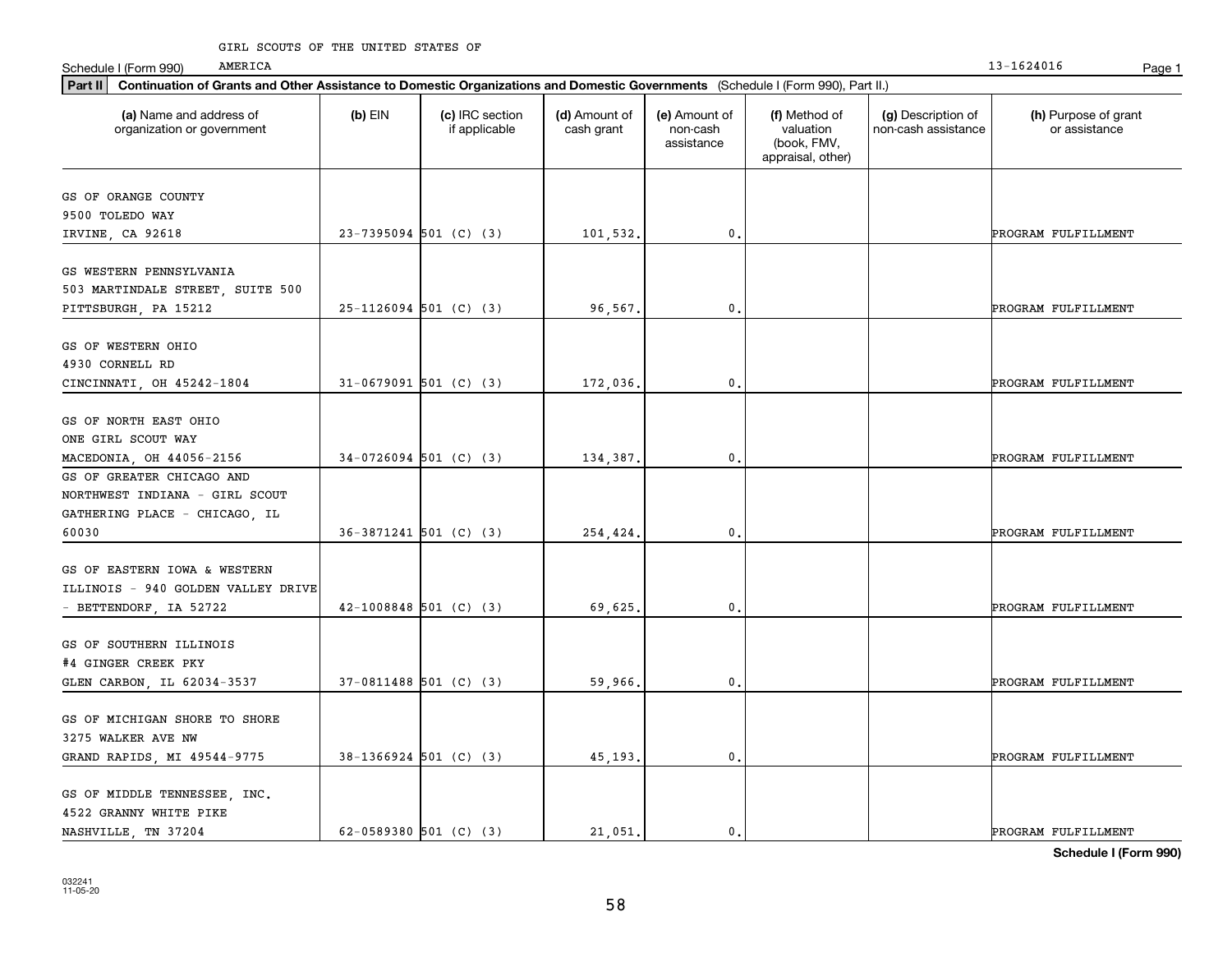GIRL SCOUTS OF THE UNITED STATES OF AMERICA

Schedule I (Form 990) 13-1624016

**Part II** **Continuation of Grants and Other Assistance to Domestic Organizations and Domestic Governments** (Schedule I (Form 990), Part II.)

| (a) Name and address of organization or government | (b) EIN | (c) IRC section if applicable | (d) Amount of cash grant | (e) Amount of non-cash assistance | (f) Method of valuation (book, FMV, appraisal, other) | (g) Description of non-cash assistance | (h) Purpose of grant or assistance |
|---|---|---|---|---|---|---|---|
| GS OF ORANGE COUNTY 9500 TOLEDO WAY IRVINE, CA 92618 | 23-7395094 | 501 (C) (3) | 101,532. | 0. | | | PROGRAM FULFILLMENT |
| GS WESTERN PENNSYLVANIA 503 MARTINDALE STREET, SUITE 500 PITTSBURGH, PA 15212 | 25-1126094 | 501 (C) (3) | 96,567. | 0. | | | PROGRAM FULFILLMENT |
| GS OF WESTERN OHIO 4930 CORNELL RD CINCINNATI, OH 45242-1804 | 31-0679091 | 501 (C) (3) | 172,036. | 0. | | | PROGRAM FULFILLMENT |
| GS OF NORTH EAST OHIO ONE GIRL SCOUT WAY MACEDONIA, OH 44056-2156 | 34-0726094 | 501 (C) (3) | 134,387. | 0. | | | PROGRAM FULFILLMENT |
| GS OF GREATER CHICAGO AND NORTHWEST INDIANA - GIRL SCOUT GATHERING PLACE - CHICAGO, IL 60030 | 36-3871241 | 501 (C) (3) | 254,424. | 0. | | | PROGRAM FULFILLMENT |
| GS OF EASTERN IOWA & WESTERN ILLINOIS - 940 GOLDEN VALLEY DRIVE - BETTENDORF, IA 52722 | 42-1008848 | 501 (C) (3) | 69,625. | 0. | | | PROGRAM FULFILLMENT |
| GS OF SOUTHERN ILLINOIS #4 GINGER CREEK PKY GLEN CARBON, IL 62034-3537 | 37-0811488 | 501 (C) (3) | 59,966. | 0. | | | PROGRAM FULFILLMENT |
| GS OF MICHIGAN SHORE TO SHORE 3275 WALKER AVE NW GRAND RAPIDS, MI 49544-9775 | 38-1366924 | 501 (C) (3) | 45,193. | 0. | | | PROGRAM FULFILLMENT |
| GS OF MIDDLE TENNESSEE, INC. 4522 GRANNY WHITE PIKE NASHVILLE, TN 37204 | 62-0589380 | 501 (C) (3) | 21,051. | 0. | | | PROGRAM FULFILLMENT |

**Schedule I (Form 990)**

032241 11-05-20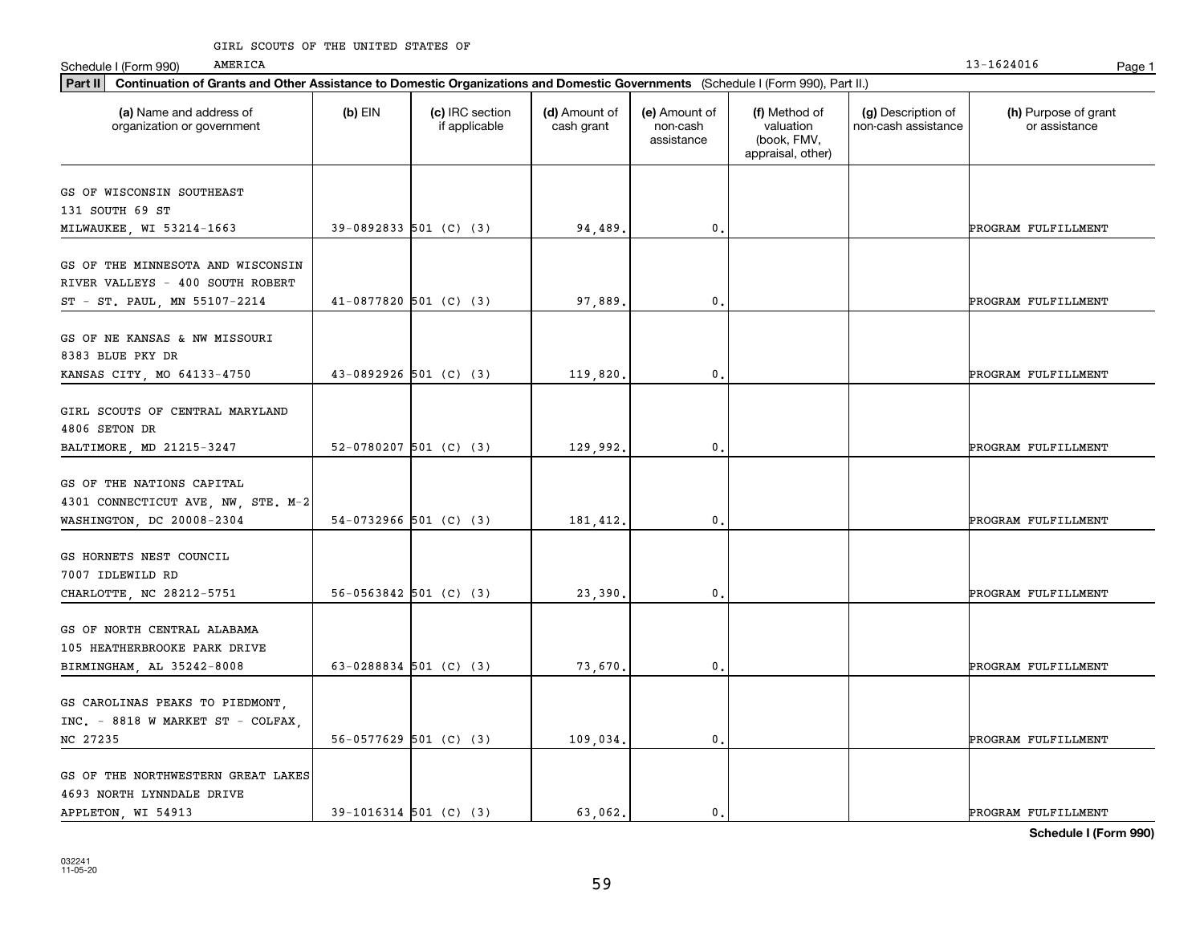GIRL SCOUTS OF THE UNITED STATES OF AMERICA

Schedule I (Form 990) 13-1624016

**Part II** **Continuation of Grants and Other Assistance to Domestic Organizations and Domestic Governments** (Schedule I (Form 990), Part II.)

| (a) Name and address of organization or government | (b) EIN | (c) IRC section if applicable | (d) Amount of cash grant | (e) Amount of non-cash assistance | (f) Method of valuation (book, FMV, appraisal, other) | (g) Description of non-cash assistance | (h) Purpose of grant or assistance |
|---|---|---|---|---|---|---|---|
| GS OF WISCONSIN SOUTHEAST 131 SOUTH 69 ST MILWAUKEE, WI 53214-1663 | 39-0892833 | 501 (C) (3) | 94,489. | 0. | | | PROGRAM FULFILLMENT |
| GS OF THE MINNESOTA AND WISCONSIN RIVER VALLEYS - 400 SOUTH ROBERT ST - ST. PAUL, MN 55107-2214 | 41-0877820 | 501 (C) (3) | 97,889. | 0. | | | PROGRAM FULFILLMENT |
| GS OF NE KANSAS & NW MISSOURI 8383 BLUE PKY DR KANSAS CITY, MO 64133-4750 | 43-0892926 | 501 (C) (3) | 119,820. | 0. | | | PROGRAM FULFILLMENT |
| GIRL SCOUTS OF CENTRAL MARYLAND 4806 SETON DR BALTIMORE, MD 21215-3247 | 52-0780207 | 501 (C) (3) | 129,992. | 0. | | | PROGRAM FULFILLMENT |
| GS OF THE NATIONS CAPITAL 4301 CONNECTICUT AVE, NW, STE. M-2 WASHINGTON, DC 20008-2304 | 54-0732966 | 501 (C) (3) | 181,412. | 0. | | | PROGRAM FULFILLMENT |
| GS HORNETS NEST COUNCIL 7007 IDLEWILD RD CHARLOTTE, NC 28212-5751 | 56-0563842 | 501 (C) (3) | 23,390. | 0. | | | PROGRAM FULFILLMENT |
| GS OF NORTH CENTRAL ALABAMA 105 HEATHERBROOKE PARK DRIVE BIRMINGHAM, AL 35242-8008 | 63-0288834 | 501 (C) (3) | 73,670. | 0. | | | PROGRAM FULFILLMENT |
| GS CAROLINAS PEAKS TO PIEDMONT, INC. - 8818 W MARKET ST - COLFAX, NC 27235 | 56-0577629 | 501 (C) (3) | 109,034. | 0. | | | PROGRAM FULFILLMENT |
| GS OF THE NORTHWESTERN GREAT LAKES 4693 NORTH LYNNDALE DRIVE APPLETON, WI 54913 | 39-1016314 | 501 (C) (3) | 63,062. | 0. | | | PROGRAM FULFILLMENT |

**Schedule I (Form 990)**

032241 11-05-20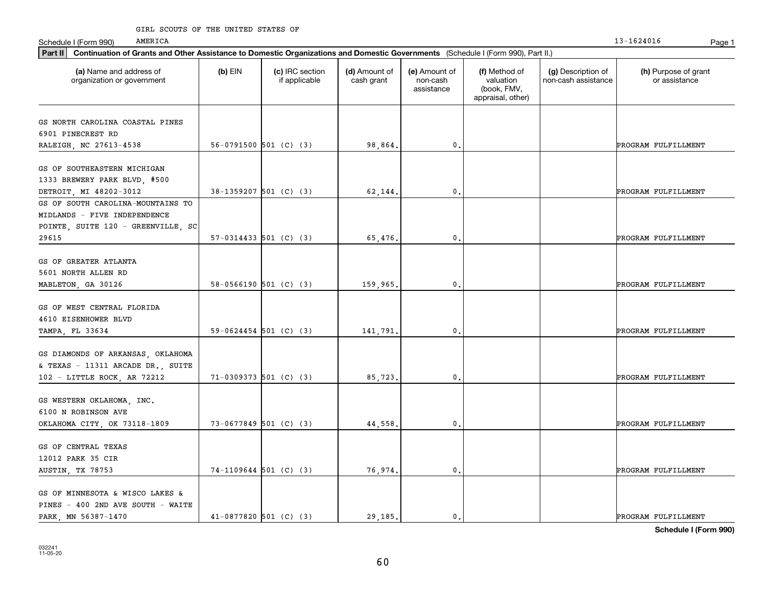GIRL SCOUTS OF THE UNITED STATES OF AMERICA

Schedule I (Form 990) 13-1624016

**Part II Continuation of Grants and Other Assistance to Domestic Organizations and Domestic Governments** (Schedule I (Form 990), Part II.)

| (a) Name and address of organization or government | (b) EIN | (c) IRC section if applicable | (d) Amount of cash grant | (e) Amount of non-cash assistance | (f) Method of valuation (book, FMV, appraisal, other) | (g) Description of non-cash assistance | (h) Purpose of grant or assistance |
|---|---|---|---|---|---|---|---|
| GS NORTH CAROLINA COASTAL PINES 6901 PINECREST RD RALEIGH, NC 27613-4538 | 56-0791500 | 501 (C) (3) | 98,864. | 0. | | | PROGRAM FULFILLMENT |
| GS OF SOUTHEASTERN MICHIGAN 1333 BREWERY PARK BLVD, #500 DETROIT, MI 48202-3012 | 38-1359207 | 501 (C) (3) | 62,144. | 0. | | | PROGRAM FULFILLMENT |
| GS OF SOUTH CAROLINA-MOUNTAINS TO MIDLANDS - FIVE INDEPENDENCE POINTE, SUITE 120 - GREENVILLE, SC 29615 | 57-0314433 | 501 (C) (3) | 65,476. | 0. | | | PROGRAM FULFILLMENT |
| GS OF GREATER ATLANTA 5601 NORTH ALLEN RD MABLETON, GA 30126 | 58-0566190 | 501 (C) (3) | 159,965. | 0. | | | PROGRAM FULFILLMENT |
| GS OF WEST CENTRAL FLORIDA 4610 EISENHOWER BLVD TAMPA, FL 33634 | 59-0624454 | 501 (C) (3) | 141,791. | 0. | | | PROGRAM FULFILLMENT |
| GS DIAMONDS OF ARKANSAS, OKLAHOMA & TEXAS - 11311 ARCADE DR., SUITE 102 - LITTLE ROCK, AR 72212 | 71-0309373 | 501 (C) (3) | 85,723. | 0. | | | PROGRAM FULFILLMENT |
| GS WESTERN OKLAHOMA, INC. 6100 N ROBINSON AVE OKLAHOMA CITY, OK 73118-1809 | 73-0677849 | 501 (C) (3) | 44,558. | 0. | | | PROGRAM FULFILLMENT |
| GS OF CENTRAL TEXAS 12012 PARK 35 CIR AUSTIN, TX 78753 | 74-1109644 | 501 (C) (3) | 76,974. | 0. | | | PROGRAM FULFILLMENT |
| GS OF MINNESOTA & WISCO LAKES & PINES - 400 2ND AVE SOUTH - WAITE PARK, MN 56387-1470 | 41-0877820 | 501 (C) (3) | 29,185. | 0. | | | PROGRAM FULFILLMENT |

**Schedule I (Form 990)**

032241 11-05-20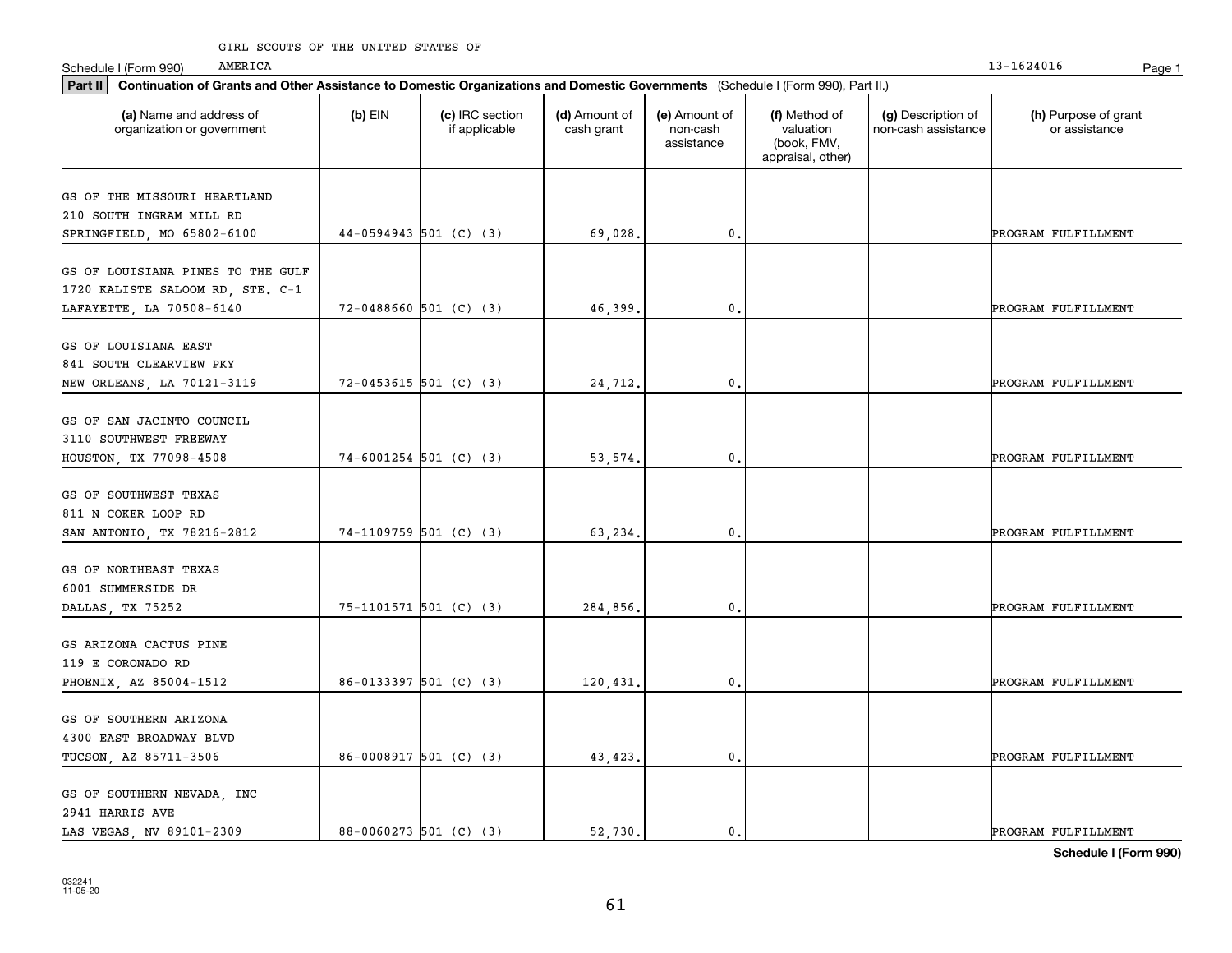GIRL SCOUTS OF THE UNITED STATES OF AMERICA

Schedule I (Form 990) 13-1624016

**Part II** **Continuation of Grants and Other Assistance to Domestic Organizations and Domestic Governments** (Schedule I (Form 990), Part II.)

| (a) Name and address of organization or government | (b) EIN | (c) IRC section if applicable | (d) Amount of cash grant | (e) Amount of non-cash assistance | (f) Method of valuation (book, FMV, appraisal, other) | (g) Description of non-cash assistance | (h) Purpose of grant or assistance |
|---|---|---|---|---|---|---|---|
| GS OF THE MISSOURI HEARTLAND 210 SOUTH INGRAM MILL RD SPRINGFIELD, MO 65802-6100 | 44-0594943 | 501 (C) (3) | 69,028. | 0. | | | PROGRAM FULFILLMENT |
| GS OF LOUISIANA PINES TO THE GULF 1720 KALISTE SALOOM RD, STE. C-1 LAFAYETTE, LA 70508-6140 | 72-0488660 | 501 (C) (3) | 46,399. | 0. | | | PROGRAM FULFILLMENT |
| GS OF LOUISIANA EAST 841 SOUTH CLEARVIEW PKY NEW ORLEANS, LA 70121-3119 | 72-0453615 | 501 (C) (3) | 24,712. | 0. | | | PROGRAM FULFILLMENT |
| GS OF SAN JACINTO COUNCIL 3110 SOUTHWEST FREEWAY HOUSTON, TX 77098-4508 | 74-6001254 | 501 (C) (3) | 53,574. | 0. | | | PROGRAM FULFILLMENT |
| GS OF SOUTHWEST TEXAS 811 N COKER LOOP RD SAN ANTONIO, TX 78216-2812 | 74-1109759 | 501 (C) (3) | 63,234. | 0. | | | PROGRAM FULFILLMENT |
| GS OF NORTHEAST TEXAS 6001 SUMMERSIDE DR DALLAS, TX 75252 | 75-1101571 | 501 (C) (3) | 284,856. | 0. | | | PROGRAM FULFILLMENT |
| GS ARIZONA CACTUS PINE 119 E CORONADO RD PHOENIX, AZ 85004-1512 | 86-0133397 | 501 (C) (3) | 120,431. | 0. | | | PROGRAM FULFILLMENT |
| GS OF SOUTHERN ARIZONA 4300 EAST BROADWAY BLVD TUCSON, AZ 85711-3506 | 86-0008917 | 501 (C) (3) | 43,423. | 0. | | | PROGRAM FULFILLMENT |
| GS OF SOUTHERN NEVADA, INC 2941 HARRIS AVE LAS VEGAS, NV 89101-2309 | 88-0060273 | 501 (C) (3) | 52,730. | 0. | | | PROGRAM FULFILLMENT |

**Schedule I (Form 990)**

032241 11-05-20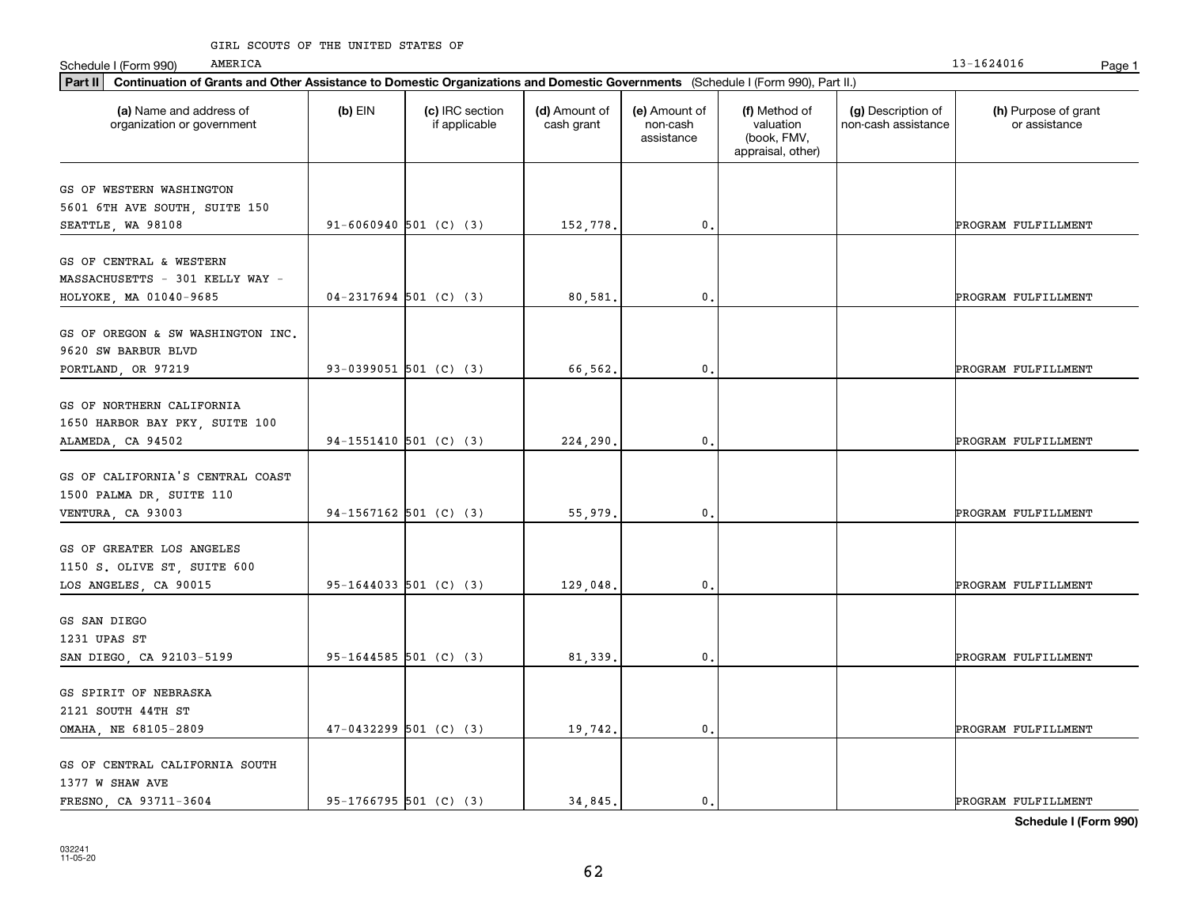GIRL SCOUTS OF THE UNITED STATES OF AMERICA

Schedule I (Form 990) 13-1624016

**Part II** **Continuation of Grants and Other Assistance to Domestic Organizations and Domestic Governments** (Schedule I (Form 990), Part II.)

| (a) Name and address of organization or government | (b) EIN | (c) IRC section if applicable | (d) Amount of cash grant | (e) Amount of non-cash assistance | (f) Method of valuation (book, FMV, appraisal, other) | (g) Description of non-cash assistance | (h) Purpose of grant or assistance |
|---|---|---|---|---|---|---|---|
| GS OF WESTERN WASHINGTON 5601 6TH AVE SOUTH, SUITE 150 SEATTLE, WA 98108 | 91-6060940 | 501 (C) (3) | 152,778. | 0. | | | PROGRAM FULFILLMENT |
| GS OF CENTRAL & WESTERN MASSACHUSETTS - 301 KELLY WAY - HOLYOKE, MA 01040-9685 | 04-2317694 | 501 (C) (3) | 80,581. | 0. | | | PROGRAM FULFILLMENT |
| GS OF OREGON & SW WASHINGTON INC. 9620 SW BARBUR BLVD PORTLAND, OR 97219 | 93-0399051 | 501 (C) (3) | 66,562. | 0. | | | PROGRAM FULFILLMENT |
| GS OF NORTHERN CALIFORNIA 1650 HARBOR BAY PKY, SUITE 100 ALAMEDA, CA 94502 | 94-1551410 | 501 (C) (3) | 224,290. | 0. | | | PROGRAM FULFILLMENT |
| GS OF CALIFORNIA'S CENTRAL COAST 1500 PALMA DR, SUITE 110 VENTURA, CA 93003 | 94-1567162 | 501 (C) (3) | 55,979. | 0. | | | PROGRAM FULFILLMENT |
| GS OF GREATER LOS ANGELES 1150 S. OLIVE ST, SUITE 600 LOS ANGELES, CA 90015 | 95-1644033 | 501 (C) (3) | 129,048. | 0. | | | PROGRAM FULFILLMENT |
| GS SAN DIEGO 1231 UPAS ST SAN DIEGO, CA 92103-5199 | 95-1644585 | 501 (C) (3) | 81,339. | 0. | | | PROGRAM FULFILLMENT |
| GS SPIRIT OF NEBRASKA 2121 SOUTH 44TH ST OMAHA, NE 68105-2809 | 47-0432299 | 501 (C) (3) | 19,742. | 0. | | | PROGRAM FULFILLMENT |
| GS OF CENTRAL CALIFORNIA SOUTH 1377 W SHAW AVE FRESNO, CA 93711-3604 | 95-1766795 | 501 (C) (3) | 34,845. | 0. | | | PROGRAM FULFILLMENT |

**Schedule I (Form 990)**

032241 11-05-20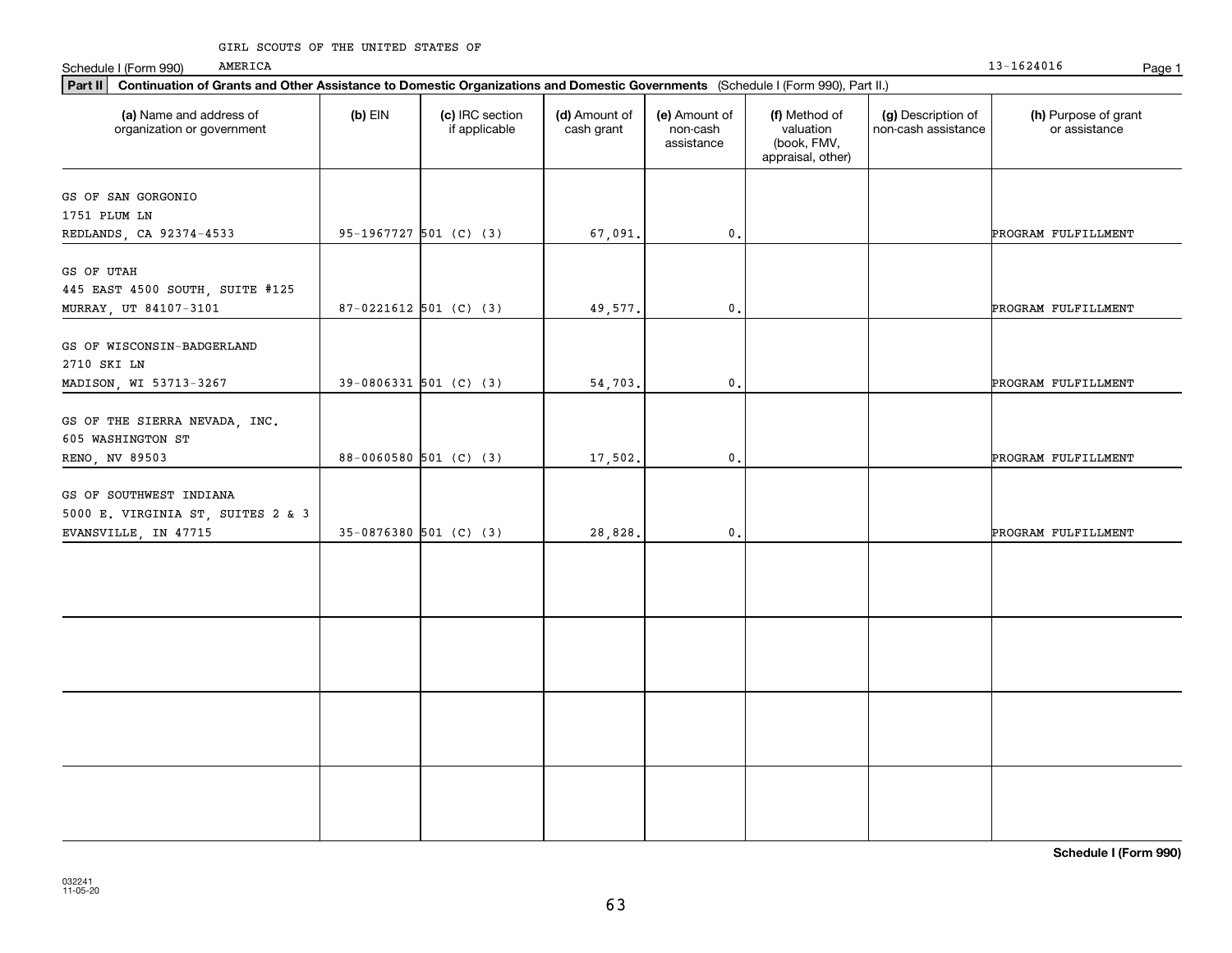Schedule I (Form 990) GIRL SCOUTS OF THE UNITED STATES OF AMERICA 13-1624016

**Part II Continuation of Grants and Other Assistance to Domestic Organizations and Domestic Governments** (Schedule I (Form 990), Part II.)

| (a) Name and address of organization or government | (b) EIN | (c) IRC section if applicable | (d) Amount of cash grant | (e) Amount of non-cash assistance | (f) Method of valuation (book, FMV, appraisal, other) | (g) Description of non-cash assistance | (h) Purpose of grant or assistance |
|---|---|---|---|---|---|---|---|
| GS OF SAN GORGONIO 1751 PLUM LN REDLANDS, CA 92374-4533 | 95-1967727 | 501 (C) (3) | 67,091. | 0. | | | PROGRAM FULFILLMENT |
| GS OF UTAH 445 EAST 4500 SOUTH, SUITE #125 MURRAY, UT 84107-3101 | 87-0221612 | 501 (C) (3) | 49,577. | 0. | | | PROGRAM FULFILLMENT |
| GS OF WISCONSIN-BADGERLAND 2710 SKI LN MADISON, WI 53713-3267 | 39-0806331 | 501 (C) (3) | 54,703. | 0. | | | PROGRAM FULFILLMENT |
| GS OF THE SIERRA NEVADA, INC. 605 WASHINGTON ST RENO, NV 89503 | 88-0060580 | 501 (C) (3) | 17,502. | 0. | | | PROGRAM FULFILLMENT |
| GS OF SOUTHWEST INDIANA 5000 E. VIRGINIA ST, SUITES 2 & 3 EVANSVILLE, IN 47715 | 35-0876380 | 501 (C) (3) | 28,828. | 0. | | | PROGRAM FULFILLMENT |
| | | | | | | | |
| | | | | | | | |
| | | | | | | | |
| | | | | | | | |

**Schedule I (Form 990)**

032241 11-05-20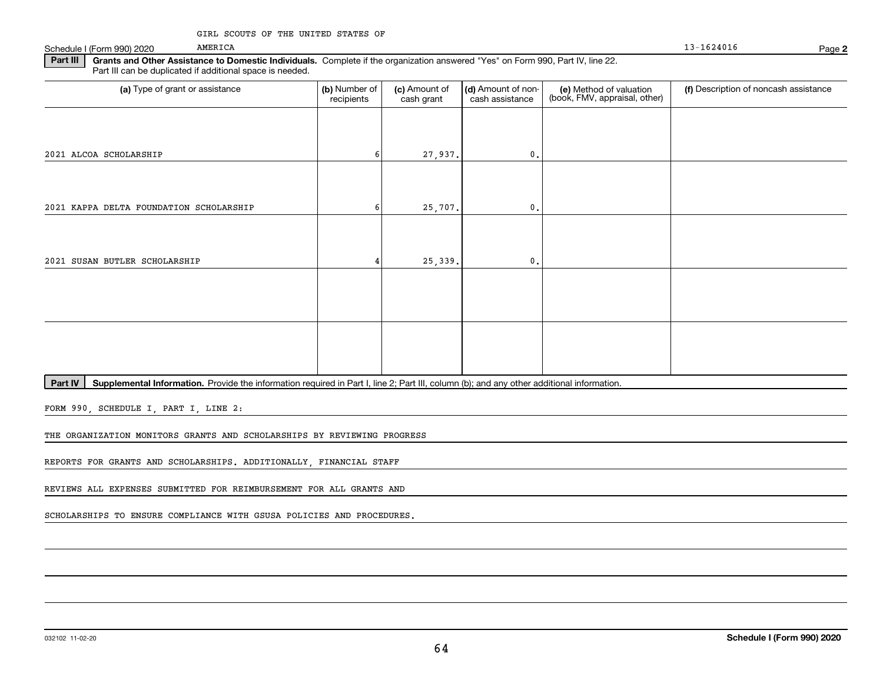GIRL SCOUTS OF THE UNITED STATES OF AMERICA

Schedule I (Form 990) 2020 — 13-1624016 — Page **2**

**Part III** **Grants and Other Assistance to Domestic Individuals.** Complete if the organization answered "Yes" on Form 990, Part IV, line 22. Part III can be duplicated if additional space is needed.

| (a) Type of grant or assistance | (b) Number of recipients | (c) Amount of cash grant | (d) Amount of non-cash assistance | (e) Method of valuation (book, FMV, appraisal, other) | (f) Description of noncash assistance |
|---|---|---|---|---|---|
| 2021 ALCOA SCHOLARSHIP | 6 | 27,937. | 0. | | |
| 2021 KAPPA DELTA FOUNDATION SCHOLARSHIP | 6 | 25,707. | 0. | | |
| 2021 SUSAN BUTLER SCHOLARSHIP | 4 | 25,339. | 0. | | |
| | | | | | |
| | | | | | |

**Part IV** **Supplemental Information.** Provide the information required in Part I, line 2; Part III, column (b); and any other additional information.

FORM 990, SCHEDULE I, PART I, LINE 2:

THE ORGANIZATION MONITORS GRANTS AND SCHOLARSHIPS BY REVIEWING PROGRESS REPORTS FOR GRANTS AND SCHOLARSHIPS. ADDITIONALLY, FINANCIAL STAFF REVIEWS ALL EXPENSES SUBMITTED FOR REIMBURSEMENT FOR ALL GRANTS AND SCHOLARSHIPS TO ENSURE COMPLIANCE WITH GSUSA POLICIES AND PROCEDURES.

032102 11-02-20 **Schedule I (Form 990) 2020**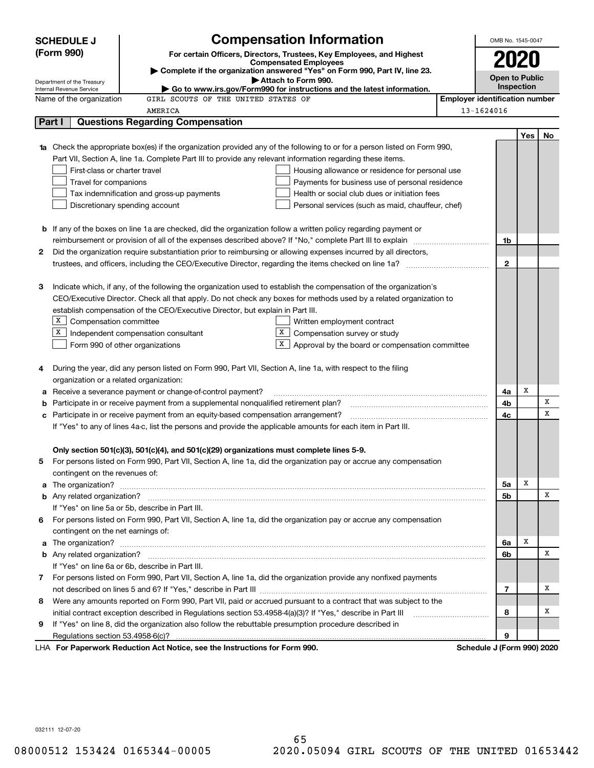# SCHEDULE J (Form 990)

## Compensation Information

**For certain Officers, Directors, Trustees, Key Employees, and Highest Compensated Employees**

▶ Complete if the organization answered "Yes" on Form 990, Part IV, line 23.

▶ Attach to Form 990.

▶ Go to www.irs.gov/Form990 for instructions and the latest information.

Department of the Treasury
Internal Revenue Service

OMB No. 1545-0047

**2020**

**Open to Public Inspection**

Name of the organization: GIRL SCOUTS OF THE UNITED STATES OF AMERICA

Employer identification number: 13-1624016

## Part I Questions Regarding Compensation

| | | | Yes | No |
|---|---|---|---|---|
| **1a** | Check the appropriate box(es) if the organization provided any of the following to or for a person listed on Form 990, Part VII, Section A, line 1a. Complete Part III to provide any relevant information regarding these items.<br>☐ First-class or charter travel ☐ Housing allowance or residence for personal use<br>☐ Travel for companions ☐ Payments for business use of personal residence<br>☐ Tax indemnification and gross-up payments ☐ Health or social club dues or initiation fees<br>☐ Discretionary spending account ☐ Personal services (such as maid, chauffeur, chef) | | | |
| **b** | If any of the boxes on line 1a are checked, did the organization follow a written policy regarding payment or reimbursement or provision of all of the expenses described above? If "No," complete Part III to explain | 1b | | |
| **2** | Did the organization require substantiation prior to reimbursing or allowing expenses incurred by all directors, trustees, and officers, including the CEO/Executive Director, regarding the items checked on line 1a? | 2 | | |
| **3** | Indicate which, if any, of the following the organization used to establish the compensation of the organization's CEO/Executive Director. Check all that apply. Do not check any boxes for methods used by a related organization to establish compensation of the CEO/Executive Director, but explain in Part III.<br>☒ Compensation committee ☐ Written employment contract<br>☒ Independent compensation consultant ☒ Compensation survey or study<br>☐ Form 990 of other organizations ☒ Approval by the board or compensation committee | | | |
| **4** | During the year, did any person listed on Form 990, Part VII, Section A, line 1a, with respect to the filing organization or a related organization: | | | |
| **a** | Receive a severance payment or change-of-control payment? | 4a | X | |
| **b** | Participate in or receive payment from a supplemental nonqualified retirement plan? | 4b | | X |
| **c** | Participate in or receive payment from an equity-based compensation arrangement? | 4c | | X |
| | If "Yes" to any of lines 4a-c, list the persons and provide the applicable amounts for each item in Part III. | | | |
| | **Only section 501(c)(3), 501(c)(4), and 501(c)(29) organizations must complete lines 5-9.** | | | |
| **5** | For persons listed on Form 990, Part VII, Section A, line 1a, did the organization pay or accrue any compensation contingent on the revenues of: | | | |
| **a** | The organization? | 5a | X | |
| **b** | Any related organization? | 5b | | X |
| | If "Yes" on line 5a or 5b, describe in Part III. | | | |
| **6** | For persons listed on Form 990, Part VII, Section A, line 1a, did the organization pay or accrue any compensation contingent on the net earnings of: | | | |
| **a** | The organization? | 6a | X | |
| **b** | Any related organization? | 6b | | X |
| | If "Yes" on line 6a or 6b, describe in Part III. | | | |
| **7** | For persons listed on Form 990, Part VII, Section A, line 1a, did the organization provide any nonfixed payments not described on lines 5 and 6? If "Yes," describe in Part III | 7 | | X |
| **8** | Were any amounts reported on Form 990, Part VII, paid or accrued pursuant to a contract that was subject to the initial contract exception described in Regulations section 53.4958-4(a)(3)? If "Yes," describe in Part III | 8 | | X |
| **9** | If "Yes" on line 8, did the organization also follow the rebuttable presumption procedure described in Regulations section 53.4958-6(c)? | 9 | | |

LHA **For Paperwork Reduction Act Notice, see the Instructions for Form 990.** **Schedule J (Form 990) 2020**

032111 12-07-20

08000512 153424 0165344-00005 2020.05094 GIRL SCOUTS OF THE UNITED 01653442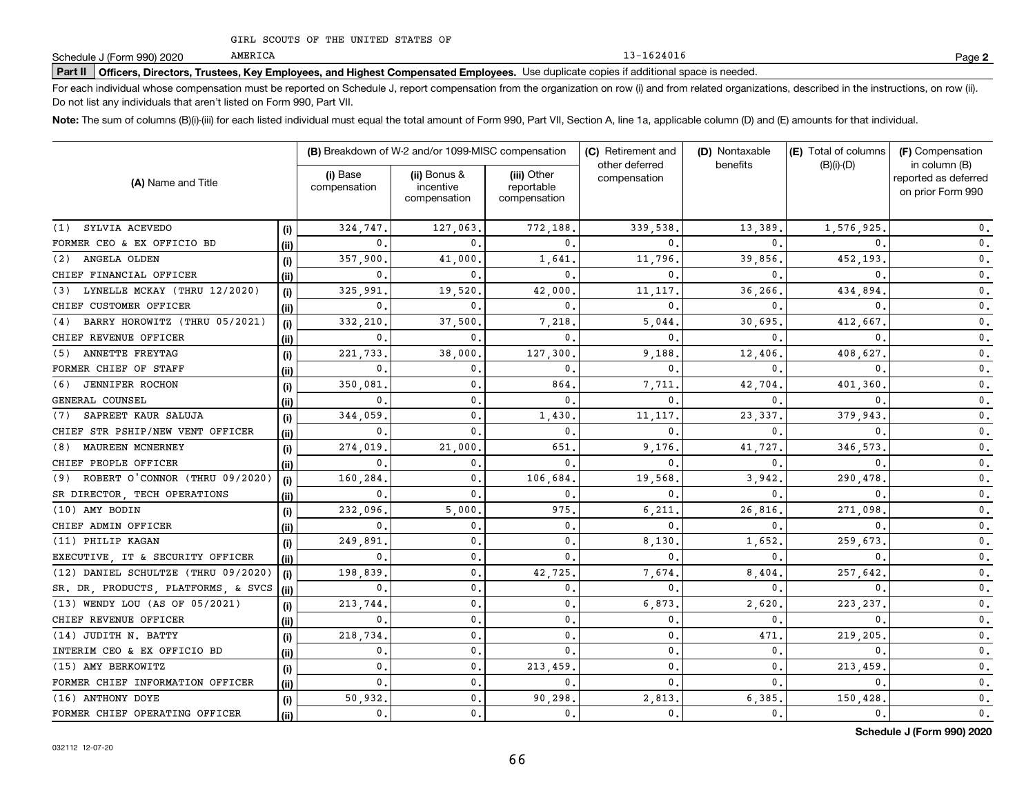GIRL SCOUTS OF THE UNITED STATES OF AMERICA

Schedule J (Form 990) 2020 — 13-1624016 — Page **2**

**Part II | Officers, Directors, Trustees, Key Employees, and Highest Compensated Employees.** Use duplicate copies if additional space is needed.

For each individual whose compensation must be reported on Schedule J, report compensation from the organization on row (i) and from related organizations, described in the instructions, on row (ii). Do not list any individuals that aren't listed on Form 990, Part VII.

**Note:** The sum of columns (B)(i)-(iii) for each listed individual must equal the total amount of Form 990, Part VII, Section A, line 1a, applicable column (D) and (E) amounts for that individual.

| (A) Name and Title | | (B) Breakdown of W-2 and/or 1099-MISC compensation | | | (C) Retirement and other deferred compensation | (D) Nontaxable benefits | (E) Total of columns (B)(i)-(D) | (F) Compensation in column (B) reported as deferred on prior Form 990 |
|---|---|---|---|---|---|---|---|---|
| | | (i) Base compensation | (ii) Bonus & incentive compensation | (iii) Other reportable compensation | | | | |
| (1) SYLVIA ACEVEDO | (i) | 324,747. | 127,063. | 772,188. | 339,538. | 13,389. | 1,576,925. | 0. |
| FORMER CEO & EX OFFICIO BD | (ii) | 0. | 0. | 0. | 0. | 0. | 0. | 0. |
| (2) ANGELA OLDEN | (i) | 357,900. | 41,000. | 1,641. | 11,796. | 39,856. | 452,193. | 0. |
| CHIEF FINANCIAL OFFICER | (ii) | 0. | 0. | 0. | 0. | 0. | 0. | 0. |
| (3) LYNELLE MCKAY (THRU 12/2020) | (i) | 325,991. | 19,520. | 42,000. | 11,117. | 36,266. | 434,894. | 0. |
| CHIEF CUSTOMER OFFICER | (ii) | 0. | 0. | 0. | 0. | 0. | 0. | 0. |
| (4) BARRY HOROWITZ (THRU 05/2021) | (i) | 332,210. | 37,500. | 7,218. | 5,044. | 30,695. | 412,667. | 0. |
| CHIEF REVENUE OFFICER | (ii) | 0. | 0. | 0. | 0. | 0. | 0. | 0. |
| (5) ANNETTE FREYTAG | (i) | 221,733. | 38,000. | 127,300. | 9,188. | 12,406. | 408,627. | 0. |
| FORMER CHIEF OF STAFF | (ii) | 0. | 0. | 0. | 0. | 0. | 0. | 0. |
| (6) JENNIFER ROCHON | (i) | 350,081. | 0. | 864. | 7,711. | 42,704. | 401,360. | 0. |
| GENERAL COUNSEL | (ii) | 0. | 0. | 0. | 0. | 0. | 0. | 0. |
| (7) SAPREET KAUR SALUJA | (i) | 344,059. | 0. | 1,430. | 11,117. | 23,337. | 379,943. | 0. |
| CHIEF STR PSHIP/NEW VENT OFFICER | (ii) | 0. | 0. | 0. | 0. | 0. | 0. | 0. |
| (8) MAUREEN MCNERNEY | (i) | 274,019. | 21,000. | 651. | 9,176. | 41,727. | 346,573. | 0. |
| CHIEF PEOPLE OFFICER | (ii) | 0. | 0. | 0. | 0. | 0. | 0. | 0. |
| (9) ROBERT O'CONNOR (THRU 09/2020) | (i) | 160,284. | 0. | 106,684. | 19,568. | 3,942. | 290,478. | 0. |
| SR DIRECTOR, TECH OPERATIONS | (ii) | 0. | 0. | 0. | 0. | 0. | 0. | 0. |
| (10) AMY BODIN | (i) | 232,096. | 5,000. | 975. | 6,211. | 26,816. | 271,098. | 0. |
| CHIEF ADMIN OFFICER | (ii) | 0. | 0. | 0. | 0. | 0. | 0. | 0. |
| (11) PHILIP KAGAN | (i) | 249,891. | 0. | 0. | 8,130. | 1,652. | 259,673. | 0. |
| EXECUTIVE, IT & SECURITY OFFICER | (ii) | 0. | 0. | 0. | 0. | 0. | 0. | 0. |
| (12) DANIEL SCHULTZE (THRU 09/2020) | (i) | 198,839. | 0. | 42,725. | 7,674. | 8,404. | 257,642. | 0. |
| SR. DR, PRODUCTS, PLATFORMS, & SVCS | (ii) | 0. | 0. | 0. | 0. | 0. | 0. | 0. |
| (13) WENDY LOU (AS OF 05/2021) | (i) | 213,744. | 0. | 0. | 6,873. | 2,620. | 223,237. | 0. |
| CHIEF REVENUE OFFICER | (ii) | 0. | 0. | 0. | 0. | 0. | 0. | 0. |
| (14) JUDITH N. BATTY | (i) | 218,734. | 0. | 0. | 0. | 471. | 219,205. | 0. |
| INTERIM CEO & EX OFFICIO BD | (ii) | 0. | 0. | 0. | 0. | 0. | 0. | 0. |
| (15) AMY BERKOWITZ | (i) | 0. | 0. | 213,459. | 0. | 0. | 213,459. | 0. |
| FORMER CHIEF INFORMATION OFFICER | (ii) | 0. | 0. | 0. | 0. | 0. | 0. | 0. |
| (16) ANTHONY DOYE | (i) | 50,932. | 0. | 90,298. | 2,813. | 6,385. | 150,428. | 0. |
| FORMER CHIEF OPERATING OFFICER | (ii) | 0. | 0. | 0. | 0. | 0. | 0. | 0. |

**Schedule J (Form 990) 2020**

032112 12-07-20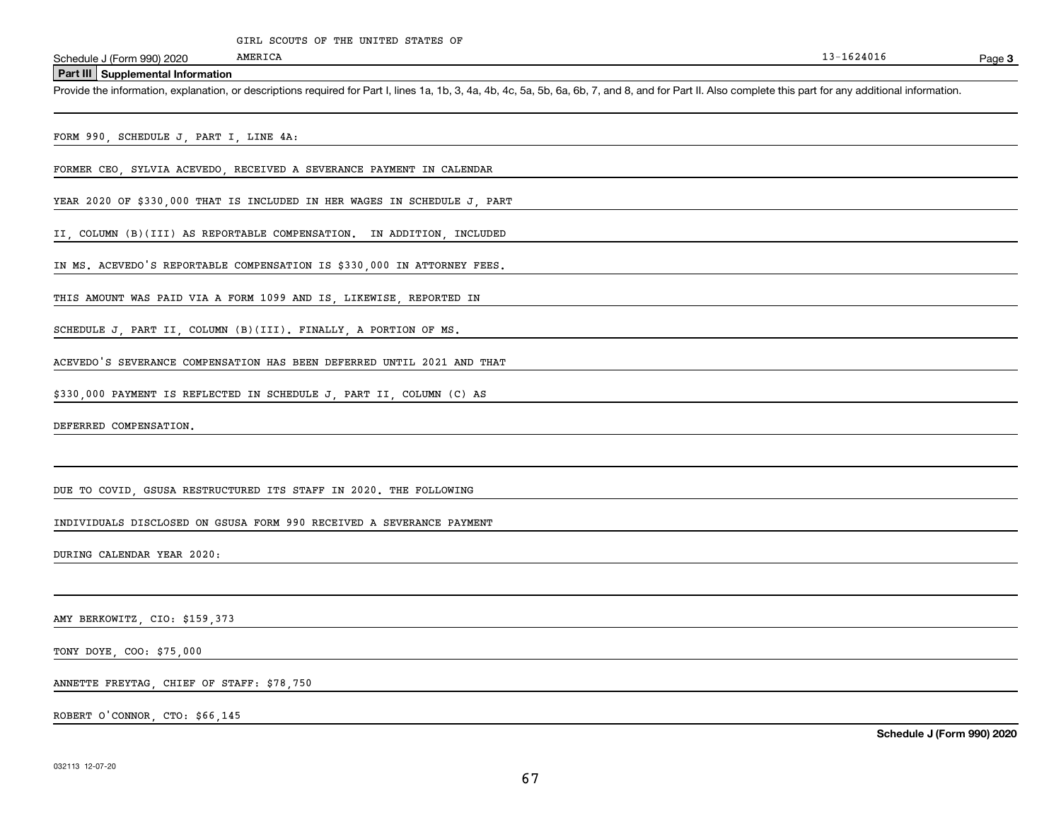GIRL SCOUTS OF THE UNITED STATES OF AMERICA

Schedule J (Form 990) 2020 — 13-1624016 — Page **3**

## Part III Supplemental Information

Provide the information, explanation, or descriptions required for Part I, lines 1a, 1b, 3, 4a, 4b, 4c, 5a, 5b, 6a, 6b, 7, and 8, and for Part II. Also complete this part for any additional information.

FORM 990, SCHEDULE J, PART I, LINE 4A:

FORMER CEO, SYLVIA ACEVEDO, RECEIVED A SEVERANCE PAYMENT IN CALENDAR YEAR 2020 OF $330,000 THAT IS INCLUDED IN HER WAGES IN SCHEDULE J, PART II, COLUMN (B)(III) AS REPORTABLE COMPENSATION. IN ADDITION, INCLUDED IN MS. ACEVEDO'S REPORTABLE COMPENSATION IS $330,000 IN ATTORNEY FEES. THIS AMOUNT WAS PAID VIA A FORM 1099 AND IS, LIKEWISE, REPORTED IN SCHEDULE J, PART II, COLUMN (B)(III). FINALLY, A PORTION OF MS. ACEVEDO'S SEVERANCE COMPENSATION HAS BEEN DEFERRED UNTIL 2021 AND THAT $330,000 PAYMENT IS REFLECTED IN SCHEDULE J, PART II, COLUMN (C) AS DEFERRED COMPENSATION.

DUE TO COVID, GSUSA RESTRUCTURED ITS STAFF IN 2020. THE FOLLOWING INDIVIDUALS DISCLOSED ON GSUSA FORM 990 RECEIVED A SEVERANCE PAYMENT DURING CALENDAR YEAR 2020:

AMY BERKOWITZ, CIO: $159,373

TONY DOYE, COO: $75,000

ANNETTE FREYTAG, CHIEF OF STAFF: $78,750

ROBERT O'CONNOR, CTO: $66,145

**Schedule J (Form 990) 2020**

032113 12-07-20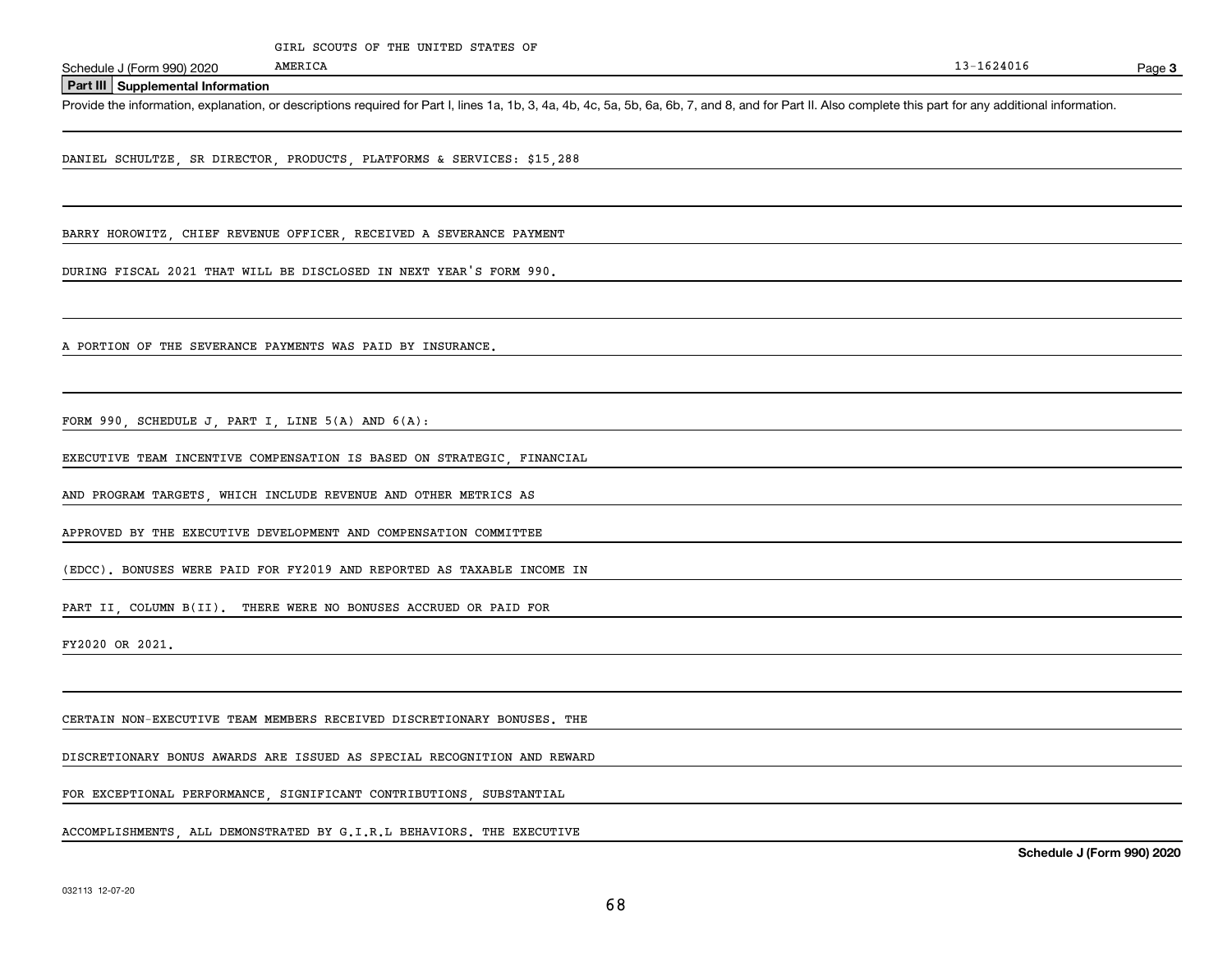GIRL SCOUTS OF THE UNITED STATES OF AMERICA

13-1624016

## Part III Supplemental Information

Provide the information, explanation, or descriptions required for Part I, lines 1a, 1b, 3, 4a, 4b, 4c, 5a, 5b, 6a, 6b, 7, and 8, and for Part II. Also complete this part for any additional information.

DANIEL SCHULTZE, SR DIRECTOR, PRODUCTS, PLATFORMS & SERVICES: $15,288

BARRY HOROWITZ, CHIEF REVENUE OFFICER, RECEIVED A SEVERANCE PAYMENT DURING FISCAL 2021 THAT WILL BE DISCLOSED IN NEXT YEAR'S FORM 990.

A PORTION OF THE SEVERANCE PAYMENTS WAS PAID BY INSURANCE.

FORM 990, SCHEDULE J, PART I, LINE 5(A) AND 6(A):

EXECUTIVE TEAM INCENTIVE COMPENSATION IS BASED ON STRATEGIC, FINANCIAL AND PROGRAM TARGETS, WHICH INCLUDE REVENUE AND OTHER METRICS AS APPROVED BY THE EXECUTIVE DEVELOPMENT AND COMPENSATION COMMITTEE (EDCC). BONUSES WERE PAID FOR FY2019 AND REPORTED AS TAXABLE INCOME IN PART II, COLUMN B(II). THERE WERE NO BONUSES ACCRUED OR PAID FOR FY2020 OR 2021.

CERTAIN NON-EXECUTIVE TEAM MEMBERS RECEIVED DISCRETIONARY BONUSES. THE DISCRETIONARY BONUS AWARDS ARE ISSUED AS SPECIAL RECOGNITION AND REWARD FOR EXCEPTIONAL PERFORMANCE, SIGNIFICANT CONTRIBUTIONS, SUBSTANTIAL ACCOMPLISHMENTS, ALL DEMONSTRATED BY G.I.R.L BEHAVIORS. THE EXECUTIVE

**Schedule J (Form 990) 2020**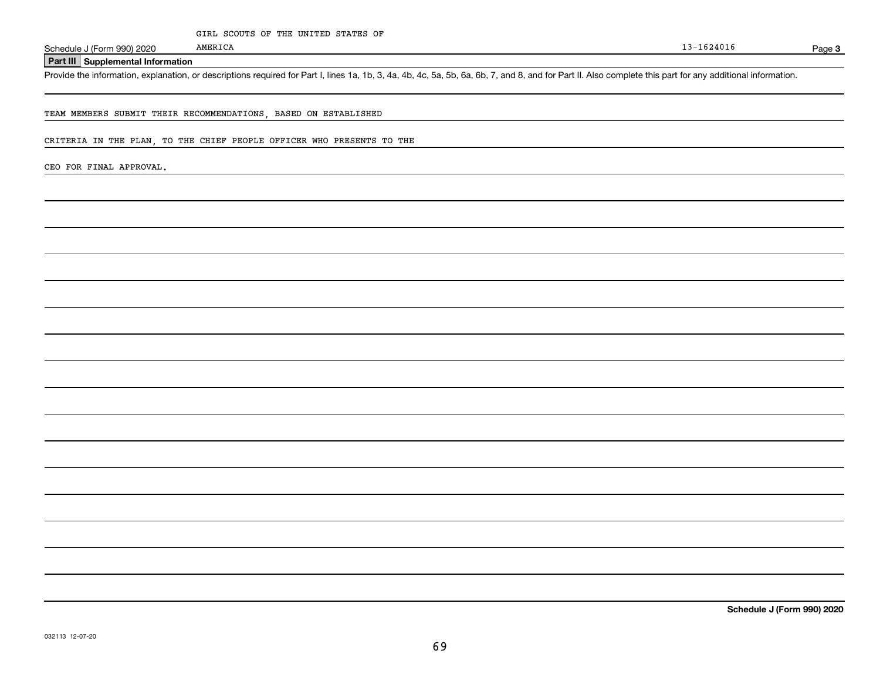GIRL SCOUTS OF THE UNITED STATES OF AMERICA

13-1624016

## Part III Supplemental Information

Provide the information, explanation, or descriptions required for Part I, lines 1a, 1b, 3, 4a, 4b, 4c, 5a, 5b, 6a, 6b, 7, and 8, and for Part II. Also complete this part for any additional information.

TEAM MEMBERS SUBMIT THEIR RECOMMENDATIONS, BASED ON ESTABLISHED CRITERIA IN THE PLAN, TO THE CHIEF PEOPLE OFFICER WHO PRESENTS TO THE CEO FOR FINAL APPROVAL.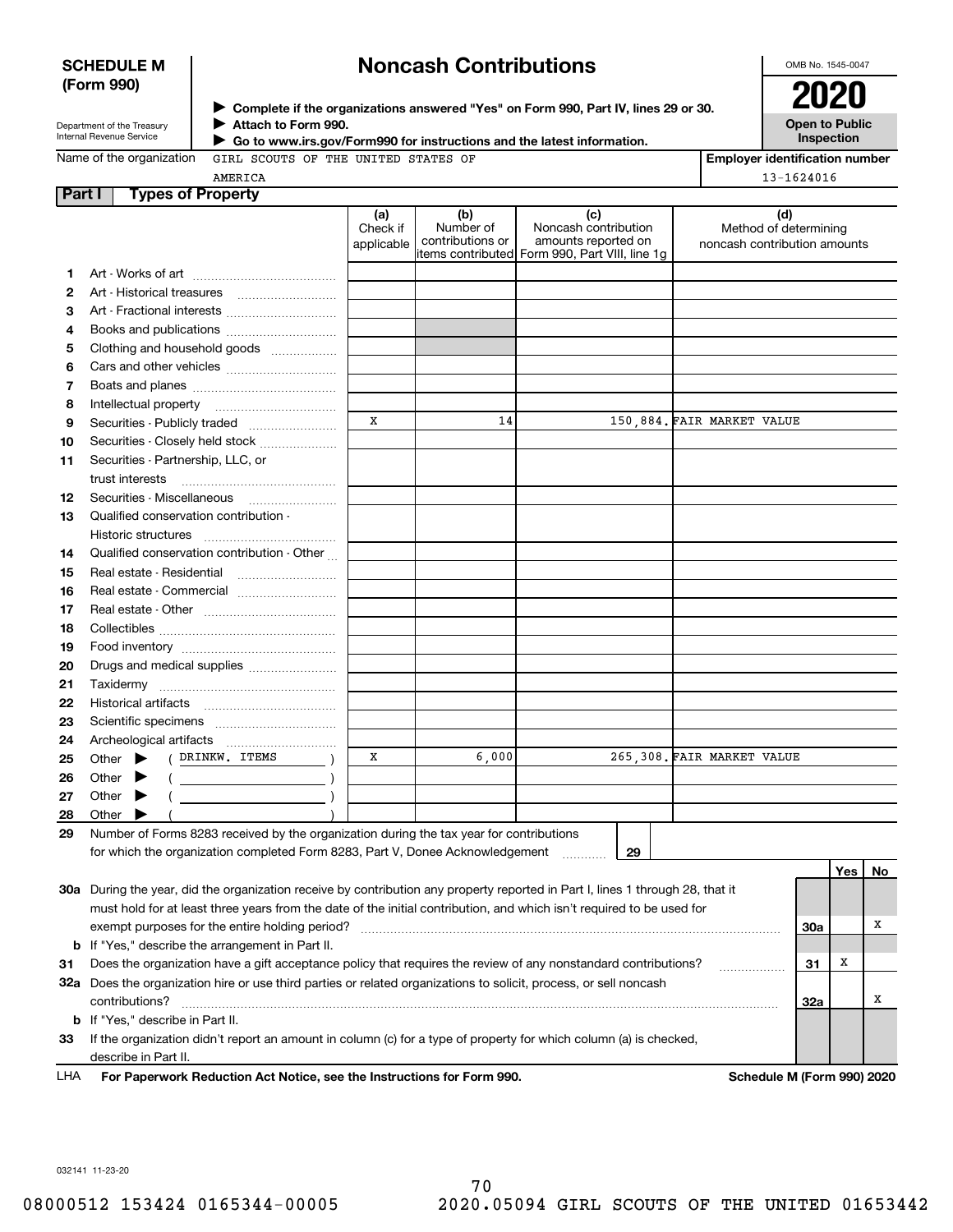**SCHEDULE M (Form 990)**

Department of the Treasury
Internal Revenue Service

# Noncash Contributions

▶ Complete if the organizations answered "Yes" on Form 990, Part IV, lines 29 or 30.
▶ Attach to Form 990.
▶ Go to www.irs.gov/Form990 for instructions and the latest information.

OMB No. 1545-0047

**2020**

**Open to Public Inspection**

Name of the organization: GIRL SCOUTS OF THE UNITED STATES OF AMERICA

Employer identification number: 13-1624016

## Part I Types of Property

| | | (a) Check if applicable | (b) Number of contributions or items contributed | (c) Noncash contribution amounts reported on Form 990, Part VIII, line 1g | (d) Method of determining noncash contribution amounts |
|---|---|---|---|---|---|
| 1 | Art - Works of art | | | | |
| 2 | Art - Historical treasures | | | | |
| 3 | Art - Fractional interests | | | | |
| 4 | Books and publications | | | | |
| 5 | Clothing and household goods | | | | |
| 6 | Cars and other vehicles | | | | |
| 7 | Boats and planes | | | | |
| 8 | Intellectual property | | | | |
| 9 | Securities - Publicly traded | X | 14 | 150,884. | FAIR MARKET VALUE |
| 10 | Securities - Closely held stock | | | | |
| 11 | Securities - Partnership, LLC, or trust interests | | | | |
| 12 | Securities - Miscellaneous | | | | |
| 13 | Qualified conservation contribution - Historic structures | | | | |
| 14 | Qualified conservation contribution - Other | | | | |
| 15 | Real estate - Residential | | | | |
| 16 | Real estate - Commercial | | | | |
| 17 | Real estate - Other | | | | |
| 18 | Collectibles | | | | |
| 19 | Food inventory | | | | |
| 20 | Drugs and medical supplies | | | | |
| 21 | Taxidermy | | | | |
| 22 | Historical artifacts | | | | |
| 23 | Scientific specimens | | | | |
| 24 | Archeological artifacts | | | | |
| 25 | Other ▶ ( DRINKW. ITEMS ) | X | 6,000 | 265,308. | FAIR MARKET VALUE |
| 26 | Other ▶ ( ) | | | | |
| 27 | Other ▶ ( ) | | | | |
| 28 | Other ▶ ( ) | | | | |

29 Number of Forms 8283 received by the organization during the tax year for contributions for which the organization completed Form 8283, Part V, Donee Acknowledgement ..... **29**

| | | | Yes | No |
|---|---|---|---|---|
| 30a | During the year, did the organization receive by contribution any property reported in Part I, lines 1 through 28, that it must hold for at least three years from the date of the initial contribution, and which isn't required to be used for exempt purposes for the entire holding period? | 30a | | X |
| b | If "Yes," describe the arrangement in Part II. | | | |
| 31 | Does the organization have a gift acceptance policy that requires the review of any nonstandard contributions? | 31 | X | |
| 32a | Does the organization hire or use third parties or related organizations to solicit, process, or sell noncash contributions? | 32a | | X |
| b | If "Yes," describe in Part II. | | | |
| 33 | If the organization didn't report an amount in column (c) for a type of property for which column (a) is checked, describe in Part II. | | | |

LHA **For Paperwork Reduction Act Notice, see the Instructions for Form 990.** **Schedule M (Form 990) 2020**

032141 11-23-20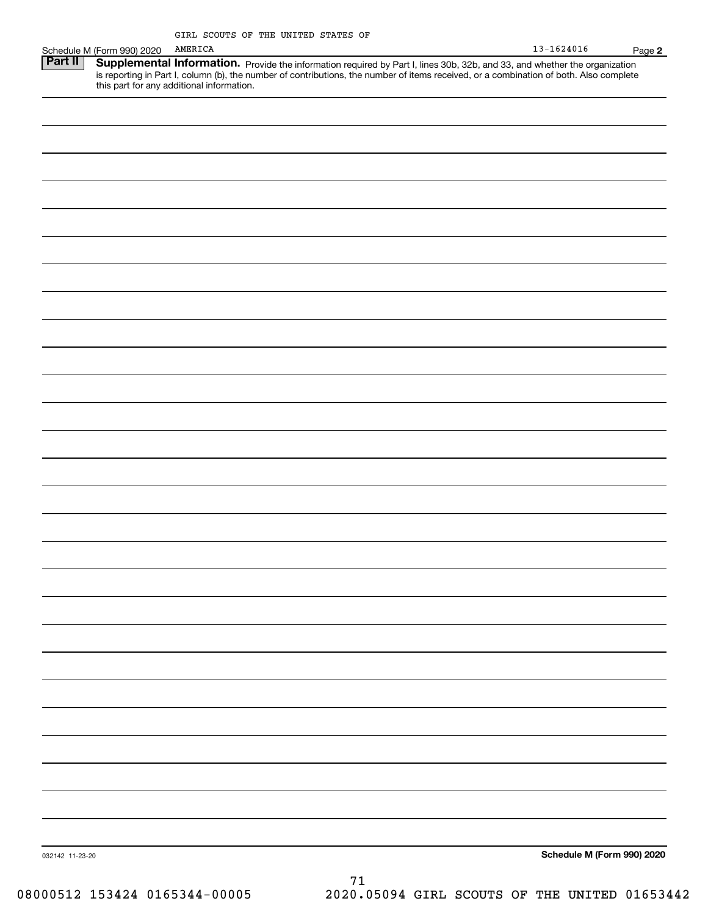Schedule M (Form 990) 2020 GIRL SCOUTS OF THE UNITED STATES OF AMERICA 13-1624016 Page **2**

**Part II** **Supplemental Information.** Provide the information required by Part I, lines 30b, 32b, and 33, and whether the organization is reporting in Part I, column (b), the number of contributions, the number of items received, or a combination of both. Also complete this part for any additional information.

032142 11-23-20 **Schedule M (Form 990) 2020**

08000512 153424 0165344-00005 2020.05094 GIRL SCOUTS OF THE UNITED 01653442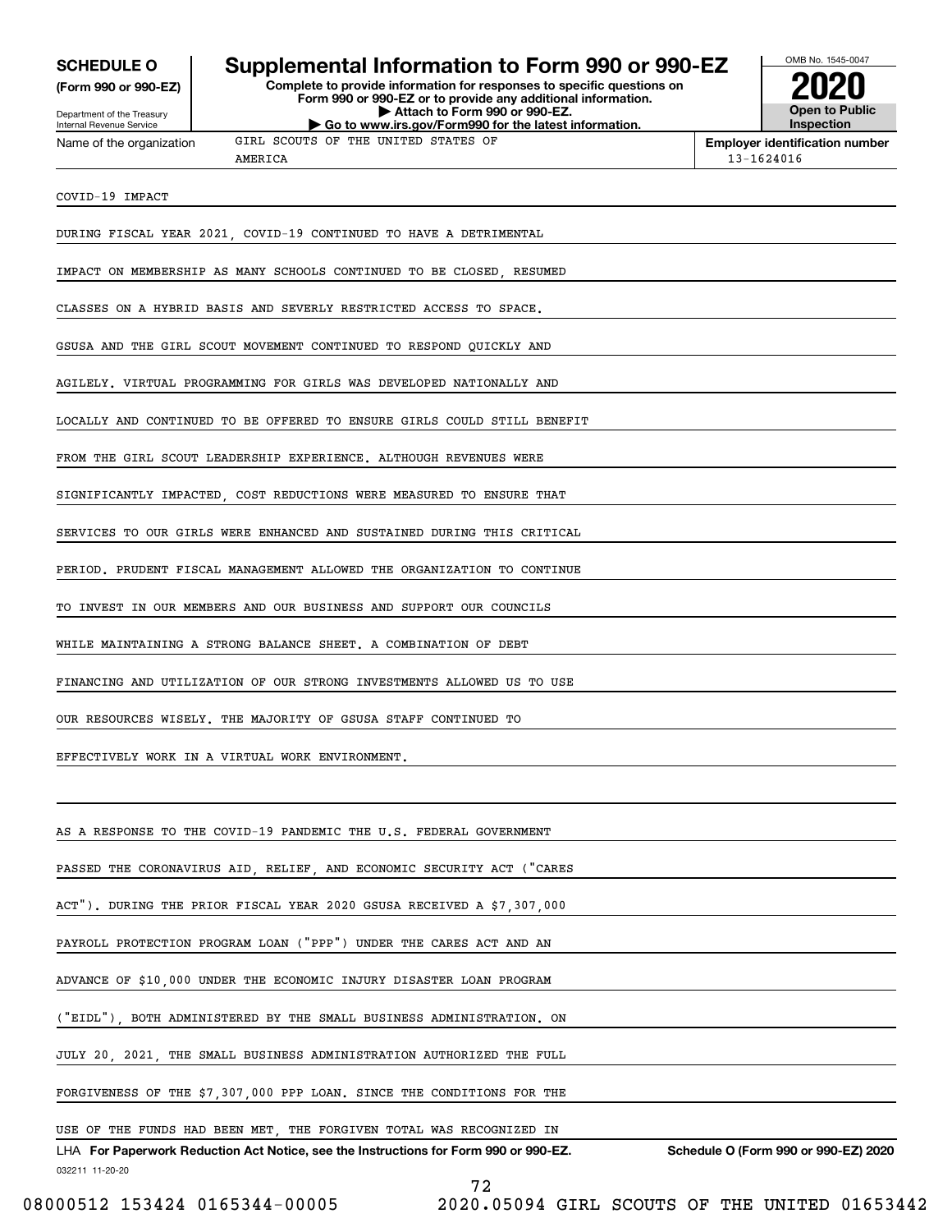**SCHEDULE O**
**(Form 990 or 990-EZ)**

Department of the Treasury
Internal Revenue Service

# Supplemental Information to Form 990 or 990-EZ

**Complete to provide information for responses to specific questions on Form 990 or 990-EZ or to provide any additional information.**
**▶ Attach to Form 990 or 990-EZ.**
**▶ Go to www.irs.gov/Form990 for the latest information.**

OMB No. 1545-0047
**2020**
**Open to Public Inspection**

Name of the organization: GIRL SCOUTS OF THE UNITED STATES OF AMERICA

**Employer identification number**: 13-1624016

COVID-19 IMPACT

DURING FISCAL YEAR 2021, COVID-19 CONTINUED TO HAVE A DETRIMENTAL IMPACT ON MEMBERSHIP AS MANY SCHOOLS CONTINUED TO BE CLOSED, RESUMED CLASSES ON A HYBRID BASIS AND SEVERLY RESTRICTED ACCESS TO SPACE. GSUSA AND THE GIRL SCOUT MOVEMENT CONTINUED TO RESPOND QUICKLY AND AGILELY. VIRTUAL PROGRAMMING FOR GIRLS WAS DEVELOPED NATIONALLY AND LOCALLY AND CONTINUED TO BE OFFERED TO ENSURE GIRLS COULD STILL BENEFIT FROM THE GIRL SCOUT LEADERSHIP EXPERIENCE. ALTHOUGH REVENUES WERE SIGNIFICANTLY IMPACTED, COST REDUCTIONS WERE MEASURED TO ENSURE THAT SERVICES TO OUR GIRLS WERE ENHANCED AND SUSTAINED DURING THIS CRITICAL PERIOD. PRUDENT FISCAL MANAGEMENT ALLOWED THE ORGANIZATION TO CONTINUE TO INVEST IN OUR MEMBERS AND OUR BUSINESS AND SUPPORT OUR COUNCILS WHILE MAINTAINING A STRONG BALANCE SHEET. A COMBINATION OF DEBT FINANCING AND UTILIZATION OF OUR STRONG INVESTMENTS ALLOWED US TO USE OUR RESOURCES WISELY. THE MAJORITY OF GSUSA STAFF CONTINUED TO EFFECTIVELY WORK IN A VIRTUAL WORK ENVIRONMENT.

AS A RESPONSE TO THE COVID-19 PANDEMIC THE U.S. FEDERAL GOVERNMENT PASSED THE CORONAVIRUS AID, RELIEF, AND ECONOMIC SECURITY ACT ("CARES ACT"). DURING THE PRIOR FISCAL YEAR 2020 GSUSA RECEIVED A $7,307,000 PAYROLL PROTECTION PROGRAM LOAN ("PPP") UNDER THE CARES ACT AND AN ADVANCE OF $10,000 UNDER THE ECONOMIC INJURY DISASTER LOAN PROGRAM ("EIDL"), BOTH ADMINISTERED BY THE SMALL BUSINESS ADMINISTRATION. ON JULY 20, 2021, THE SMALL BUSINESS ADMINISTRATION AUTHORIZED THE FULL FORGIVENESS OF THE $7,307,000 PPP LOAN. SINCE THE CONDITIONS FOR THE USE OF THE FUNDS HAD BEEN MET, THE FORGIVEN TOTAL WAS RECOGNIZED IN

LHA **For Paperwork Reduction Act Notice, see the Instructions for Form 990 or 990-EZ.** **Schedule O (Form 990 or 990-EZ) 2020**

032211 11-20-20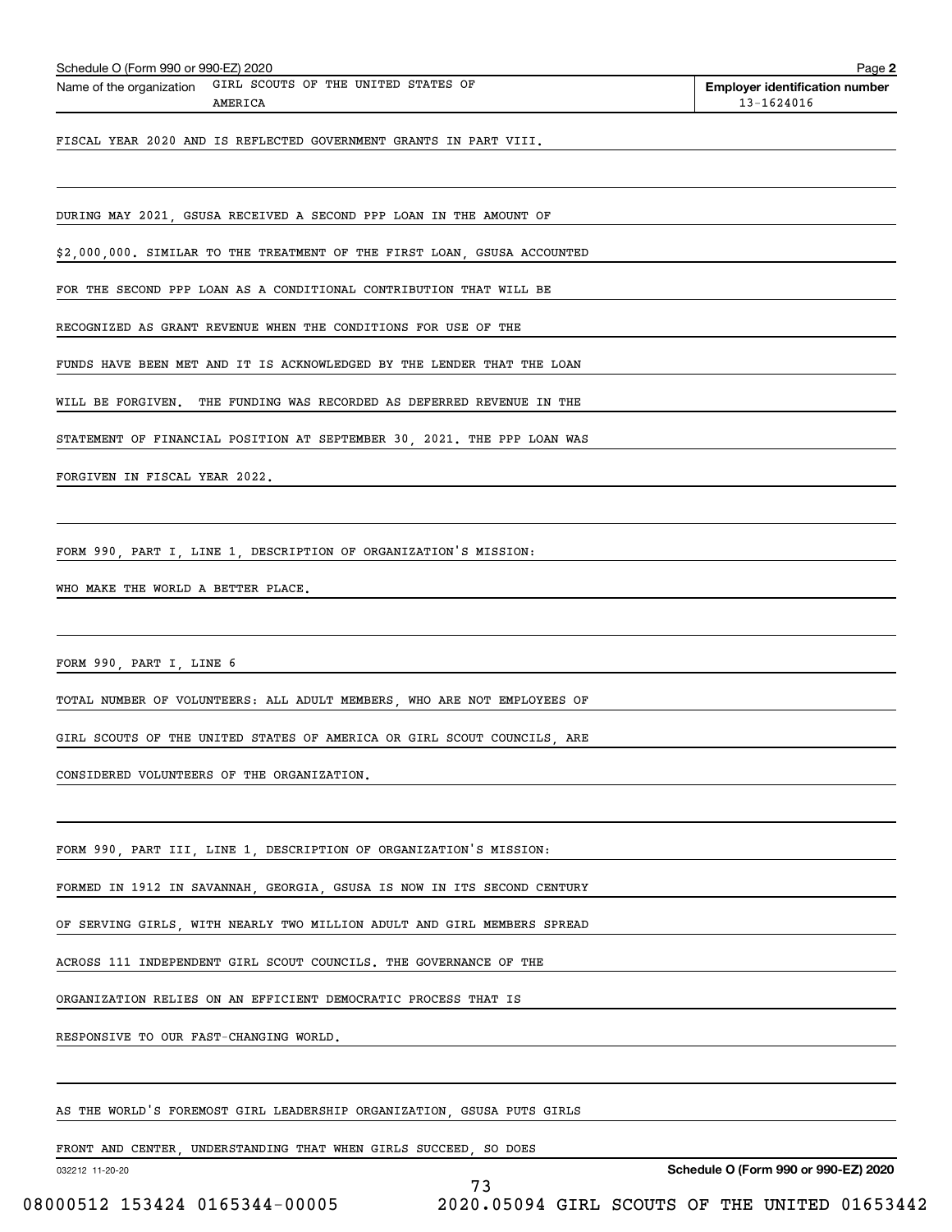Schedule O (Form 990 or 990-EZ) 2020

Name of the organization GIRL SCOUTS OF THE UNITED STATES OF AMERICA

**Employer identification number** 13-1624016

FISCAL YEAR 2020 AND IS REFLECTED GOVERNMENT GRANTS IN PART VIII.

DURING MAY 2021, GSUSA RECEIVED A SECOND PPP LOAN IN THE AMOUNT OF $2,000,000. SIMILAR TO THE TREATMENT OF THE FIRST LOAN, GSUSA ACCOUNTED FOR THE SECOND PPP LOAN AS A CONDITIONAL CONTRIBUTION THAT WILL BE RECOGNIZED AS GRANT REVENUE WHEN THE CONDITIONS FOR USE OF THE FUNDS HAVE BEEN MET AND IT IS ACKNOWLEDGED BY THE LENDER THAT THE LOAN WILL BE FORGIVEN. THE FUNDING WAS RECORDED AS DEFERRED REVENUE IN THE STATEMENT OF FINANCIAL POSITION AT SEPTEMBER 30, 2021. THE PPP LOAN WAS FORGIVEN IN FISCAL YEAR 2022.

FORM 990, PART I, LINE 1, DESCRIPTION OF ORGANIZATION'S MISSION:

WHO MAKE THE WORLD A BETTER PLACE.

FORM 990, PART I, LINE 6

TOTAL NUMBER OF VOLUNTEERS: ALL ADULT MEMBERS, WHO ARE NOT EMPLOYEES OF GIRL SCOUTS OF THE UNITED STATES OF AMERICA OR GIRL SCOUT COUNCILS, ARE CONSIDERED VOLUNTEERS OF THE ORGANIZATION.

FORM 990, PART III, LINE 1, DESCRIPTION OF ORGANIZATION'S MISSION:

FORMED IN 1912 IN SAVANNAH, GEORGIA, GSUSA IS NOW IN ITS SECOND CENTURY OF SERVING GIRLS, WITH NEARLY TWO MILLION ADULT AND GIRL MEMBERS SPREAD ACROSS 111 INDEPENDENT GIRL SCOUT COUNCILS. THE GOVERNANCE OF THE ORGANIZATION RELIES ON AN EFFICIENT DEMOCRATIC PROCESS THAT IS RESPONSIVE TO OUR FAST-CHANGING WORLD.

AS THE WORLD'S FOREMOST GIRL LEADERSHIP ORGANIZATION, GSUSA PUTS GIRLS FRONT AND CENTER, UNDERSTANDING THAT WHEN GIRLS SUCCEED, SO DOES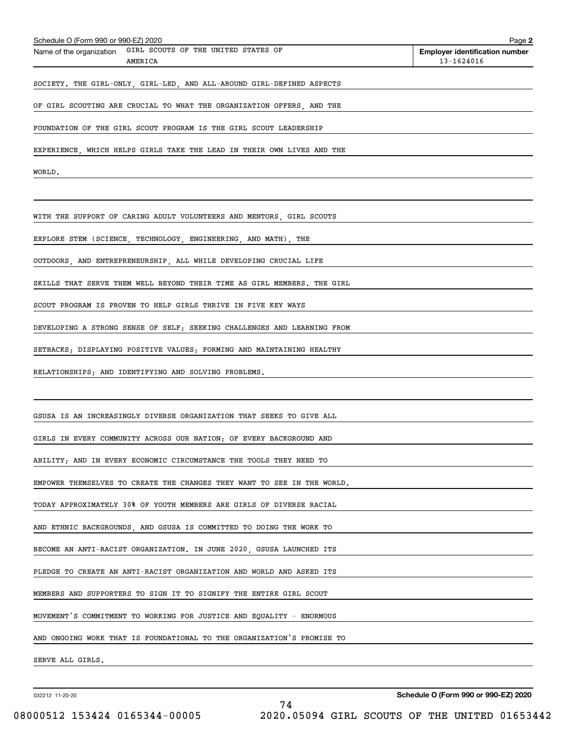Schedule O (Form 990 or 990-EZ) 2020

Name of the organization: GIRL SCOUTS OF THE UNITED STATES OF AMERICA

**Employer identification number** 13-1624016

SOCIETY. THE GIRL-ONLY, GIRL-LED, AND ALL-AROUND GIRL-DEFINED ASPECTS OF GIRL SCOUTING ARE CRUCIAL TO WHAT THE ORGANIZATION OFFERS, AND THE FOUNDATION OF THE GIRL SCOUT PROGRAM IS THE GIRL SCOUT LEADERSHIP EXPERIENCE, WHICH HELPS GIRLS TAKE THE LEAD IN THEIR OWN LIVES AND THE WORLD.

WITH THE SUPPORT OF CARING ADULT VOLUNTEERS AND MENTORS, GIRL SCOUTS EXPLORE STEM (SCIENCE, TECHNOLOGY, ENGINEERING, AND MATH), THE OUTDOORS, AND ENTREPRENEURSHIP, ALL WHILE DEVELOPING CRUCIAL LIFE SKILLS THAT SERVE THEM WELL BEYOND THEIR TIME AS GIRL MEMBERS. THE GIRL SCOUT PROGRAM IS PROVEN TO HELP GIRLS THRIVE IN FIVE KEY WAYS DEVELOPING A STRONG SENSE OF SELF; SEEKING CHALLENGES AND LEARNING FROM SETBACKS; DISPLAYING POSITIVE VALUES; FORMING AND MAINTAINING HEALTHY RELATIONSHIPS; AND IDENTIFYING AND SOLVING PROBLEMS.

GSUSA IS AN INCREASINGLY DIVERSE ORGANIZATION THAT SEEKS TO GIVE ALL GIRLS IN EVERY COMMUNITY ACROSS OUR NATION; OF EVERY BACKGROUND AND ABILITY; AND IN EVERY ECONOMIC CIRCUMSTANCE THE TOOLS THEY NEED TO EMPOWER THEMSELVES TO CREATE THE CHANGES THEY WANT TO SEE IN THE WORLD. TODAY APPROXIMATELY 30% OF YOUTH MEMBERS ARE GIRLS OF DIVERSE RACIAL AND ETHNIC BACKGROUNDS, AND GSUSA IS COMMITTED TO DOING THE WORK TO BECOME AN ANTI-RACIST ORGANIZATION. IN JUNE 2020, GSUSA LAUNCHED ITS PLEDGE TO CREATE AN ANTI-RACIST ORGANIZATION AND WORLD AND ASKED ITS MEMBERS AND SUPPORTERS TO SIGN IT TO SIGNIFY THE ENTIRE GIRL SCOUT MOVEMENT'S COMMITMENT TO WORKING FOR JUSTICE AND EQUALITY - ENORMOUS AND ONGOING WORK THAT IS FOUNDATIONAL TO THE ORGANIZATION'S PROMISE TO SERVE ALL GIRLS.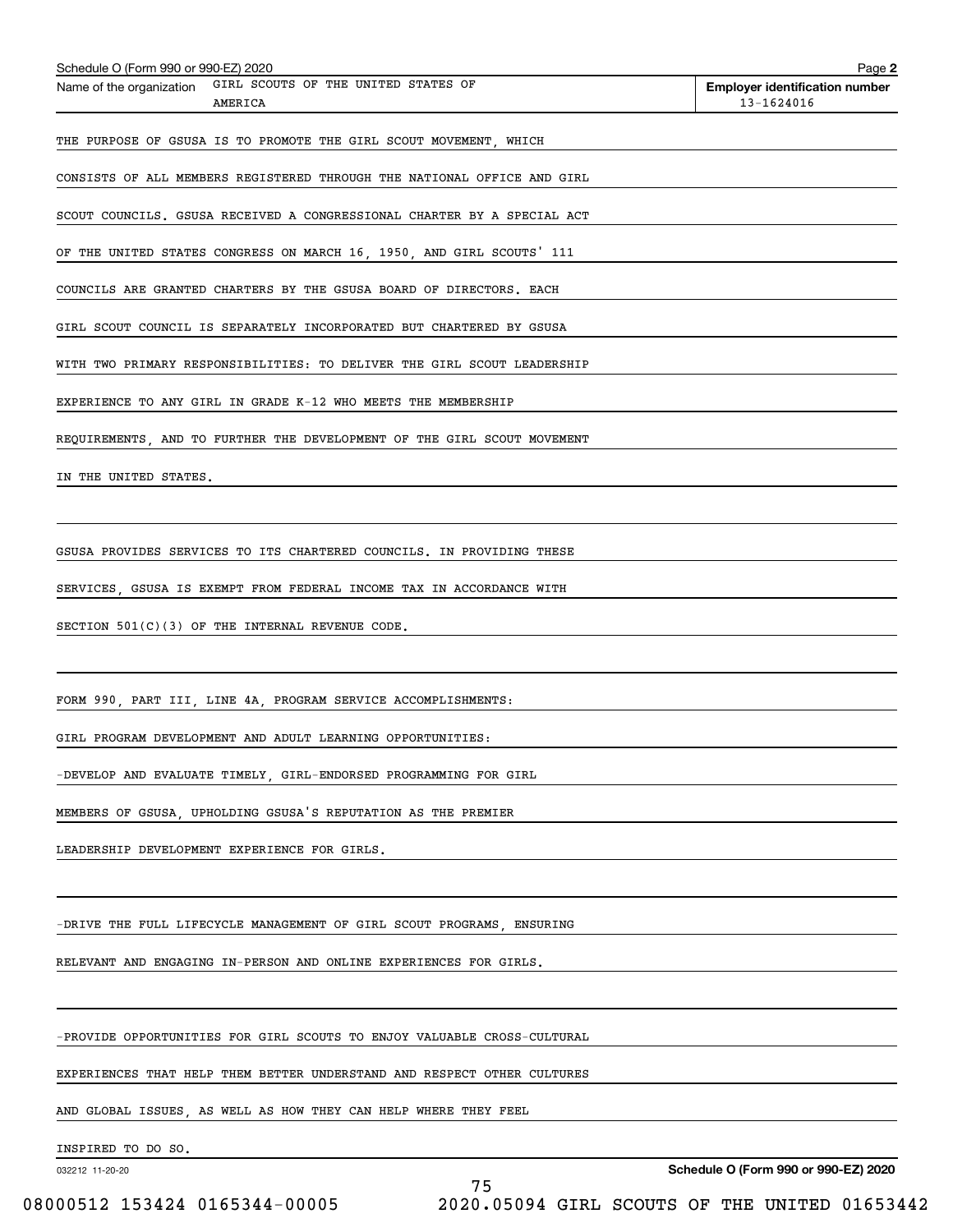Schedule O (Form 990 or 990-EZ) 2020

Name of the organization: GIRL SCOUTS OF THE UNITED STATES OF AMERICA

**Employer identification number** 13-1624016

THE PURPOSE OF GSUSA IS TO PROMOTE THE GIRL SCOUT MOVEMENT, WHICH CONSISTS OF ALL MEMBERS REGISTERED THROUGH THE NATIONAL OFFICE AND GIRL SCOUT COUNCILS. GSUSA RECEIVED A CONGRESSIONAL CHARTER BY A SPECIAL ACT OF THE UNITED STATES CONGRESS ON MARCH 16, 1950, AND GIRL SCOUTS' 111 COUNCILS ARE GRANTED CHARTERS BY THE GSUSA BOARD OF DIRECTORS. EACH GIRL SCOUT COUNCIL IS SEPARATELY INCORPORATED BUT CHARTERED BY GSUSA WITH TWO PRIMARY RESPONSIBILITIES: TO DELIVER THE GIRL SCOUT LEADERSHIP EXPERIENCE TO ANY GIRL IN GRADE K-12 WHO MEETS THE MEMBERSHIP REQUIREMENTS, AND TO FURTHER THE DEVELOPMENT OF THE GIRL SCOUT MOVEMENT IN THE UNITED STATES.

GSUSA PROVIDES SERVICES TO ITS CHARTERED COUNCILS. IN PROVIDING THESE SERVICES, GSUSA IS EXEMPT FROM FEDERAL INCOME TAX IN ACCORDANCE WITH SECTION 501(C)(3) OF THE INTERNAL REVENUE CODE.

FORM 990, PART III, LINE 4A, PROGRAM SERVICE ACCOMPLISHMENTS:

GIRL PROGRAM DEVELOPMENT AND ADULT LEARNING OPPORTUNITIES:

-DEVELOP AND EVALUATE TIMELY, GIRL-ENDORSED PROGRAMMING FOR GIRL MEMBERS OF GSUSA, UPHOLDING GSUSA'S REPUTATION AS THE PREMIER LEADERSHIP DEVELOPMENT EXPERIENCE FOR GIRLS.

-DRIVE THE FULL LIFECYCLE MANAGEMENT OF GIRL SCOUT PROGRAMS, ENSURING RELEVANT AND ENGAGING IN-PERSON AND ONLINE EXPERIENCES FOR GIRLS.

-PROVIDE OPPORTUNITIES FOR GIRL SCOUTS TO ENJOY VALUABLE CROSS-CULTURAL EXPERIENCES THAT HELP THEM BETTER UNDERSTAND AND RESPECT OTHER CULTURES AND GLOBAL ISSUES, AS WELL AS HOW THEY CAN HELP WHERE THEY FEEL INSPIRED TO DO SO.

032212 11-20-20

**Schedule O (Form 990 or 990-EZ) 2020**

08000512 153424 0165344-00005 2020.05094 GIRL SCOUTS OF THE UNITED 01653442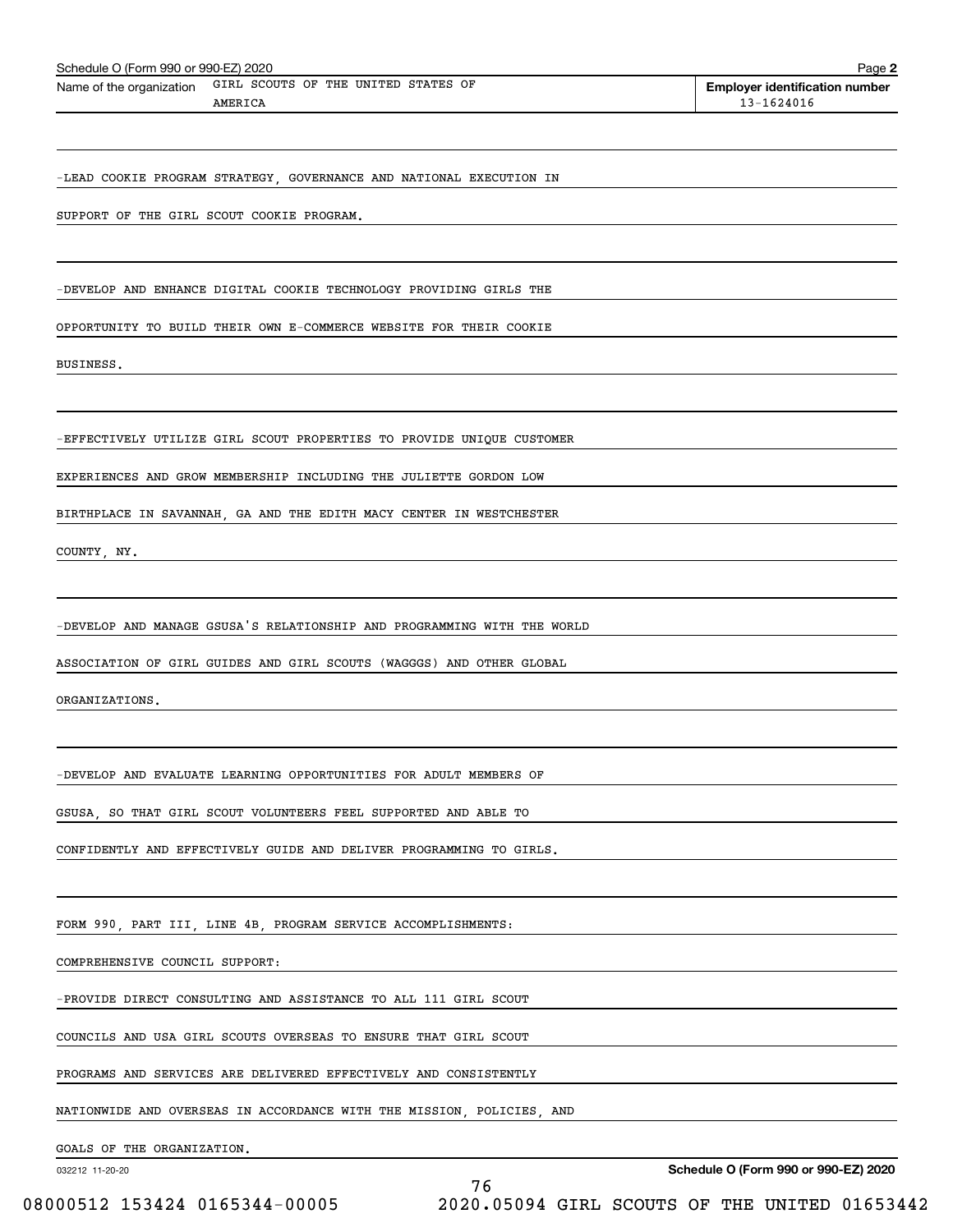Schedule O (Form 990 or 990-EZ) 2020

Name of the organization: GIRL SCOUTS OF THE UNITED STATES OF AMERICA

Employer identification number: 13-1624016

-LEAD COOKIE PROGRAM STRATEGY, GOVERNANCE AND NATIONAL EXECUTION IN SUPPORT OF THE GIRL SCOUT COOKIE PROGRAM.

-DEVELOP AND ENHANCE DIGITAL COOKIE TECHNOLOGY PROVIDING GIRLS THE OPPORTUNITY TO BUILD THEIR OWN E-COMMERCE WEBSITE FOR THEIR COOKIE BUSINESS.

-EFFECTIVELY UTILIZE GIRL SCOUT PROPERTIES TO PROVIDE UNIQUE CUSTOMER EXPERIENCES AND GROW MEMBERSHIP INCLUDING THE JULIETTE GORDON LOW BIRTHPLACE IN SAVANNAH, GA AND THE EDITH MACY CENTER IN WESTCHESTER COUNTY, NY.

-DEVELOP AND MANAGE GSUSA'S RELATIONSHIP AND PROGRAMMING WITH THE WORLD ASSOCIATION OF GIRL GUIDES AND GIRL SCOUTS (WAGGGS) AND OTHER GLOBAL ORGANIZATIONS.

-DEVELOP AND EVALUATE LEARNING OPPORTUNITIES FOR ADULT MEMBERS OF GSUSA, SO THAT GIRL SCOUT VOLUNTEERS FEEL SUPPORTED AND ABLE TO CONFIDENTLY AND EFFECTIVELY GUIDE AND DELIVER PROGRAMMING TO GIRLS.

FORM 990, PART III, LINE 4B, PROGRAM SERVICE ACCOMPLISHMENTS:

COMPREHENSIVE COUNCIL SUPPORT:

-PROVIDE DIRECT CONSULTING AND ASSISTANCE TO ALL 111 GIRL SCOUT COUNCILS AND USA GIRL SCOUTS OVERSEAS TO ENSURE THAT GIRL SCOUT PROGRAMS AND SERVICES ARE DELIVERED EFFECTIVELY AND CONSISTENTLY NATIONWIDE AND OVERSEAS IN ACCORDANCE WITH THE MISSION, POLICIES, AND GOALS OF THE ORGANIZATION.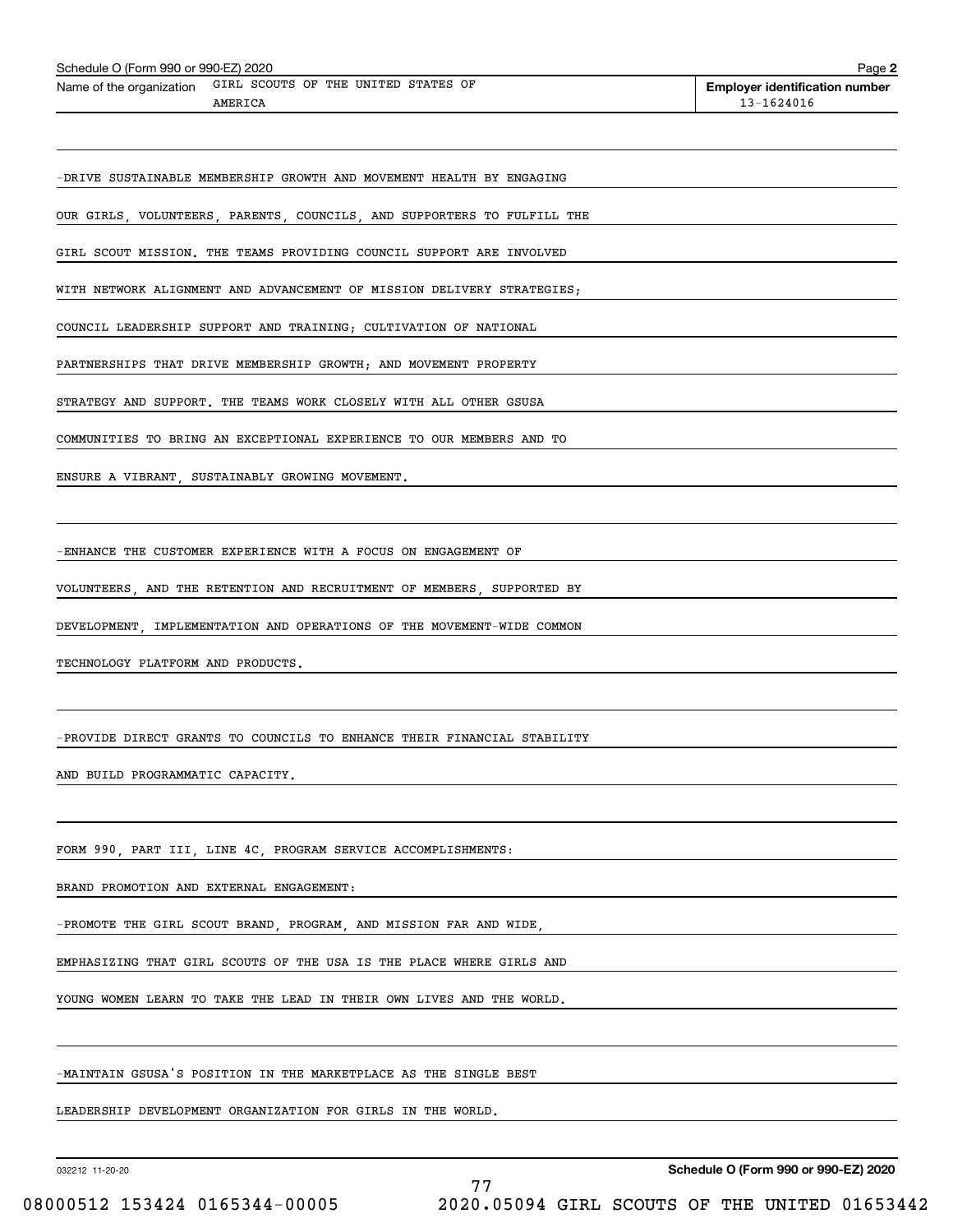Schedule O (Form 990 or 990-EZ) 2020

Name of the organization: GIRL SCOUTS OF THE UNITED STATES OF AMERICA

Employer identification number: 13-1624016

-DRIVE SUSTAINABLE MEMBERSHIP GROWTH AND MOVEMENT HEALTH BY ENGAGING OUR GIRLS, VOLUNTEERS, PARENTS, COUNCILS, AND SUPPORTERS TO FULFILL THE GIRL SCOUT MISSION. THE TEAMS PROVIDING COUNCIL SUPPORT ARE INVOLVED WITH NETWORK ALIGNMENT AND ADVANCEMENT OF MISSION DELIVERY STRATEGIES; COUNCIL LEADERSHIP SUPPORT AND TRAINING; CULTIVATION OF NATIONAL PARTNERSHIPS THAT DRIVE MEMBERSHIP GROWTH; AND MOVEMENT PROPERTY STRATEGY AND SUPPORT. THE TEAMS WORK CLOSELY WITH ALL OTHER GSUSA COMMUNITIES TO BRING AN EXCEPTIONAL EXPERIENCE TO OUR MEMBERS AND TO ENSURE A VIBRANT, SUSTAINABLY GROWING MOVEMENT.

-ENHANCE THE CUSTOMER EXPERIENCE WITH A FOCUS ON ENGAGEMENT OF VOLUNTEERS, AND THE RETENTION AND RECRUITMENT OF MEMBERS, SUPPORTED BY DEVELOPMENT, IMPLEMENTATION AND OPERATIONS OF THE MOVEMENT-WIDE COMMON TECHNOLOGY PLATFORM AND PRODUCTS.

-PROVIDE DIRECT GRANTS TO COUNCILS TO ENHANCE THEIR FINANCIAL STABILITY AND BUILD PROGRAMMATIC CAPACITY.

FORM 990, PART III, LINE 4C, PROGRAM SERVICE ACCOMPLISHMENTS:

BRAND PROMOTION AND EXTERNAL ENGAGEMENT:

-PROMOTE THE GIRL SCOUT BRAND, PROGRAM, AND MISSION FAR AND WIDE, EMPHASIZING THAT GIRL SCOUTS OF THE USA IS THE PLACE WHERE GIRLS AND YOUNG WOMEN LEARN TO TAKE THE LEAD IN THEIR OWN LIVES AND THE WORLD.

-MAINTAIN GSUSA'S POSITION IN THE MARKETPLACE AS THE SINGLE BEST LEADERSHIP DEVELOPMENT ORGANIZATION FOR GIRLS IN THE WORLD.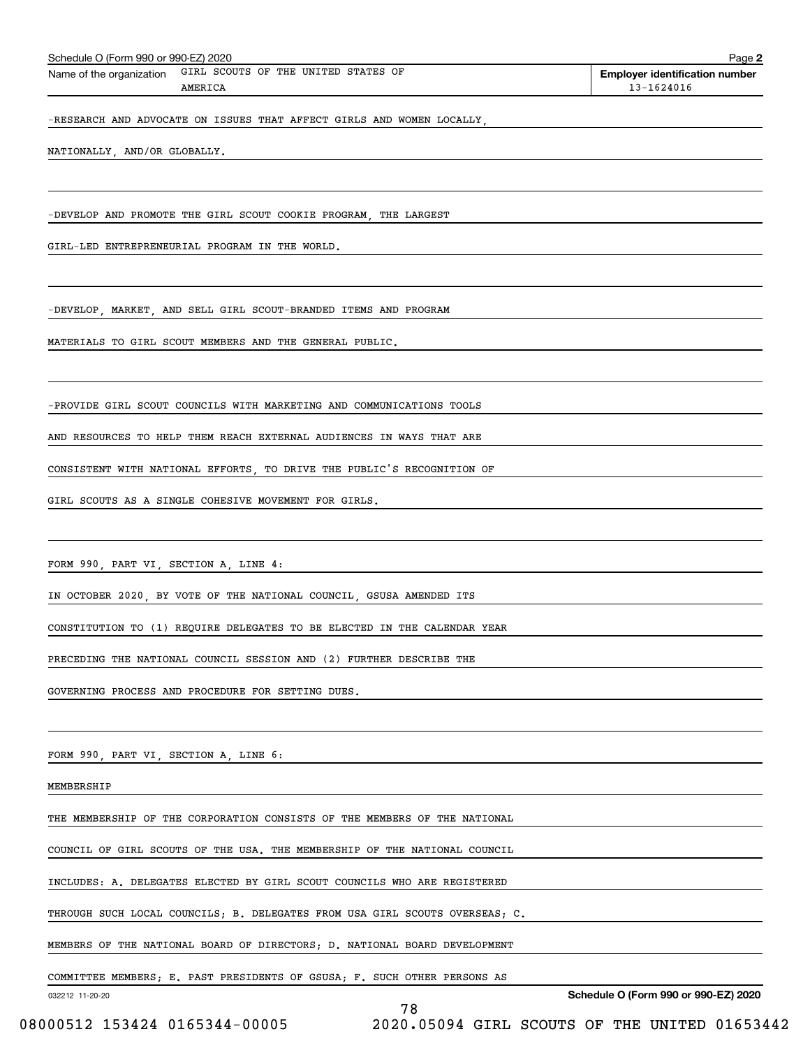Schedule O (Form 990 or 990-EZ) 2020 Page 2

| Name of the organization | Employer identification number |
|---|---|
| GIRL SCOUTS OF THE UNITED STATES OF AMERICA | 13-1624016 |

-RESEARCH AND ADVOCATE ON ISSUES THAT AFFECT GIRLS AND WOMEN LOCALLY, NATIONALLY, AND/OR GLOBALLY.

-DEVELOP AND PROMOTE THE GIRL SCOUT COOKIE PROGRAM, THE LARGEST GIRL-LED ENTREPRENEURIAL PROGRAM IN THE WORLD.

-DEVELOP, MARKET, AND SELL GIRL SCOUT-BRANDED ITEMS AND PROGRAM MATERIALS TO GIRL SCOUT MEMBERS AND THE GENERAL PUBLIC.

-PROVIDE GIRL SCOUT COUNCILS WITH MARKETING AND COMMUNICATIONS TOOLS AND RESOURCES TO HELP THEM REACH EXTERNAL AUDIENCES IN WAYS THAT ARE CONSISTENT WITH NATIONAL EFFORTS, TO DRIVE THE PUBLIC'S RECOGNITION OF GIRL SCOUTS AS A SINGLE COHESIVE MOVEMENT FOR GIRLS.

FORM 990, PART VI, SECTION A, LINE 4:

IN OCTOBER 2020, BY VOTE OF THE NATIONAL COUNCIL, GSUSA AMENDED ITS CONSTITUTION TO (1) REQUIRE DELEGATES TO BE ELECTED IN THE CALENDAR YEAR PRECEDING THE NATIONAL COUNCIL SESSION AND (2) FURTHER DESCRIBE THE GOVERNING PROCESS AND PROCEDURE FOR SETTING DUES.

FORM 990, PART VI, SECTION A, LINE 6:

MEMBERSHIP

THE MEMBERSHIP OF THE CORPORATION CONSISTS OF THE MEMBERS OF THE NATIONAL COUNCIL OF GIRL SCOUTS OF THE USA. THE MEMBERSHIP OF THE NATIONAL COUNCIL INCLUDES: A. DELEGATES ELECTED BY GIRL SCOUT COUNCILS WHO ARE REGISTERED THROUGH SUCH LOCAL COUNCILS; B. DELEGATES FROM USA GIRL SCOUTS OVERSEAS; C. MEMBERS OF THE NATIONAL BOARD OF DIRECTORS; D. NATIONAL BOARD DEVELOPMENT COMMITTEE MEMBERS; E. PAST PRESIDENTS OF GSUSA; F. SUCH OTHER PERSONS AS

032212 11-20-20 Schedule O (Form 990 or 990-EZ) 2020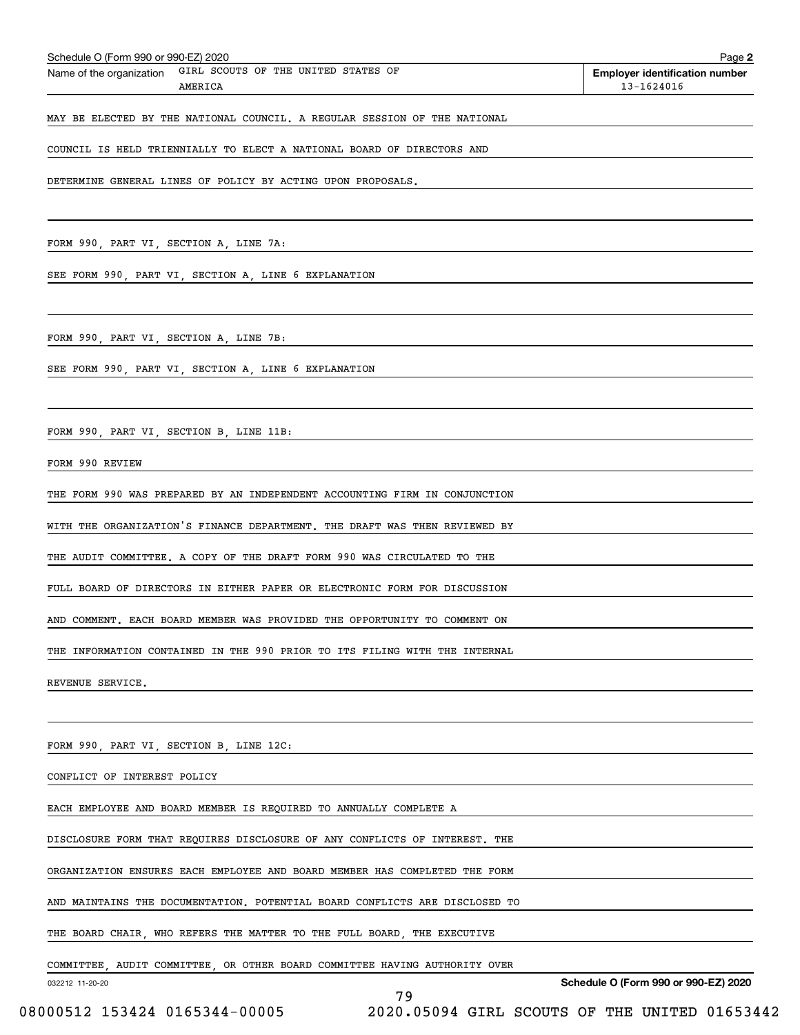Schedule O (Form 990 or 990-EZ) 2020 Page **2**

| Name of the organization | Employer identification number |
|---|---|
| GIRL SCOUTS OF THE UNITED STATES OF AMERICA | 13-1624016 |

MAY BE ELECTED BY THE NATIONAL COUNCIL. A REGULAR SESSION OF THE NATIONAL COUNCIL IS HELD TRIENNIALLY TO ELECT A NATIONAL BOARD OF DIRECTORS AND DETERMINE GENERAL LINES OF POLICY BY ACTING UPON PROPOSALS.

FORM 990, PART VI, SECTION A, LINE 7A:

SEE FORM 990, PART VI, SECTION A, LINE 6 EXPLANATION

FORM 990, PART VI, SECTION A, LINE 7B:

SEE FORM 990, PART VI, SECTION A, LINE 6 EXPLANATION

FORM 990, PART VI, SECTION B, LINE 11B:

FORM 990 REVIEW

THE FORM 990 WAS PREPARED BY AN INDEPENDENT ACCOUNTING FIRM IN CONJUNCTION WITH THE ORGANIZATION'S FINANCE DEPARTMENT. THE DRAFT WAS THEN REVIEWED BY THE AUDIT COMMITTEE. A COPY OF THE DRAFT FORM 990 WAS CIRCULATED TO THE FULL BOARD OF DIRECTORS IN EITHER PAPER OR ELECTRONIC FORM FOR DISCUSSION AND COMMENT. EACH BOARD MEMBER WAS PROVIDED THE OPPORTUNITY TO COMMENT ON THE INFORMATION CONTAINED IN THE 990 PRIOR TO ITS FILING WITH THE INTERNAL REVENUE SERVICE.

FORM 990, PART VI, SECTION B, LINE 12C:

CONFLICT OF INTEREST POLICY

EACH EMPLOYEE AND BOARD MEMBER IS REQUIRED TO ANNUALLY COMPLETE A DISCLOSURE FORM THAT REQUIRES DISCLOSURE OF ANY CONFLICTS OF INTEREST. THE ORGANIZATION ENSURES EACH EMPLOYEE AND BOARD MEMBER HAS COMPLETED THE FORM AND MAINTAINS THE DOCUMENTATION. POTENTIAL BOARD CONFLICTS ARE DISCLOSED TO THE BOARD CHAIR, WHO REFERS THE MATTER TO THE FULL BOARD, THE EXECUTIVE COMMITTEE, AUDIT COMMITTEE, OR OTHER BOARD COMMITTEE HAVING AUTHORITY OVER

032212 11-20-20 **Schedule O (Form 990 or 990-EZ) 2020**

08000512 153424 0165344-00005 2020.05094 GIRL SCOUTS OF THE UNITED 01653442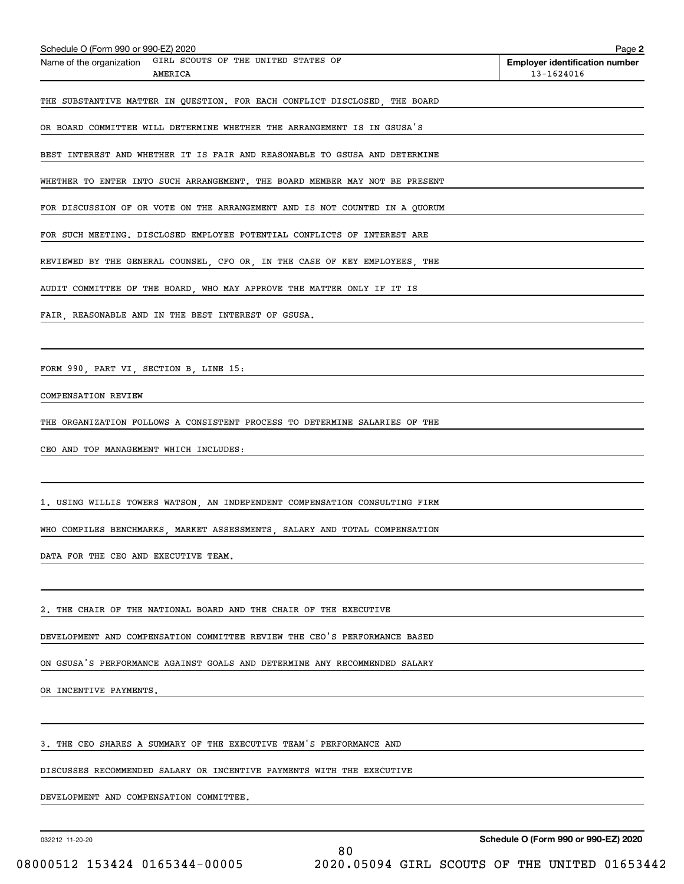Schedule O (Form 990 or 990-EZ) 2020

Name of the organization: GIRL SCOUTS OF THE UNITED STATES OF AMERICA

Employer identification number: 13-1624016

THE SUBSTANTIVE MATTER IN QUESTION. FOR EACH CONFLICT DISCLOSED, THE BOARD OR BOARD COMMITTEE WILL DETERMINE WHETHER THE ARRANGEMENT IS IN GSUSA'S BEST INTEREST AND WHETHER IT IS FAIR AND REASONABLE TO GSUSA AND DETERMINE WHETHER TO ENTER INTO SUCH ARRANGEMENT. THE BOARD MEMBER MAY NOT BE PRESENT FOR DISCUSSION OF OR VOTE ON THE ARRANGEMENT AND IS NOT COUNTED IN A QUORUM FOR SUCH MEETING. DISCLOSED EMPLOYEE POTENTIAL CONFLICTS OF INTEREST ARE REVIEWED BY THE GENERAL COUNSEL, CFO OR, IN THE CASE OF KEY EMPLOYEES, THE AUDIT COMMITTEE OF THE BOARD, WHO MAY APPROVE THE MATTER ONLY IF IT IS FAIR, REASONABLE AND IN THE BEST INTEREST OF GSUSA.

FORM 990, PART VI, SECTION B, LINE 15:

COMPENSATION REVIEW

THE ORGANIZATION FOLLOWS A CONSISTENT PROCESS TO DETERMINE SALARIES OF THE CEO AND TOP MANAGEMENT WHICH INCLUDES:

1. USING WILLIS TOWERS WATSON, AN INDEPENDENT COMPENSATION CONSULTING FIRM WHO COMPILES BENCHMARKS, MARKET ASSESSMENTS, SALARY AND TOTAL COMPENSATION DATA FOR THE CEO AND EXECUTIVE TEAM.

2. THE CHAIR OF THE NATIONAL BOARD AND THE CHAIR OF THE EXECUTIVE DEVELOPMENT AND COMPENSATION COMMITTEE REVIEW THE CEO'S PERFORMANCE BASED ON GSUSA'S PERFORMANCE AGAINST GOALS AND DETERMINE ANY RECOMMENDED SALARY OR INCENTIVE PAYMENTS.

3. THE CEO SHARES A SUMMARY OF THE EXECUTIVE TEAM'S PERFORMANCE AND DISCUSSES RECOMMENDED SALARY OR INCENTIVE PAYMENTS WITH THE EXECUTIVE DEVELOPMENT AND COMPENSATION COMMITTEE.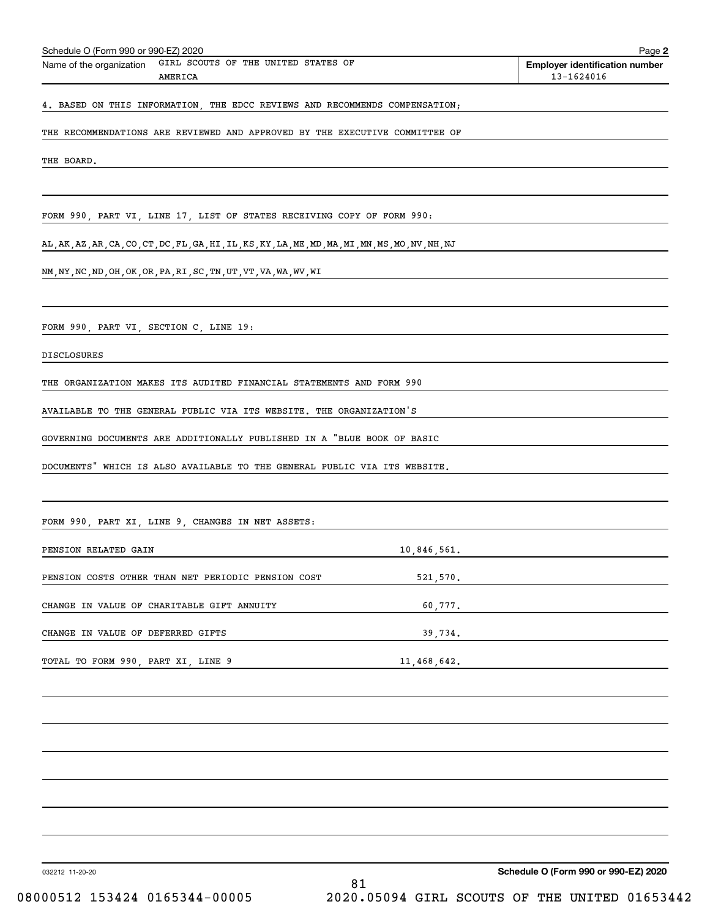Schedule O (Form 990 or 990-EZ) 2020

Name of the organization: GIRL SCOUTS OF THE UNITED STATES OF AMERICA

Employer identification number: 13-1624016

4. BASED ON THIS INFORMATION, THE EDCC REVIEWS AND RECOMMENDS COMPENSATION; THE RECOMMENDATIONS ARE REVIEWED AND APPROVED BY THE EXECUTIVE COMMITTEE OF THE BOARD.

FORM 990, PART VI, LINE 17, LIST OF STATES RECEIVING COPY OF FORM 990:

AL,AK,AZ,AR,CA,CO,CT,DC,FL,GA,HI,IL,KS,KY,LA,ME,MD,MA,MI,MN,MS,MO,NV,NH,NJ NM,NY,NC,ND,OH,OK,OR,PA,RI,SC,TN,UT,VT,VA,WA,WV,WI

FORM 990, PART VI, SECTION C, LINE 19:

DISCLOSURES

THE ORGANIZATION MAKES ITS AUDITED FINANCIAL STATEMENTS AND FORM 990 AVAILABLE TO THE GENERAL PUBLIC VIA ITS WEBSITE. THE ORGANIZATION'S GOVERNING DOCUMENTS ARE ADDITIONALLY PUBLISHED IN A "BLUE BOOK OF BASIC DOCUMENTS" WHICH IS ALSO AVAILABLE TO THE GENERAL PUBLIC VIA ITS WEBSITE.

FORM 990, PART XI, LINE 9, CHANGES IN NET ASSETS:

| | |
|---|---|
| PENSION RELATED GAIN | 10,846,561. |
| PENSION COSTS OTHER THAN NET PERIODIC PENSION COST | 521,570. |
| CHANGE IN VALUE OF CHARITABLE GIFT ANNUITY | 60,777. |
| CHANGE IN VALUE OF DEFERRED GIFTS | 39,734. |
| TOTAL TO FORM 990, PART XI, LINE 9 | 11,468,642. |

032212 11-20-20

Schedule O (Form 990 or 990-EZ) 2020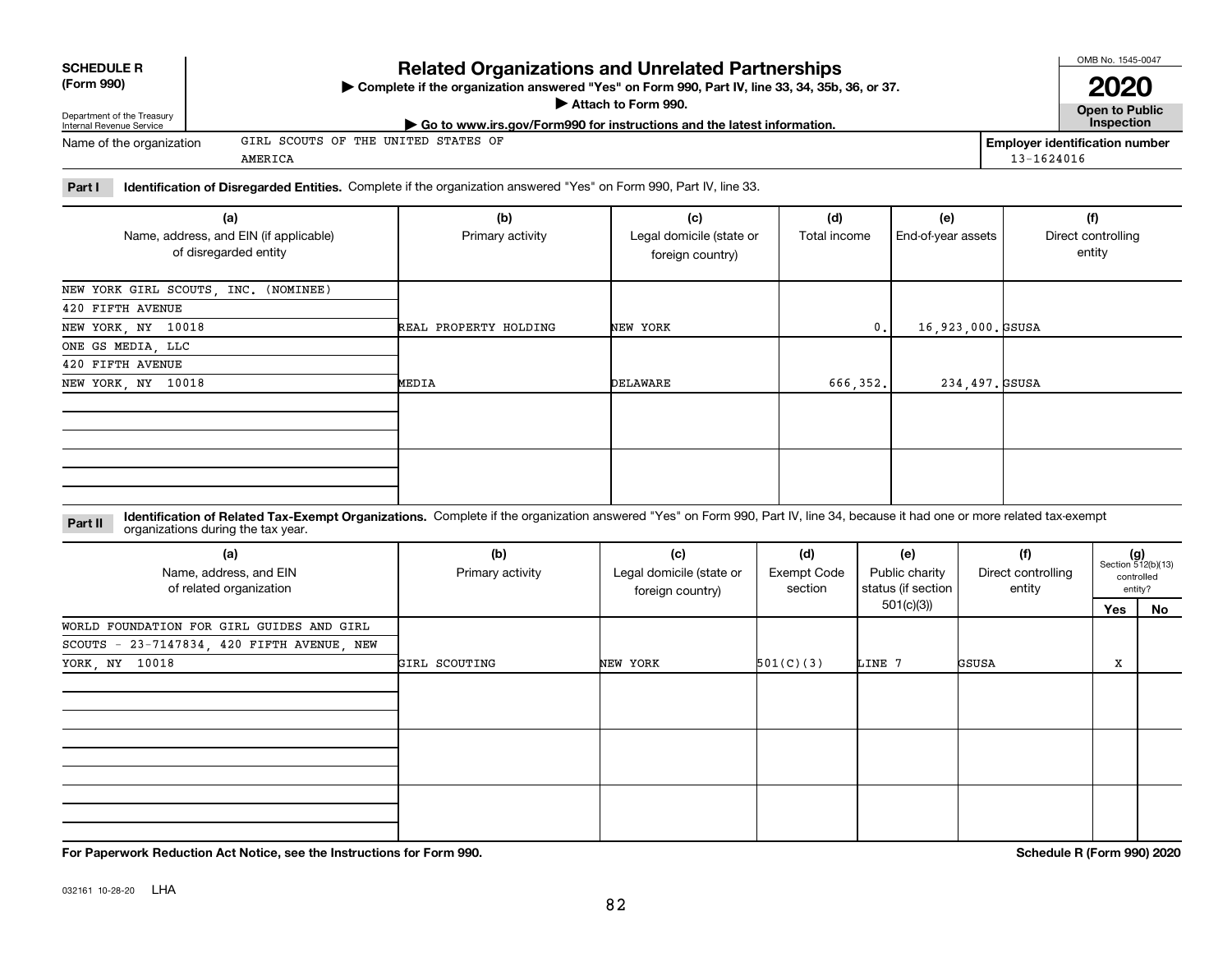**SCHEDULE R (Form 990)**

Department of the Treasury
Internal Revenue Service

# Related Organizations and Unrelated Partnerships

▶ Complete if the organization answered "Yes" on Form 990, Part IV, line 33, 34, 35b, 36, or 37.
▶ Attach to Form 990.
▶ Go to www.irs.gov/Form990 for instructions and the latest information.

OMB No. 1545-0047

**2020**

**Open to Public Inspection**

Name of the organization: GIRL SCOUTS OF THE UNITED STATES OF AMERICA

Employer identification number: 13-1624016

**Part I — Identification of Disregarded Entities.** Complete if the organization answered "Yes" on Form 990, Part IV, line 33.

| (a) Name, address, and EIN (if applicable) of disregarded entity | (b) Primary activity | (c) Legal domicile (state or foreign country) | (d) Total income | (e) End-of-year assets | (f) Direct controlling entity |
|---|---|---|---|---|---|
| NEW YORK GIRL SCOUTS, INC. (NOMINEE) 420 FIFTH AVENUE NEW YORK, NY 10018 | REAL PROPERTY HOLDING | NEW YORK | 0. | 16,923,000. | GSUSA |
| ONE GS MEDIA, LLC 420 FIFTH AVENUE NEW YORK, NY 10018 | MEDIA | DELAWARE | 666,352. | 234,497. | GSUSA |
| | | | | | |
| | | | | | |

**Part II — Identification of Related Tax-Exempt Organizations.** Complete if the organization answered "Yes" on Form 990, Part IV, line 34, because it had one or more related tax-exempt organizations during the tax year.

| (a) Name, address, and EIN of related organization | (b) Primary activity | (c) Legal domicile (state or foreign country) | (d) Exempt Code section | (e) Public charity status (if section 501(c)(3)) | (f) Direct controlling entity | (g) Section 512(b)(13) controlled entity? Yes | No |
|---|---|---|---|---|---|---|---|
| WORLD FOUNDATION FOR GIRL GUIDES AND GIRL SCOUTS - 23-7147834, 420 FIFTH AVENUE, NEW YORK, NY 10018 | GIRL SCOUTING | NEW YORK | 501(C)(3) | LINE 7 | GSUSA | X | |
| | | | | | | | |
| | | | | | | | |
| | | | | | | | |

**For Paperwork Reduction Act Notice, see the Instructions for Form 990.**

**Schedule R (Form 990) 2020**

032161 10-28-20 LHA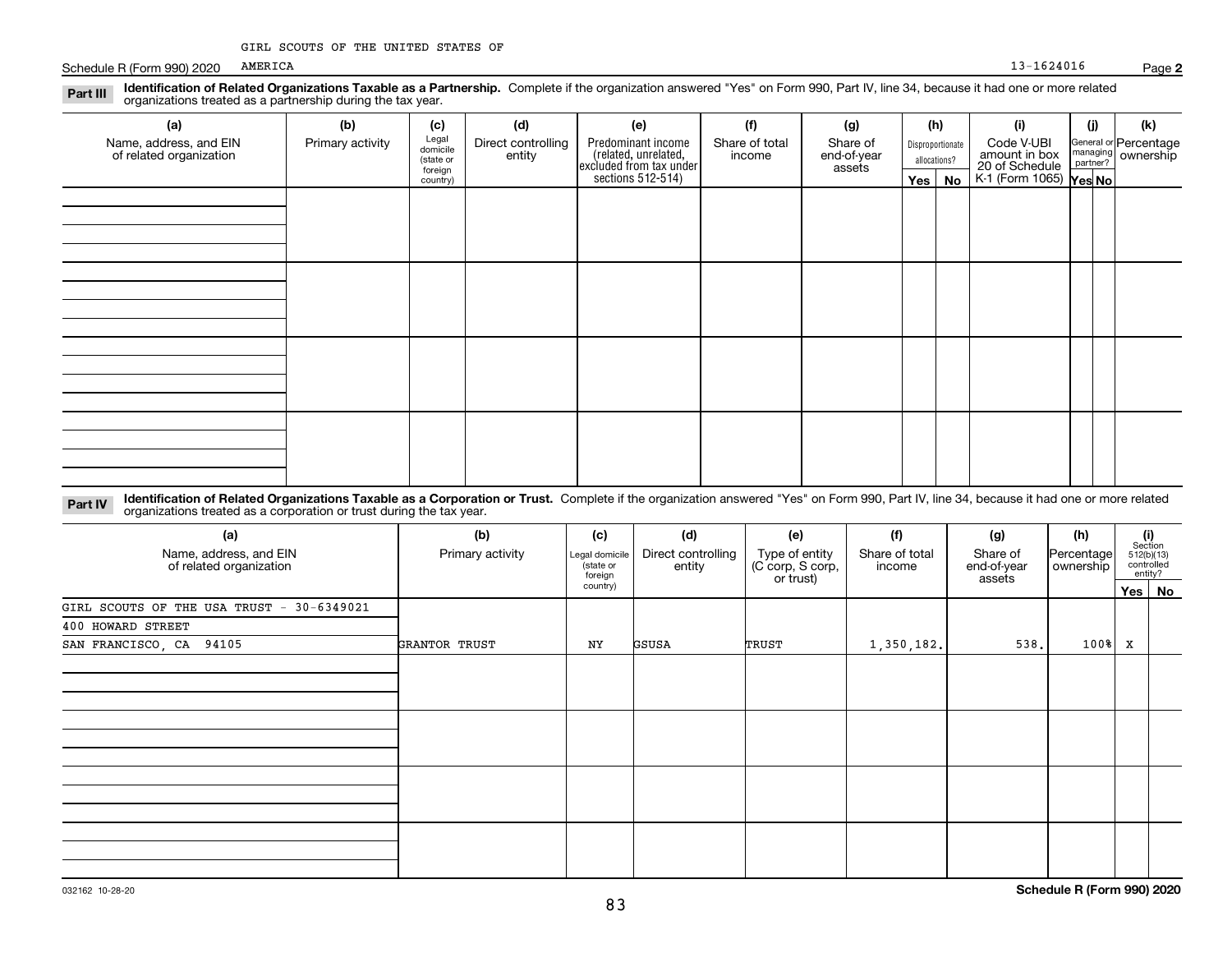GIRL SCOUTS OF THE UNITED STATES OF AMERICA

Schedule R (Form 990) 2020 — 13-1624016 — Page **2**

**Part III** **Identification of Related Organizations Taxable as a Partnership.** Complete if the organization answered "Yes" on Form 990, Part IV, line 34, because it had one or more related organizations treated as a partnership during the tax year.

| (a) Name, address, and EIN of related organization | (b) Primary activity | (c) Legal domicile (state or foreign country) | (d) Direct controlling entity | (e) Predominant income (related, unrelated, excluded from tax under sections 512-514) | (f) Share of total income | (g) Share of end-of-year assets | (h) Disproportionate allocations? Yes | (h) No | (i) Code V-UBI amount in box 20 of Schedule K-1 (Form 1065) | (j) General or managing partner? Yes | (j) No | (k) Percentage ownership |
|---|---|---|---|---|---|---|---|---|---|---|---|---|
| | | | | | | | | | | | | |
| | | | | | | | | | | | | |
| | | | | | | | | | | | | |
| | | | | | | | | | | | | |

**Part IV** **Identification of Related Organizations Taxable as a Corporation or Trust.** Complete if the organization answered "Yes" on Form 990, Part IV, line 34, because it had one or more related organizations treated as a corporation or trust during the tax year.

| (a) Name, address, and EIN of related organization | (b) Primary activity | (c) Legal domicile (state or foreign country) | (d) Direct controlling entity | (e) Type of entity (C corp, S corp, or trust) | (f) Share of total income | (g) Share of end-of-year assets | (h) Percentage ownership | (i) Section 512(b)(13) controlled entity? Yes | (i) No |
|---|---|---|---|---|---|---|---|---|---|
| GIRL SCOUTS OF THE USA TRUST - 30-6349021<br>400 HOWARD STREET<br>SAN FRANCISCO, CA 94105 | GRANTOR TRUST | NY | GSUSA | TRUST | 1,350,182. | 538. | 100% | X | |
| | | | | | | | | | |
| | | | | | | | | | |
| | | | | | | | | | |
| | | | | | | | | | |

032162 10-28-20

**Schedule R (Form 990) 2020**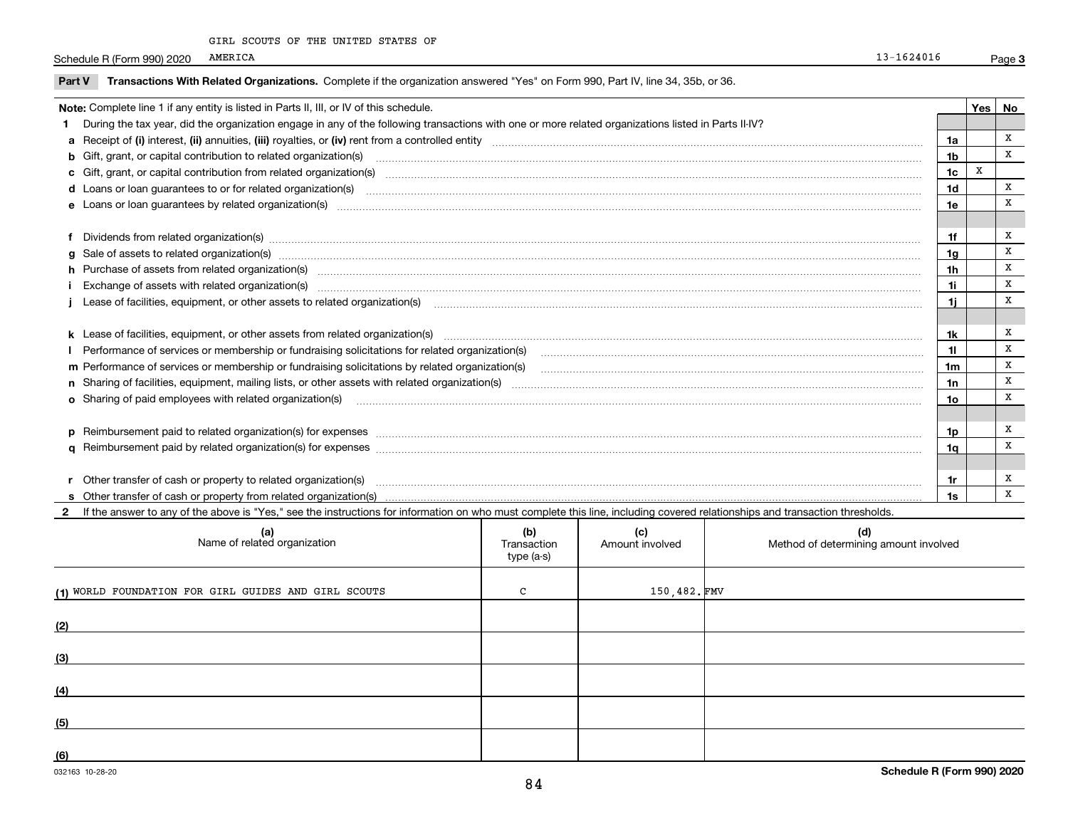GIRL SCOUTS OF THE UNITED STATES OF AMERICA

Schedule R (Form 990) 2020 13-1624016 Page **3**

**Part V Transactions With Related Organizations.** Complete if the organization answered "Yes" on Form 990, Part IV, line 34, 35b, or 36.

| **Note:** Complete line 1 if any entity is listed in Parts II, III, or IV of this schedule. | | Yes | No |
|---|---|---|---|
| **1** During the tax year, did the organization engage in any of the following transactions with one or more related organizations listed in Parts II-IV? | | | |
| **a** Receipt of **(i)** interest, **(ii)** annuities, **(iii)** royalties, or **(iv)** rent from a controlled entity | 1a | | X |
| **b** Gift, grant, or capital contribution to related organization(s) | 1b | | X |
| **c** Gift, grant, or capital contribution from related organization(s) | 1c | X | |
| **d** Loans or loan guarantees to or for related organization(s) | 1d | | X |
| **e** Loans or loan guarantees by related organization(s) | 1e | | X |
| **f** Dividends from related organization(s) | 1f | | X |
| **g** Sale of assets to related organization(s) | 1g | | X |
| **h** Purchase of assets from related organization(s) | 1h | | X |
| **i** Exchange of assets with related organization(s) | 1i | | X |
| **j** Lease of facilities, equipment, or other assets to related organization(s) | 1j | | X |
| **k** Lease of facilities, equipment, or other assets from related organization(s) | 1k | | X |
| **l** Performance of services or membership or fundraising solicitations for related organization(s) | 1l | | X |
| **m** Performance of services or membership or fundraising solicitations by related organization(s) | 1m | | X |
| **n** Sharing of facilities, equipment, mailing lists, or other assets with related organization(s) | 1n | | X |
| **o** Sharing of paid employees with related organization(s) | 1o | | X |
| **p** Reimbursement paid to related organization(s) for expenses | 1p | | X |
| **q** Reimbursement paid by related organization(s) for expenses | 1q | | X |
| **r** Other transfer of cash or property to related organization(s) | 1r | | X |
| **s** Other transfer of cash or property from related organization(s) | 1s | | X |

**2** If the answer to any of the above is "Yes," see the instructions for information on who must complete this line, including covered relationships and transaction thresholds.

| | (a) Name of related organization | (b) Transaction type (a-s) | (c) Amount involved | (d) Method of determining amount involved |
|---|---|---|---|---|
| (1) | WORLD FOUNDATION FOR GIRL GUIDES AND GIRL SCOUTS | C | 150,482. | FMV |
| (2) | | | | |
| (3) | | | | |
| (4) | | | | |
| (5) | | | | |
| (6) | | | | |

032163 10-28-20 **Schedule R (Form 990) 2020**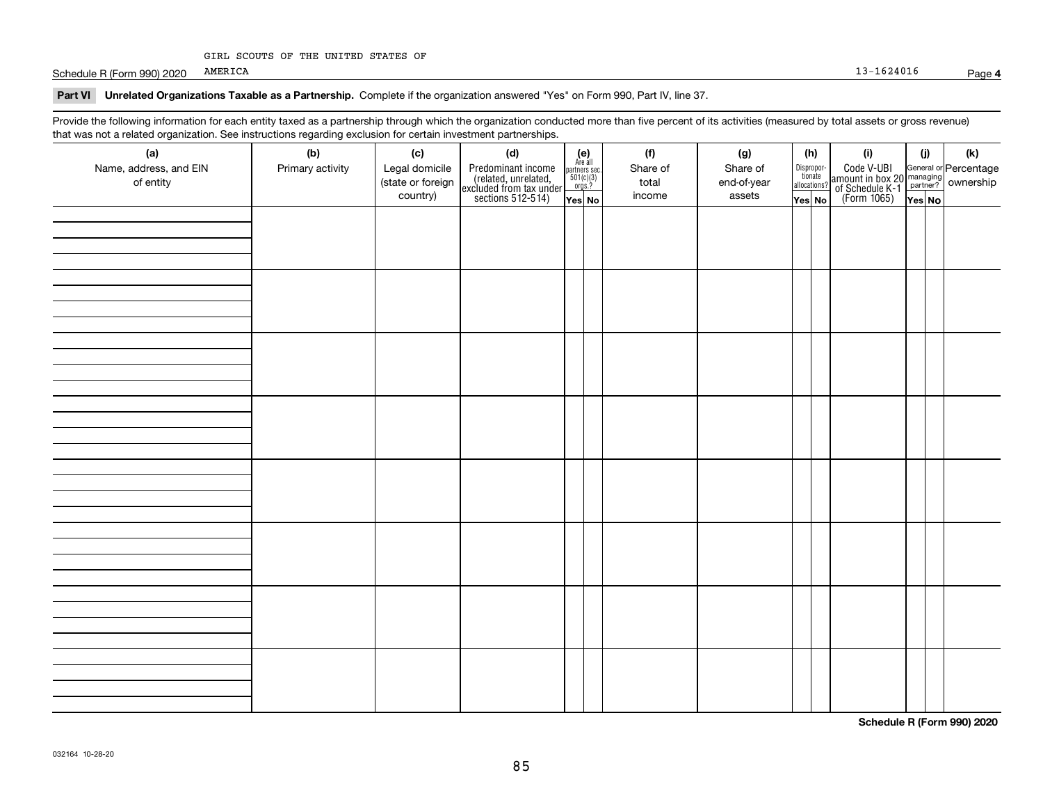GIRL SCOUTS OF THE UNITED STATES OF AMERICA 13-1624016

Schedule R (Form 990) 2020 Page **4**

**Part VI Unrelated Organizations Taxable as a Partnership.** Complete if the organization answered "Yes" on Form 990, Part IV, line 37.

Provide the following information for each entity taxed as a partnership through which the organization conducted more than five percent of its activities (measured by total assets or gross revenue) that was not a related organization. See instructions regarding exclusion for certain investment partnerships.

| (a) Name, address, and EIN of entity | (b) Primary activity | (c) Legal domicile (state or foreign country) | (d) Predominant income (related, unrelated, excluded from tax under sections 512-514) | (e) Are all partners sec. 501(c)(3) orgs.? | | (f) Share of total income | (g) Share of end-of-year assets | (h) Disproportionate allocations? | | (i) Code V-UBI amount in box 20 of Schedule K-1 (Form 1065) | (j) General or managing partner? | | (k) Percentage ownership |
|---|---|---|---|---|---|---|---|---|---|---|---|---|---|
| | | | | Yes | No | | | Yes | No | | Yes | No | |
| | | | | | | | | | | | | | |
| | | | | | | | | | | | | | |
| | | | | | | | | | | | | | |
| | | | | | | | | | | | | | |
| | | | | | | | | | | | | | |
| | | | | | | | | | | | | | |
| | | | | | | | | | | | | | |
| | | | | | | | | | | | | | |

**Schedule R (Form 990) 2020**

032164 10-28-20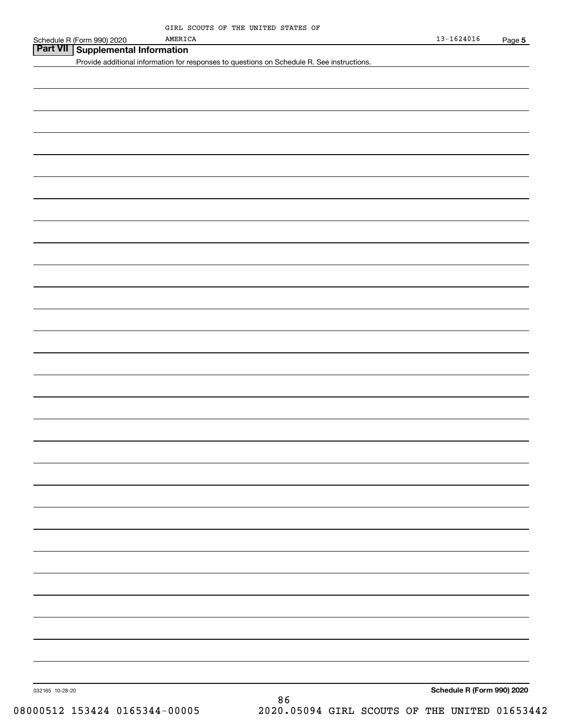GIRL SCOUTS OF THE UNITED STATES OF AMERICA 13-1624016

## Part VII Supplemental Information

Provide additional information for responses to questions on Schedule R. See instructions.